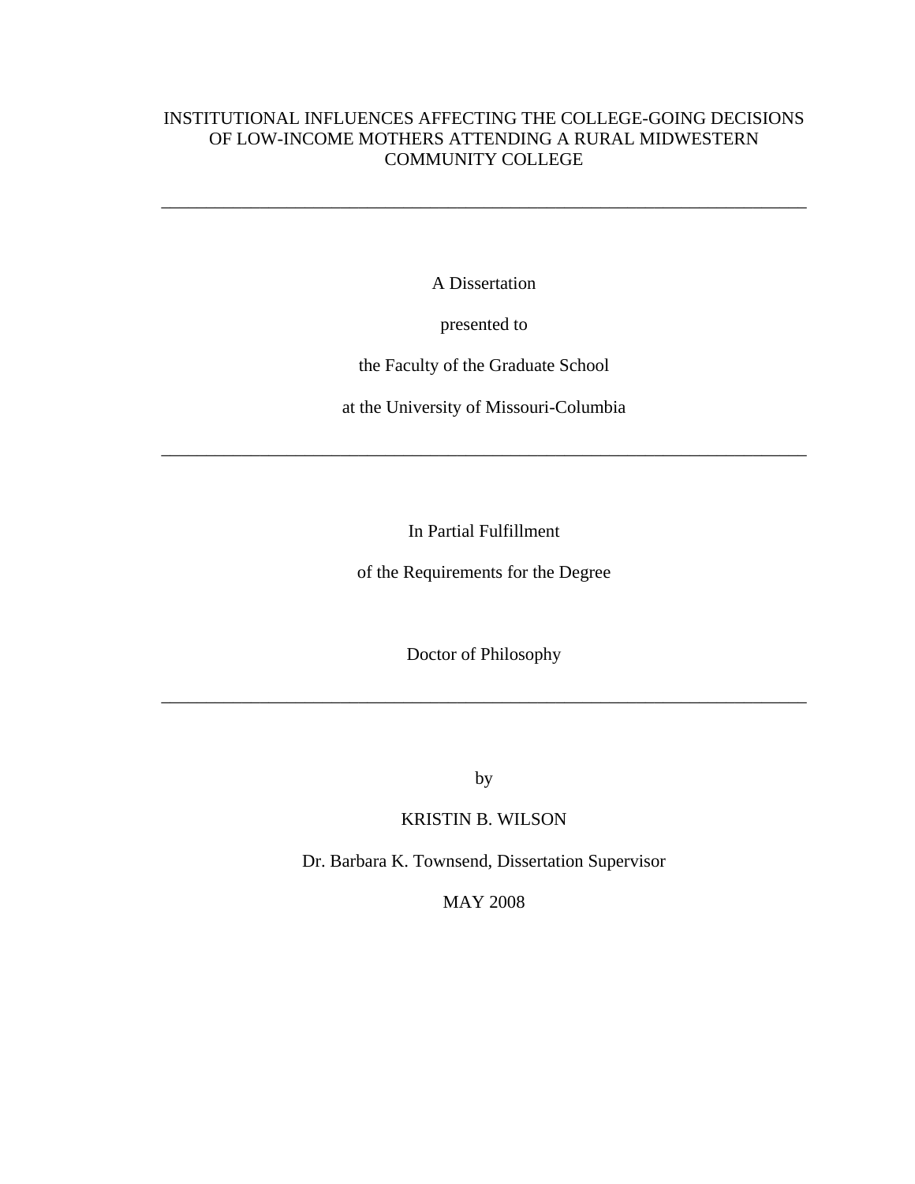# INSTITUTIONAL INFLUENCES AFFECTING THE COLLEGE-GOING DECISIONS OF LOW-INCOME MOTHERS ATTENDING A RURAL MIDWESTERN COMMUNITY COLLEGE

---

A Dissertation

presented to

the Faculty of the Graduate School

at the University of Missouri-Columbia

---

In Partial Fulfillment

of the Requirements for the Degree

Doctor of Philosophy

---

by

KRISTIN B. WILSON

Dr. Barbara K. Townsend, Dissertation Supervisor

MAY 2008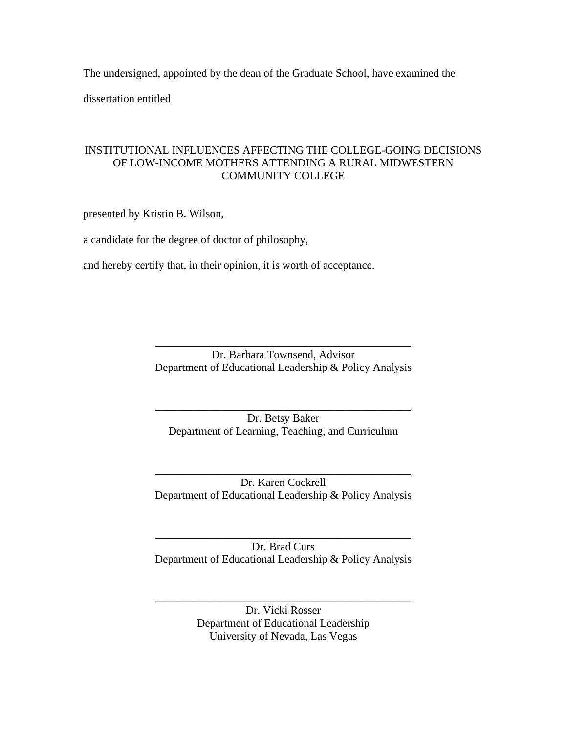The undersigned, appointed by the dean of the Graduate School, have examined the dissertation entitled

INSTITUTIONAL INFLUENCES AFFECTING THE COLLEGE-GOING DECISIONS OF LOW-INCOME MOTHERS ATTENDING A RURAL MIDWESTERN COMMUNITY COLLEGE

presented by Kristin B. Wilson,

a candidate for the degree of doctor of philosophy,

and hereby certify that, in their opinion, it is worth of acceptance.

\_\_\_\_\_\_\_\_\_\_\_\_\_\_\_\_\_\_\_\_\_\_\_\_\_\_\_\_\_\_\_\_\_\_\_\_\_\_\_\_\_\_\_\_\_\_
Dr. Barbara Townsend, Advisor
Department of Educational Leadership & Policy Analysis

\_\_\_\_\_\_\_\_\_\_\_\_\_\_\_\_\_\_\_\_\_\_\_\_\_\_\_\_\_\_\_\_\_\_\_\_\_\_\_\_\_\_\_\_\_\_
Dr. Betsy Baker
Department of Learning, Teaching, and Curriculum

\_\_\_\_\_\_\_\_\_\_\_\_\_\_\_\_\_\_\_\_\_\_\_\_\_\_\_\_\_\_\_\_\_\_\_\_\_\_\_\_\_\_\_\_\_\_
Dr. Karen Cockrell
Department of Educational Leadership & Policy Analysis

\_\_\_\_\_\_\_\_\_\_\_\_\_\_\_\_\_\_\_\_\_\_\_\_\_\_\_\_\_\_\_\_\_\_\_\_\_\_\_\_\_\_\_\_\_\_
Dr. Brad Curs
Department of Educational Leadership & Policy Analysis

\_\_\_\_\_\_\_\_\_\_\_\_\_\_\_\_\_\_\_\_\_\_\_\_\_\_\_\_\_\_\_\_\_\_\_\_\_\_\_\_\_\_\_\_\_\_
Dr. Vicki Rosser
Department of Educational Leadership
University of Nevada, Las Vegas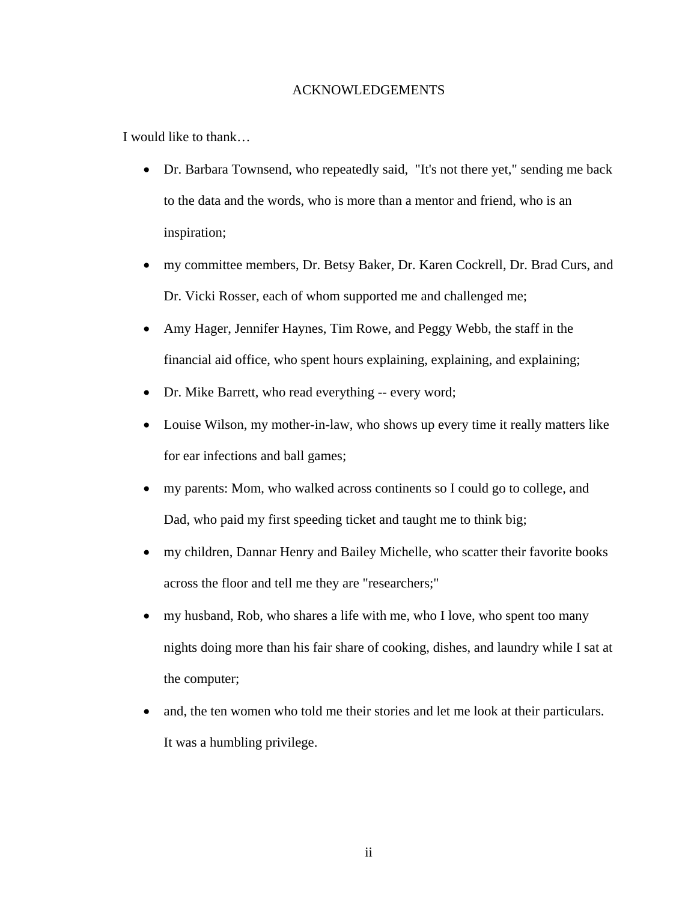# ACKNOWLEDGEMENTS

I would like to thank…

- Dr. Barbara Townsend, who repeatedly said, "It's not there yet," sending me back to the data and the words, who is more than a mentor and friend, who is an inspiration;
- my committee members, Dr. Betsy Baker, Dr. Karen Cockrell, Dr. Brad Curs, and Dr. Vicki Rosser, each of whom supported me and challenged me;
- Amy Hager, Jennifer Haynes, Tim Rowe, and Peggy Webb, the staff in the financial aid office, who spent hours explaining, explaining, and explaining;
- Dr. Mike Barrett, who read everything -- every word;
- Louise Wilson, my mother-in-law, who shows up every time it really matters like for ear infections and ball games;
- my parents: Mom, who walked across continents so I could go to college, and Dad, who paid my first speeding ticket and taught me to think big;
- my children, Dannar Henry and Bailey Michelle, who scatter their favorite books across the floor and tell me they are "researchers;"
- my husband, Rob, who shares a life with me, who I love, who spent too many nights doing more than his fair share of cooking, dishes, and laundry while I sat at the computer;
- and, the ten women who told me their stories and let me look at their particulars. It was a humbling privilege.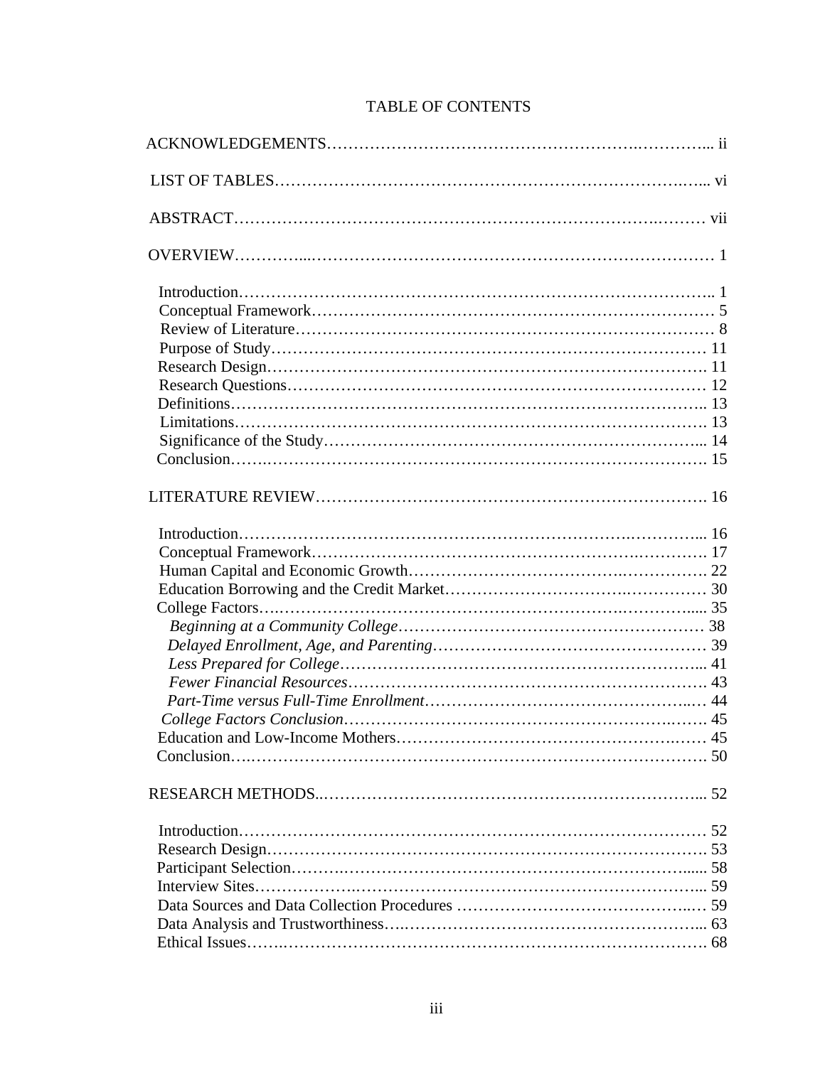# TABLE OF CONTENTS

ACKNOWLEDGEMENTS ........ ii

LIST OF TABLES ........ vi

ABSTRACT ........ vii

OVERVIEW ........ 1

- Introduction ........ 1
- Conceptual Framework ........ 5
- Review of Literature ........ 8
- Purpose of Study ........ 11
- Research Design ........ 11
- Research Questions ........ 12
- Definitions ........ 13
- Limitations ........ 13
- Significance of the Study ........ 14
- Conclusion ........ 15

LITERATURE REVIEW ........ 16

- Introduction ........ 16
- Conceptual Framework ........ 17
- Human Capital and Economic Growth ........ 22
- Education Borrowing and the Credit Market ........ 30
- College Factors ........ 35
  - *Beginning at a Community College* ........ 38
  - *Delayed Enrollment, Age, and Parenting* ........ 39
  - *Less Prepared for College* ........ 41
  - *Fewer Financial Resources* ........ 43
  - *Part-Time versus Full-Time Enrollment* ........ 44
  - *College Factors Conclusion* ........ 45
- Education and Low-Income Mothers ........ 45
- Conclusion ........ 50

RESEARCH METHODS ........ 52

- Introduction ........ 52
- Research Design ........ 53
- Participant Selection ........ 58
- Interview Sites ........ 59
- Data Sources and Data Collection Procedures ........ 59
- Data Analysis and Trustworthiness ........ 63
- Ethical Issues ........ 68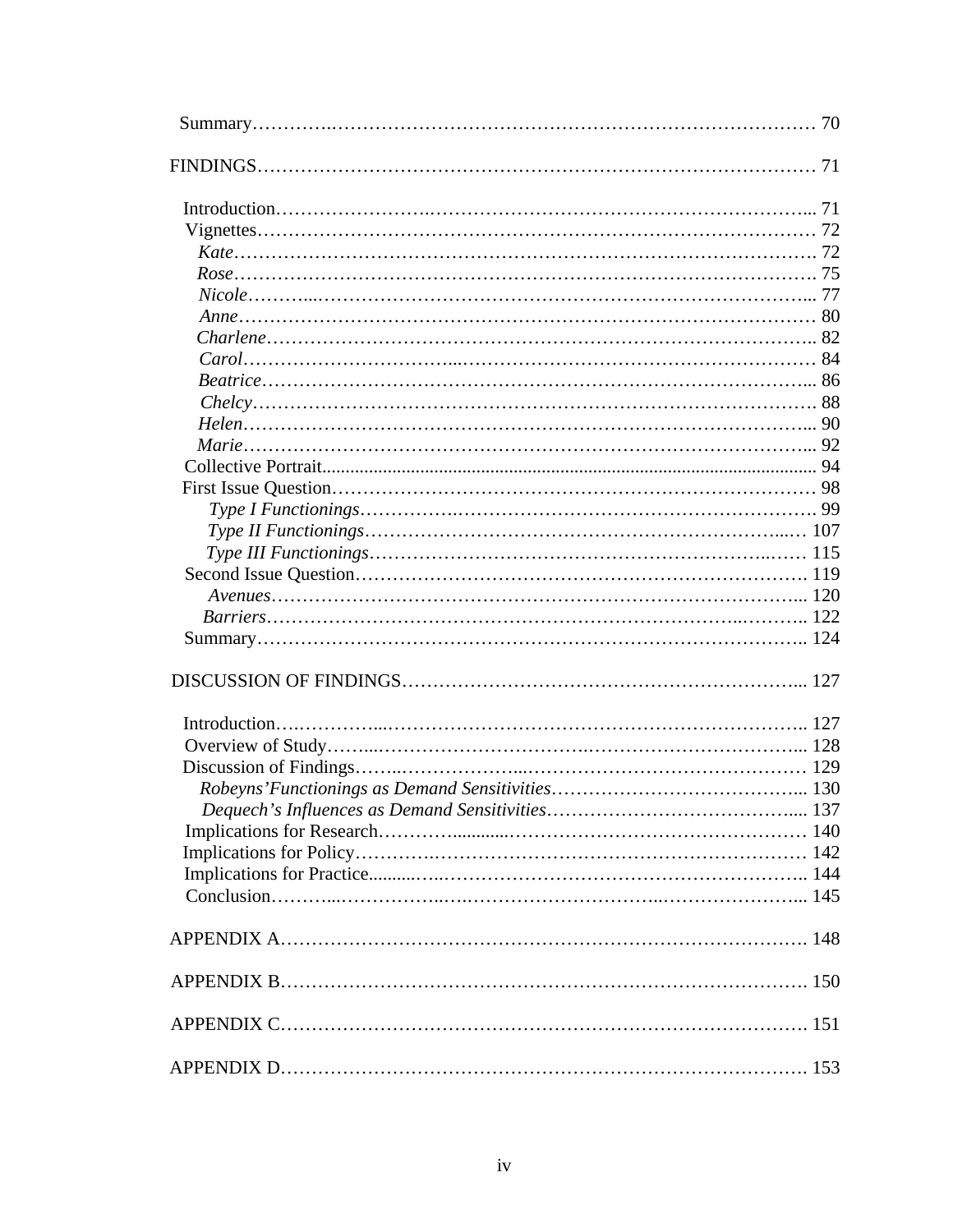Summary………….………………………………………………………………… 70

FINDINGS……………………………………………………………………………… 71

Introduction…………………….……………………………………………………... 71
Vignettes………………………………………………………………………………. 72
*Kate*…………………………………………………………………………………. 72
*Rose*…………………………………………………………………………………. 75
*Nicole*………...……………………………………………………………………... 77
*Anne*………………………………………………………………………………… 80
*Charlene*…………………………………………………………………………….. 82
*Carol*……………………………...………………………………………………… 84
*Beatrice*……………………………………………………………………………... 86
*Chelcy*………………………………………………………………………………. 88
*Helen*………………………………………………………………………………... 90
*Marie*………………………………………………………………………………... 92
Collective Portrait.......................................................................................................... 94
First Issue Question…………………………………………………………………… 98
*Type I Functionings*……………….……………………………………………… 99
*Type II Functionings*……………………………………………………………...… 107
*Type III Functionings*…………………………………………………………..…… 115
Second Issue Question………………………………………………………………. 119
*Avenues*…………………………………………………………………………... 120
*Barriers*……………………….…………………………………………...……….. 122
Summary……………………………………………………………………………….. 124

DISCUSSION OF FINDINGS………………………………………………………... 127

Introduction….…………...…………………………………………………………….. 127
Overview of Study……...……………………………..……………………………... 128
Discussion of Findings……..………………...……………………………………… 129
*Robeyns'Functionings as Demand Sensitivities*…………………………………... 130
*Dequech's Influences as Demand Sensitivities*………………………………….... 137
Implications for Research………...........………………………………………… 140
Implications for Policy………….……………………………………………………… 142
Implications for Practice..........…..…………………………………………………….. 144
Conclusion………...……………..….……………………...…………………... 145

APPENDIX A……………….………………………………………….……………. 148

APPENDIX B………………………………………………………………………… 150

APPENDIX C………………………………………………………………………… 151

APPENDIX D………………………………………………………………………… 153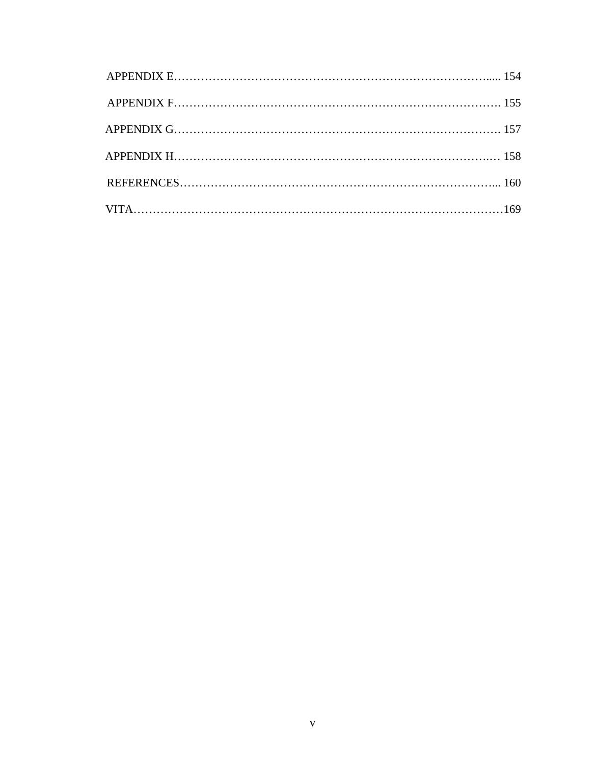APPENDIX E………………………………………………………………………….... 154

APPENDIX F…………………………………………………………………………. 155

APPENDIX G…………………………………………………………………………. 157

APPENDIX H……………………………………………………………………….… 158

REFERENCES………….…………………………………………………………….... 160

VITA……………………………………………………………………………………169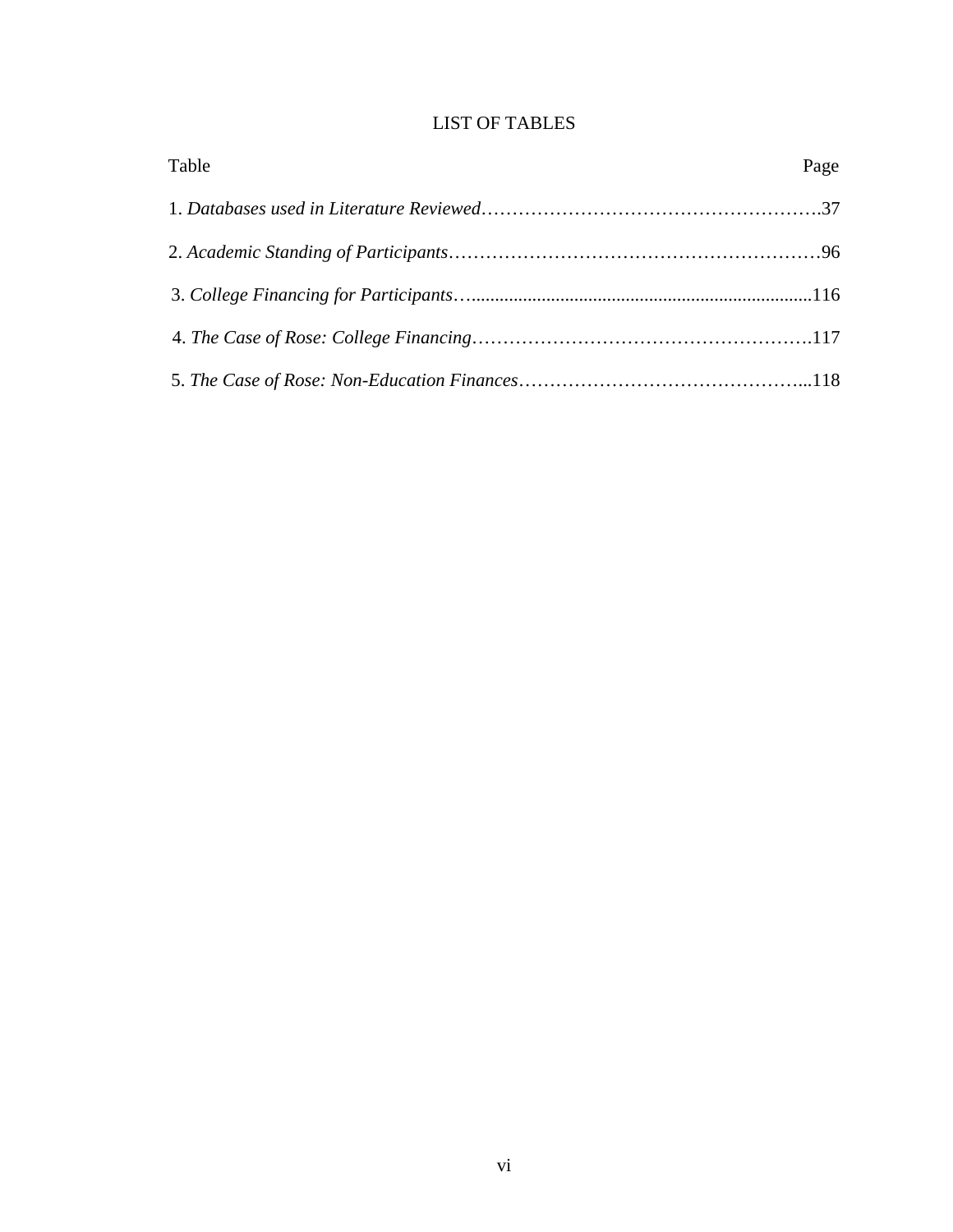# LIST OF TABLES

| Table | Page |
|---|---|
| 1. *Databases used in Literature Reviewed* | 37 |
| 2. *Academic Standing of Participants* | 96 |
| 3. *College Financing for Participants* | 116 |
| 4. *The Case of Rose: College Financing* | 117 |
| 5. *The Case of Rose: Non-Education Finances* | 118 |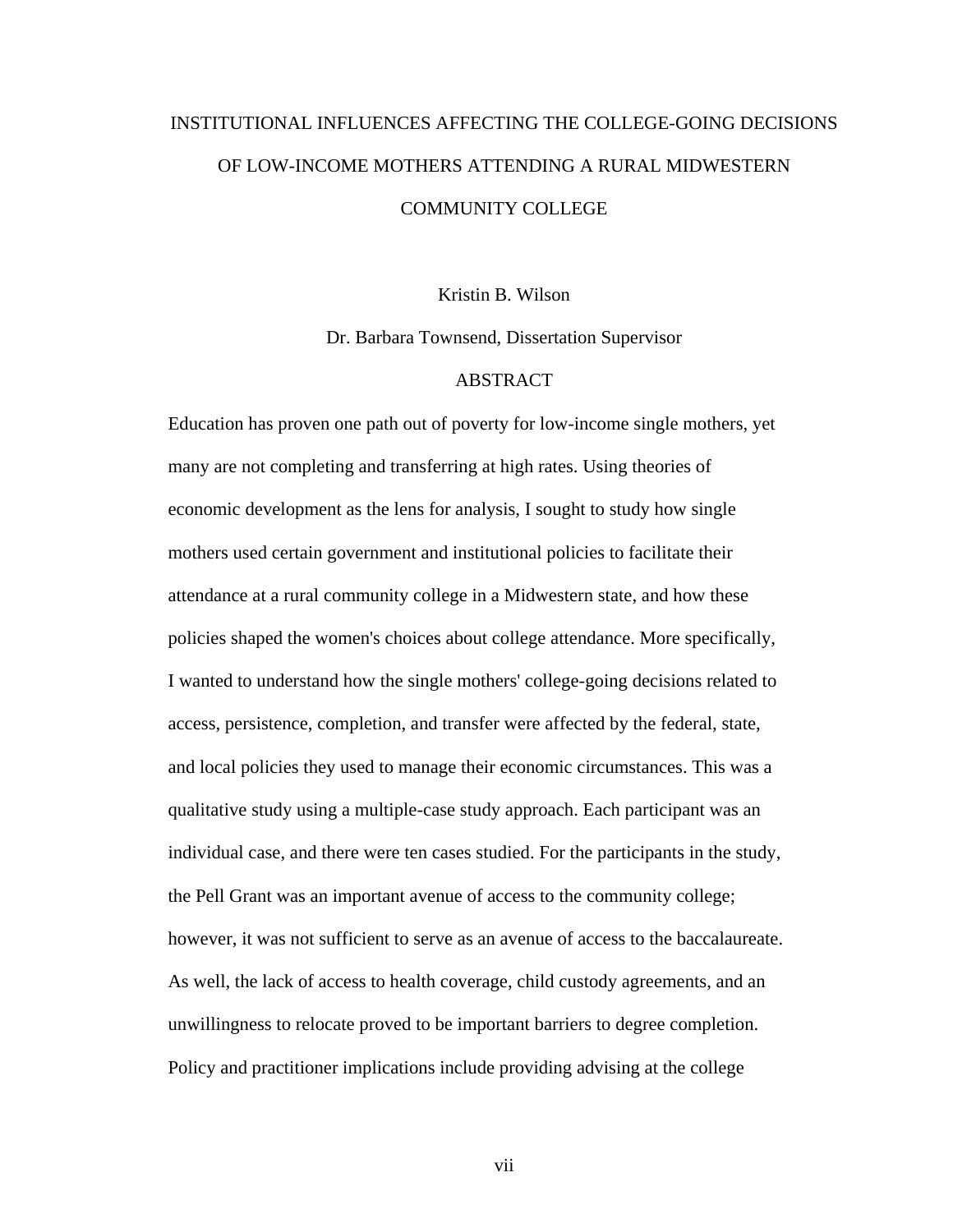# INSTITUTIONAL INFLUENCES AFFECTING THE COLLEGE-GOING DECISIONS OF LOW-INCOME MOTHERS ATTENDING A RURAL MIDWESTERN COMMUNITY COLLEGE

Kristin B. Wilson

Dr. Barbara Townsend, Dissertation Supervisor

## ABSTRACT

Education has proven one path out of poverty for low-income single mothers, yet many are not completing and transferring at high rates. Using theories of economic development as the lens for analysis, I sought to study how single mothers used certain government and institutional policies to facilitate their attendance at a rural community college in a Midwestern state, and how these policies shaped the women's choices about college attendance. More specifically, I wanted to understand how the single mothers' college-going decisions related to access, persistence, completion, and transfer were affected by the federal, state, and local policies they used to manage their economic circumstances. This was a qualitative study using a multiple-case study approach. Each participant was an individual case, and there were ten cases studied. For the participants in the study, the Pell Grant was an important avenue of access to the community college; however, it was not sufficient to serve as an avenue of access to the baccalaureate. As well, the lack of access to health coverage, child custody agreements, and an unwillingness to relocate proved to be important barriers to degree completion. Policy and practitioner implications include providing advising at the college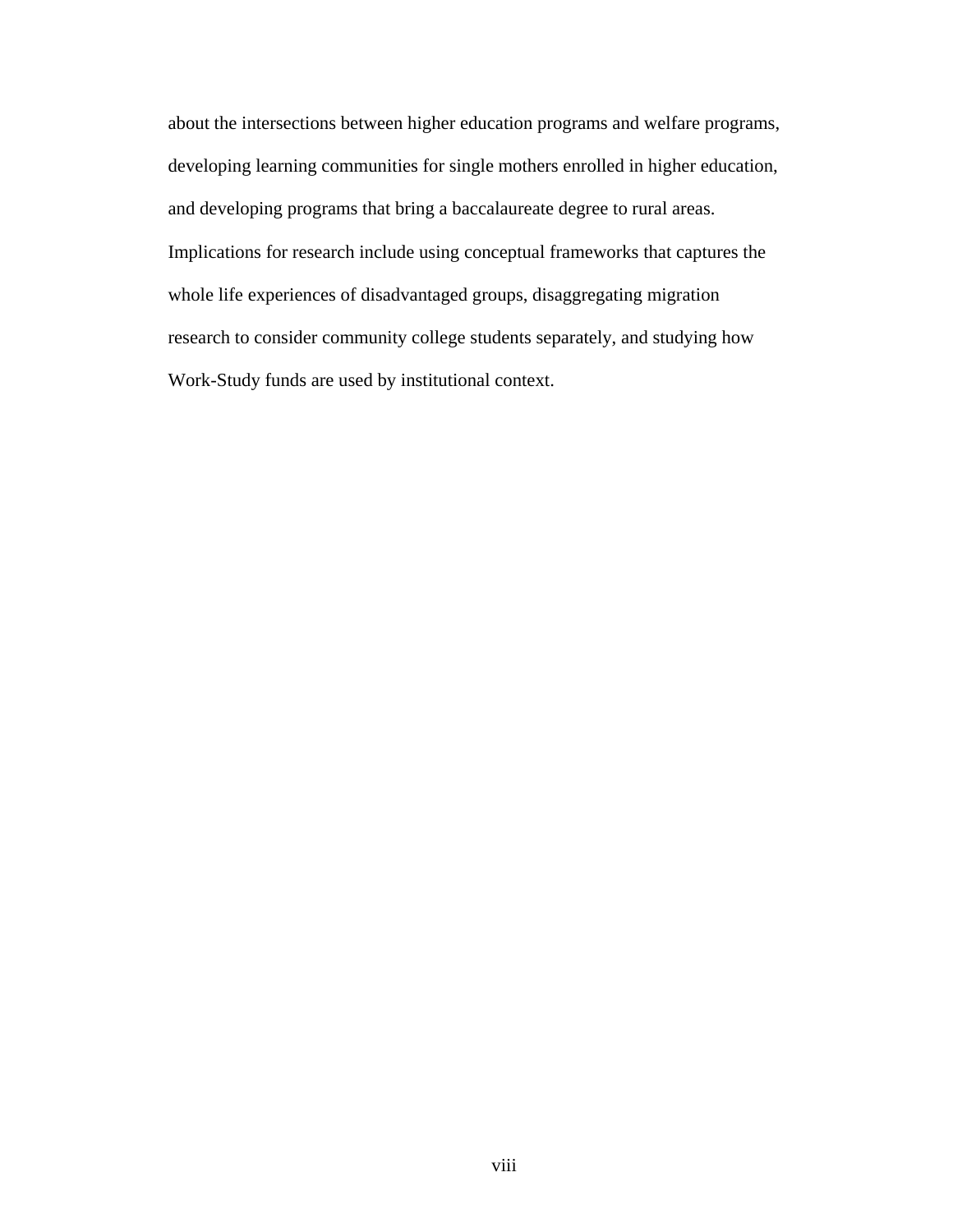about the intersections between higher education programs and welfare programs, developing learning communities for single mothers enrolled in higher education, and developing programs that bring a baccalaureate degree to rural areas. Implications for research include using conceptual frameworks that captures the whole life experiences of disadvantaged groups, disaggregating migration research to consider community college students separately, and studying how Work-Study funds are used by institutional context.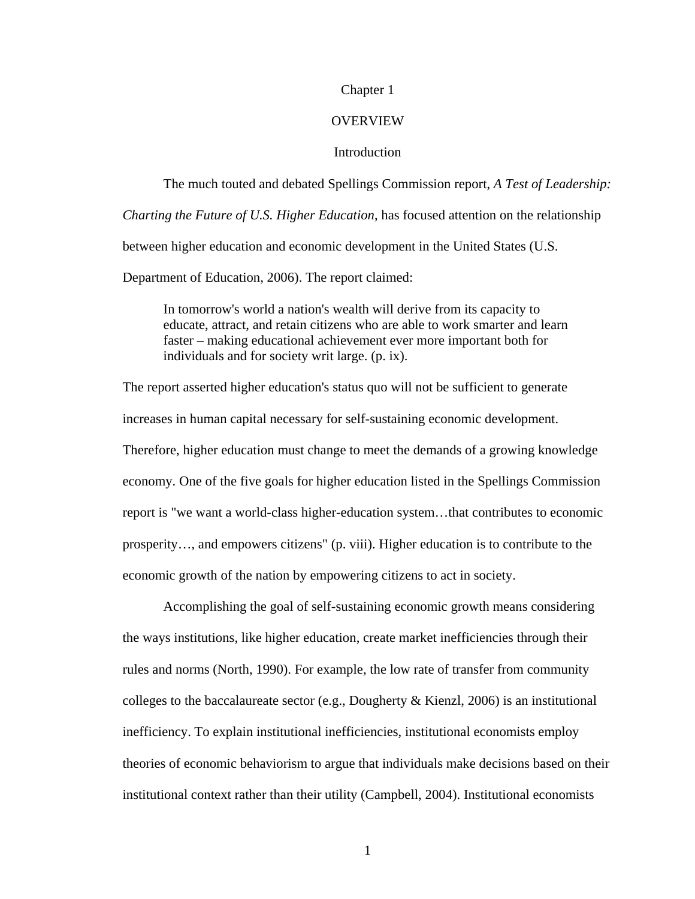# Chapter 1

# OVERVIEW

## Introduction

The much touted and debated Spellings Commission report, *A Test of Leadership: Charting the Future of U.S. Higher Education*, has focused attention on the relationship between higher education and economic development in the United States (U.S. Department of Education, 2006). The report claimed:

> In tomorrow's world a nation's wealth will derive from its capacity to educate, attract, and retain citizens who are able to work smarter and learn faster – making educational achievement ever more important both for individuals and for society writ large. (p. ix).

The report asserted higher education's status quo will not be sufficient to generate increases in human capital necessary for self-sustaining economic development. Therefore, higher education must change to meet the demands of a growing knowledge economy. One of the five goals for higher education listed in the Spellings Commission report is "we want a world-class higher-education system…that contributes to economic prosperity…, and empowers citizens" (p. viii). Higher education is to contribute to the economic growth of the nation by empowering citizens to act in society.

Accomplishing the goal of self-sustaining economic growth means considering the ways institutions, like higher education, create market inefficiencies through their rules and norms (North, 1990). For example, the low rate of transfer from community colleges to the baccalaureate sector (e.g., Dougherty & Kienzl, 2006) is an institutional inefficiency. To explain institutional inefficiencies, institutional economists employ theories of economic behaviorism to argue that individuals make decisions based on their institutional context rather than their utility (Campbell, 2004). Institutional economists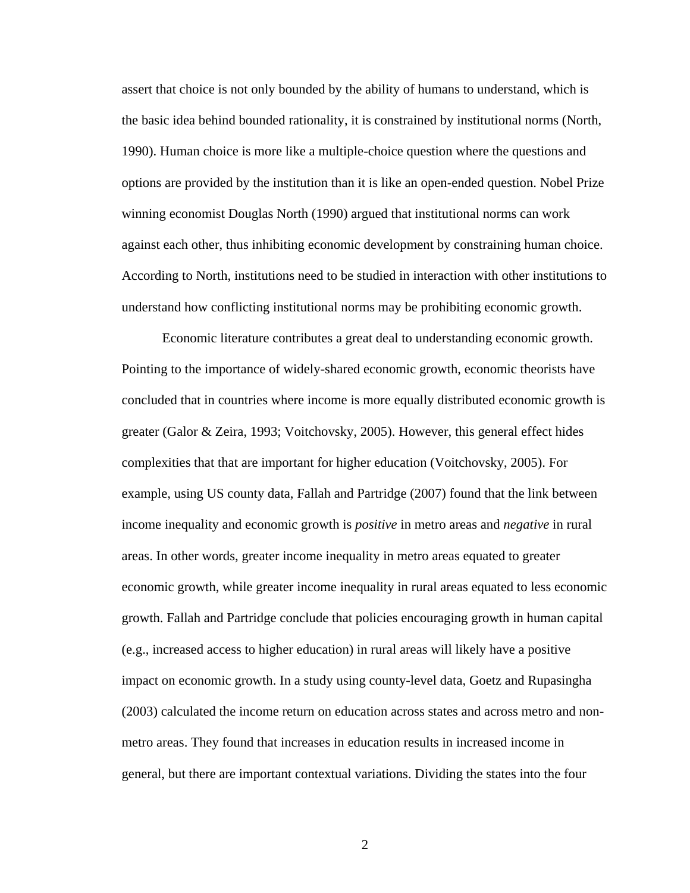assert that choice is not only bounded by the ability of humans to understand, which is the basic idea behind bounded rationality, it is constrained by institutional norms (North, 1990). Human choice is more like a multiple-choice question where the questions and options are provided by the institution than it is like an open-ended question. Nobel Prize winning economist Douglas North (1990) argued that institutional norms can work against each other, thus inhibiting economic development by constraining human choice. According to North, institutions need to be studied in interaction with other institutions to understand how conflicting institutional norms may be prohibiting economic growth.

Economic literature contributes a great deal to understanding economic growth. Pointing to the importance of widely-shared economic growth, economic theorists have concluded that in countries where income is more equally distributed economic growth is greater (Galor & Zeira, 1993; Voitchovsky, 2005). However, this general effect hides complexities that that are important for higher education (Voitchovsky, 2005). For example, using US county data, Fallah and Partridge (2007) found that the link between income inequality and economic growth is *positive* in metro areas and *negative* in rural areas. In other words, greater income inequality in metro areas equated to greater economic growth, while greater income inequality in rural areas equated to less economic growth. Fallah and Partridge conclude that policies encouraging growth in human capital (e.g., increased access to higher education) in rural areas will likely have a positive impact on economic growth. In a study using county-level data, Goetz and Rupasingha (2003) calculated the income return on education across states and across metro and non-metro areas. They found that increases in education results in increased income in general, but there are important contextual variations. Dividing the states into the four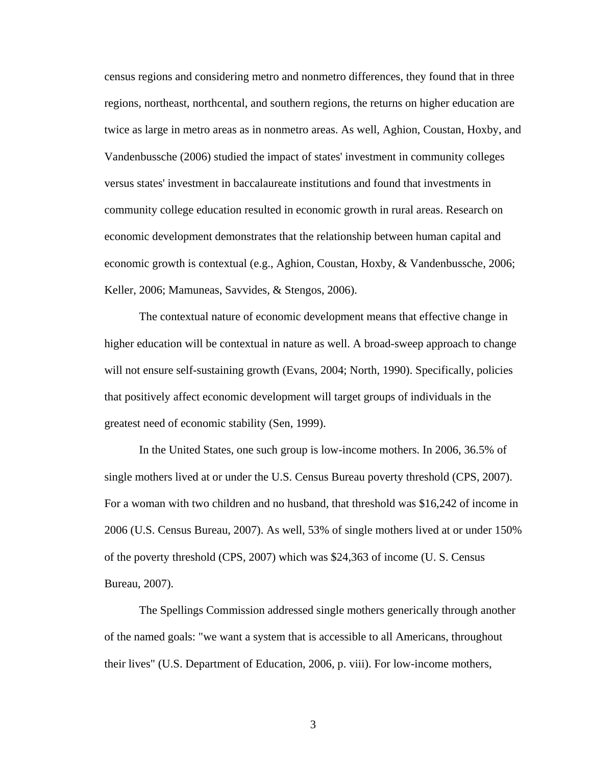census regions and considering metro and nonmetro differences, they found that in three regions, northeast, northcental, and southern regions, the returns on higher education are twice as large in metro areas as in nonmetro areas. As well, Aghion, Coustan, Hoxby, and Vandenbussche (2006) studied the impact of states' investment in community colleges versus states' investment in baccalaureate institutions and found that investments in community college education resulted in economic growth in rural areas. Research on economic development demonstrates that the relationship between human capital and economic growth is contextual (e.g., Aghion, Coustan, Hoxby, & Vandenbussche, 2006; Keller, 2006; Mamuneas, Savvides, & Stengos, 2006).

The contextual nature of economic development means that effective change in higher education will be contextual in nature as well. A broad-sweep approach to change will not ensure self-sustaining growth (Evans, 2004; North, 1990). Specifically, policies that positively affect economic development will target groups of individuals in the greatest need of economic stability (Sen, 1999).

In the United States, one such group is low-income mothers. In 2006, 36.5% of single mothers lived at or under the U.S. Census Bureau poverty threshold (CPS, 2007). For a woman with two children and no husband, that threshold was $16,242 of income in 2006 (U.S. Census Bureau, 2007). As well, 53% of single mothers lived at or under 150% of the poverty threshold (CPS, 2007) which was $24,363 of income (U. S. Census Bureau, 2007).

The Spellings Commission addressed single mothers generically through another of the named goals: "we want a system that is accessible to all Americans, throughout their lives" (U.S. Department of Education, 2006, p. viii). For low-income mothers,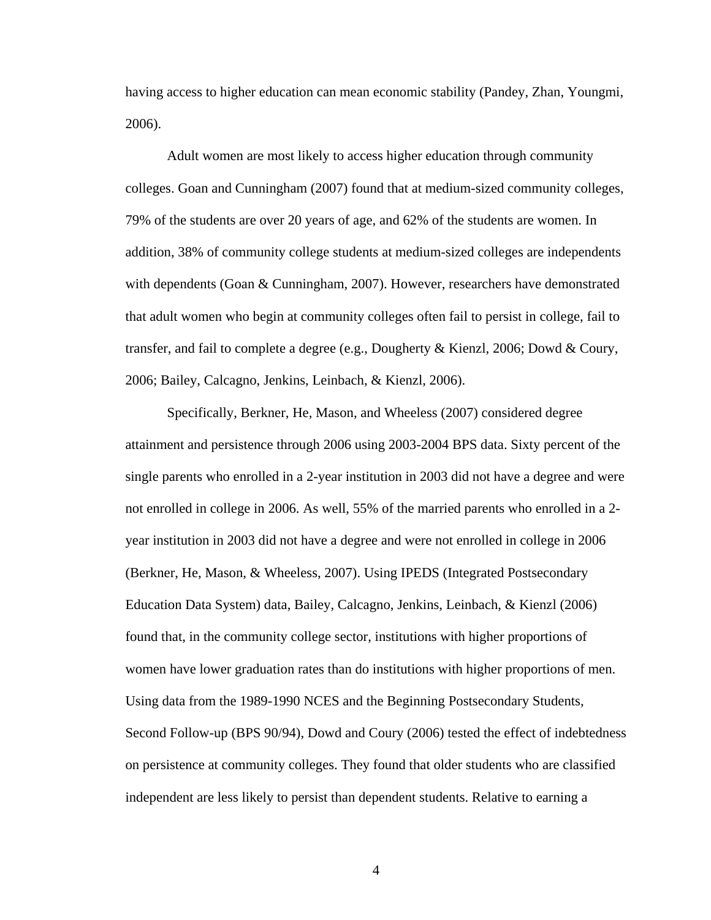having access to higher education can mean economic stability (Pandey, Zhan, Youngmi, 2006).

Adult women are most likely to access higher education through community colleges. Goan and Cunningham (2007) found that at medium-sized community colleges, 79% of the students are over 20 years of age, and 62% of the students are women. In addition, 38% of community college students at medium-sized colleges are independents with dependents (Goan & Cunningham, 2007). However, researchers have demonstrated that adult women who begin at community colleges often fail to persist in college, fail to transfer, and fail to complete a degree (e.g., Dougherty & Kienzl, 2006; Dowd & Coury, 2006; Bailey, Calcagno, Jenkins, Leinbach, & Kienzl, 2006).

Specifically, Berkner, He, Mason, and Wheeless (2007) considered degree attainment and persistence through 2006 using 2003-2004 BPS data. Sixty percent of the single parents who enrolled in a 2-year institution in 2003 did not have a degree and were not enrolled in college in 2006. As well, 55% of the married parents who enrolled in a 2-year institution in 2003 did not have a degree and were not enrolled in college in 2006 (Berkner, He, Mason, & Wheeless, 2007). Using IPEDS (Integrated Postsecondary Education Data System) data, Bailey, Calcagno, Jenkins, Leinbach, & Kienzl (2006) found that, in the community college sector, institutions with higher proportions of women have lower graduation rates than do institutions with higher proportions of men. Using data from the 1989-1990 NCES and the Beginning Postsecondary Students, Second Follow-up (BPS 90/94), Dowd and Coury (2006) tested the effect of indebtedness on persistence at community colleges. They found that older students who are classified independent are less likely to persist than dependent students. Relative to earning a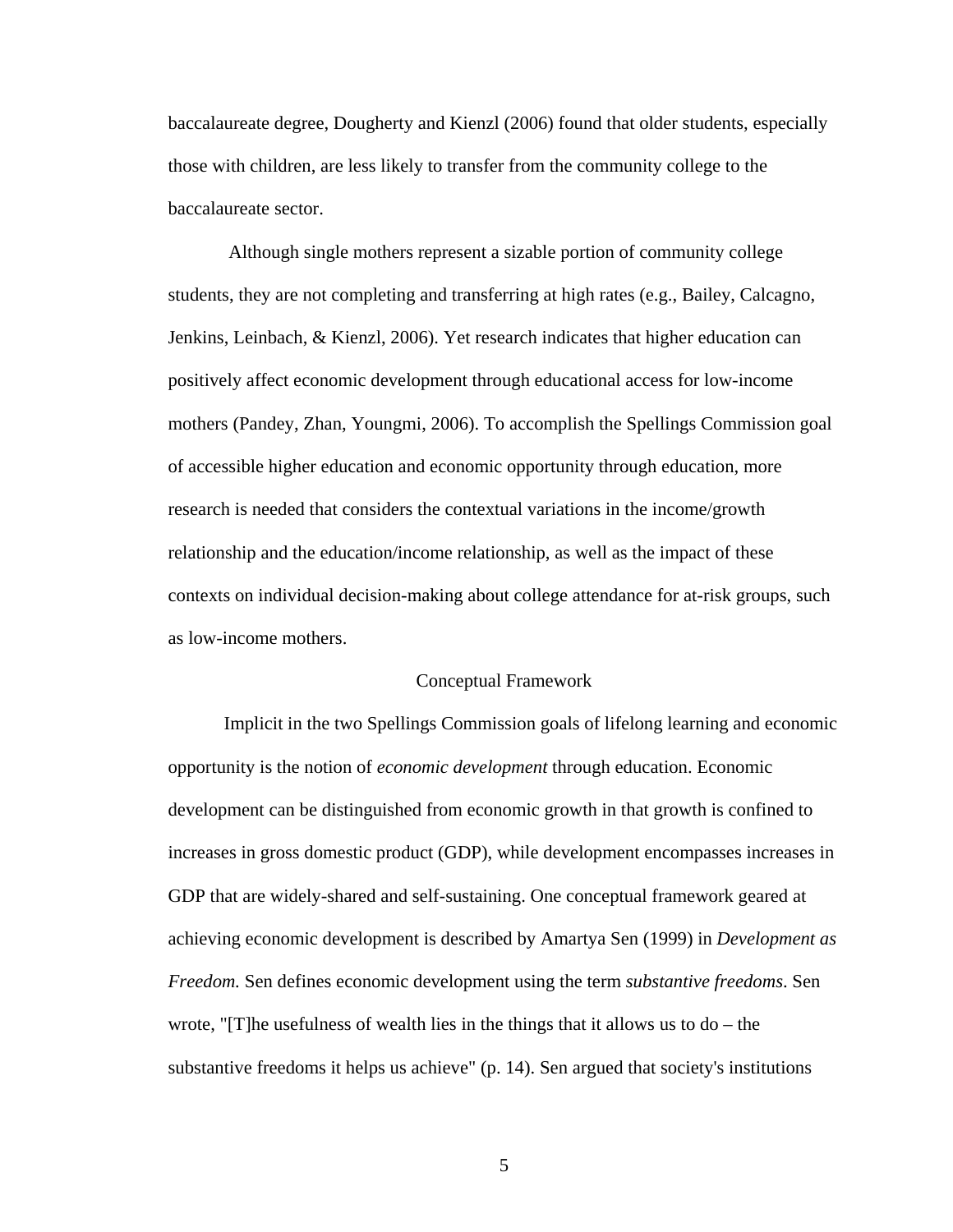baccalaureate degree, Dougherty and Kienzl (2006) found that older students, especially those with children, are less likely to transfer from the community college to the baccalaureate sector.

Although single mothers represent a sizable portion of community college students, they are not completing and transferring at high rates (e.g., Bailey, Calcagno, Jenkins, Leinbach, & Kienzl, 2006). Yet research indicates that higher education can positively affect economic development through educational access for low-income mothers (Pandey, Zhan, Youngmi, 2006). To accomplish the Spellings Commission goal of accessible higher education and economic opportunity through education, more research is needed that considers the contextual variations in the income/growth relationship and the education/income relationship, as well as the impact of these contexts on individual decision-making about college attendance for at-risk groups, such as low-income mothers.

## Conceptual Framework

Implicit in the two Spellings Commission goals of lifelong learning and economic opportunity is the notion of *economic development* through education. Economic development can be distinguished from economic growth in that growth is confined to increases in gross domestic product (GDP), while development encompasses increases in GDP that are widely-shared and self-sustaining. One conceptual framework geared at achieving economic development is described by Amartya Sen (1999) in *Development as Freedom.* Sen defines economic development using the term *substantive freedoms*. Sen wrote, "[T]he usefulness of wealth lies in the things that it allows us to do – the substantive freedoms it helps us achieve" (p. 14). Sen argued that society's institutions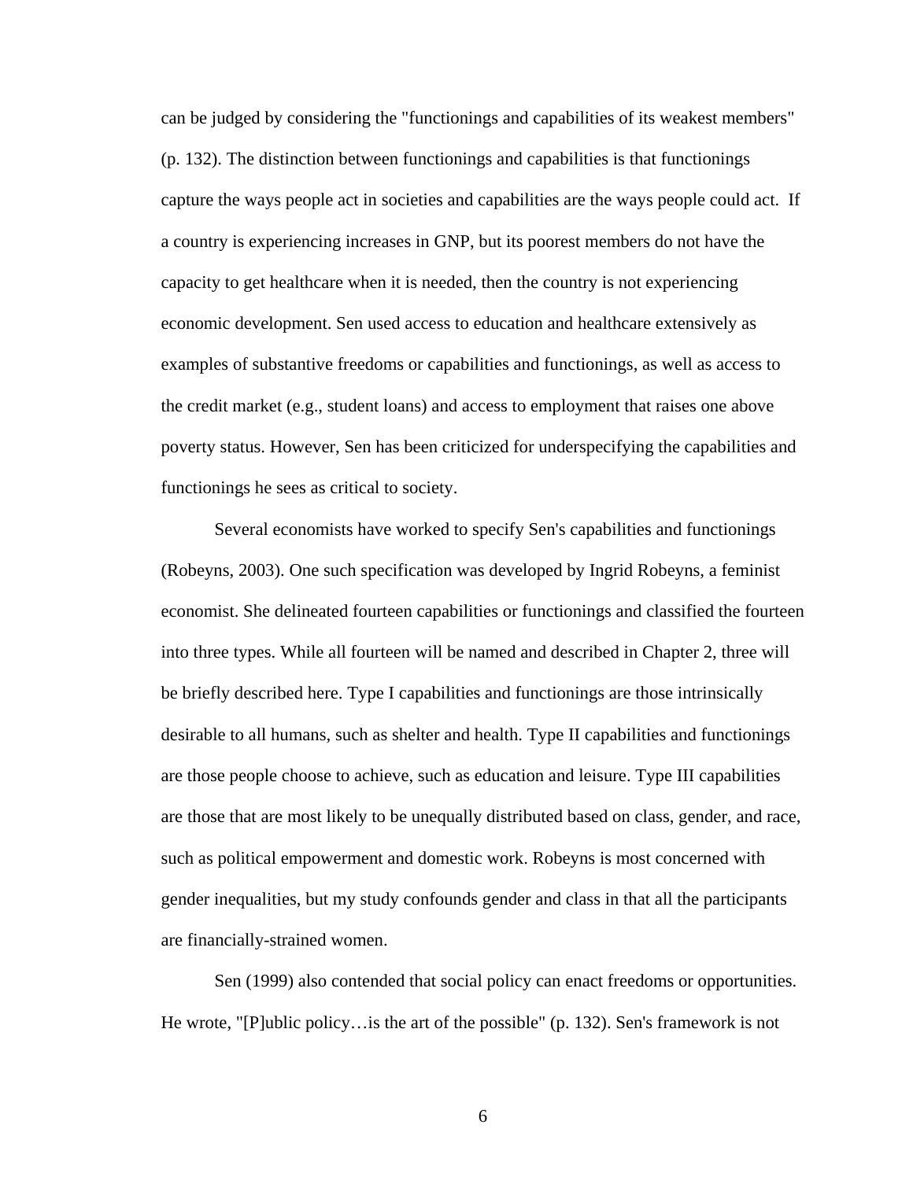can be judged by considering the "functionings and capabilities of its weakest members" (p. 132). The distinction between functionings and capabilities is that functionings capture the ways people act in societies and capabilities are the ways people could act. If a country is experiencing increases in GNP, but its poorest members do not have the capacity to get healthcare when it is needed, then the country is not experiencing economic development. Sen used access to education and healthcare extensively as examples of substantive freedoms or capabilities and functionings, as well as access to the credit market (e.g., student loans) and access to employment that raises one above poverty status. However, Sen has been criticized for underspecifying the capabilities and functionings he sees as critical to society.

Several economists have worked to specify Sen's capabilities and functionings (Robeyns, 2003). One such specification was developed by Ingrid Robeyns, a feminist economist. She delineated fourteen capabilities or functionings and classified the fourteen into three types. While all fourteen will be named and described in Chapter 2, three will be briefly described here. Type I capabilities and functionings are those intrinsically desirable to all humans, such as shelter and health. Type II capabilities and functionings are those people choose to achieve, such as education and leisure. Type III capabilities are those that are most likely to be unequally distributed based on class, gender, and race, such as political empowerment and domestic work. Robeyns is most concerned with gender inequalities, but my study confounds gender and class in that all the participants are financially-strained women.

Sen (1999) also contended that social policy can enact freedoms or opportunities. He wrote, "[P]ublic policy…is the art of the possible" (p. 132). Sen's framework is not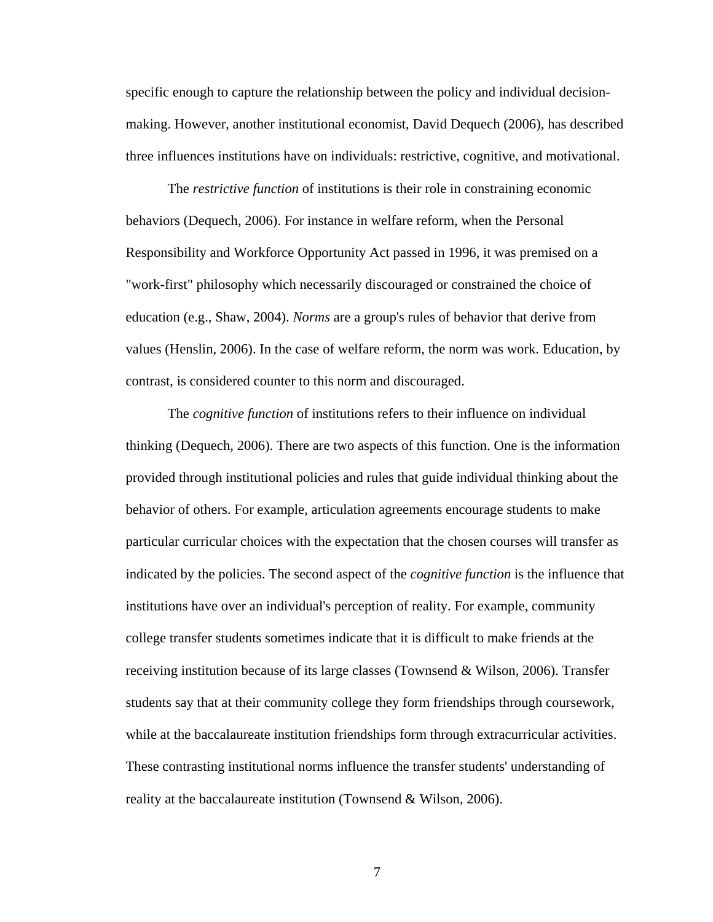specific enough to capture the relationship between the policy and individual decision-making. However, another institutional economist, David Dequech (2006), has described three influences institutions have on individuals: restrictive, cognitive, and motivational.

The *restrictive function* of institutions is their role in constraining economic behaviors (Dequech, 2006). For instance in welfare reform, when the Personal Responsibility and Workforce Opportunity Act passed in 1996, it was premised on a "work-first" philosophy which necessarily discouraged or constrained the choice of education (e.g., Shaw, 2004). *Norms* are a group's rules of behavior that derive from values (Henslin, 2006). In the case of welfare reform, the norm was work. Education, by contrast, is considered counter to this norm and discouraged.

The *cognitive function* of institutions refers to their influence on individual thinking (Dequech, 2006). There are two aspects of this function. One is the information provided through institutional policies and rules that guide individual thinking about the behavior of others. For example, articulation agreements encourage students to make particular curricular choices with the expectation that the chosen courses will transfer as indicated by the policies. The second aspect of the *cognitive function* is the influence that institutions have over an individual's perception of reality. For example, community college transfer students sometimes indicate that it is difficult to make friends at the receiving institution because of its large classes (Townsend & Wilson, 2006). Transfer students say that at their community college they form friendships through coursework, while at the baccalaureate institution friendships form through extracurricular activities. These contrasting institutional norms influence the transfer students' understanding of reality at the baccalaureate institution (Townsend & Wilson, 2006).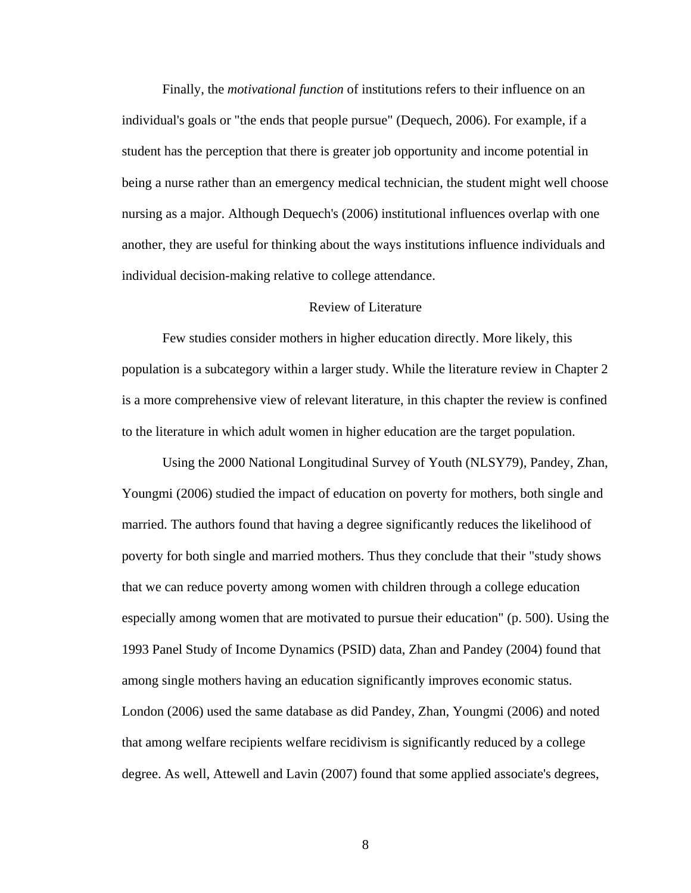Finally, the *motivational function* of institutions refers to their influence on an individual's goals or "the ends that people pursue" (Dequech, 2006). For example, if a student has the perception that there is greater job opportunity and income potential in being a nurse rather than an emergency medical technician, the student might well choose nursing as a major. Although Dequech's (2006) institutional influences overlap with one another, they are useful for thinking about the ways institutions influence individuals and individual decision-making relative to college attendance.

## Review of Literature

Few studies consider mothers in higher education directly. More likely, this population is a subcategory within a larger study. While the literature review in Chapter 2 is a more comprehensive view of relevant literature, in this chapter the review is confined to the literature in which adult women in higher education are the target population.

Using the 2000 National Longitudinal Survey of Youth (NLSY79), Pandey, Zhan, Youngmi (2006) studied the impact of education on poverty for mothers, both single and married. The authors found that having a degree significantly reduces the likelihood of poverty for both single and married mothers. Thus they conclude that their "study shows that we can reduce poverty among women with children through a college education especially among women that are motivated to pursue their education" (p. 500). Using the 1993 Panel Study of Income Dynamics (PSID) data, Zhan and Pandey (2004) found that among single mothers having an education significantly improves economic status. London (2006) used the same database as did Pandey, Zhan, Youngmi (2006) and noted that among welfare recipients welfare recidivism is significantly reduced by a college degree. As well, Attewell and Lavin (2007) found that some applied associate's degrees,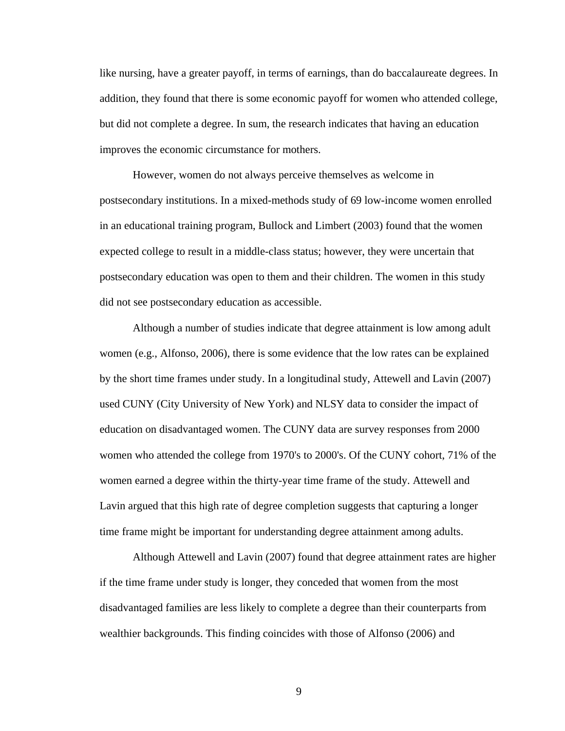like nursing, have a greater payoff, in terms of earnings, than do baccalaureate degrees. In addition, they found that there is some economic payoff for women who attended college, but did not complete a degree. In sum, the research indicates that having an education improves the economic circumstance for mothers.

However, women do not always perceive themselves as welcome in postsecondary institutions. In a mixed-methods study of 69 low-income women enrolled in an educational training program, Bullock and Limbert (2003) found that the women expected college to result in a middle-class status; however, they were uncertain that postsecondary education was open to them and their children. The women in this study did not see postsecondary education as accessible.

Although a number of studies indicate that degree attainment is low among adult women (e.g., Alfonso, 2006), there is some evidence that the low rates can be explained by the short time frames under study. In a longitudinal study, Attewell and Lavin (2007) used CUNY (City University of New York) and NLSY data to consider the impact of education on disadvantaged women. The CUNY data are survey responses from 2000 women who attended the college from 1970's to 2000's. Of the CUNY cohort, 71% of the women earned a degree within the thirty-year time frame of the study. Attewell and Lavin argued that this high rate of degree completion suggests that capturing a longer time frame might be important for understanding degree attainment among adults.

Although Attewell and Lavin (2007) found that degree attainment rates are higher if the time frame under study is longer, they conceded that women from the most disadvantaged families are less likely to complete a degree than their counterparts from wealthier backgrounds. This finding coincides with those of Alfonso (2006) and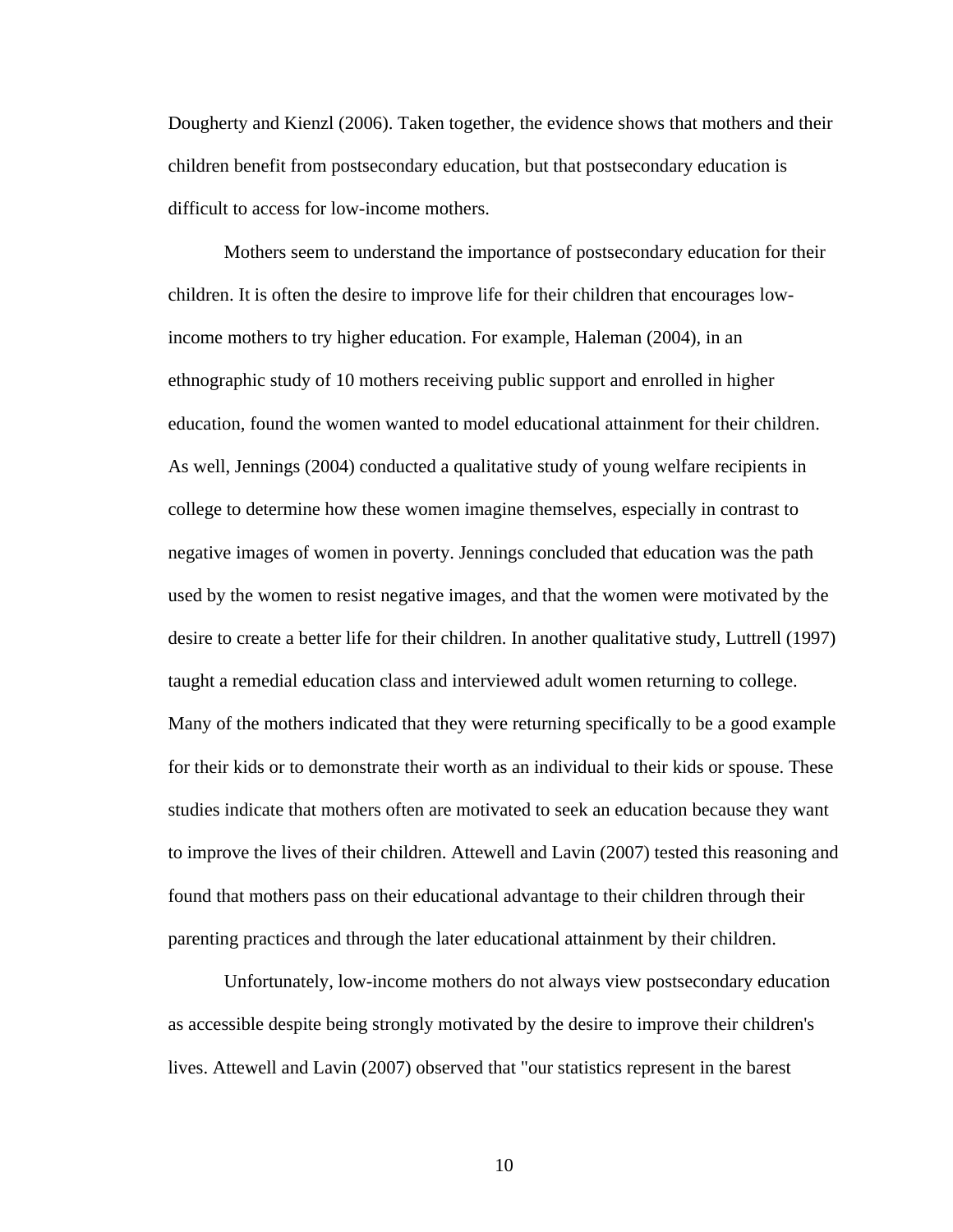Dougherty and Kienzl (2006). Taken together, the evidence shows that mothers and their children benefit from postsecondary education, but that postsecondary education is difficult to access for low-income mothers.

Mothers seem to understand the importance of postsecondary education for their children. It is often the desire to improve life for their children that encourages low-income mothers to try higher education. For example, Haleman (2004), in an ethnographic study of 10 mothers receiving public support and enrolled in higher education, found the women wanted to model educational attainment for their children. As well, Jennings (2004) conducted a qualitative study of young welfare recipients in college to determine how these women imagine themselves, especially in contrast to negative images of women in poverty. Jennings concluded that education was the path used by the women to resist negative images, and that the women were motivated by the desire to create a better life for their children. In another qualitative study, Luttrell (1997) taught a remedial education class and interviewed adult women returning to college. Many of the mothers indicated that they were returning specifically to be a good example for their kids or to demonstrate their worth as an individual to their kids or spouse. These studies indicate that mothers often are motivated to seek an education because they want to improve the lives of their children. Attewell and Lavin (2007) tested this reasoning and found that mothers pass on their educational advantage to their children through their parenting practices and through the later educational attainment by their children.

Unfortunately, low-income mothers do not always view postsecondary education as accessible despite being strongly motivated by the desire to improve their children's lives. Attewell and Lavin (2007) observed that "our statistics represent in the barest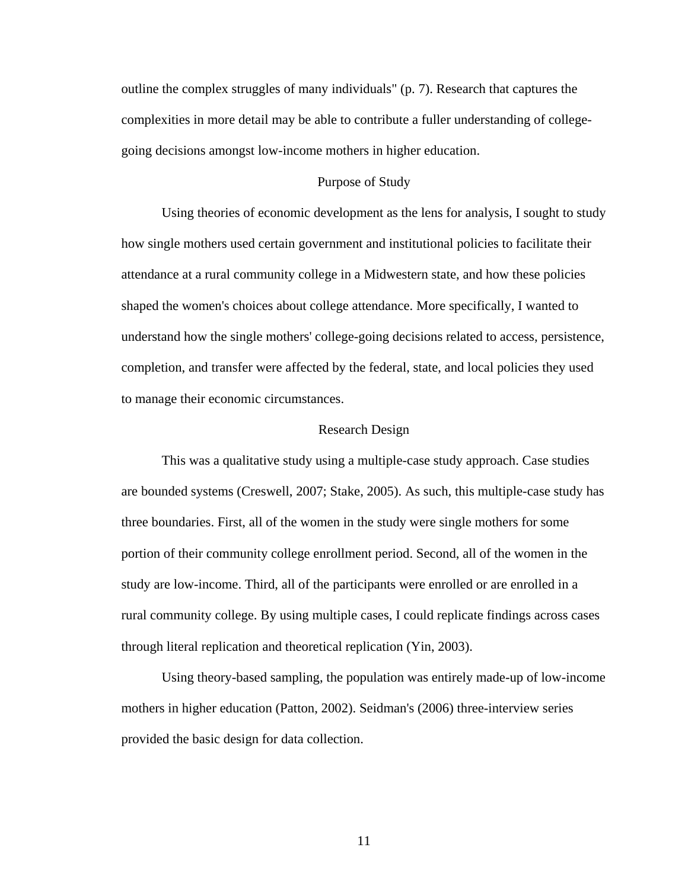outline the complex struggles of many individuals" (p. 7). Research that captures the complexities in more detail may be able to contribute a fuller understanding of college-going decisions amongst low-income mothers in higher education.

## Purpose of Study

Using theories of economic development as the lens for analysis, I sought to study how single mothers used certain government and institutional policies to facilitate their attendance at a rural community college in a Midwestern state, and how these policies shaped the women's choices about college attendance. More specifically, I wanted to understand how the single mothers' college-going decisions related to access, persistence, completion, and transfer were affected by the federal, state, and local policies they used to manage their economic circumstances.

## Research Design

This was a qualitative study using a multiple-case study approach. Case studies are bounded systems (Creswell, 2007; Stake, 2005). As such, this multiple-case study has three boundaries. First, all of the women in the study were single mothers for some portion of their community college enrollment period. Second, all of the women in the study are low-income. Third, all of the participants were enrolled or are enrolled in a rural community college. By using multiple cases, I could replicate findings across cases through literal replication and theoretical replication (Yin, 2003).

Using theory-based sampling, the population was entirely made-up of low-income mothers in higher education (Patton, 2002). Seidman's (2006) three-interview series provided the basic design for data collection.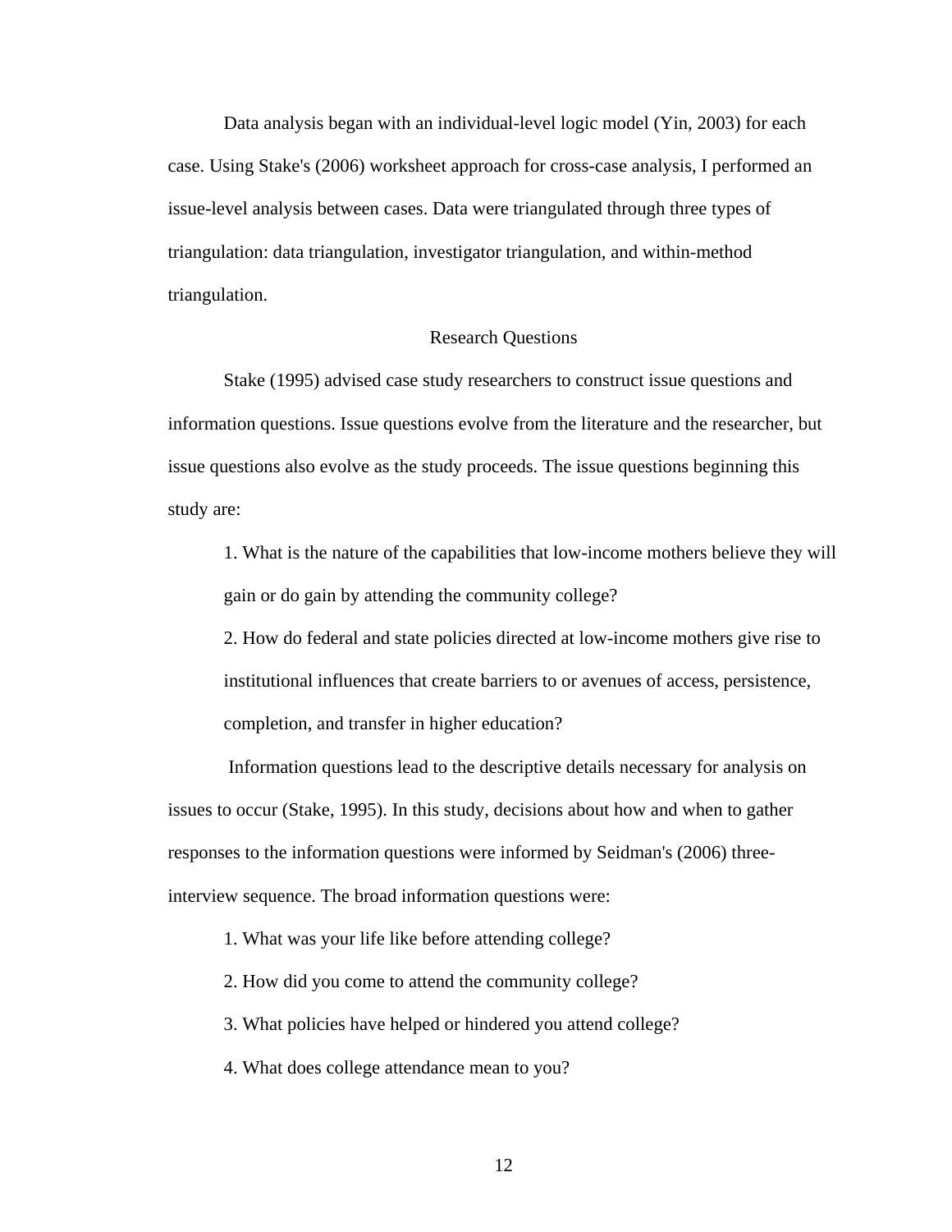Data analysis began with an individual-level logic model (Yin, 2003) for each case. Using Stake's (2006) worksheet approach for cross-case analysis, I performed an issue-level analysis between cases. Data were triangulated through three types of triangulation: data triangulation, investigator triangulation, and within-method triangulation.

## Research Questions

Stake (1995) advised case study researchers to construct issue questions and information questions. Issue questions evolve from the literature and the researcher, but issue questions also evolve as the study proceeds. The issue questions beginning this study are:

1. What is the nature of the capabilities that low-income mothers believe they will gain or do gain by attending the community college?
2. How do federal and state policies directed at low-income mothers give rise to institutional influences that create barriers to or avenues of access, persistence, completion, and transfer in higher education?

Information questions lead to the descriptive details necessary for analysis on issues to occur (Stake, 1995). In this study, decisions about how and when to gather responses to the information questions were informed by Seidman's (2006) three-interview sequence. The broad information questions were:

1. What was your life like before attending college?
2. How did you come to attend the community college?
3. What policies have helped or hindered you attend college?
4. What does college attendance mean to you?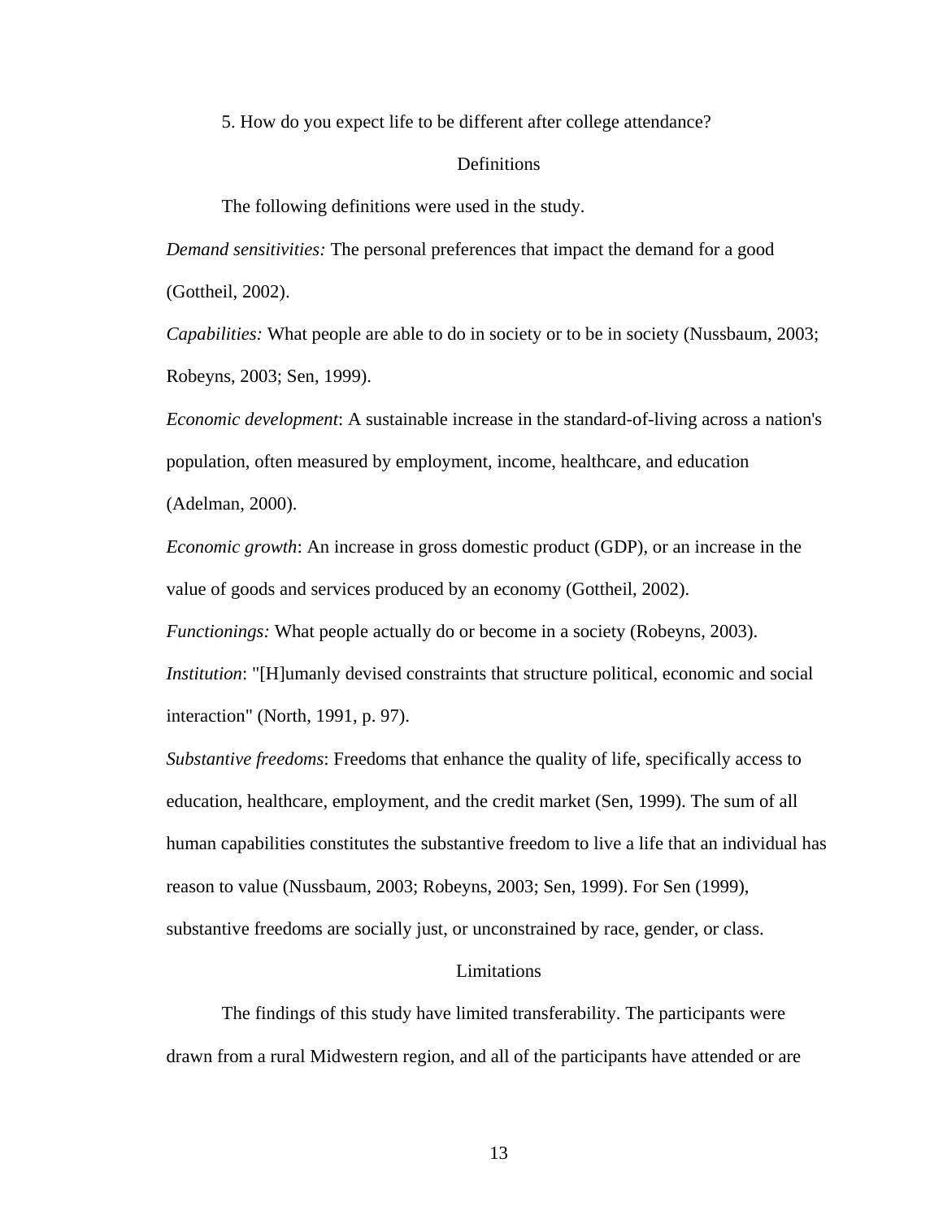5. How do you expect life to be different after college attendance?

## Definitions

The following definitions were used in the study.

*Demand sensitivities:* The personal preferences that impact the demand for a good (Gottheil, 2002).

*Capabilities:* What people are able to do in society or to be in society (Nussbaum, 2003; Robeyns, 2003; Sen, 1999).

*Economic development*: A sustainable increase in the standard-of-living across a nation's population, often measured by employment, income, healthcare, and education (Adelman, 2000).

*Economic growth*: An increase in gross domestic product (GDP), or an increase in the value of goods and services produced by an economy (Gottheil, 2002).

*Functionings:* What people actually do or become in a society (Robeyns, 2003).

*Institution*: "[H]umanly devised constraints that structure political, economic and social interaction" (North, 1991, p. 97).

*Substantive freedoms*: Freedoms that enhance the quality of life, specifically access to education, healthcare, employment, and the credit market (Sen, 1999). The sum of all human capabilities constitutes the substantive freedom to live a life that an individual has reason to value (Nussbaum, 2003; Robeyns, 2003; Sen, 1999). For Sen (1999), substantive freedoms are socially just, or unconstrained by race, gender, or class.

## Limitations

The findings of this study have limited transferability. The participants were drawn from a rural Midwestern region, and all of the participants have attended or are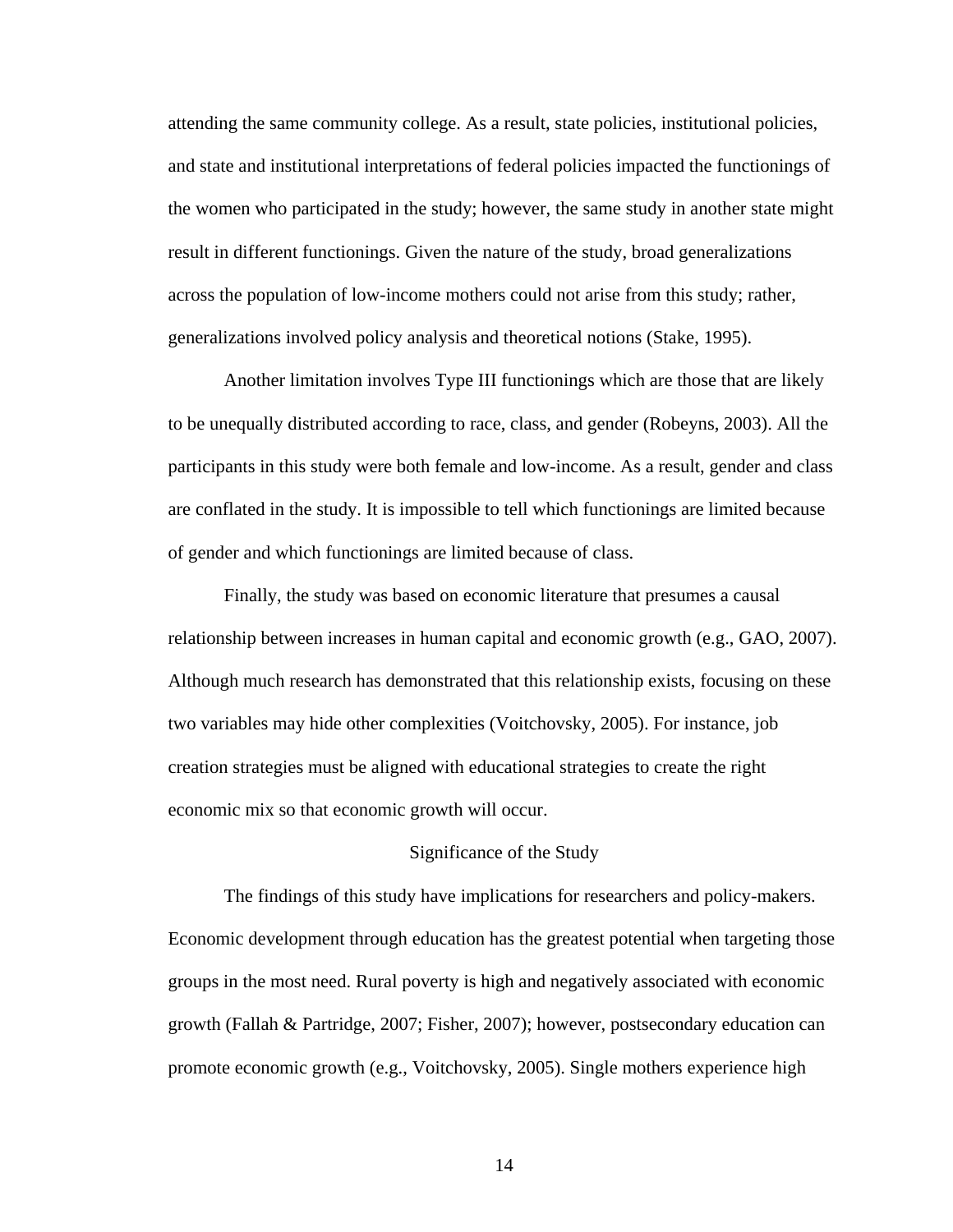attending the same community college. As a result, state policies, institutional policies, and state and institutional interpretations of federal policies impacted the functionings of the women who participated in the study; however, the same study in another state might result in different functionings. Given the nature of the study, broad generalizations across the population of low-income mothers could not arise from this study; rather, generalizations involved policy analysis and theoretical notions (Stake, 1995).

Another limitation involves Type III functionings which are those that are likely to be unequally distributed according to race, class, and gender (Robeyns, 2003). All the participants in this study were both female and low-income. As a result, gender and class are conflated in the study. It is impossible to tell which functionings are limited because of gender and which functionings are limited because of class.

Finally, the study was based on economic literature that presumes a causal relationship between increases in human capital and economic growth (e.g., GAO, 2007). Although much research has demonstrated that this relationship exists, focusing on these two variables may hide other complexities (Voitchovsky, 2005). For instance, job creation strategies must be aligned with educational strategies to create the right economic mix so that economic growth will occur.

## Significance of the Study

The findings of this study have implications for researchers and policy-makers. Economic development through education has the greatest potential when targeting those groups in the most need. Rural poverty is high and negatively associated with economic growth (Fallah & Partridge, 2007; Fisher, 2007); however, postsecondary education can promote economic growth (e.g., Voitchovsky, 2005). Single mothers experience high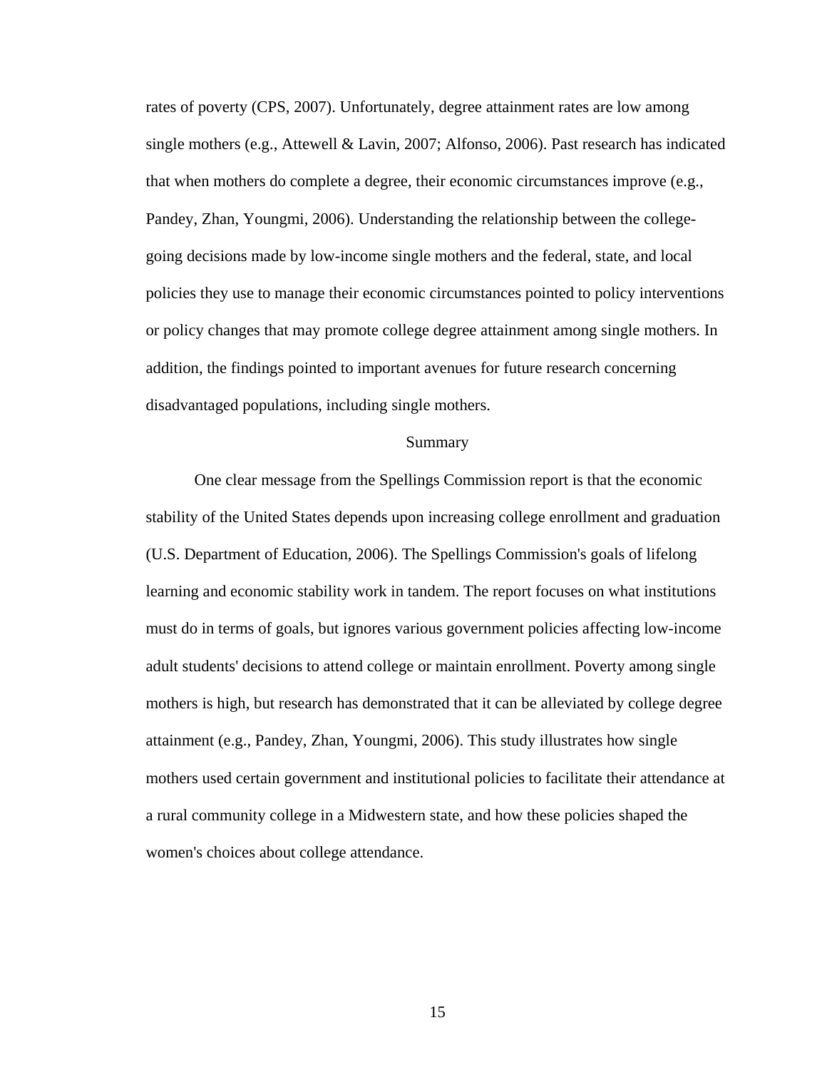rates of poverty (CPS, 2007). Unfortunately, degree attainment rates are low among single mothers (e.g., Attewell & Lavin, 2007; Alfonso, 2006). Past research has indicated that when mothers do complete a degree, their economic circumstances improve (e.g., Pandey, Zhan, Youngmi, 2006). Understanding the relationship between the college-going decisions made by low-income single mothers and the federal, state, and local policies they use to manage their economic circumstances pointed to policy interventions or policy changes that may promote college degree attainment among single mothers. In addition, the findings pointed to important avenues for future research concerning disadvantaged populations, including single mothers.

## Summary

One clear message from the Spellings Commission report is that the economic stability of the United States depends upon increasing college enrollment and graduation (U.S. Department of Education, 2006). The Spellings Commission's goals of lifelong learning and economic stability work in tandem. The report focuses on what institutions must do in terms of goals, but ignores various government policies affecting low-income adult students' decisions to attend college or maintain enrollment. Poverty among single mothers is high, but research has demonstrated that it can be alleviated by college degree attainment (e.g., Pandey, Zhan, Youngmi, 2006). This study illustrates how single mothers used certain government and institutional policies to facilitate their attendance at a rural community college in a Midwestern state, and how these policies shaped the women's choices about college attendance.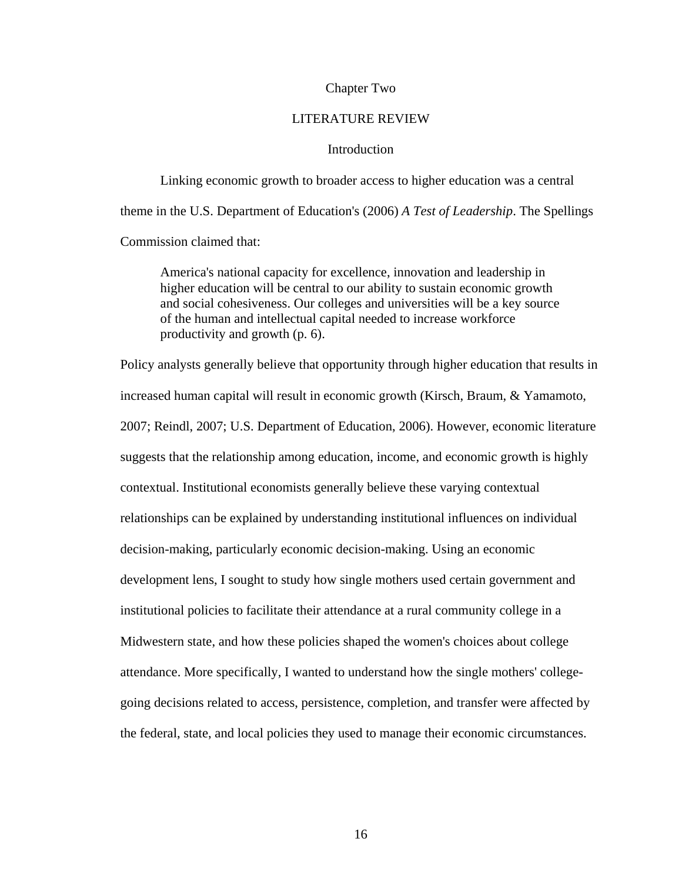# Chapter Two

# LITERATURE REVIEW

## Introduction

Linking economic growth to broader access to higher education was a central theme in the U.S. Department of Education's (2006) *A Test of Leadership*. The Spellings Commission claimed that:

> America's national capacity for excellence, innovation and leadership in higher education will be central to our ability to sustain economic growth and social cohesiveness. Our colleges and universities will be a key source of the human and intellectual capital needed to increase workforce productivity and growth (p. 6).

Policy analysts generally believe that opportunity through higher education that results in increased human capital will result in economic growth (Kirsch, Braum, & Yamamoto, 2007; Reindl, 2007; U.S. Department of Education, 2006). However, economic literature suggests that the relationship among education, income, and economic growth is highly contextual. Institutional economists generally believe these varying contextual relationships can be explained by understanding institutional influences on individual decision-making, particularly economic decision-making. Using an economic development lens, I sought to study how single mothers used certain government and institutional policies to facilitate their attendance at a rural community college in a Midwestern state, and how these policies shaped the women's choices about college attendance. More specifically, I wanted to understand how the single mothers' college-going decisions related to access, persistence, completion, and transfer were affected by the federal, state, and local policies they used to manage their economic circumstances.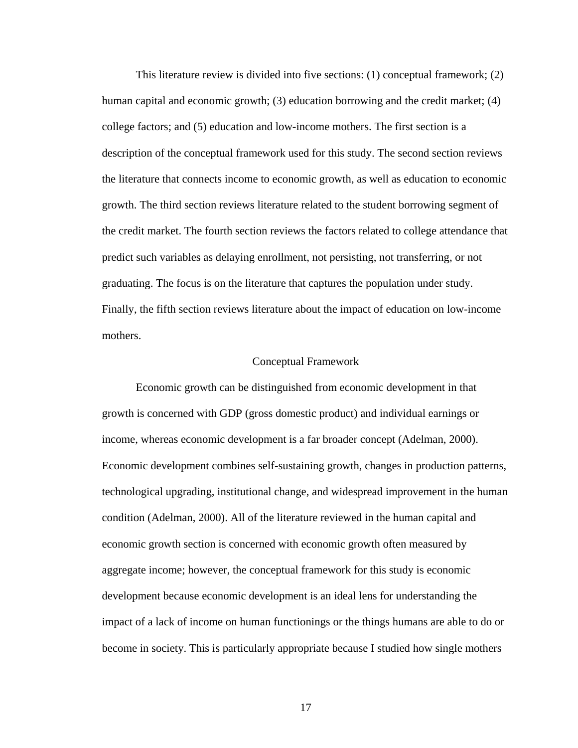This literature review is divided into five sections: (1) conceptual framework; (2) human capital and economic growth; (3) education borrowing and the credit market; (4) college factors; and (5) education and low-income mothers. The first section is a description of the conceptual framework used for this study. The second section reviews the literature that connects income to economic growth, as well as education to economic growth. The third section reviews literature related to the student borrowing segment of the credit market. The fourth section reviews the factors related to college attendance that predict such variables as delaying enrollment, not persisting, not transferring, or not graduating. The focus is on the literature that captures the population under study. Finally, the fifth section reviews literature about the impact of education on low-income mothers.

## Conceptual Framework

Economic growth can be distinguished from economic development in that growth is concerned with GDP (gross domestic product) and individual earnings or income, whereas economic development is a far broader concept (Adelman, 2000). Economic development combines self-sustaining growth, changes in production patterns, technological upgrading, institutional change, and widespread improvement in the human condition (Adelman, 2000). All of the literature reviewed in the human capital and economic growth section is concerned with economic growth often measured by aggregate income; however, the conceptual framework for this study is economic development because economic development is an ideal lens for understanding the impact of a lack of income on human functionings or the things humans are able to do or become in society. This is particularly appropriate because I studied how single mothers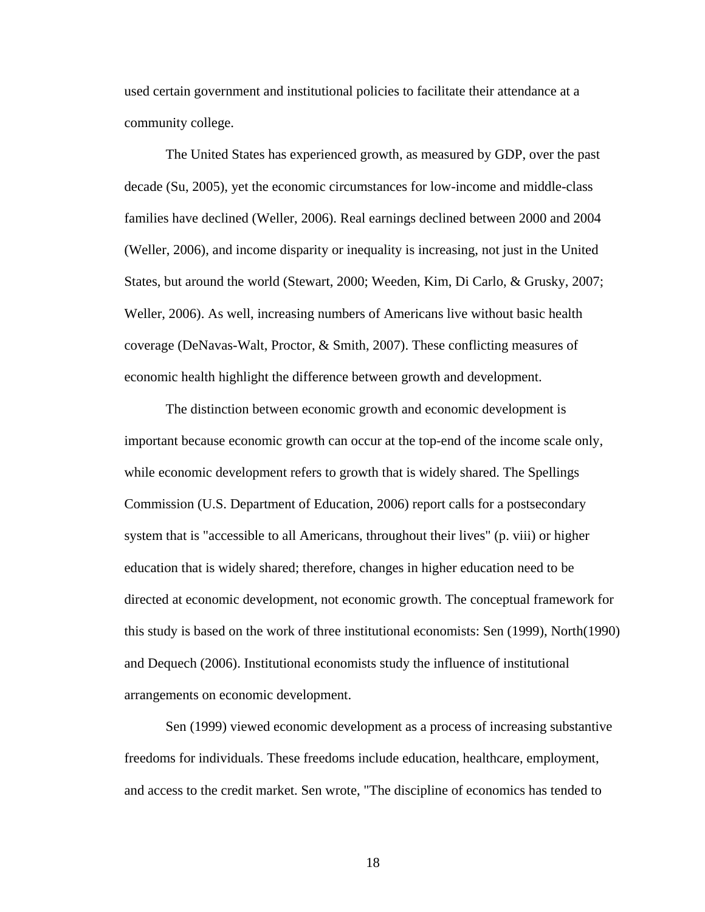used certain government and institutional policies to facilitate their attendance at a community college.

The United States has experienced growth, as measured by GDP, over the past decade (Su, 2005), yet the economic circumstances for low-income and middle-class families have declined (Weller, 2006). Real earnings declined between 2000 and 2004 (Weller, 2006), and income disparity or inequality is increasing, not just in the United States, but around the world (Stewart, 2000; Weeden, Kim, Di Carlo, & Grusky, 2007; Weller, 2006). As well, increasing numbers of Americans live without basic health coverage (DeNavas-Walt, Proctor, & Smith, 2007). These conflicting measures of economic health highlight the difference between growth and development.

The distinction between economic growth and economic development is important because economic growth can occur at the top-end of the income scale only, while economic development refers to growth that is widely shared. The Spellings Commission (U.S. Department of Education, 2006) report calls for a postsecondary system that is "accessible to all Americans, throughout their lives" (p. viii) or higher education that is widely shared; therefore, changes in higher education need to be directed at economic development, not economic growth. The conceptual framework for this study is based on the work of three institutional economists: Sen (1999), North(1990) and Dequech (2006). Institutional economists study the influence of institutional arrangements on economic development.

Sen (1999) viewed economic development as a process of increasing substantive freedoms for individuals. These freedoms include education, healthcare, employment, and access to the credit market. Sen wrote, "The discipline of economics has tended to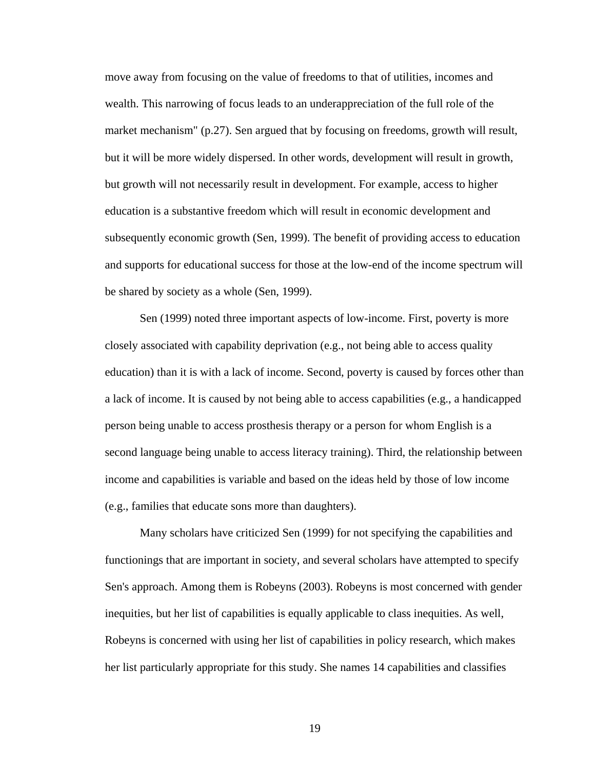move away from focusing on the value of freedoms to that of utilities, incomes and wealth. This narrowing of focus leads to an underappreciation of the full role of the market mechanism" (p.27). Sen argued that by focusing on freedoms, growth will result, but it will be more widely dispersed. In other words, development will result in growth, but growth will not necessarily result in development. For example, access to higher education is a substantive freedom which will result in economic development and subsequently economic growth (Sen, 1999). The benefit of providing access to education and supports for educational success for those at the low-end of the income spectrum will be shared by society as a whole (Sen, 1999).

Sen (1999) noted three important aspects of low-income. First, poverty is more closely associated with capability deprivation (e.g., not being able to access quality education) than it is with a lack of income. Second, poverty is caused by forces other than a lack of income. It is caused by not being able to access capabilities (e.g., a handicapped person being unable to access prosthesis therapy or a person for whom English is a second language being unable to access literacy training). Third, the relationship between income and capabilities is variable and based on the ideas held by those of low income (e.g., families that educate sons more than daughters).

Many scholars have criticized Sen (1999) for not specifying the capabilities and functionings that are important in society, and several scholars have attempted to specify Sen's approach. Among them is Robeyns (2003). Robeyns is most concerned with gender inequities, but her list of capabilities is equally applicable to class inequities. As well, Robeyns is concerned with using her list of capabilities in policy research, which makes her list particularly appropriate for this study. She names 14 capabilities and classifies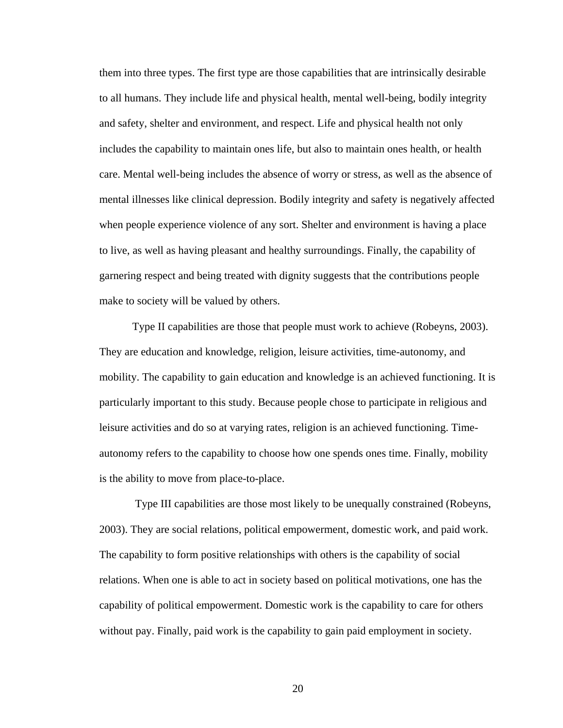them into three types. The first type are those capabilities that are intrinsically desirable to all humans. They include life and physical health, mental well-being, bodily integrity and safety, shelter and environment, and respect. Life and physical health not only includes the capability to maintain ones life, but also to maintain ones health, or health care. Mental well-being includes the absence of worry or stress, as well as the absence of mental illnesses like clinical depression. Bodily integrity and safety is negatively affected when people experience violence of any sort. Shelter and environment is having a place to live, as well as having pleasant and healthy surroundings. Finally, the capability of garnering respect and being treated with dignity suggests that the contributions people make to society will be valued by others.

Type II capabilities are those that people must work to achieve (Robeyns, 2003). They are education and knowledge, religion, leisure activities, time-autonomy, and mobility. The capability to gain education and knowledge is an achieved functioning. It is particularly important to this study. Because people chose to participate in religious and leisure activities and do so at varying rates, religion is an achieved functioning. Time-autonomy refers to the capability to choose how one spends ones time. Finally, mobility is the ability to move from place-to-place.

Type III capabilities are those most likely to be unequally constrained (Robeyns, 2003). They are social relations, political empowerment, domestic work, and paid work. The capability to form positive relationships with others is the capability of social relations. When one is able to act in society based on political motivations, one has the capability of political empowerment. Domestic work is the capability to care for others without pay. Finally, paid work is the capability to gain paid employment in society.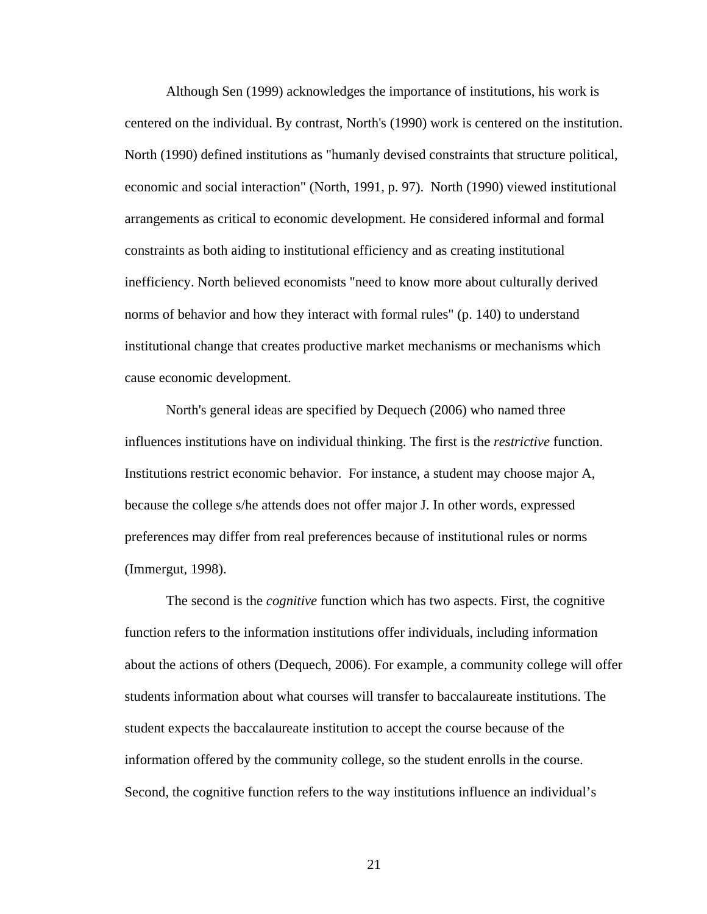Although Sen (1999) acknowledges the importance of institutions, his work is centered on the individual. By contrast, North's (1990) work is centered on the institution. North (1990) defined institutions as "humanly devised constraints that structure political, economic and social interaction" (North, 1991, p. 97). North (1990) viewed institutional arrangements as critical to economic development. He considered informal and formal constraints as both aiding to institutional efficiency and as creating institutional inefficiency. North believed economists "need to know more about culturally derived norms of behavior and how they interact with formal rules" (p. 140) to understand institutional change that creates productive market mechanisms or mechanisms which cause economic development.

North's general ideas are specified by Dequech (2006) who named three influences institutions have on individual thinking. The first is the *restrictive* function. Institutions restrict economic behavior. For instance, a student may choose major A, because the college s/he attends does not offer major J. In other words, expressed preferences may differ from real preferences because of institutional rules or norms (Immergut, 1998).

The second is the *cognitive* function which has two aspects. First, the cognitive function refers to the information institutions offer individuals, including information about the actions of others (Dequech, 2006). For example, a community college will offer students information about what courses will transfer to baccalaureate institutions. The student expects the baccalaureate institution to accept the course because of the information offered by the community college, so the student enrolls in the course. Second, the cognitive function refers to the way institutions influence an individual's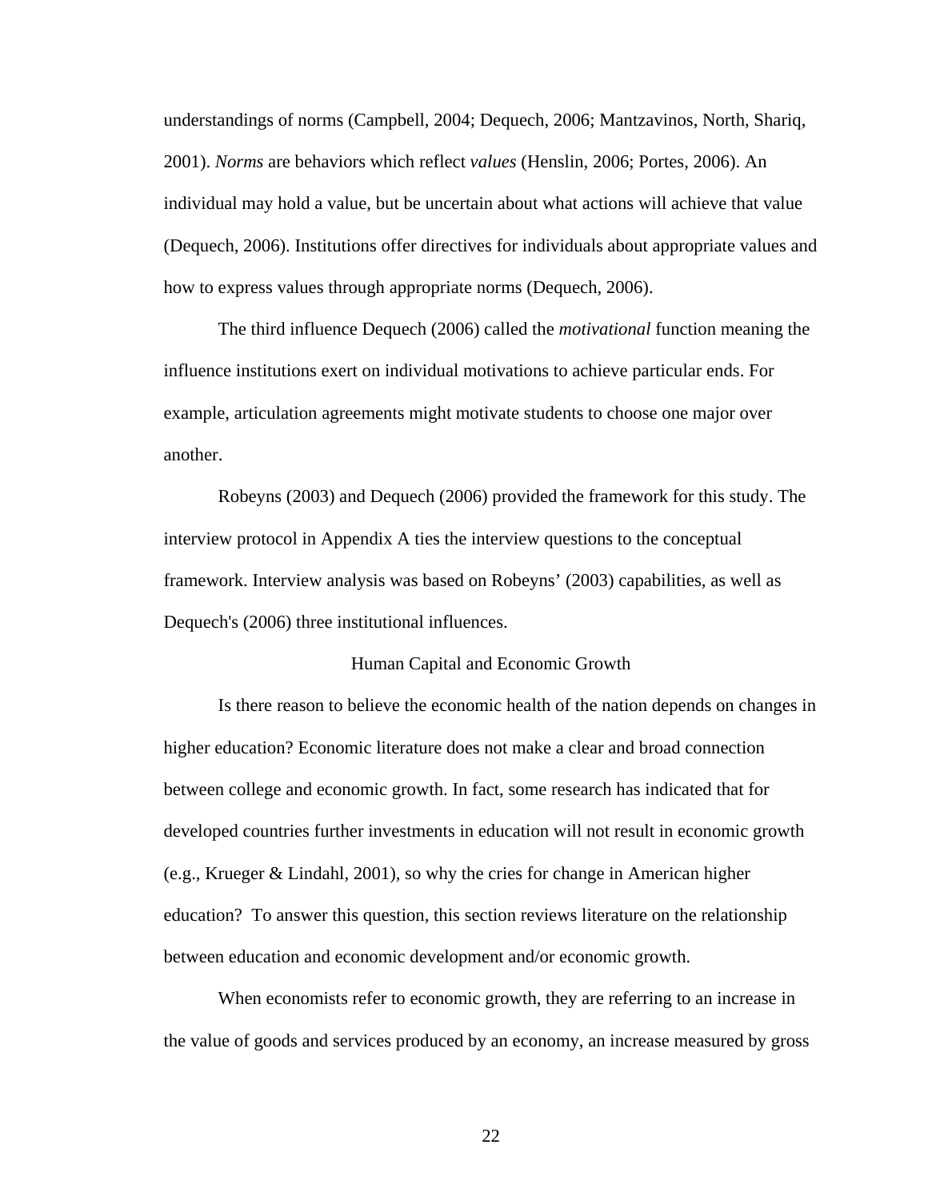understandings of norms (Campbell, 2004; Dequech, 2006; Mantzavinos, North, Shariq, 2001). *Norms* are behaviors which reflect *values* (Henslin, 2006; Portes, 2006). An individual may hold a value, but be uncertain about what actions will achieve that value (Dequech, 2006). Institutions offer directives for individuals about appropriate values and how to express values through appropriate norms (Dequech, 2006).

The third influence Dequech (2006) called the *motivational* function meaning the influence institutions exert on individual motivations to achieve particular ends. For example, articulation agreements might motivate students to choose one major over another.

Robeyns (2003) and Dequech (2006) provided the framework for this study. The interview protocol in Appendix A ties the interview questions to the conceptual framework. Interview analysis was based on Robeyns' (2003) capabilities, as well as Dequech's (2006) three institutional influences.

## Human Capital and Economic Growth

Is there reason to believe the economic health of the nation depends on changes in higher education? Economic literature does not make a clear and broad connection between college and economic growth. In fact, some research has indicated that for developed countries further investments in education will not result in economic growth (e.g., Krueger & Lindahl, 2001), so why the cries for change in American higher education? To answer this question, this section reviews literature on the relationship between education and economic development and/or economic growth.

When economists refer to economic growth, they are referring to an increase in the value of goods and services produced by an economy, an increase measured by gross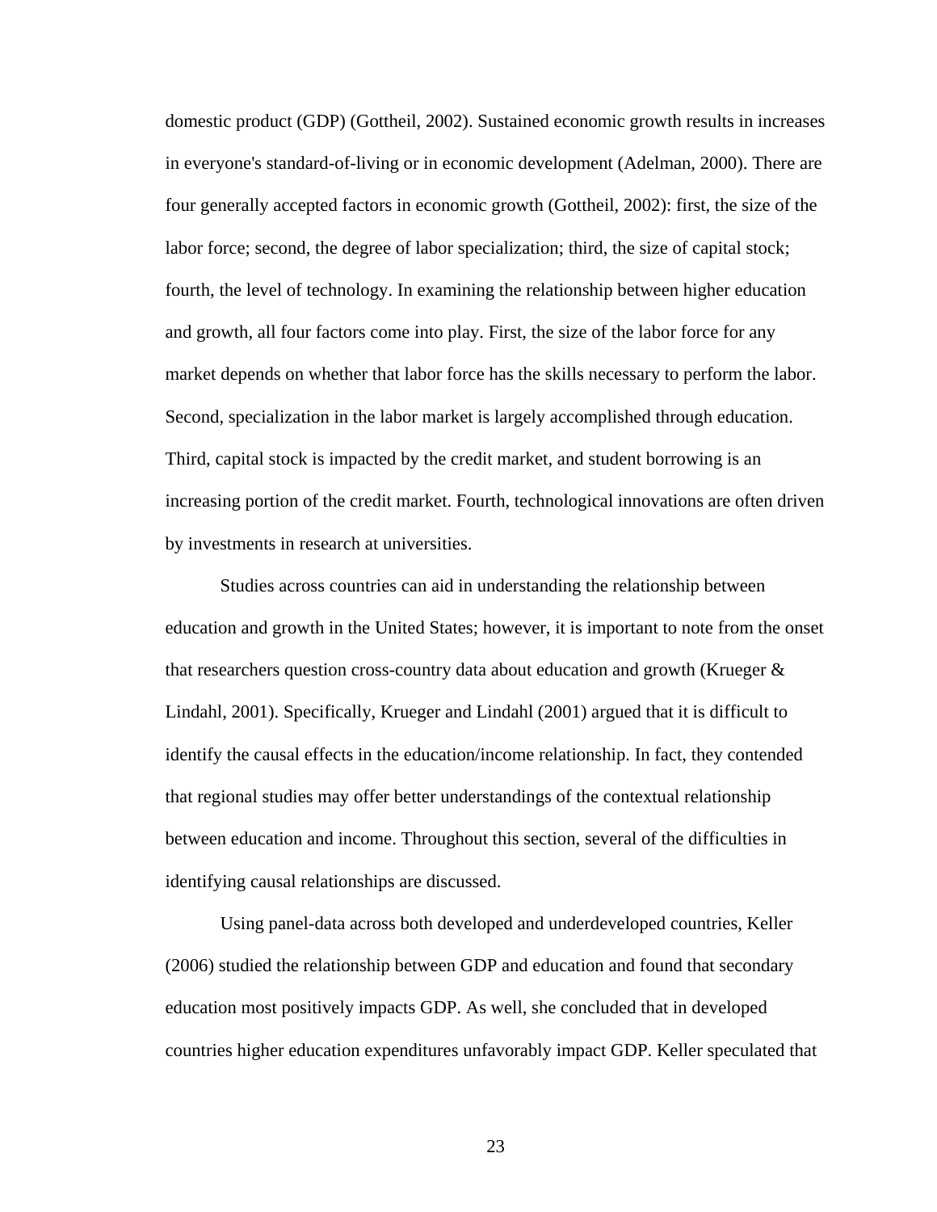domestic product (GDP) (Gottheil, 2002). Sustained economic growth results in increases in everyone's standard-of-living or in economic development (Adelman, 2000). There are four generally accepted factors in economic growth (Gottheil, 2002): first, the size of the labor force; second, the degree of labor specialization; third, the size of capital stock; fourth, the level of technology. In examining the relationship between higher education and growth, all four factors come into play. First, the size of the labor force for any market depends on whether that labor force has the skills necessary to perform the labor. Second, specialization in the labor market is largely accomplished through education. Third, capital stock is impacted by the credit market, and student borrowing is an increasing portion of the credit market. Fourth, technological innovations are often driven by investments in research at universities.

Studies across countries can aid in understanding the relationship between education and growth in the United States; however, it is important to note from the onset that researchers question cross-country data about education and growth (Krueger & Lindahl, 2001). Specifically, Krueger and Lindahl (2001) argued that it is difficult to identify the causal effects in the education/income relationship. In fact, they contended that regional studies may offer better understandings of the contextual relationship between education and income. Throughout this section, several of the difficulties in identifying causal relationships are discussed.

Using panel-data across both developed and underdeveloped countries, Keller (2006) studied the relationship between GDP and education and found that secondary education most positively impacts GDP. As well, she concluded that in developed countries higher education expenditures unfavorably impact GDP. Keller speculated that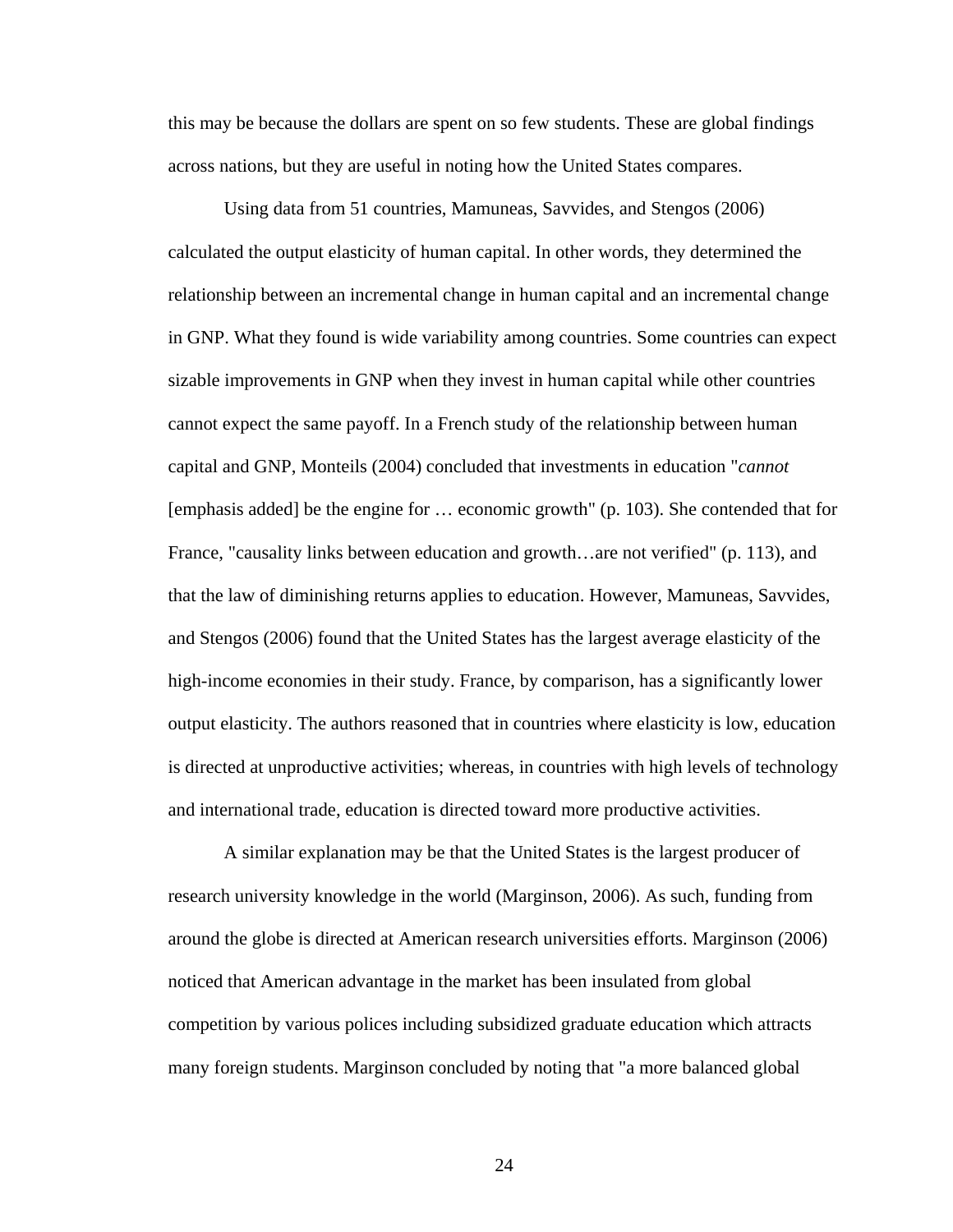this may be because the dollars are spent on so few students. These are global findings across nations, but they are useful in noting how the United States compares.

Using data from 51 countries, Mamuneas, Savvides, and Stengos (2006) calculated the output elasticity of human capital. In other words, they determined the relationship between an incremental change in human capital and an incremental change in GNP. What they found is wide variability among countries. Some countries can expect sizable improvements in GNP when they invest in human capital while other countries cannot expect the same payoff. In a French study of the relationship between human capital and GNP, Monteils (2004) concluded that investments in education "*cannot* [emphasis added] be the engine for … economic growth" (p. 103). She contended that for France, "causality links between education and growth…are not verified" (p. 113), and that the law of diminishing returns applies to education. However, Mamuneas, Savvides, and Stengos (2006) found that the United States has the largest average elasticity of the high-income economies in their study. France, by comparison, has a significantly lower output elasticity. The authors reasoned that in countries where elasticity is low, education is directed at unproductive activities; whereas, in countries with high levels of technology and international trade, education is directed toward more productive activities.

A similar explanation may be that the United States is the largest producer of research university knowledge in the world (Marginson, 2006). As such, funding from around the globe is directed at American research universities efforts. Marginson (2006) noticed that American advantage in the market has been insulated from global competition by various polices including subsidized graduate education which attracts many foreign students. Marginson concluded by noting that "a more balanced global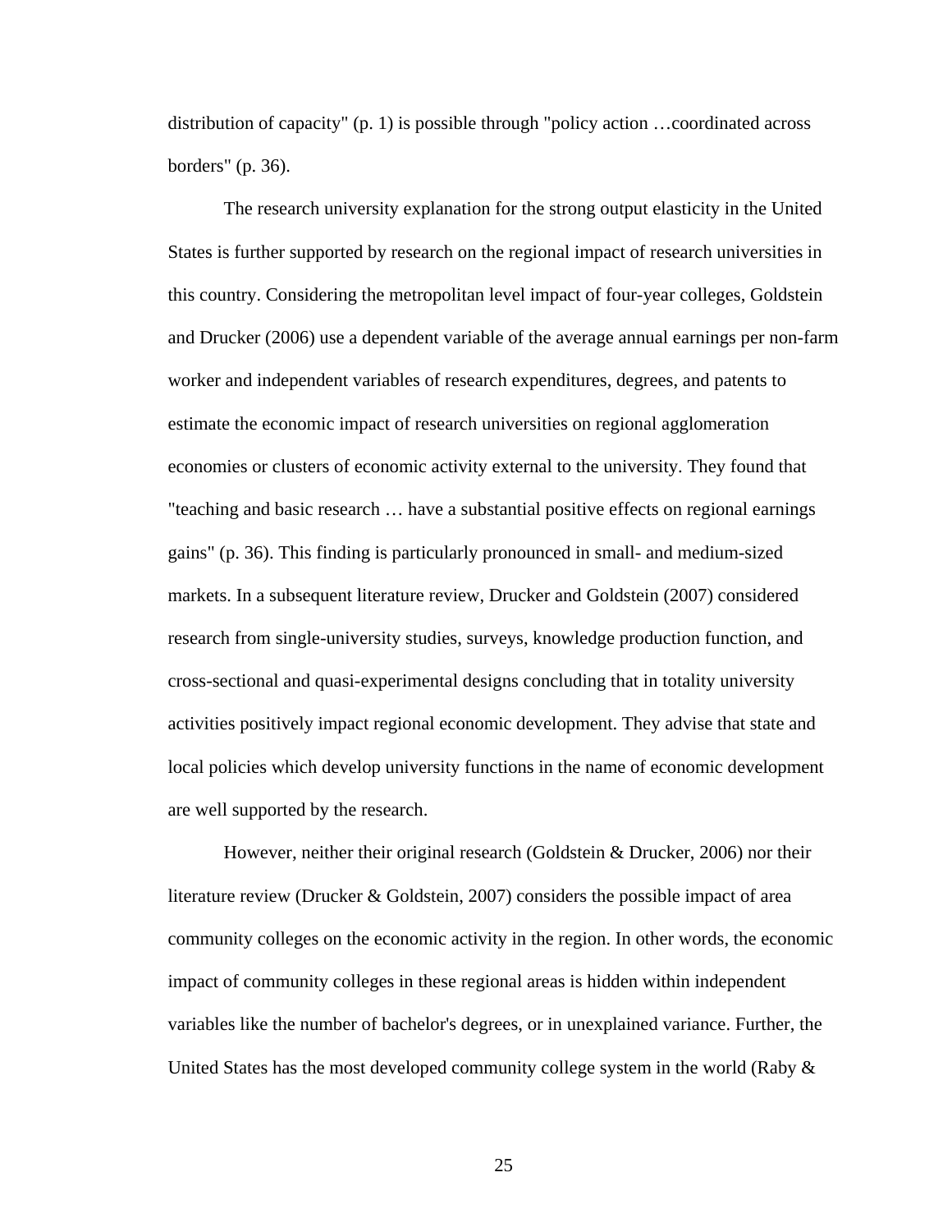distribution of capacity" (p. 1) is possible through "policy action …coordinated across borders" (p. 36).

The research university explanation for the strong output elasticity in the United States is further supported by research on the regional impact of research universities in this country. Considering the metropolitan level impact of four-year colleges, Goldstein and Drucker (2006) use a dependent variable of the average annual earnings per non-farm worker and independent variables of research expenditures, degrees, and patents to estimate the economic impact of research universities on regional agglomeration economies or clusters of economic activity external to the university. They found that "teaching and basic research … have a substantial positive effects on regional earnings gains" (p. 36). This finding is particularly pronounced in small- and medium-sized markets. In a subsequent literature review, Drucker and Goldstein (2007) considered research from single-university studies, surveys, knowledge production function, and cross-sectional and quasi-experimental designs concluding that in totality university activities positively impact regional economic development. They advise that state and local policies which develop university functions in the name of economic development are well supported by the research.

However, neither their original research (Goldstein & Drucker, 2006) nor their literature review (Drucker & Goldstein, 2007) considers the possible impact of area community colleges on the economic activity in the region. In other words, the economic impact of community colleges in these regional areas is hidden within independent variables like the number of bachelor's degrees, or in unexplained variance. Further, the United States has the most developed community college system in the world (Raby &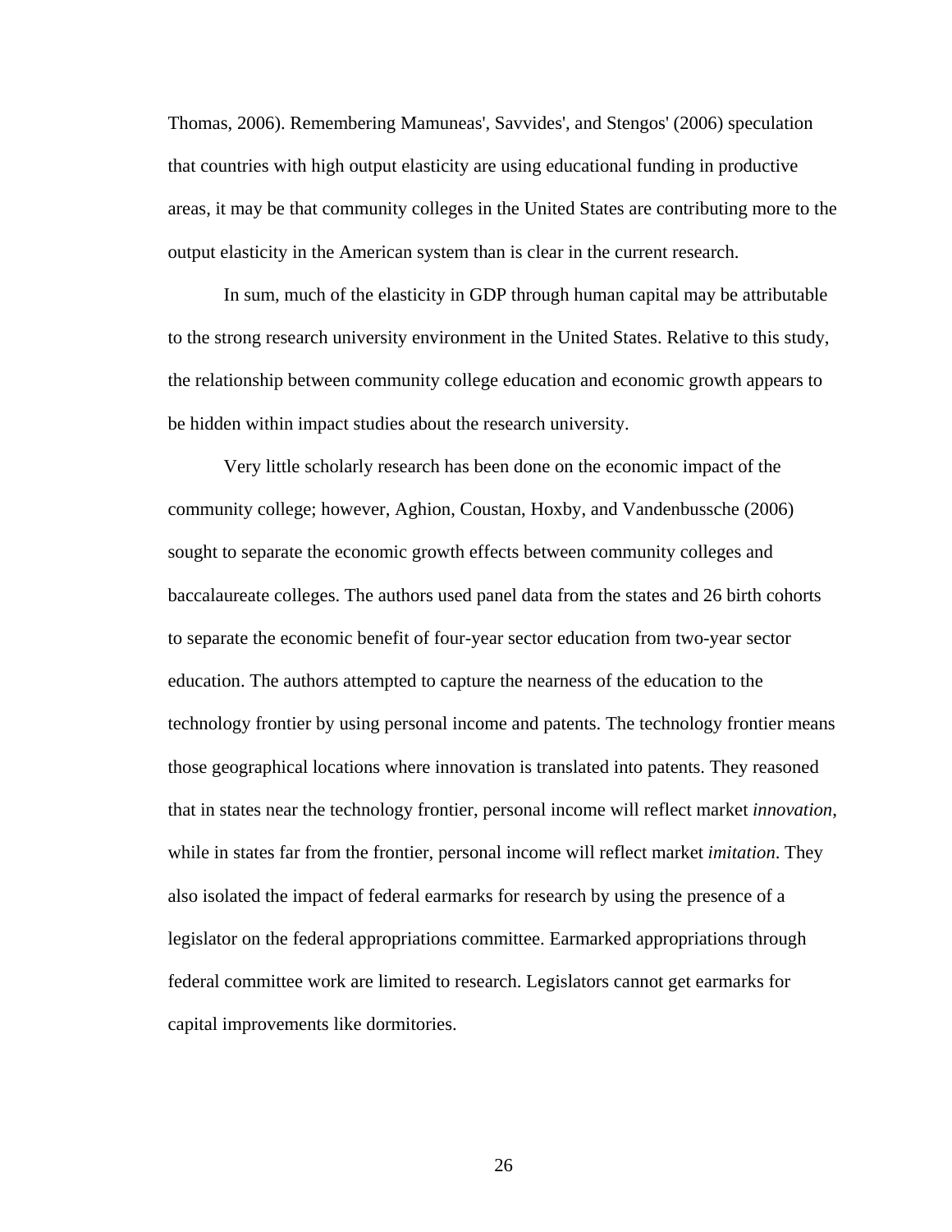Thomas, 2006). Remembering Mamuneas', Savvides', and Stengos' (2006) speculation that countries with high output elasticity are using educational funding in productive areas, it may be that community colleges in the United States are contributing more to the output elasticity in the American system than is clear in the current research.

In sum, much of the elasticity in GDP through human capital may be attributable to the strong research university environment in the United States. Relative to this study, the relationship between community college education and economic growth appears to be hidden within impact studies about the research university.

Very little scholarly research has been done on the economic impact of the community college; however, Aghion, Coustan, Hoxby, and Vandenbussche (2006) sought to separate the economic growth effects between community colleges and baccalaureate colleges. The authors used panel data from the states and 26 birth cohorts to separate the economic benefit of four-year sector education from two-year sector education. The authors attempted to capture the nearness of the education to the technology frontier by using personal income and patents. The technology frontier means those geographical locations where innovation is translated into patents. They reasoned that in states near the technology frontier, personal income will reflect market *innovation*, while in states far from the frontier, personal income will reflect market *imitation*. They also isolated the impact of federal earmarks for research by using the presence of a legislator on the federal appropriations committee. Earmarked appropriations through federal committee work are limited to research. Legislators cannot get earmarks for capital improvements like dormitories.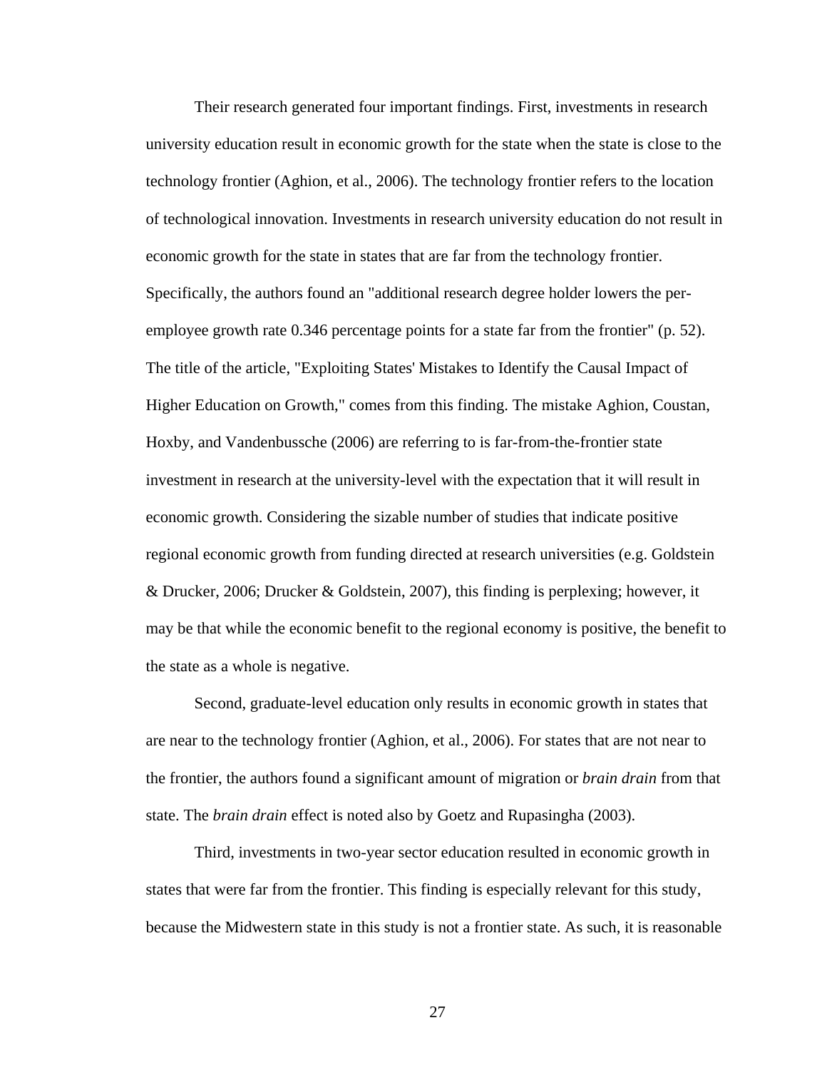Their research generated four important findings. First, investments in research university education result in economic growth for the state when the state is close to the technology frontier (Aghion, et al., 2006). The technology frontier refers to the location of technological innovation. Investments in research university education do not result in economic growth for the state in states that are far from the technology frontier. Specifically, the authors found an "additional research degree holder lowers the per-employee growth rate 0.346 percentage points for a state far from the frontier" (p. 52). The title of the article, "Exploiting States' Mistakes to Identify the Causal Impact of Higher Education on Growth," comes from this finding. The mistake Aghion, Coustan, Hoxby, and Vandenbussche (2006) are referring to is far-from-the-frontier state investment in research at the university-level with the expectation that it will result in economic growth. Considering the sizable number of studies that indicate positive regional economic growth from funding directed at research universities (e.g. Goldstein & Drucker, 2006; Drucker & Goldstein, 2007), this finding is perplexing; however, it may be that while the economic benefit to the regional economy is positive, the benefit to the state as a whole is negative.

Second, graduate-level education only results in economic growth in states that are near to the technology frontier (Aghion, et al., 2006). For states that are not near to the frontier, the authors found a significant amount of migration or *brain drain* from that state. The *brain drain* effect is noted also by Goetz and Rupasingha (2003).

Third, investments in two-year sector education resulted in economic growth in states that were far from the frontier. This finding is especially relevant for this study, because the Midwestern state in this study is not a frontier state. As such, it is reasonable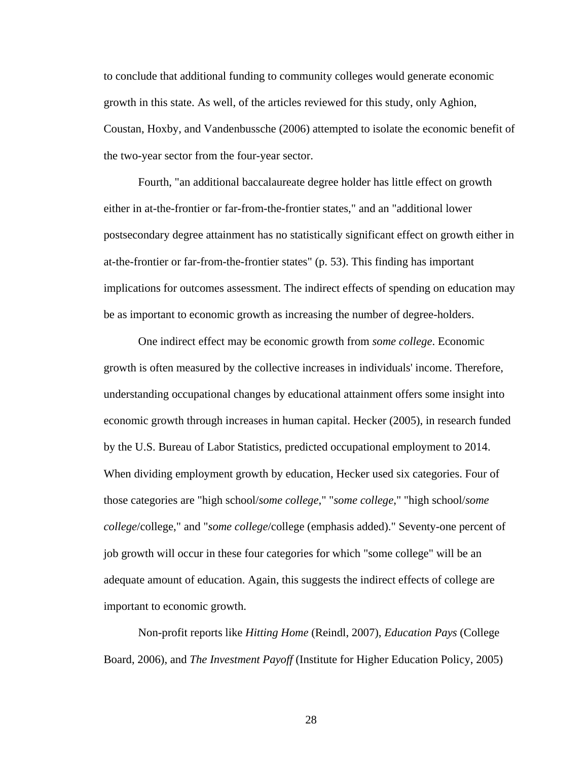to conclude that additional funding to community colleges would generate economic growth in this state. As well, of the articles reviewed for this study, only Aghion, Coustan, Hoxby, and Vandenbussche (2006) attempted to isolate the economic benefit of the two-year sector from the four-year sector.

Fourth, "an additional baccalaureate degree holder has little effect on growth either in at-the-frontier or far-from-the-frontier states," and an "additional lower postsecondary degree attainment has no statistically significant effect on growth either in at-the-frontier or far-from-the-frontier states" (p. 53). This finding has important implications for outcomes assessment. The indirect effects of spending on education may be as important to economic growth as increasing the number of degree-holders.

One indirect effect may be economic growth from *some college*. Economic growth is often measured by the collective increases in individuals' income. Therefore, understanding occupational changes by educational attainment offers some insight into economic growth through increases in human capital. Hecker (2005), in research funded by the U.S. Bureau of Labor Statistics, predicted occupational employment to 2014. When dividing employment growth by education, Hecker used six categories. Four of those categories are "high school/*some college*," "*some college*," "high school/*some college*/college," and "*some college*/college (emphasis added)." Seventy-one percent of job growth will occur in these four categories for which "some college" will be an adequate amount of education. Again, this suggests the indirect effects of college are important to economic growth.

Non-profit reports like *Hitting Home* (Reindl, 2007), *Education Pays* (College Board, 2006), and *The Investment Payoff* (Institute for Higher Education Policy, 2005)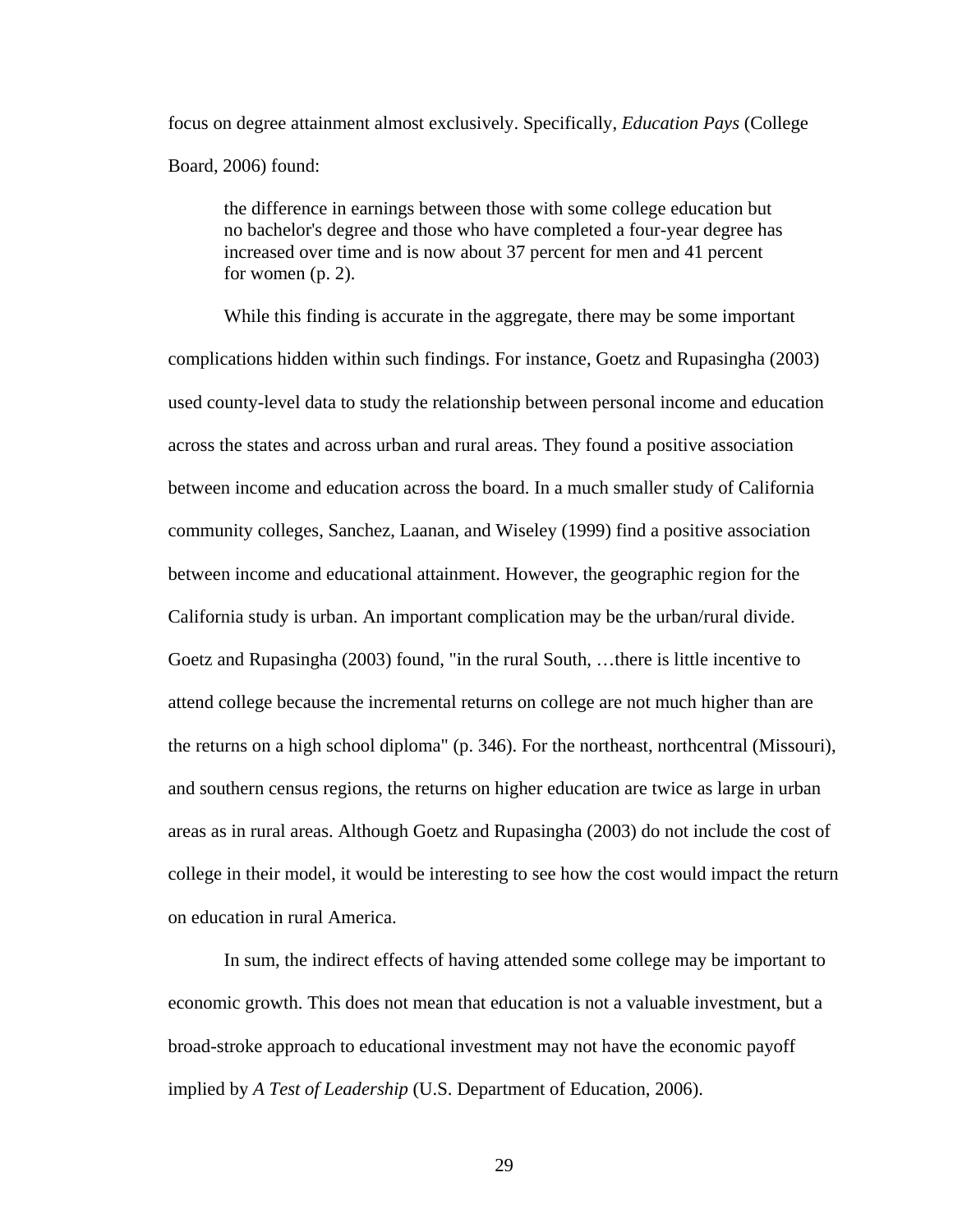focus on degree attainment almost exclusively. Specifically, *Education Pays* (College Board, 2006) found:

> the difference in earnings between those with some college education but no bachelor's degree and those who have completed a four-year degree has increased over time and is now about 37 percent for men and 41 percent for women (p. 2).

While this finding is accurate in the aggregate, there may be some important complications hidden within such findings. For instance, Goetz and Rupasingha (2003) used county-level data to study the relationship between personal income and education across the states and across urban and rural areas. They found a positive association between income and education across the board. In a much smaller study of California community colleges, Sanchez, Laanan, and Wiseley (1999) find a positive association between income and educational attainment. However, the geographic region for the California study is urban. An important complication may be the urban/rural divide. Goetz and Rupasingha (2003) found, "in the rural South, …there is little incentive to attend college because the incremental returns on college are not much higher than are the returns on a high school diploma" (p. 346). For the northeast, northcentral (Missouri), and southern census regions, the returns on higher education are twice as large in urban areas as in rural areas. Although Goetz and Rupasingha (2003) do not include the cost of college in their model, it would be interesting to see how the cost would impact the return on education in rural America.

In sum, the indirect effects of having attended some college may be important to economic growth. This does not mean that education is not a valuable investment, but a broad-stroke approach to educational investment may not have the economic payoff implied by *A Test of Leadership* (U.S. Department of Education, 2006).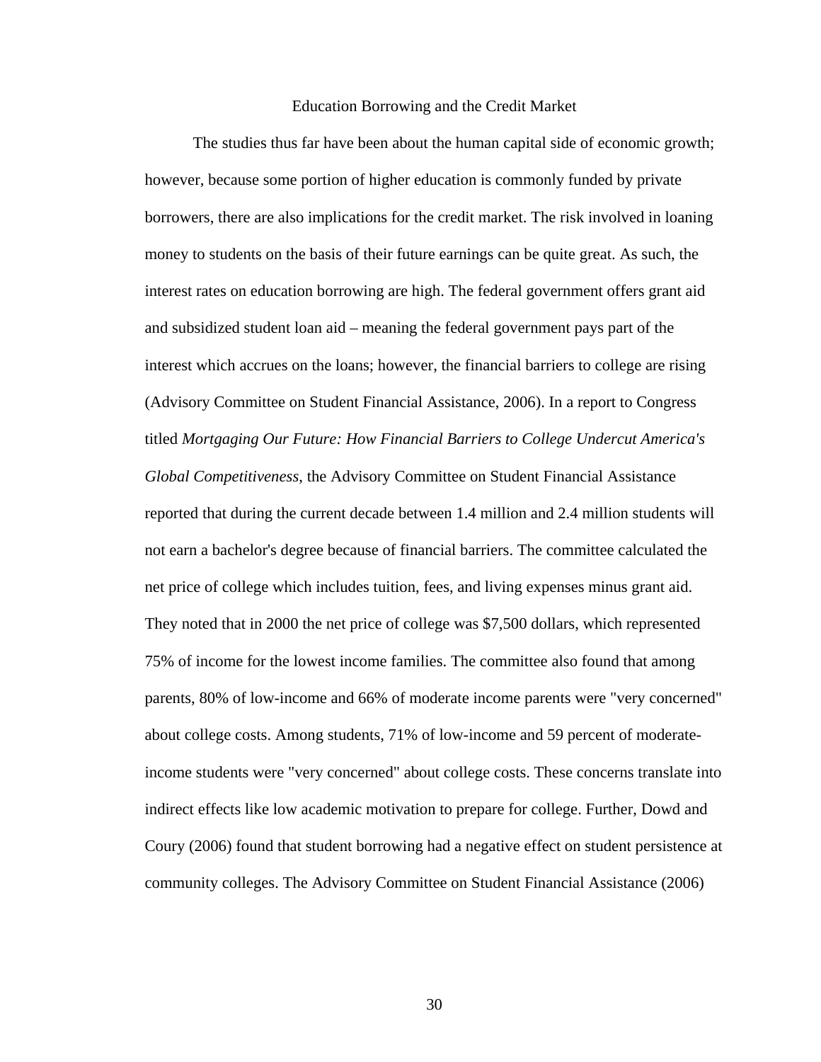## Education Borrowing and the Credit Market

The studies thus far have been about the human capital side of economic growth; however, because some portion of higher education is commonly funded by private borrowers, there are also implications for the credit market. The risk involved in loaning money to students on the basis of their future earnings can be quite great. As such, the interest rates on education borrowing are high. The federal government offers grant aid and subsidized student loan aid – meaning the federal government pays part of the interest which accrues on the loans; however, the financial barriers to college are rising (Advisory Committee on Student Financial Assistance, 2006). In a report to Congress titled *Mortgaging Our Future: How Financial Barriers to College Undercut America's Global Competitiveness*, the Advisory Committee on Student Financial Assistance reported that during the current decade between 1.4 million and 2.4 million students will not earn a bachelor's degree because of financial barriers. The committee calculated the net price of college which includes tuition, fees, and living expenses minus grant aid. They noted that in 2000 the net price of college was $7,500 dollars, which represented 75% of income for the lowest income families. The committee also found that among parents, 80% of low-income and 66% of moderate income parents were "very concerned" about college costs. Among students, 71% of low-income and 59 percent of moderate-income students were "very concerned" about college costs. These concerns translate into indirect effects like low academic motivation to prepare for college. Further, Dowd and Coury (2006) found that student borrowing had a negative effect on student persistence at community colleges. The Advisory Committee on Student Financial Assistance (2006)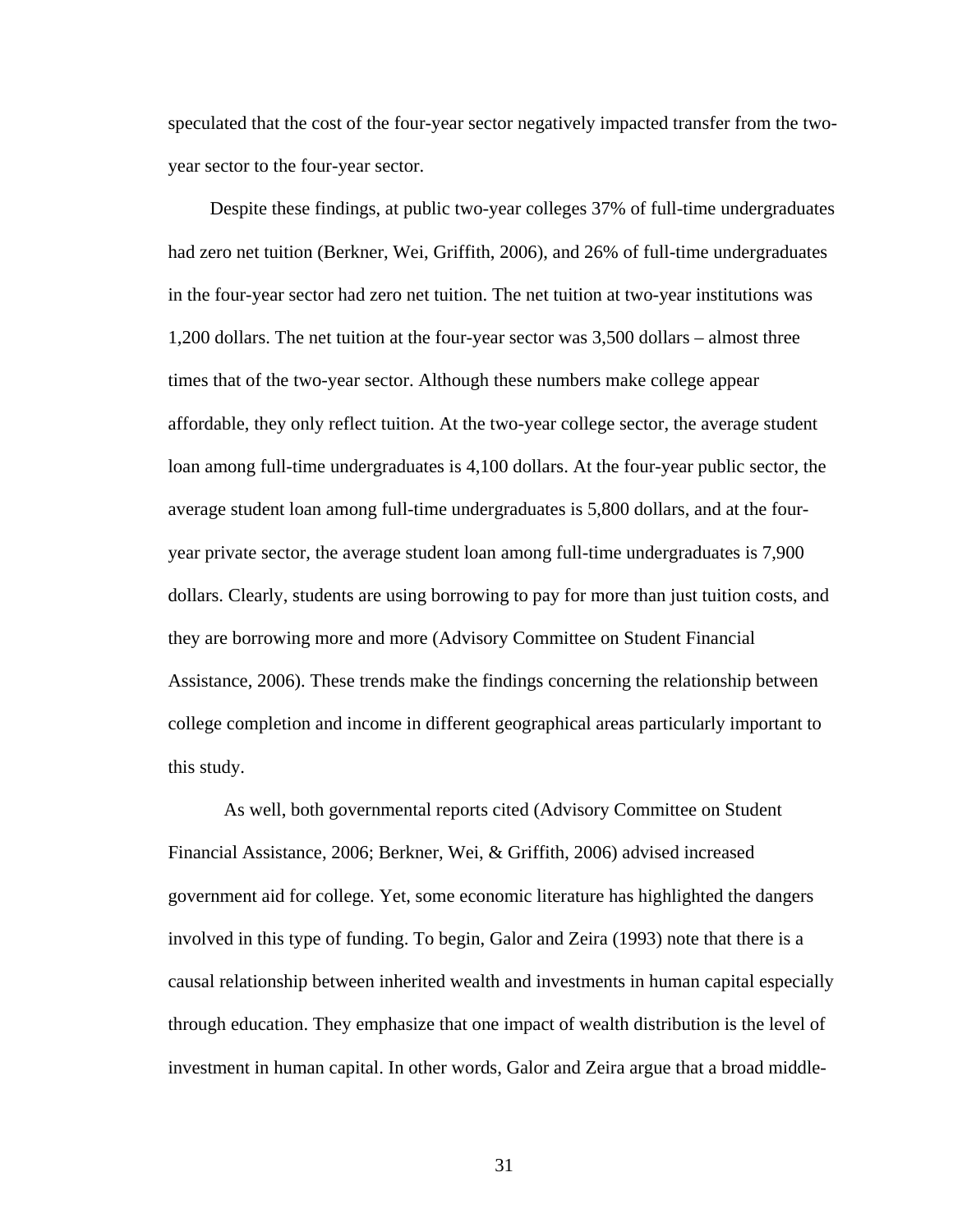speculated that the cost of the four-year sector negatively impacted transfer from the two-year sector to the four-year sector.

Despite these findings, at public two-year colleges 37% of full-time undergraduates had zero net tuition (Berkner, Wei, Griffith, 2006), and 26% of full-time undergraduates in the four-year sector had zero net tuition. The net tuition at two-year institutions was 1,200 dollars. The net tuition at the four-year sector was 3,500 dollars – almost three times that of the two-year sector. Although these numbers make college appear affordable, they only reflect tuition. At the two-year college sector, the average student loan among full-time undergraduates is 4,100 dollars. At the four-year public sector, the average student loan among full-time undergraduates is 5,800 dollars, and at the four-year private sector, the average student loan among full-time undergraduates is 7,900 dollars. Clearly, students are using borrowing to pay for more than just tuition costs, and they are borrowing more and more (Advisory Committee on Student Financial Assistance, 2006). These trends make the findings concerning the relationship between college completion and income in different geographical areas particularly important to this study.

As well, both governmental reports cited (Advisory Committee on Student Financial Assistance, 2006; Berkner, Wei, & Griffith, 2006) advised increased government aid for college. Yet, some economic literature has highlighted the dangers involved in this type of funding. To begin, Galor and Zeira (1993) note that there is a causal relationship between inherited wealth and investments in human capital especially through education. They emphasize that one impact of wealth distribution is the level of investment in human capital. In other words, Galor and Zeira argue that a broad middle-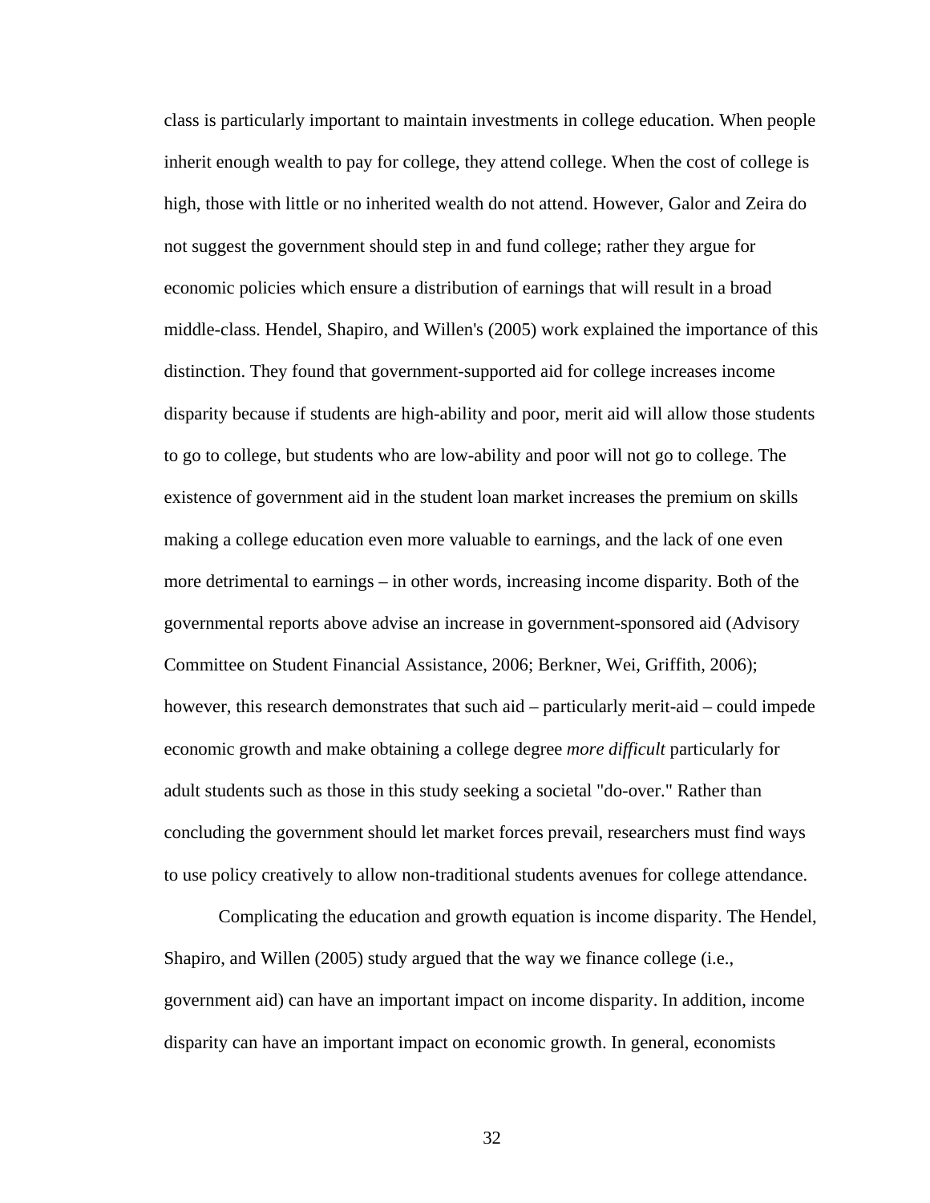class is particularly important to maintain investments in college education. When people inherit enough wealth to pay for college, they attend college. When the cost of college is high, those with little or no inherited wealth do not attend. However, Galor and Zeira do not suggest the government should step in and fund college; rather they argue for economic policies which ensure a distribution of earnings that will result in a broad middle-class. Hendel, Shapiro, and Willen's (2005) work explained the importance of this distinction. They found that government-supported aid for college increases income disparity because if students are high-ability and poor, merit aid will allow those students to go to college, but students who are low-ability and poor will not go to college. The existence of government aid in the student loan market increases the premium on skills making a college education even more valuable to earnings, and the lack of one even more detrimental to earnings – in other words, increasing income disparity. Both of the governmental reports above advise an increase in government-sponsored aid (Advisory Committee on Student Financial Assistance, 2006; Berkner, Wei, Griffith, 2006); however, this research demonstrates that such aid – particularly merit-aid – could impede economic growth and make obtaining a college degree *more difficult* particularly for adult students such as those in this study seeking a societal "do-over." Rather than concluding the government should let market forces prevail, researchers must find ways to use policy creatively to allow non-traditional students avenues for college attendance.

Complicating the education and growth equation is income disparity. The Hendel, Shapiro, and Willen (2005) study argued that the way we finance college (i.e., government aid) can have an important impact on income disparity. In addition, income disparity can have an important impact on economic growth. In general, economists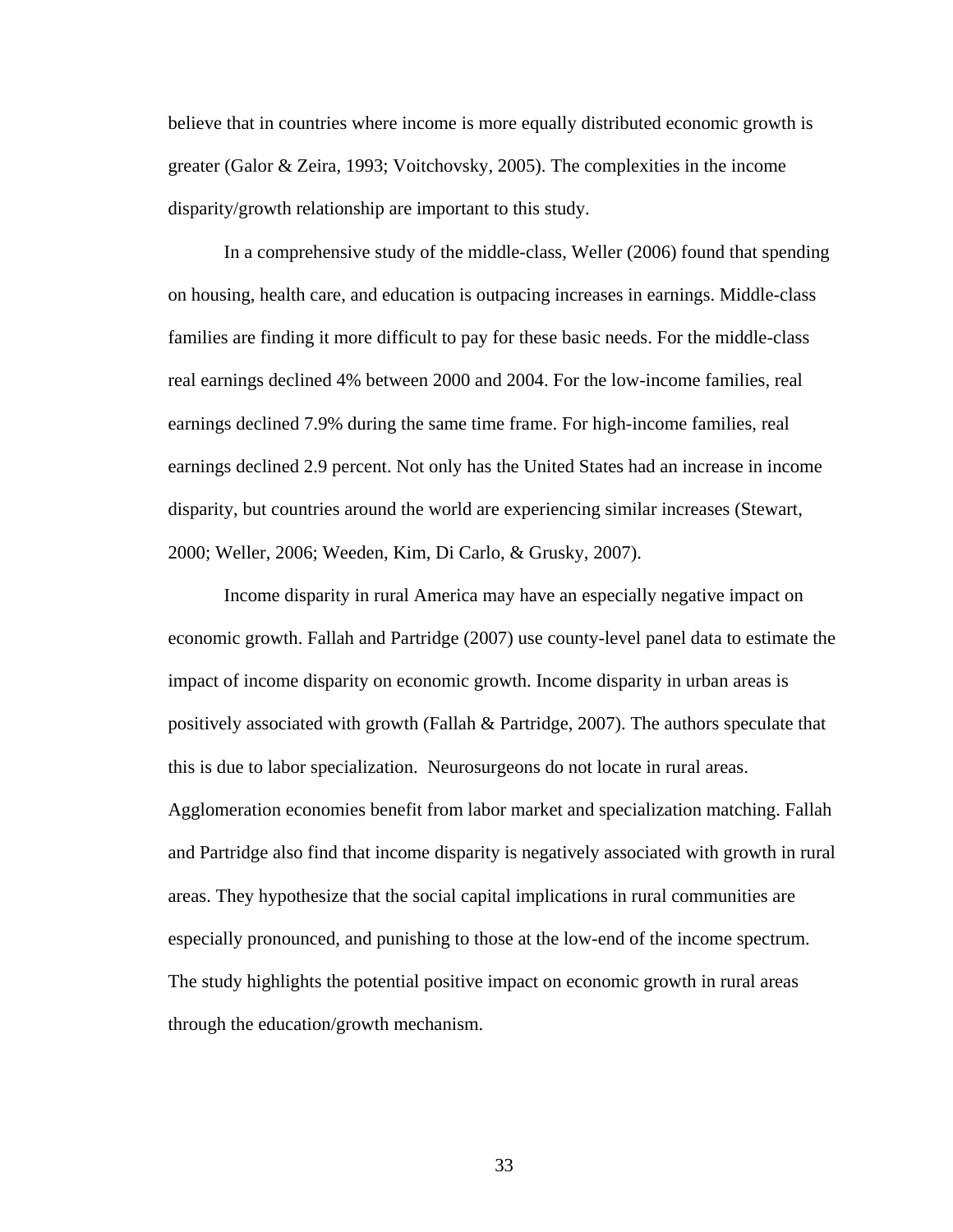believe that in countries where income is more equally distributed economic growth is greater (Galor & Zeira, 1993; Voitchovsky, 2005). The complexities in the income disparity/growth relationship are important to this study.

In a comprehensive study of the middle-class, Weller (2006) found that spending on housing, health care, and education is outpacing increases in earnings. Middle-class families are finding it more difficult to pay for these basic needs. For the middle-class real earnings declined 4% between 2000 and 2004. For the low-income families, real earnings declined 7.9% during the same time frame. For high-income families, real earnings declined 2.9 percent. Not only has the United States had an increase in income disparity, but countries around the world are experiencing similar increases (Stewart, 2000; Weller, 2006; Weeden, Kim, Di Carlo, & Grusky, 2007).

Income disparity in rural America may have an especially negative impact on economic growth. Fallah and Partridge (2007) use county-level panel data to estimate the impact of income disparity on economic growth. Income disparity in urban areas is positively associated with growth (Fallah & Partridge, 2007). The authors speculate that this is due to labor specialization. Neurosurgeons do not locate in rural areas. Agglomeration economies benefit from labor market and specialization matching. Fallah and Partridge also find that income disparity is negatively associated with growth in rural areas. They hypothesize that the social capital implications in rural communities are especially pronounced, and punishing to those at the low-end of the income spectrum. The study highlights the potential positive impact on economic growth in rural areas through the education/growth mechanism.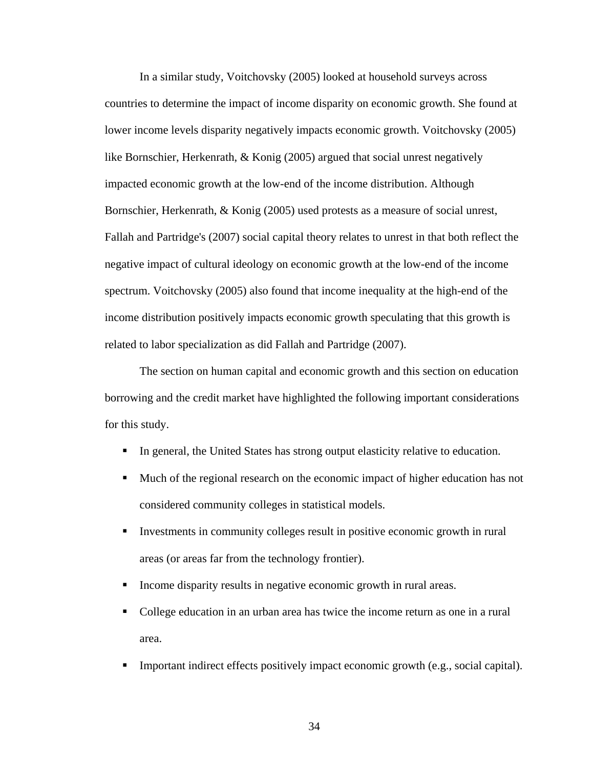In a similar study, Voitchovsky (2005) looked at household surveys across countries to determine the impact of income disparity on economic growth. She found at lower income levels disparity negatively impacts economic growth. Voitchovsky (2005) like Bornschier, Herkenrath, & Konig (2005) argued that social unrest negatively impacted economic growth at the low-end of the income distribution. Although Bornschier, Herkenrath, & Konig (2005) used protests as a measure of social unrest, Fallah and Partridge's (2007) social capital theory relates to unrest in that both reflect the negative impact of cultural ideology on economic growth at the low-end of the income spectrum. Voitchovsky (2005) also found that income inequality at the high-end of the income distribution positively impacts economic growth speculating that this growth is related to labor specialization as did Fallah and Partridge (2007).

The section on human capital and economic growth and this section on education borrowing and the credit market have highlighted the following important considerations for this study.

- In general, the United States has strong output elasticity relative to education.
- Much of the regional research on the economic impact of higher education has not considered community colleges in statistical models.
- Investments in community colleges result in positive economic growth in rural areas (or areas far from the technology frontier).
- Income disparity results in negative economic growth in rural areas.
- College education in an urban area has twice the income return as one in a rural area.
- Important indirect effects positively impact economic growth (e.g., social capital).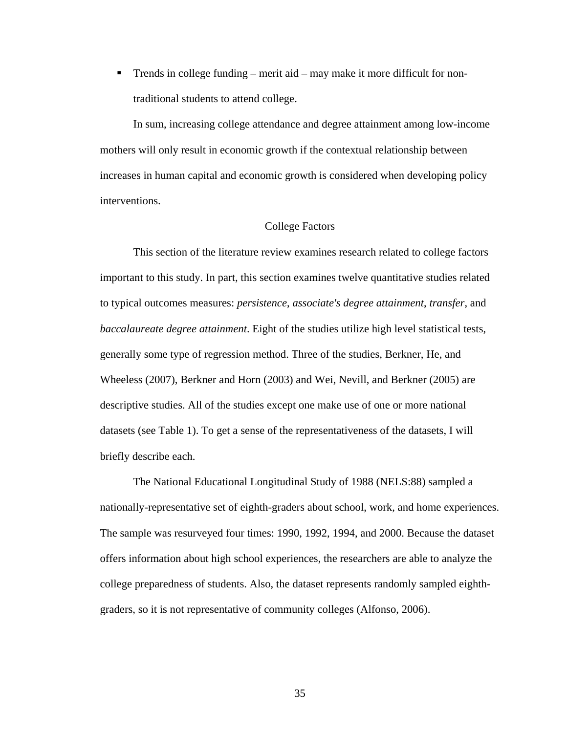- Trends in college funding – merit aid – may make it more difficult for non-traditional students to attend college.

In sum, increasing college attendance and degree attainment among low-income mothers will only result in economic growth if the contextual relationship between increases in human capital and economic growth is considered when developing policy interventions.

## College Factors

This section of the literature review examines research related to college factors important to this study. In part, this section examines twelve quantitative studies related to typical outcomes measures: *persistence*, *associate's degree attainment*, *transfer*, and *baccalaureate degree attainment*. Eight of the studies utilize high level statistical tests, generally some type of regression method. Three of the studies, Berkner, He, and Wheeless (2007), Berkner and Horn (2003) and Wei, Nevill, and Berkner (2005) are descriptive studies. All of the studies except one make use of one or more national datasets (see Table 1). To get a sense of the representativeness of the datasets, I will briefly describe each.

The National Educational Longitudinal Study of 1988 (NELS:88) sampled a nationally-representative set of eighth-graders about school, work, and home experiences. The sample was resurveyed four times: 1990, 1992, 1994, and 2000. Because the dataset offers information about high school experiences, the researchers are able to analyze the college preparedness of students. Also, the dataset represents randomly sampled eighth-graders, so it is not representative of community colleges (Alfonso, 2006).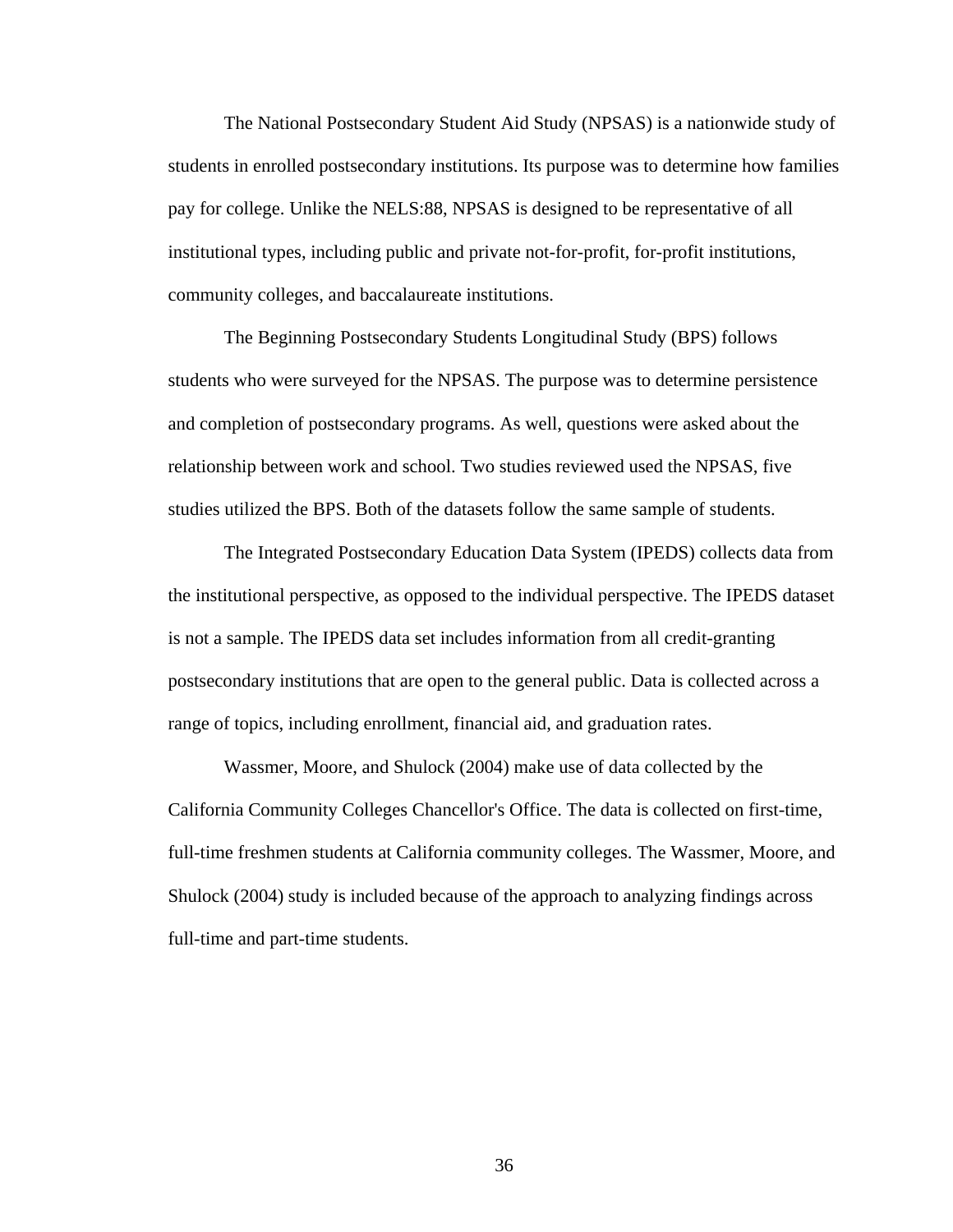The National Postsecondary Student Aid Study (NPSAS) is a nationwide study of students in enrolled postsecondary institutions. Its purpose was to determine how families pay for college. Unlike the NELS:88, NPSAS is designed to be representative of all institutional types, including public and private not-for-profit, for-profit institutions, community colleges, and baccalaureate institutions.

The Beginning Postsecondary Students Longitudinal Study (BPS) follows students who were surveyed for the NPSAS. The purpose was to determine persistence and completion of postsecondary programs. As well, questions were asked about the relationship between work and school. Two studies reviewed used the NPSAS, five studies utilized the BPS. Both of the datasets follow the same sample of students.

The Integrated Postsecondary Education Data System (IPEDS) collects data from the institutional perspective, as opposed to the individual perspective. The IPEDS dataset is not a sample. The IPEDS data set includes information from all credit-granting postsecondary institutions that are open to the general public. Data is collected across a range of topics, including enrollment, financial aid, and graduation rates.

Wassmer, Moore, and Shulock (2004) make use of data collected by the California Community Colleges Chancellor's Office. The data is collected on first-time, full-time freshmen students at California community colleges. The Wassmer, Moore, and Shulock (2004) study is included because of the approach to analyzing findings across full-time and part-time students.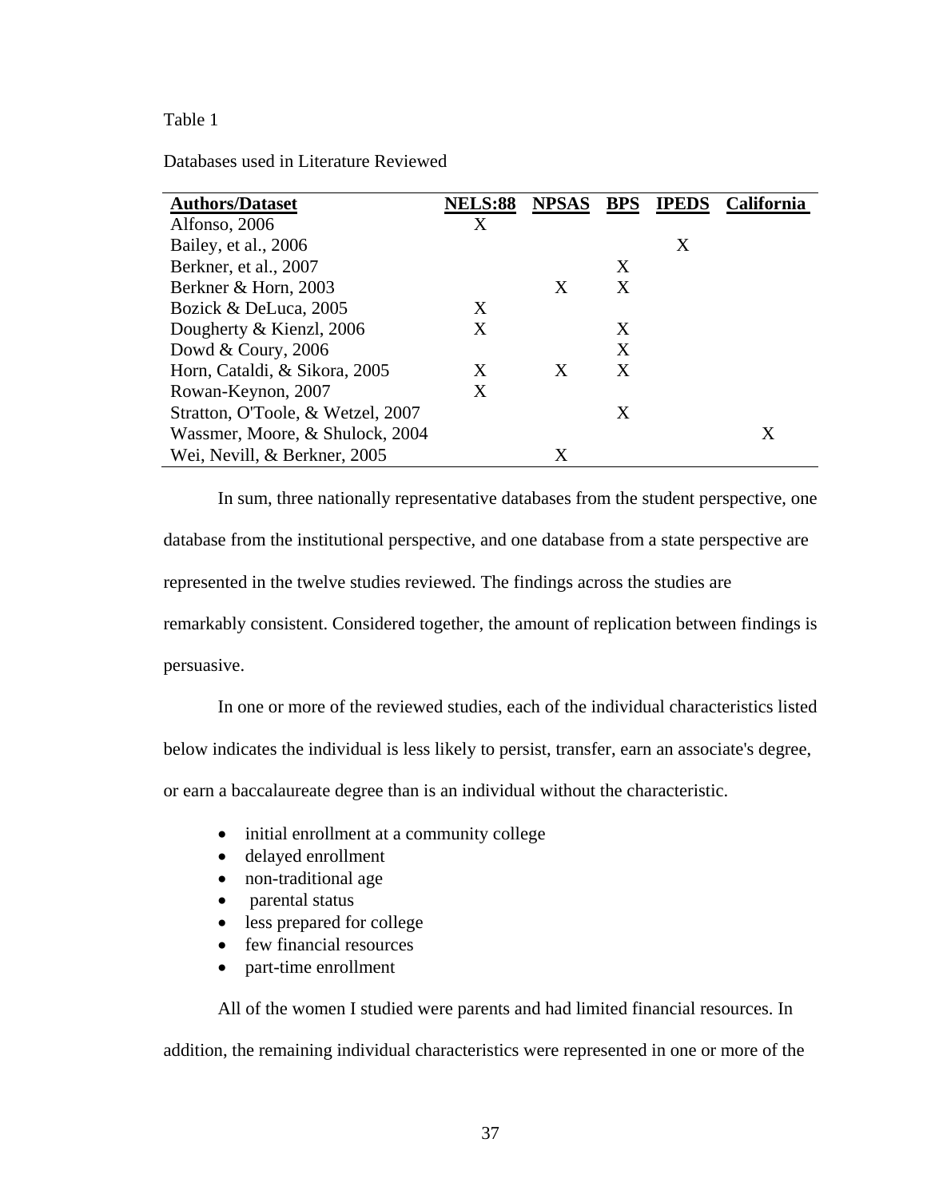Table 1

Databases used in Literature Reviewed

| Authors/Dataset | NELS:88 | NPSAS | BPS | IPEDS | California |
|---|---|---|---|---|---|
| Alfonso, 2006 | X | | | | |
| Bailey, et al., 2006 | | | | X | |
| Berkner, et al., 2007 | | | X | | |
| Berkner & Horn, 2003 | | X | X | | |
| Bozick & DeLuca, 2005 | X | | | | |
| Dougherty & Kienzl, 2006 | X | | X | | |
| Dowd & Coury, 2006 | | | X | | |
| Horn, Cataldi, & Sikora, 2005 | X | X | X | | |
| Rowan-Keynon, 2007 | X | | | | |
| Stratton, O'Toole, & Wetzel, 2007 | | | X | | |
| Wassmer, Moore, & Shulock, 2004 | | | | | X |
| Wei, Nevill, & Berkner, 2005 | | X | | | |

In sum, three nationally representative databases from the student perspective, one database from the institutional perspective, and one database from a state perspective are represented in the twelve studies reviewed. The findings across the studies are remarkably consistent. Considered together, the amount of replication between findings is persuasive.

In one or more of the reviewed studies, each of the individual characteristics listed below indicates the individual is less likely to persist, transfer, earn an associate's degree, or earn a baccalaureate degree than is an individual without the characteristic.

- initial enrollment at a community college
- delayed enrollment
- non-traditional age
- parental status
- less prepared for college
- few financial resources
- part-time enrollment

All of the women I studied were parents and had limited financial resources. In addition, the remaining individual characteristics were represented in one or more of the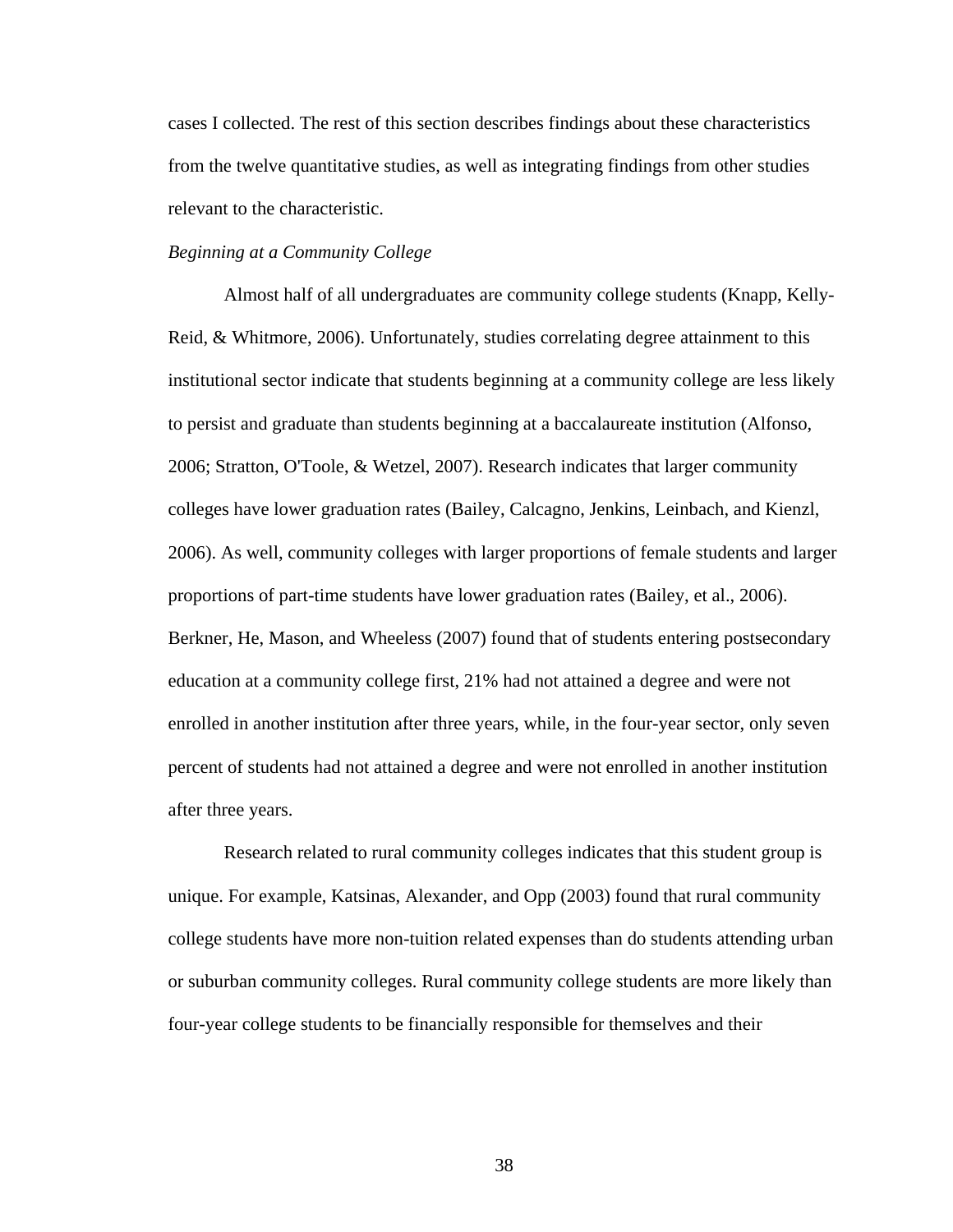cases I collected. The rest of this section describes findings about these characteristics from the twelve quantitative studies, as well as integrating findings from other studies relevant to the characteristic.

*Beginning at a Community College*

Almost half of all undergraduates are community college students (Knapp, Kelly-Reid, & Whitmore, 2006). Unfortunately, studies correlating degree attainment to this institutional sector indicate that students beginning at a community college are less likely to persist and graduate than students beginning at a baccalaureate institution (Alfonso, 2006; Stratton, O'Toole, & Wetzel, 2007). Research indicates that larger community colleges have lower graduation rates (Bailey, Calcagno, Jenkins, Leinbach, and Kienzl, 2006). As well, community colleges with larger proportions of female students and larger proportions of part-time students have lower graduation rates (Bailey, et al., 2006). Berkner, He, Mason, and Wheeless (2007) found that of students entering postsecondary education at a community college first, 21% had not attained a degree and were not enrolled in another institution after three years, while, in the four-year sector, only seven percent of students had not attained a degree and were not enrolled in another institution after three years.

Research related to rural community colleges indicates that this student group is unique. For example, Katsinas, Alexander, and Opp (2003) found that rural community college students have more non-tuition related expenses than do students attending urban or suburban community colleges. Rural community college students are more likely than four-year college students to be financially responsible for themselves and their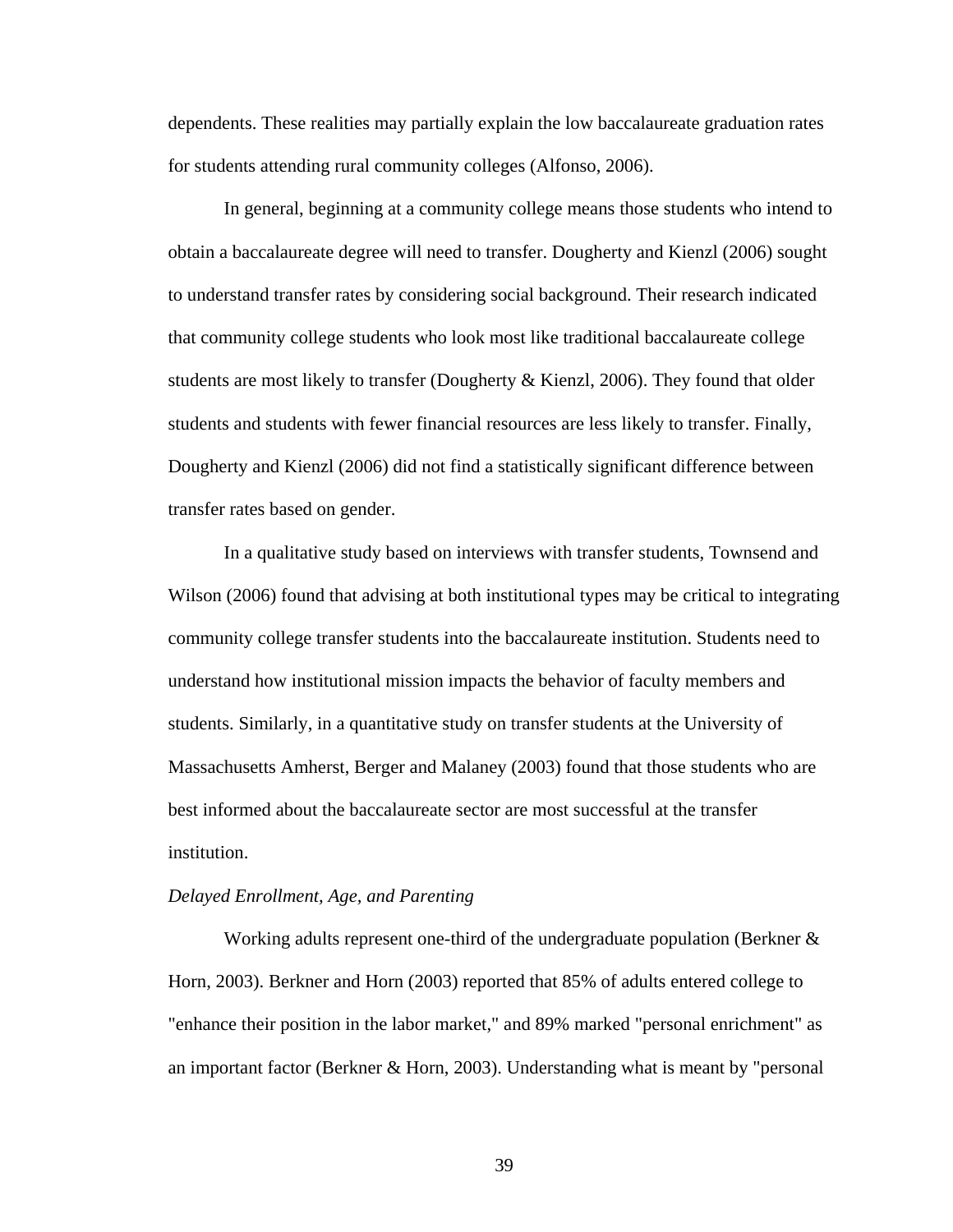dependents. These realities may partially explain the low baccalaureate graduation rates for students attending rural community colleges (Alfonso, 2006).

In general, beginning at a community college means those students who intend to obtain a baccalaureate degree will need to transfer. Dougherty and Kienzl (2006) sought to understand transfer rates by considering social background. Their research indicated that community college students who look most like traditional baccalaureate college students are most likely to transfer (Dougherty & Kienzl, 2006). They found that older students and students with fewer financial resources are less likely to transfer. Finally, Dougherty and Kienzl (2006) did not find a statistically significant difference between transfer rates based on gender.

In a qualitative study based on interviews with transfer students, Townsend and Wilson (2006) found that advising at both institutional types may be critical to integrating community college transfer students into the baccalaureate institution. Students need to understand how institutional mission impacts the behavior of faculty members and students. Similarly, in a quantitative study on transfer students at the University of Massachusetts Amherst, Berger and Malaney (2003) found that those students who are best informed about the baccalaureate sector are most successful at the transfer institution.

*Delayed Enrollment, Age, and Parenting*

Working adults represent one-third of the undergraduate population (Berkner & Horn, 2003). Berkner and Horn (2003) reported that 85% of adults entered college to "enhance their position in the labor market," and 89% marked "personal enrichment" as an important factor (Berkner & Horn, 2003). Understanding what is meant by "personal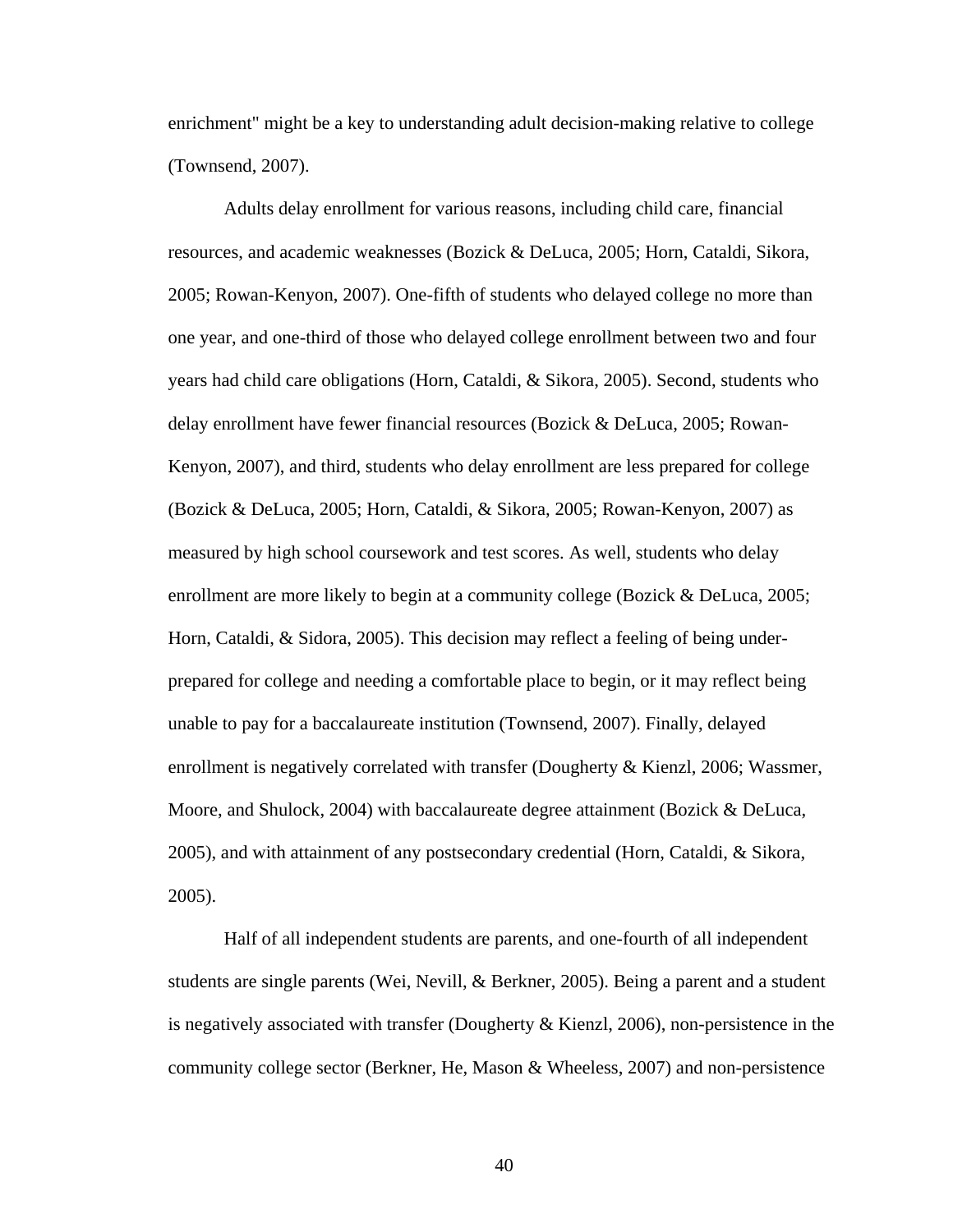enrichment" might be a key to understanding adult decision-making relative to college (Townsend, 2007).

Adults delay enrollment for various reasons, including child care, financial resources, and academic weaknesses (Bozick & DeLuca, 2005; Horn, Cataldi, Sikora, 2005; Rowan-Kenyon, 2007). One-fifth of students who delayed college no more than one year, and one-third of those who delayed college enrollment between two and four years had child care obligations (Horn, Cataldi, & Sikora, 2005). Second, students who delay enrollment have fewer financial resources (Bozick & DeLuca, 2005; Rowan-Kenyon, 2007), and third, students who delay enrollment are less prepared for college (Bozick & DeLuca, 2005; Horn, Cataldi, & Sikora, 2005; Rowan-Kenyon, 2007) as measured by high school coursework and test scores. As well, students who delay enrollment are more likely to begin at a community college (Bozick & DeLuca, 2005; Horn, Cataldi, & Sidora, 2005). This decision may reflect a feeling of being under-prepared for college and needing a comfortable place to begin, or it may reflect being unable to pay for a baccalaureate institution (Townsend, 2007). Finally, delayed enrollment is negatively correlated with transfer (Dougherty & Kienzl, 2006; Wassmer, Moore, and Shulock, 2004) with baccalaureate degree attainment (Bozick & DeLuca, 2005), and with attainment of any postsecondary credential (Horn, Cataldi, & Sikora, 2005).

Half of all independent students are parents, and one-fourth of all independent students are single parents (Wei, Nevill, & Berkner, 2005). Being a parent and a student is negatively associated with transfer (Dougherty & Kienzl, 2006), non-persistence in the community college sector (Berkner, He, Mason & Wheeless, 2007) and non-persistence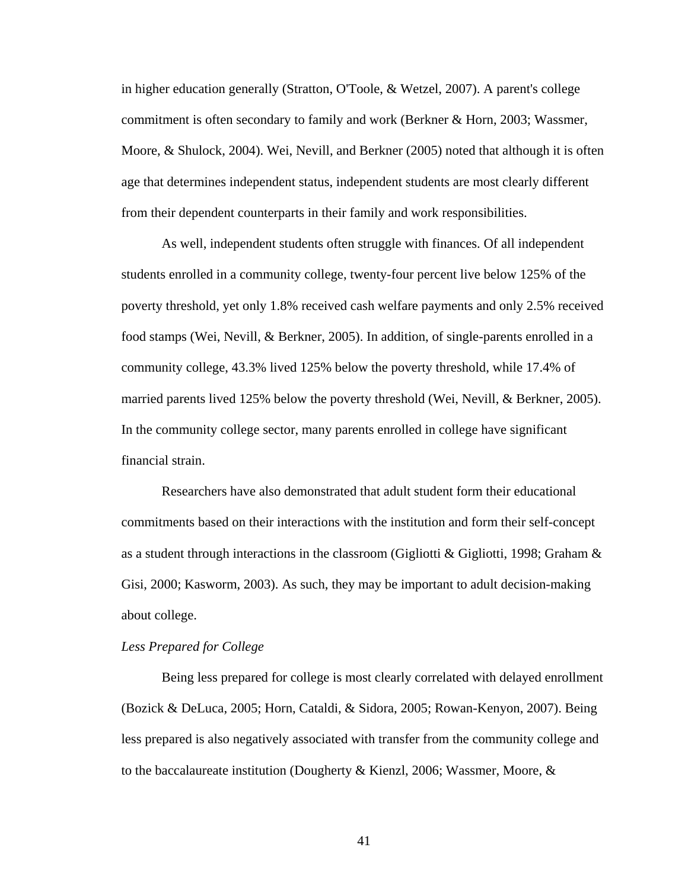in higher education generally (Stratton, O'Toole, & Wetzel, 2007). A parent's college commitment is often secondary to family and work (Berkner & Horn, 2003; Wassmer, Moore, & Shulock, 2004). Wei, Nevill, and Berkner (2005) noted that although it is often age that determines independent status, independent students are most clearly different from their dependent counterparts in their family and work responsibilities.

As well, independent students often struggle with finances. Of all independent students enrolled in a community college, twenty-four percent live below 125% of the poverty threshold, yet only 1.8% received cash welfare payments and only 2.5% received food stamps (Wei, Nevill, & Berkner, 2005). In addition, of single-parents enrolled in a community college, 43.3% lived 125% below the poverty threshold, while 17.4% of married parents lived 125% below the poverty threshold (Wei, Nevill, & Berkner, 2005). In the community college sector, many parents enrolled in college have significant financial strain.

Researchers have also demonstrated that adult student form their educational commitments based on their interactions with the institution and form their self-concept as a student through interactions in the classroom (Gigliotti & Gigliotti, 1998; Graham & Gisi, 2000; Kasworm, 2003). As such, they may be important to adult decision-making about college.

*Less Prepared for College*

Being less prepared for college is most clearly correlated with delayed enrollment (Bozick & DeLuca, 2005; Horn, Cataldi, & Sidora, 2005; Rowan-Kenyon, 2007). Being less prepared is also negatively associated with transfer from the community college and to the baccalaureate institution (Dougherty & Kienzl, 2006; Wassmer, Moore, &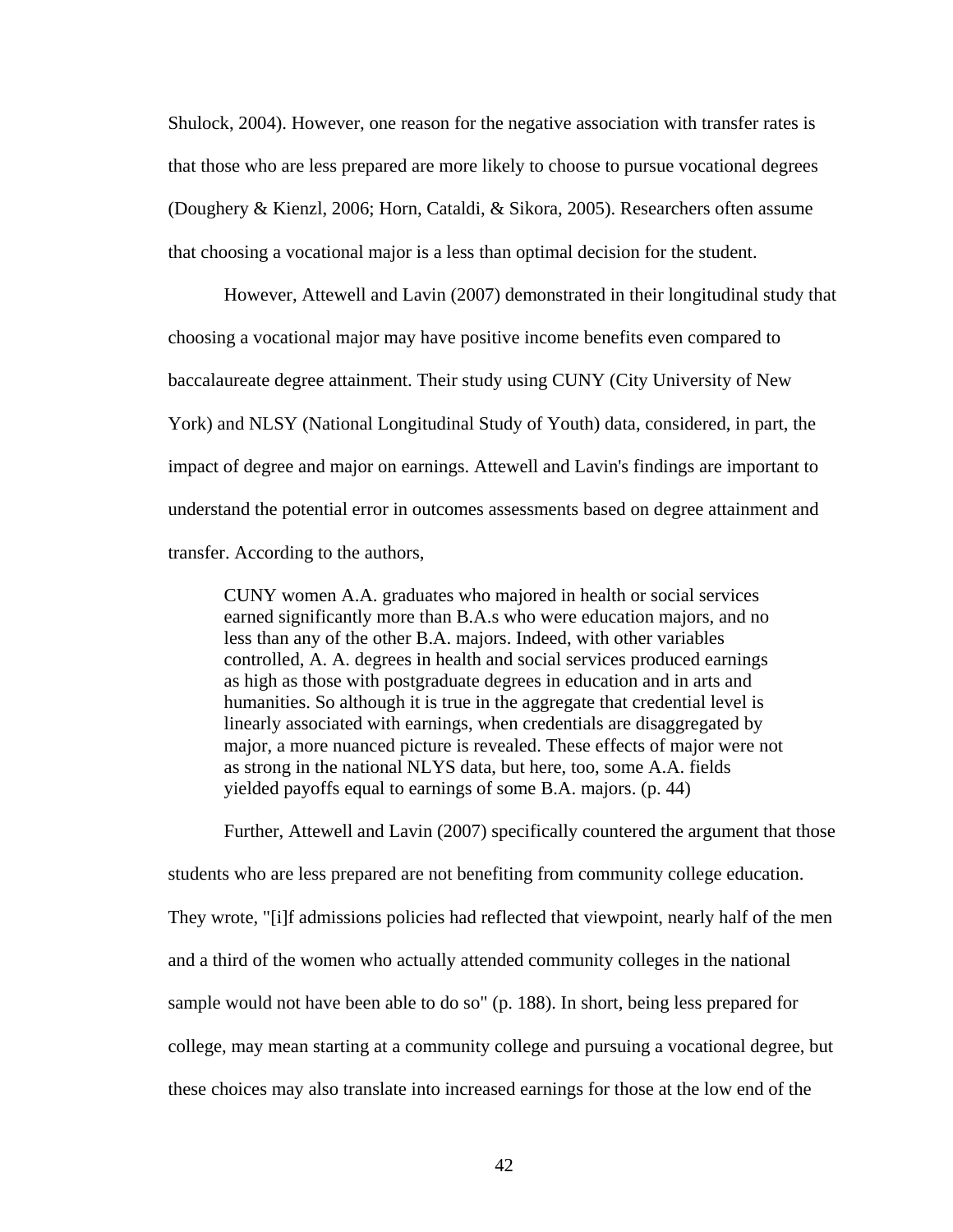Shulock, 2004). However, one reason for the negative association with transfer rates is that those who are less prepared are more likely to choose to pursue vocational degrees (Doughery & Kienzl, 2006; Horn, Cataldi, & Sikora, 2005). Researchers often assume that choosing a vocational major is a less than optimal decision for the student.

However, Attewell and Lavin (2007) demonstrated in their longitudinal study that choosing a vocational major may have positive income benefits even compared to baccalaureate degree attainment. Their study using CUNY (City University of New York) and NLSY (National Longitudinal Study of Youth) data, considered, in part, the impact of degree and major on earnings. Attewell and Lavin's findings are important to understand the potential error in outcomes assessments based on degree attainment and transfer. According to the authors,

> CUNY women A.A. graduates who majored in health or social services earned significantly more than B.A.s who were education majors, and no less than any of the other B.A. majors. Indeed, with other variables controlled, A. A. degrees in health and social services produced earnings as high as those with postgraduate degrees in education and in arts and humanities. So although it is true in the aggregate that credential level is linearly associated with earnings, when credentials are disaggregated by major, a more nuanced picture is revealed. These effects of major were not as strong in the national NLYS data, but here, too, some A.A. fields yielded payoffs equal to earnings of some B.A. majors. (p. 44)

Further, Attewell and Lavin (2007) specifically countered the argument that those students who are less prepared are not benefiting from community college education. They wrote, "[i]f admissions policies had reflected that viewpoint, nearly half of the men and a third of the women who actually attended community colleges in the national sample would not have been able to do so" (p. 188). In short, being less prepared for college, may mean starting at a community college and pursuing a vocational degree, but these choices may also translate into increased earnings for those at the low end of the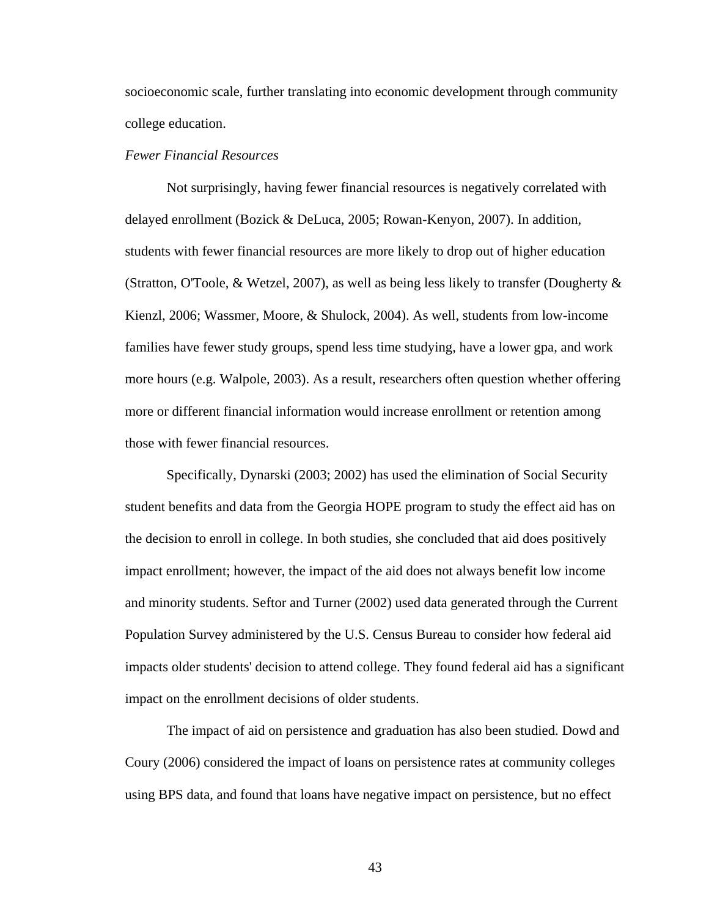socioeconomic scale, further translating into economic development through community college education.

*Fewer Financial Resources*

Not surprisingly, having fewer financial resources is negatively correlated with delayed enrollment (Bozick & DeLuca, 2005; Rowan-Kenyon, 2007). In addition, students with fewer financial resources are more likely to drop out of higher education (Stratton, O'Toole, & Wetzel, 2007), as well as being less likely to transfer (Dougherty & Kienzl, 2006; Wassmer, Moore, & Shulock, 2004). As well, students from low-income families have fewer study groups, spend less time studying, have a lower gpa, and work more hours (e.g. Walpole, 2003). As a result, researchers often question whether offering more or different financial information would increase enrollment or retention among those with fewer financial resources.

Specifically, Dynarski (2003; 2002) has used the elimination of Social Security student benefits and data from the Georgia HOPE program to study the effect aid has on the decision to enroll in college. In both studies, she concluded that aid does positively impact enrollment; however, the impact of the aid does not always benefit low income and minority students. Seftor and Turner (2002) used data generated through the Current Population Survey administered by the U.S. Census Bureau to consider how federal aid impacts older students' decision to attend college. They found federal aid has a significant impact on the enrollment decisions of older students.

The impact of aid on persistence and graduation has also been studied. Dowd and Coury (2006) considered the impact of loans on persistence rates at community colleges using BPS data, and found that loans have negative impact on persistence, but no effect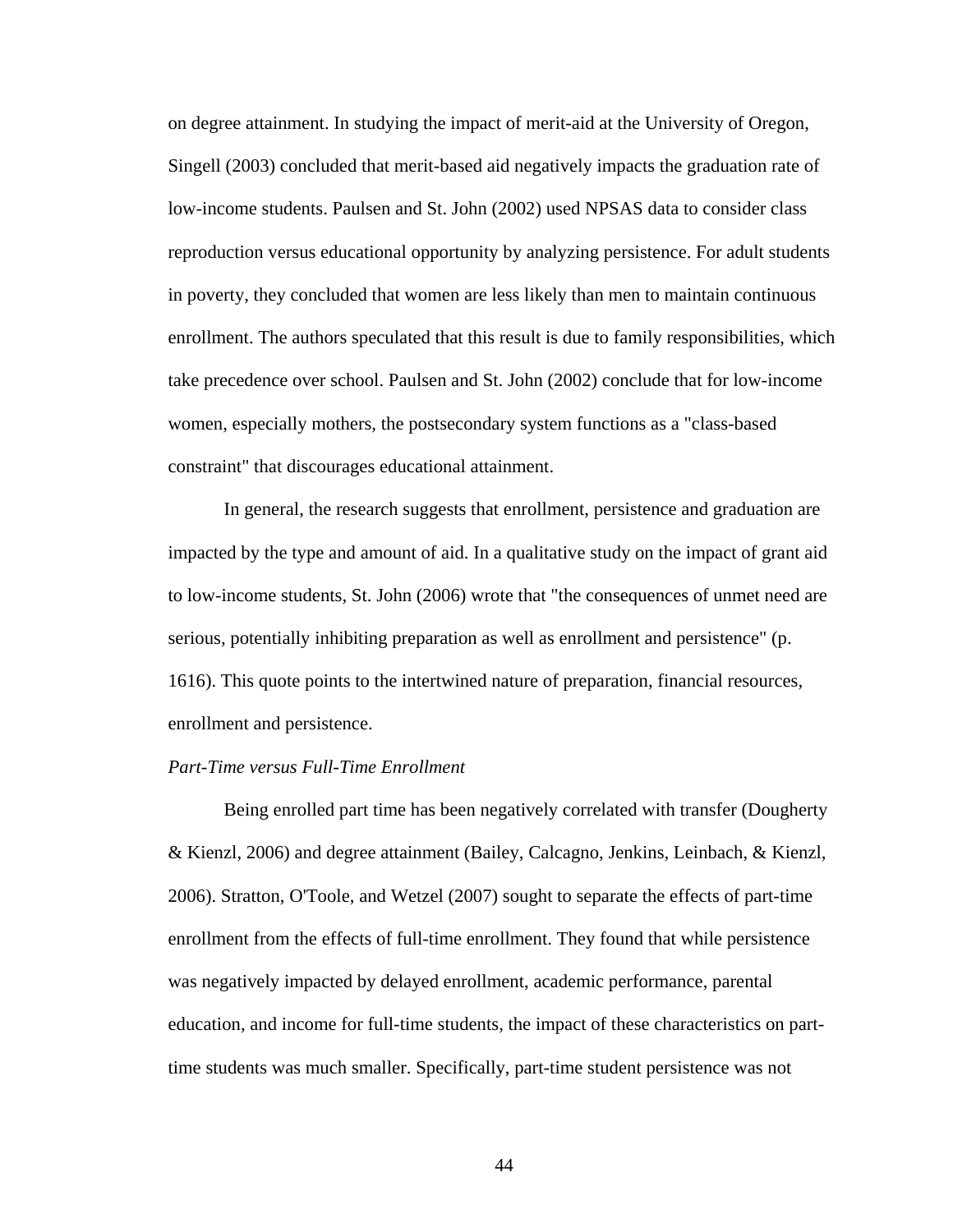on degree attainment. In studying the impact of merit-aid at the University of Oregon, Singell (2003) concluded that merit-based aid negatively impacts the graduation rate of low-income students. Paulsen and St. John (2002) used NPSAS data to consider class reproduction versus educational opportunity by analyzing persistence. For adult students in poverty, they concluded that women are less likely than men to maintain continuous enrollment. The authors speculated that this result is due to family responsibilities, which take precedence over school. Paulsen and St. John (2002) conclude that for low-income women, especially mothers, the postsecondary system functions as a "class-based constraint" that discourages educational attainment.

In general, the research suggests that enrollment, persistence and graduation are impacted by the type and amount of aid. In a qualitative study on the impact of grant aid to low-income students, St. John (2006) wrote that "the consequences of unmet need are serious, potentially inhibiting preparation as well as enrollment and persistence" (p. 1616). This quote points to the intertwined nature of preparation, financial resources, enrollment and persistence.

*Part-Time versus Full-Time Enrollment*

Being enrolled part time has been negatively correlated with transfer (Dougherty & Kienzl, 2006) and degree attainment (Bailey, Calcagno, Jenkins, Leinbach, & Kienzl, 2006). Stratton, O'Toole, and Wetzel (2007) sought to separate the effects of part-time enrollment from the effects of full-time enrollment. They found that while persistence was negatively impacted by delayed enrollment, academic performance, parental education, and income for full-time students, the impact of these characteristics on part-time students was much smaller. Specifically, part-time student persistence was not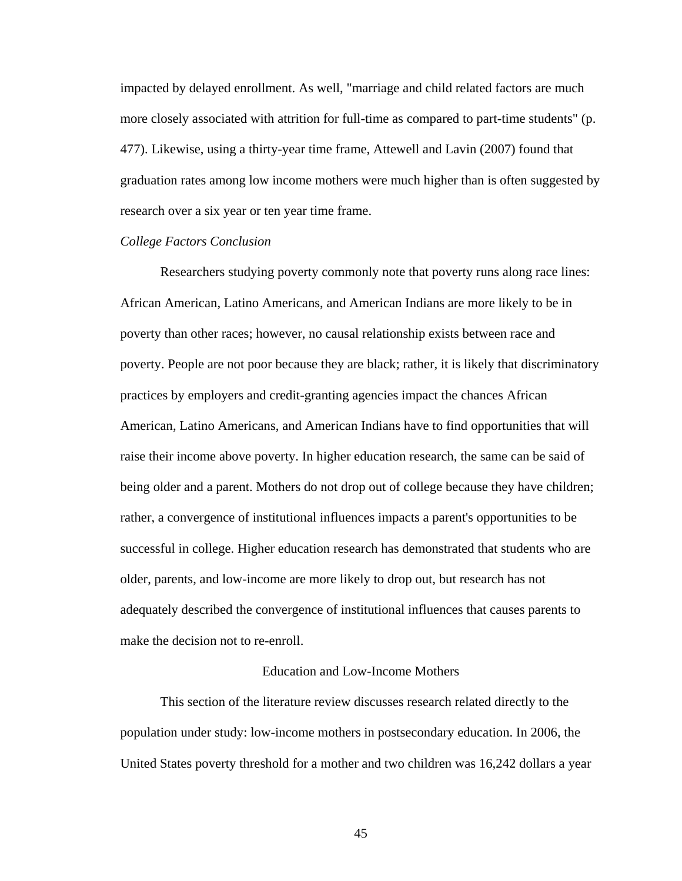impacted by delayed enrollment. As well, "marriage and child related factors are much more closely associated with attrition for full-time as compared to part-time students" (p. 477). Likewise, using a thirty-year time frame, Attewell and Lavin (2007) found that graduation rates among low income mothers were much higher than is often suggested by research over a six year or ten year time frame.

*College Factors Conclusion*

Researchers studying poverty commonly note that poverty runs along race lines: African American, Latino Americans, and American Indians are more likely to be in poverty than other races; however, no causal relationship exists between race and poverty. People are not poor because they are black; rather, it is likely that discriminatory practices by employers and credit-granting agencies impact the chances African American, Latino Americans, and American Indians have to find opportunities that will raise their income above poverty. In higher education research, the same can be said of being older and a parent. Mothers do not drop out of college because they have children; rather, a convergence of institutional influences impacts a parent's opportunities to be successful in college. Higher education research has demonstrated that students who are older, parents, and low-income are more likely to drop out, but research has not adequately described the convergence of institutional influences that causes parents to make the decision not to re-enroll.

## Education and Low-Income Mothers

This section of the literature review discusses research related directly to the population under study: low-income mothers in postsecondary education. In 2006, the United States poverty threshold for a mother and two children was 16,242 dollars a year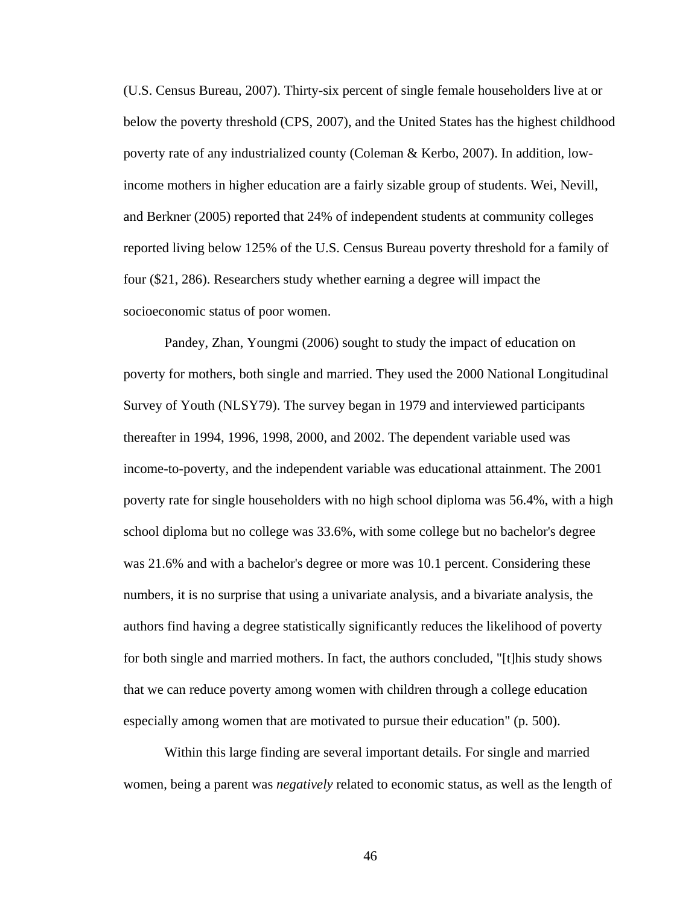(U.S. Census Bureau, 2007). Thirty-six percent of single female householders live at or below the poverty threshold (CPS, 2007), and the United States has the highest childhood poverty rate of any industrialized county (Coleman & Kerbo, 2007). In addition, low-income mothers in higher education are a fairly sizable group of students. Wei, Nevill, and Berkner (2005) reported that 24% of independent students at community colleges reported living below 125% of the U.S. Census Bureau poverty threshold for a family of four ($21, 286). Researchers study whether earning a degree will impact the socioeconomic status of poor women.

Pandey, Zhan, Youngmi (2006) sought to study the impact of education on poverty for mothers, both single and married. They used the 2000 National Longitudinal Survey of Youth (NLSY79). The survey began in 1979 and interviewed participants thereafter in 1994, 1996, 1998, 2000, and 2002. The dependent variable used was income-to-poverty, and the independent variable was educational attainment. The 2001 poverty rate for single householders with no high school diploma was 56.4%, with a high school diploma but no college was 33.6%, with some college but no bachelor's degree was 21.6% and with a bachelor's degree or more was 10.1 percent. Considering these numbers, it is no surprise that using a univariate analysis, and a bivariate analysis, the authors find having a degree statistically significantly reduces the likelihood of poverty for both single and married mothers. In fact, the authors concluded, "[t]his study shows that we can reduce poverty among women with children through a college education especially among women that are motivated to pursue their education" (p. 500).

Within this large finding are several important details. For single and married women, being a parent was *negatively* related to economic status, as well as the length of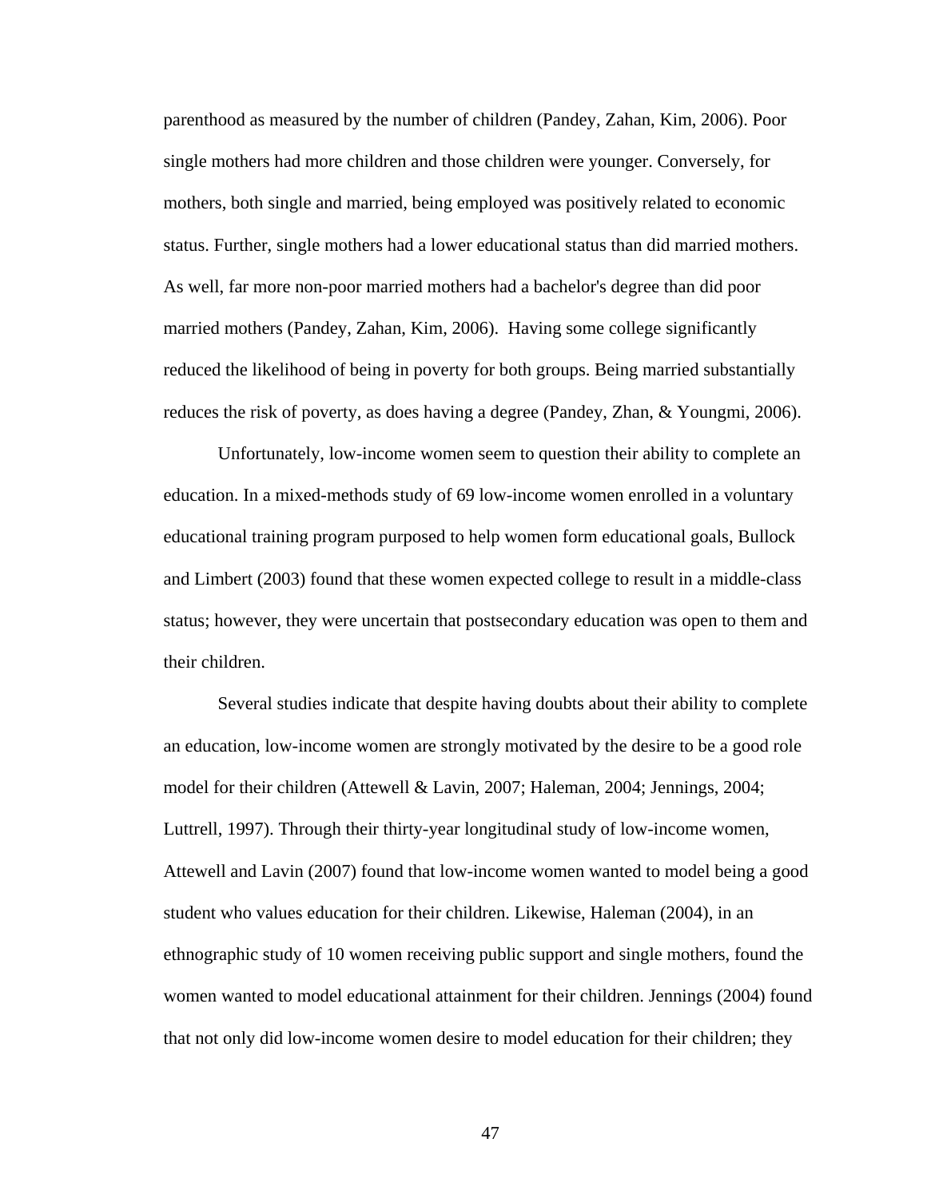parenthood as measured by the number of children (Pandey, Zahan, Kim, 2006). Poor single mothers had more children and those children were younger. Conversely, for mothers, both single and married, being employed was positively related to economic status. Further, single mothers had a lower educational status than did married mothers. As well, far more non-poor married mothers had a bachelor's degree than did poor married mothers (Pandey, Zahan, Kim, 2006). Having some college significantly reduced the likelihood of being in poverty for both groups. Being married substantially reduces the risk of poverty, as does having a degree (Pandey, Zhan, & Youngmi, 2006).

Unfortunately, low-income women seem to question their ability to complete an education. In a mixed-methods study of 69 low-income women enrolled in a voluntary educational training program purposed to help women form educational goals, Bullock and Limbert (2003) found that these women expected college to result in a middle-class status; however, they were uncertain that postsecondary education was open to them and their children.

Several studies indicate that despite having doubts about their ability to complete an education, low-income women are strongly motivated by the desire to be a good role model for their children (Attewell & Lavin, 2007; Haleman, 2004; Jennings, 2004; Luttrell, 1997). Through their thirty-year longitudinal study of low-income women, Attewell and Lavin (2007) found that low-income women wanted to model being a good student who values education for their children. Likewise, Haleman (2004), in an ethnographic study of 10 women receiving public support and single mothers, found the women wanted to model educational attainment for their children. Jennings (2004) found that not only did low-income women desire to model education for their children; they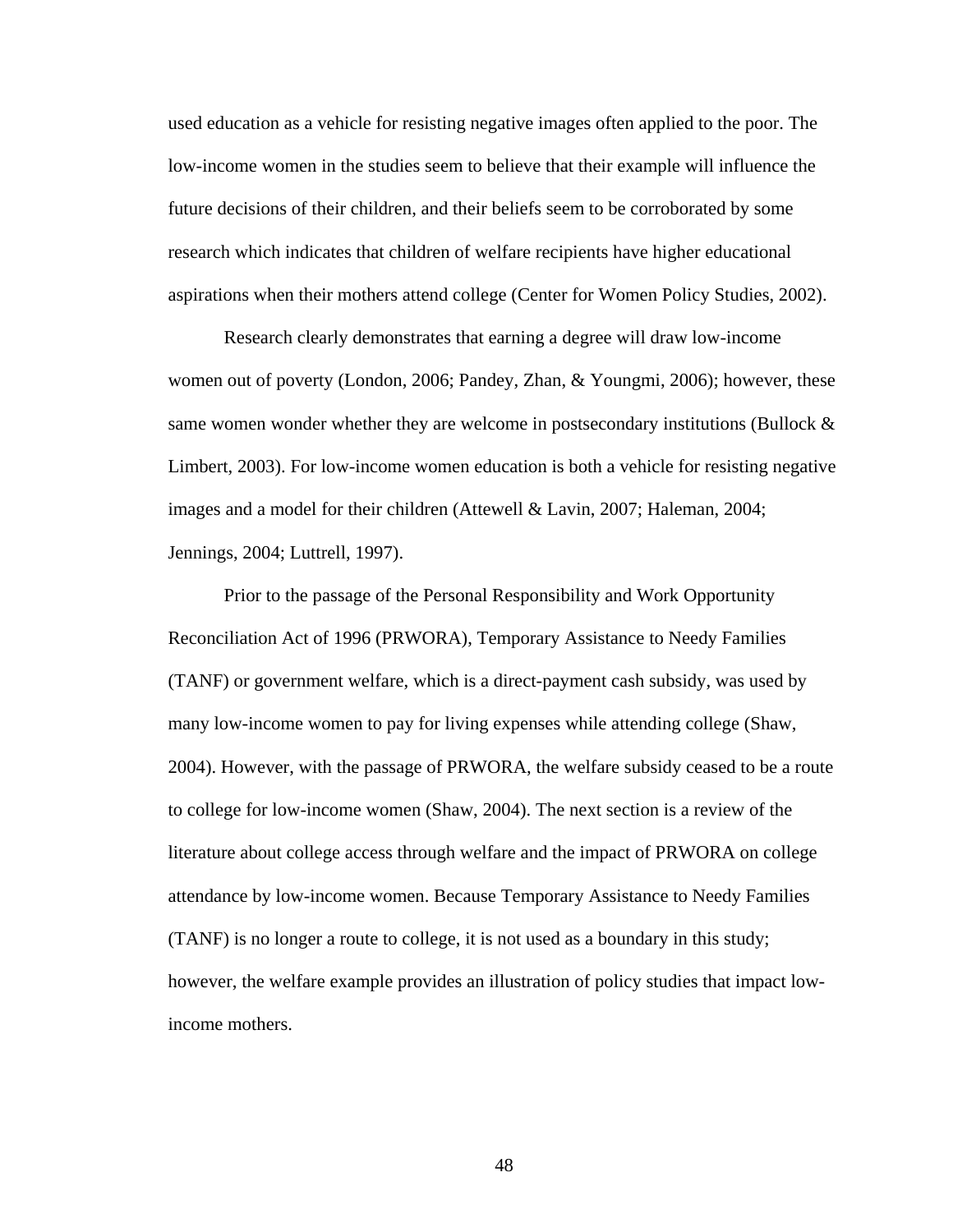used education as a vehicle for resisting negative images often applied to the poor. The low-income women in the studies seem to believe that their example will influence the future decisions of their children, and their beliefs seem to be corroborated by some research which indicates that children of welfare recipients have higher educational aspirations when their mothers attend college (Center for Women Policy Studies, 2002).

Research clearly demonstrates that earning a degree will draw low-income women out of poverty (London, 2006; Pandey, Zhan, & Youngmi, 2006); however, these same women wonder whether they are welcome in postsecondary institutions (Bullock & Limbert, 2003). For low-income women education is both a vehicle for resisting negative images and a model for their children (Attewell & Lavin, 2007; Haleman, 2004; Jennings, 2004; Luttrell, 1997).

Prior to the passage of the Personal Responsibility and Work Opportunity Reconciliation Act of 1996 (PRWORA), Temporary Assistance to Needy Families (TANF) or government welfare, which is a direct-payment cash subsidy, was used by many low-income women to pay for living expenses while attending college (Shaw, 2004). However, with the passage of PRWORA, the welfare subsidy ceased to be a route to college for low-income women (Shaw, 2004). The next section is a review of the literature about college access through welfare and the impact of PRWORA on college attendance by low-income women. Because Temporary Assistance to Needy Families (TANF) is no longer a route to college, it is not used as a boundary in this study; however, the welfare example provides an illustration of policy studies that impact low-income mothers.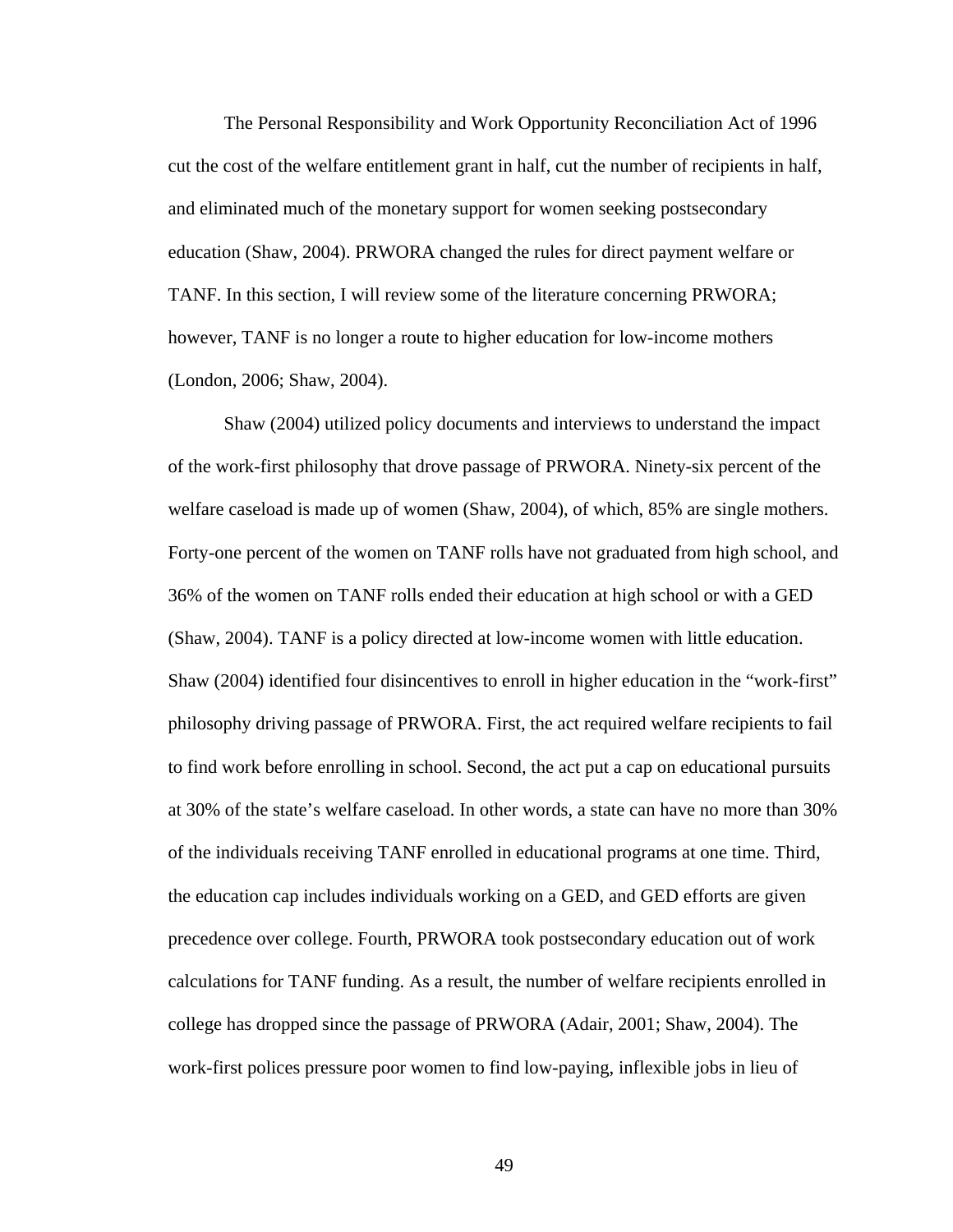The Personal Responsibility and Work Opportunity Reconciliation Act of 1996 cut the cost of the welfare entitlement grant in half, cut the number of recipients in half, and eliminated much of the monetary support for women seeking postsecondary education (Shaw, 2004). PRWORA changed the rules for direct payment welfare or TANF. In this section, I will review some of the literature concerning PRWORA; however, TANF is no longer a route to higher education for low-income mothers (London, 2006; Shaw, 2004).

Shaw (2004) utilized policy documents and interviews to understand the impact of the work-first philosophy that drove passage of PRWORA. Ninety-six percent of the welfare caseload is made up of women (Shaw, 2004), of which, 85% are single mothers. Forty-one percent of the women on TANF rolls have not graduated from high school, and 36% of the women on TANF rolls ended their education at high school or with a GED (Shaw, 2004). TANF is a policy directed at low-income women with little education. Shaw (2004) identified four disincentives to enroll in higher education in the "work-first" philosophy driving passage of PRWORA. First, the act required welfare recipients to fail to find work before enrolling in school. Second, the act put a cap on educational pursuits at 30% of the state's welfare caseload. In other words, a state can have no more than 30% of the individuals receiving TANF enrolled in educational programs at one time. Third, the education cap includes individuals working on a GED, and GED efforts are given precedence over college. Fourth, PRWORA took postsecondary education out of work calculations for TANF funding. As a result, the number of welfare recipients enrolled in college has dropped since the passage of PRWORA (Adair, 2001; Shaw, 2004). The work-first polices pressure poor women to find low-paying, inflexible jobs in lieu of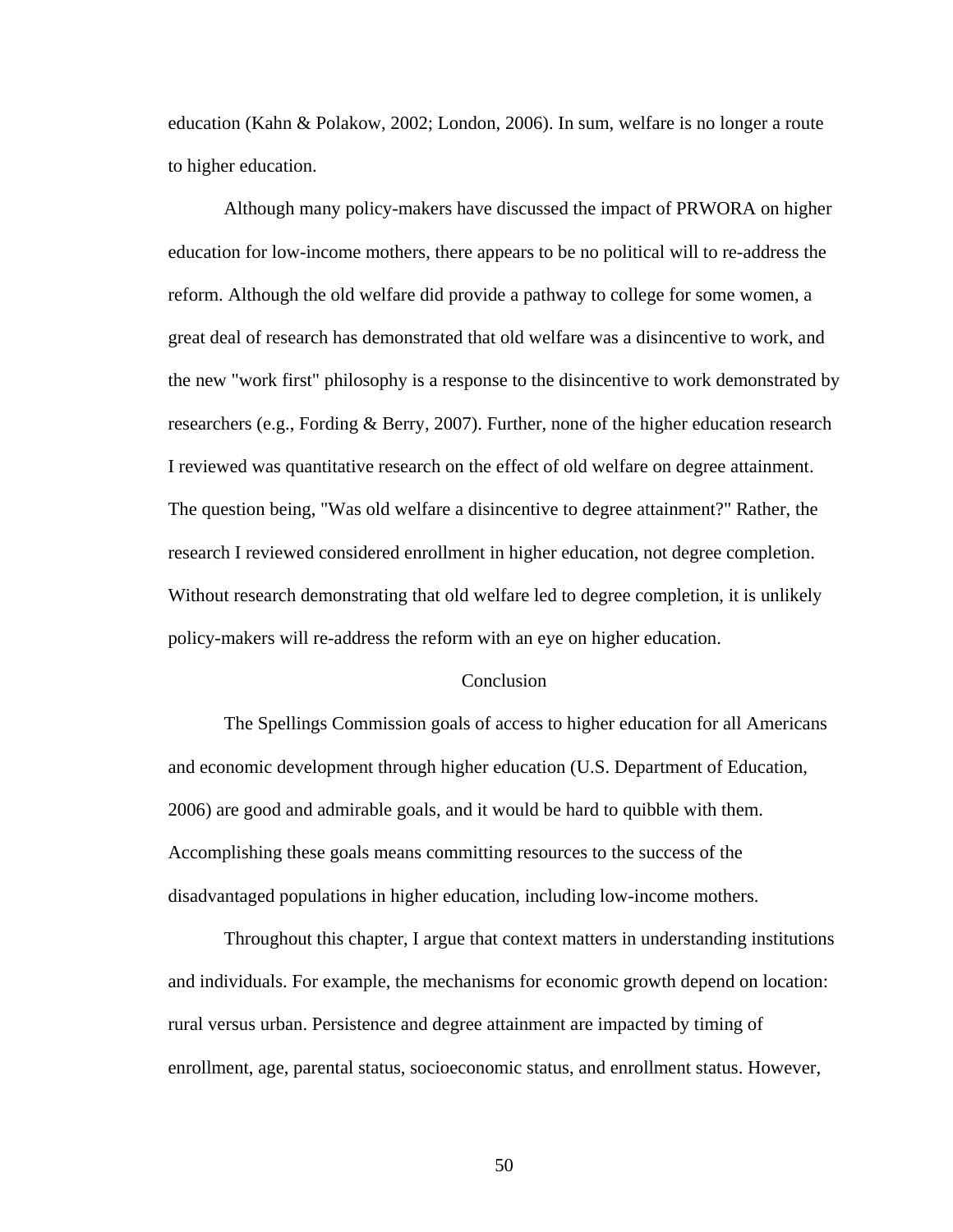education (Kahn & Polakow, 2002; London, 2006). In sum, welfare is no longer a route to higher education.

Although many policy-makers have discussed the impact of PRWORA on higher education for low-income mothers, there appears to be no political will to re-address the reform. Although the old welfare did provide a pathway to college for some women, a great deal of research has demonstrated that old welfare was a disincentive to work, and the new "work first" philosophy is a response to the disincentive to work demonstrated by researchers (e.g., Fording & Berry, 2007). Further, none of the higher education research I reviewed was quantitative research on the effect of old welfare on degree attainment. The question being, "Was old welfare a disincentive to degree attainment?" Rather, the research I reviewed considered enrollment in higher education, not degree completion. Without research demonstrating that old welfare led to degree completion, it is unlikely policy-makers will re-address the reform with an eye on higher education.

## Conclusion

The Spellings Commission goals of access to higher education for all Americans and economic development through higher education (U.S. Department of Education, 2006) are good and admirable goals, and it would be hard to quibble with them. Accomplishing these goals means committing resources to the success of the disadvantaged populations in higher education, including low-income mothers.

Throughout this chapter, I argue that context matters in understanding institutions and individuals. For example, the mechanisms for economic growth depend on location: rural versus urban. Persistence and degree attainment are impacted by timing of enrollment, age, parental status, socioeconomic status, and enrollment status. However,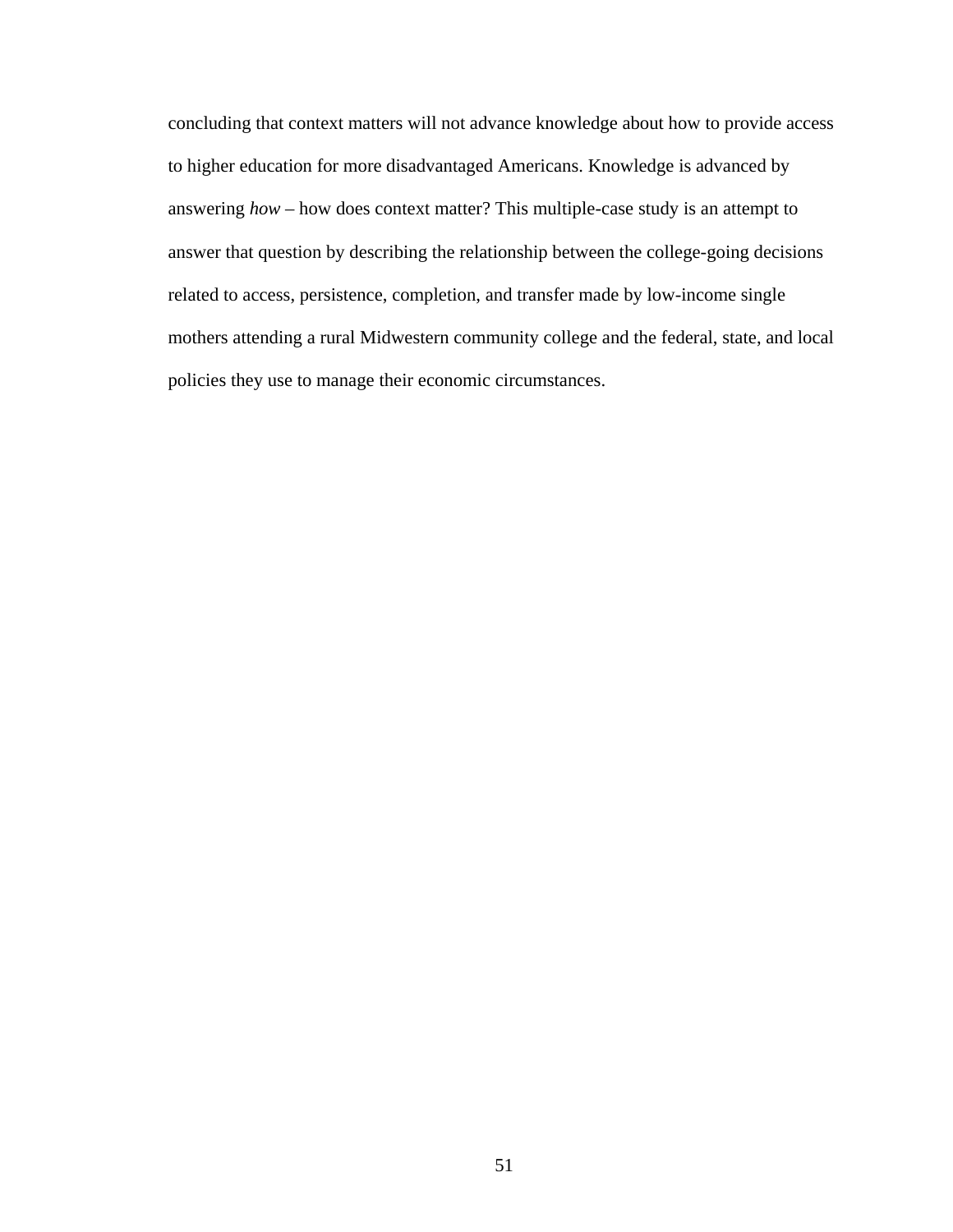concluding that context matters will not advance knowledge about how to provide access to higher education for more disadvantaged Americans. Knowledge is advanced by answering *how* – how does context matter? This multiple-case study is an attempt to answer that question by describing the relationship between the college-going decisions related to access, persistence, completion, and transfer made by low-income single mothers attending a rural Midwestern community college and the federal, state, and local policies they use to manage their economic circumstances.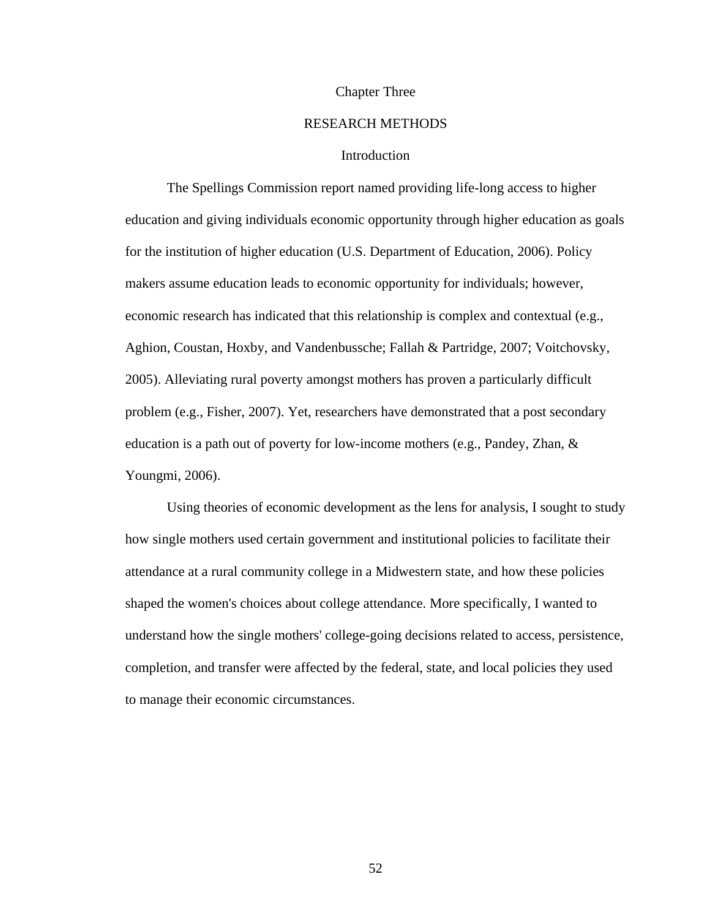# Chapter Three

# RESEARCH METHODS

## Introduction

The Spellings Commission report named providing life-long access to higher education and giving individuals economic opportunity through higher education as goals for the institution of higher education (U.S. Department of Education, 2006). Policy makers assume education leads to economic opportunity for individuals; however, economic research has indicated that this relationship is complex and contextual (e.g., Aghion, Coustan, Hoxby, and Vandenbussche; Fallah & Partridge, 2007; Voitchovsky, 2005). Alleviating rural poverty amongst mothers has proven a particularly difficult problem (e.g., Fisher, 2007). Yet, researchers have demonstrated that a post secondary education is a path out of poverty for low-income mothers (e.g., Pandey, Zhan, & Youngmi, 2006).

Using theories of economic development as the lens for analysis, I sought to study how single mothers used certain government and institutional policies to facilitate their attendance at a rural community college in a Midwestern state, and how these policies shaped the women's choices about college attendance. More specifically, I wanted to understand how the single mothers' college-going decisions related to access, persistence, completion, and transfer were affected by the federal, state, and local policies they used to manage their economic circumstances.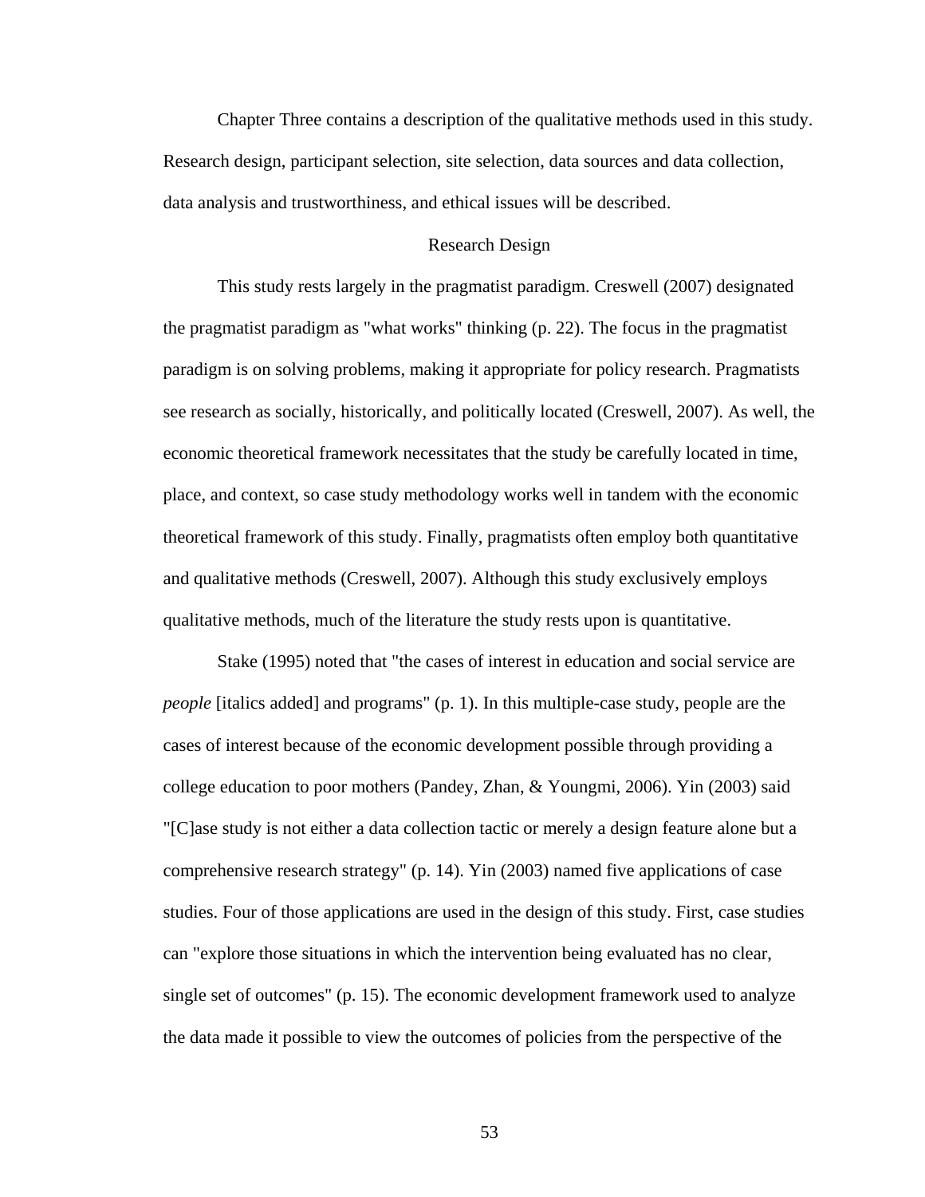Chapter Three contains a description of the qualitative methods used in this study. Research design, participant selection, site selection, data sources and data collection, data analysis and trustworthiness, and ethical issues will be described.

## Research Design

This study rests largely in the pragmatist paradigm. Creswell (2007) designated the pragmatist paradigm as "what works" thinking (p. 22). The focus in the pragmatist paradigm is on solving problems, making it appropriate for policy research. Pragmatists see research as socially, historically, and politically located (Creswell, 2007). As well, the economic theoretical framework necessitates that the study be carefully located in time, place, and context, so case study methodology works well in tandem with the economic theoretical framework of this study. Finally, pragmatists often employ both quantitative and qualitative methods (Creswell, 2007). Although this study exclusively employs qualitative methods, much of the literature the study rests upon is quantitative.

Stake (1995) noted that "the cases of interest in education and social service are *people* [italics added] and programs" (p. 1). In this multiple-case study, people are the cases of interest because of the economic development possible through providing a college education to poor mothers (Pandey, Zhan, & Youngmi, 2006). Yin (2003) said "[C]ase study is not either a data collection tactic or merely a design feature alone but a comprehensive research strategy" (p. 14). Yin (2003) named five applications of case studies. Four of those applications are used in the design of this study. First, case studies can "explore those situations in which the intervention being evaluated has no clear, single set of outcomes" (p. 15). The economic development framework used to analyze the data made it possible to view the outcomes of policies from the perspective of the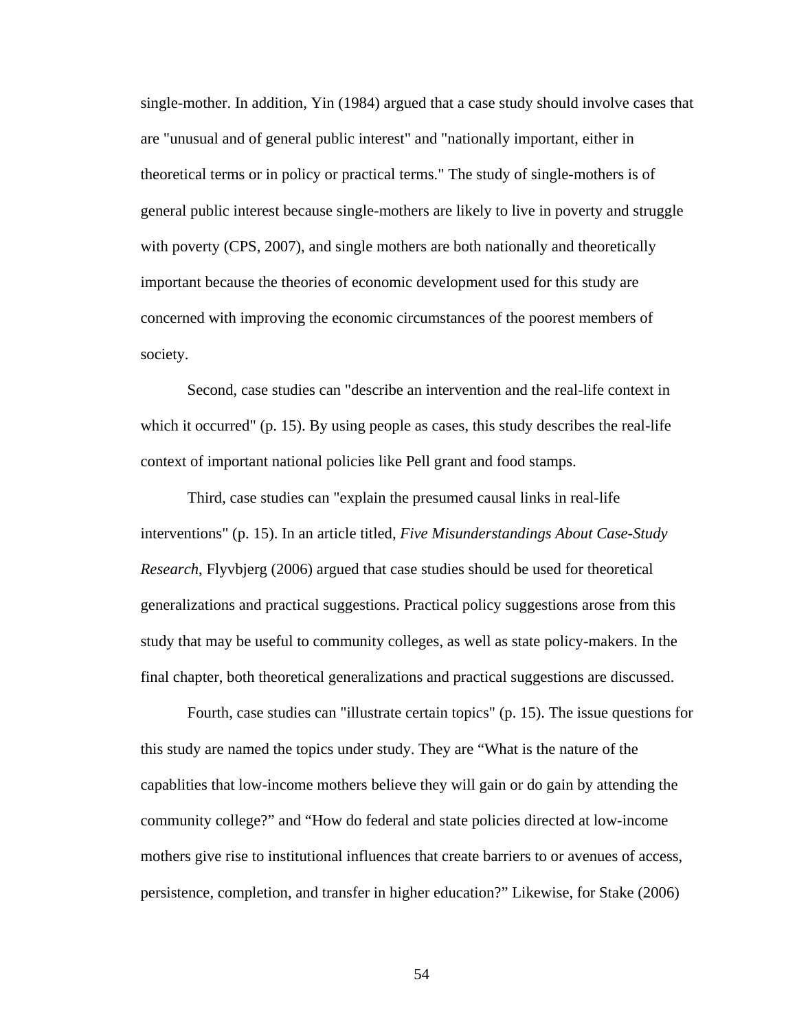single-mother. In addition, Yin (1984) argued that a case study should involve cases that are "unusual and of general public interest" and "nationally important, either in theoretical terms or in policy or practical terms." The study of single-mothers is of general public interest because single-mothers are likely to live in poverty and struggle with poverty (CPS, 2007), and single mothers are both nationally and theoretically important because the theories of economic development used for this study are concerned with improving the economic circumstances of the poorest members of society.

Second, case studies can "describe an intervention and the real-life context in which it occurred" (p. 15). By using people as cases, this study describes the real-life context of important national policies like Pell grant and food stamps.

Third, case studies can "explain the presumed causal links in real-life interventions" (p. 15). In an article titled, *Five Misunderstandings About Case-Study Research*, Flyvbjerg (2006) argued that case studies should be used for theoretical generalizations and practical suggestions. Practical policy suggestions arose from this study that may be useful to community colleges, as well as state policy-makers. In the final chapter, both theoretical generalizations and practical suggestions are discussed.

Fourth, case studies can "illustrate certain topics" (p. 15). The issue questions for this study are named the topics under study. They are “What is the nature of the capablities that low-income mothers believe they will gain or do gain by attending the community college?” and “How do federal and state policies directed at low-income mothers give rise to institutional influences that create barriers to or avenues of access, persistence, completion, and transfer in higher education?” Likewise, for Stake (2006)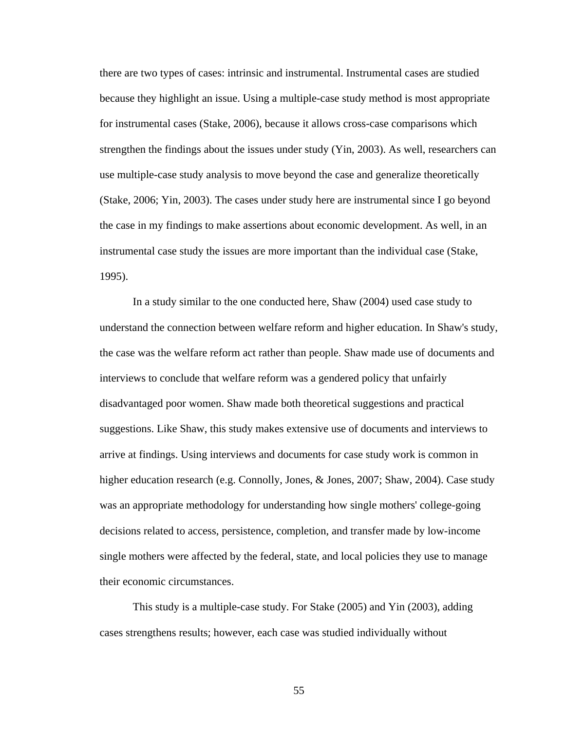there are two types of cases: intrinsic and instrumental. Instrumental cases are studied because they highlight an issue. Using a multiple-case study method is most appropriate for instrumental cases (Stake, 2006), because it allows cross-case comparisons which strengthen the findings about the issues under study (Yin, 2003). As well, researchers can use multiple-case study analysis to move beyond the case and generalize theoretically (Stake, 2006; Yin, 2003). The cases under study here are instrumental since I go beyond the case in my findings to make assertions about economic development. As well, in an instrumental case study the issues are more important than the individual case (Stake, 1995).

In a study similar to the one conducted here, Shaw (2004) used case study to understand the connection between welfare reform and higher education. In Shaw's study, the case was the welfare reform act rather than people. Shaw made use of documents and interviews to conclude that welfare reform was a gendered policy that unfairly disadvantaged poor women. Shaw made both theoretical suggestions and practical suggestions. Like Shaw, this study makes extensive use of documents and interviews to arrive at findings. Using interviews and documents for case study work is common in higher education research (e.g. Connolly, Jones, & Jones, 2007; Shaw, 2004). Case study was an appropriate methodology for understanding how single mothers' college-going decisions related to access, persistence, completion, and transfer made by low-income single mothers were affected by the federal, state, and local policies they use to manage their economic circumstances.

This study is a multiple-case study. For Stake (2005) and Yin (2003), adding cases strengthens results; however, each case was studied individually without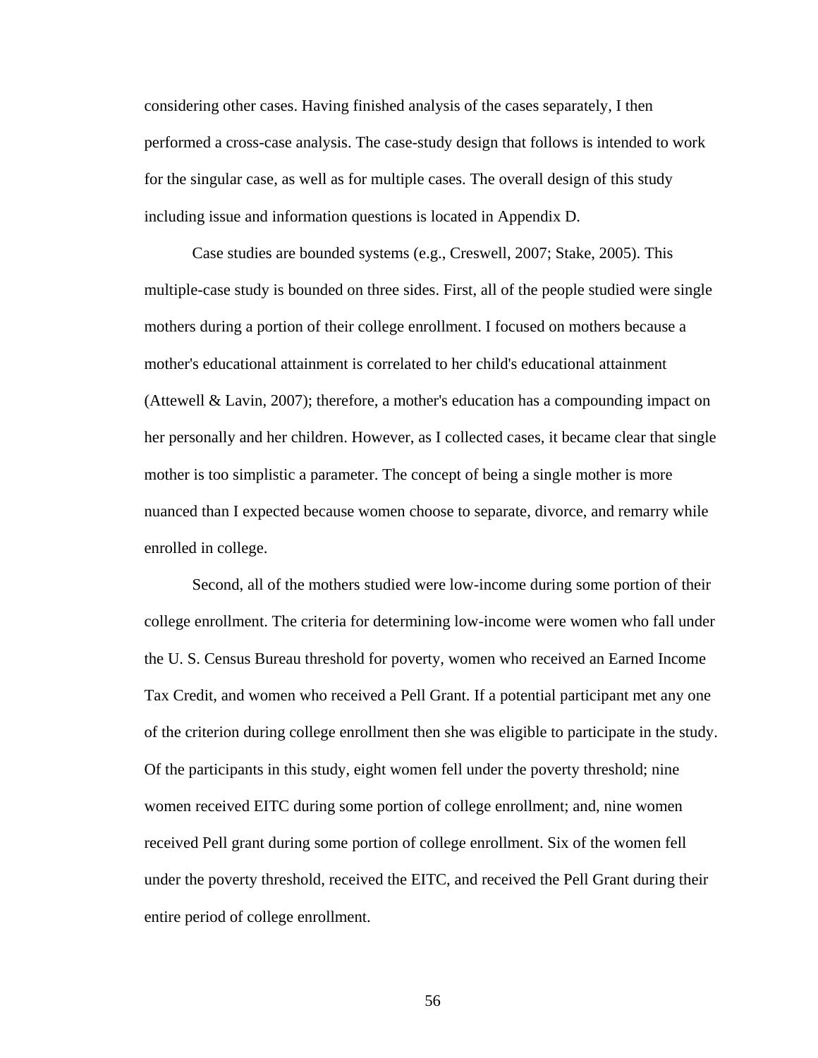considering other cases. Having finished analysis of the cases separately, I then performed a cross-case analysis. The case-study design that follows is intended to work for the singular case, as well as for multiple cases. The overall design of this study including issue and information questions is located in Appendix D.

Case studies are bounded systems (e.g., Creswell, 2007; Stake, 2005). This multiple-case study is bounded on three sides. First, all of the people studied were single mothers during a portion of their college enrollment. I focused on mothers because a mother's educational attainment is correlated to her child's educational attainment (Attewell & Lavin, 2007); therefore, a mother's education has a compounding impact on her personally and her children. However, as I collected cases, it became clear that single mother is too simplistic a parameter. The concept of being a single mother is more nuanced than I expected because women choose to separate, divorce, and remarry while enrolled in college.

Second, all of the mothers studied were low-income during some portion of their college enrollment. The criteria for determining low-income were women who fall under the U. S. Census Bureau threshold for poverty, women who received an Earned Income Tax Credit, and women who received a Pell Grant. If a potential participant met any one of the criterion during college enrollment then she was eligible to participate in the study. Of the participants in this study, eight women fell under the poverty threshold; nine women received EITC during some portion of college enrollment; and, nine women received Pell grant during some portion of college enrollment. Six of the women fell under the poverty threshold, received the EITC, and received the Pell Grant during their entire period of college enrollment.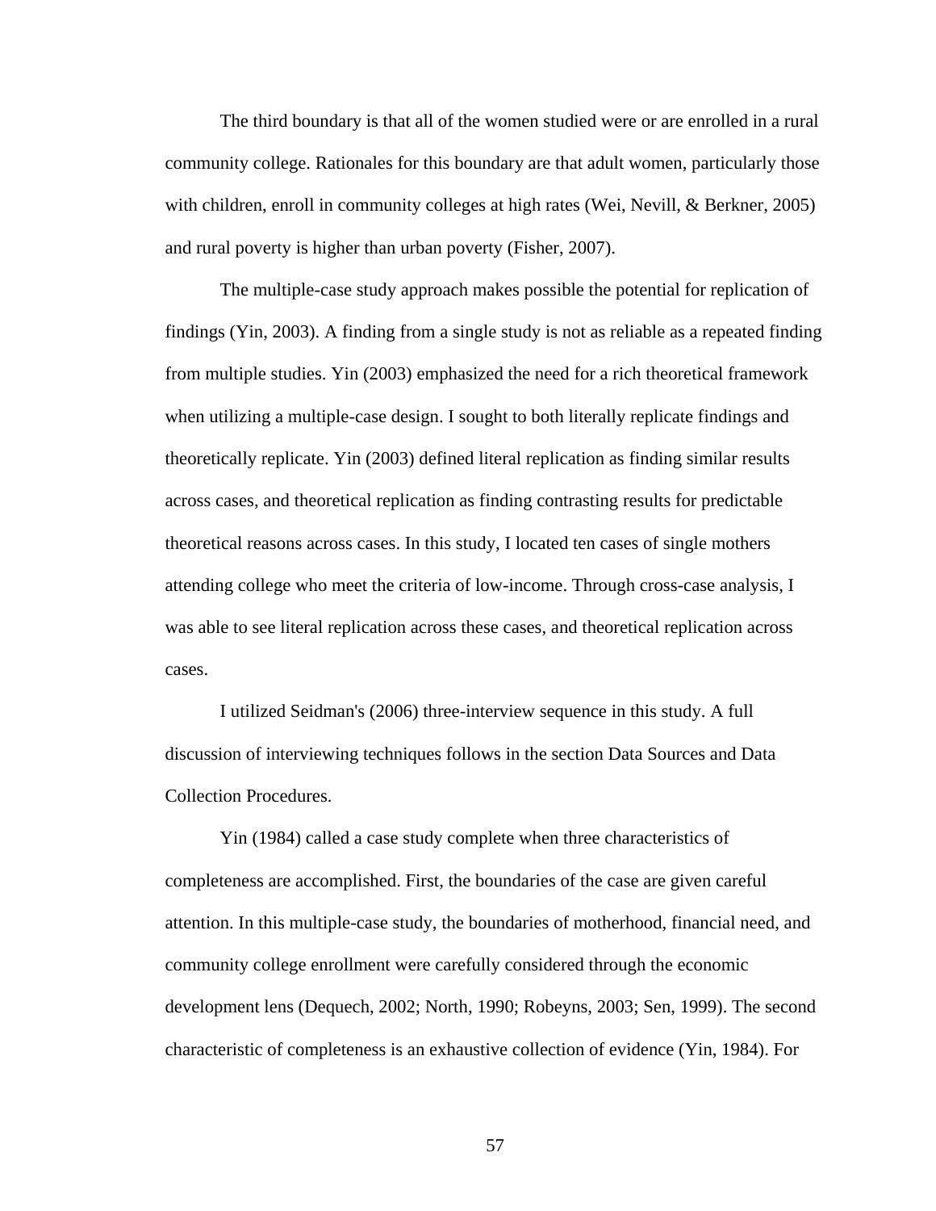The third boundary is that all of the women studied were or are enrolled in a rural community college. Rationales for this boundary are that adult women, particularly those with children, enroll in community colleges at high rates (Wei, Nevill, & Berkner, 2005) and rural poverty is higher than urban poverty (Fisher, 2007).

The multiple-case study approach makes possible the potential for replication of findings (Yin, 2003). A finding from a single study is not as reliable as a repeated finding from multiple studies. Yin (2003) emphasized the need for a rich theoretical framework when utilizing a multiple-case design. I sought to both literally replicate findings and theoretically replicate. Yin (2003) defined literal replication as finding similar results across cases, and theoretical replication as finding contrasting results for predictable theoretical reasons across cases. In this study, I located ten cases of single mothers attending college who meet the criteria of low-income. Through cross-case analysis, I was able to see literal replication across these cases, and theoretical replication across cases.

I utilized Seidman's (2006) three-interview sequence in this study. A full discussion of interviewing techniques follows in the section Data Sources and Data Collection Procedures.

Yin (1984) called a case study complete when three characteristics of completeness are accomplished. First, the boundaries of the case are given careful attention. In this multiple-case study, the boundaries of motherhood, financial need, and community college enrollment were carefully considered through the economic development lens (Dequech, 2002; North, 1990; Robeyns, 2003; Sen, 1999). The second characteristic of completeness is an exhaustive collection of evidence (Yin, 1984). For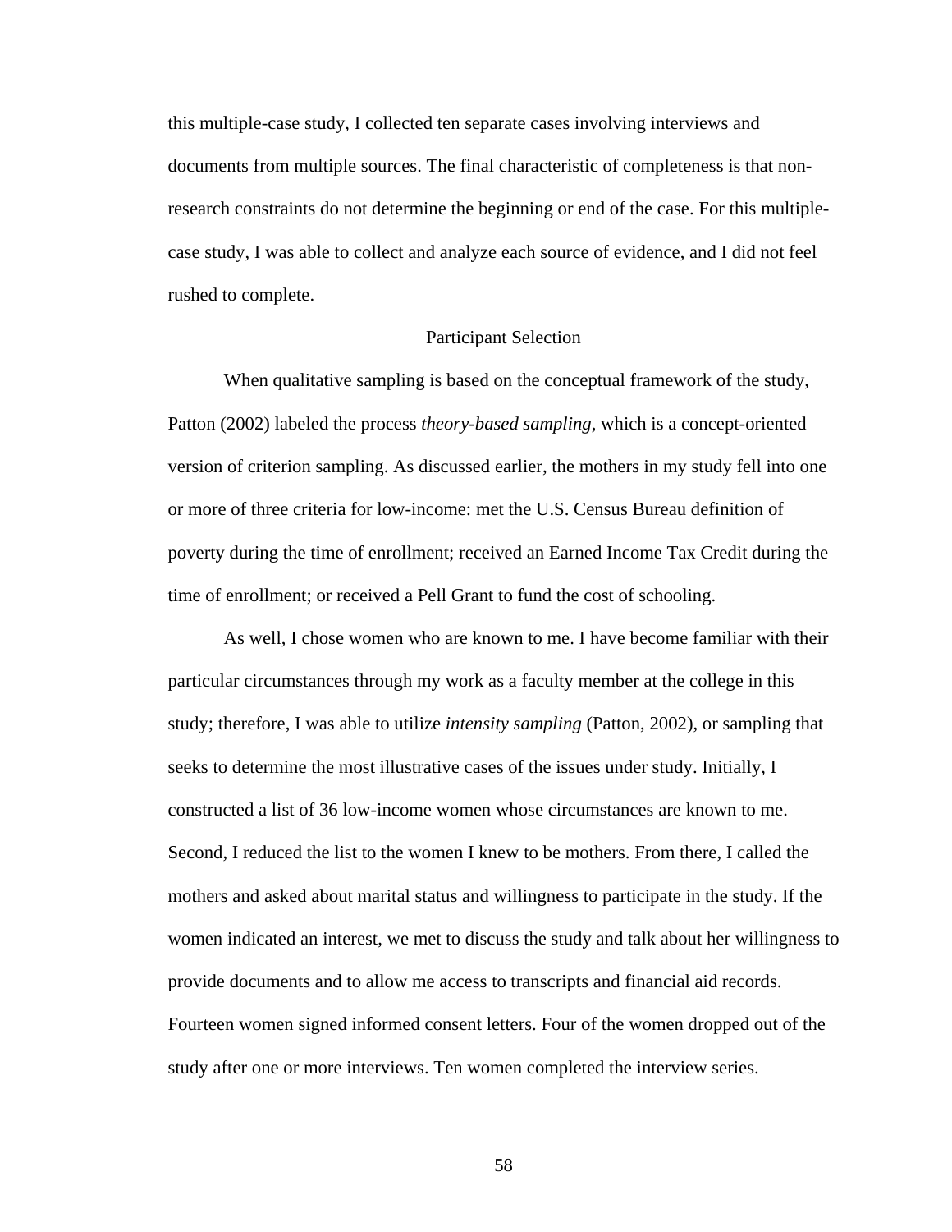this multiple-case study, I collected ten separate cases involving interviews and documents from multiple sources. The final characteristic of completeness is that non-research constraints do not determine the beginning or end of the case. For this multiple-case study, I was able to collect and analyze each source of evidence, and I did not feel rushed to complete.

## Participant Selection

When qualitative sampling is based on the conceptual framework of the study, Patton (2002) labeled the process *theory-based sampling,* which is a concept-oriented version of criterion sampling. As discussed earlier, the mothers in my study fell into one or more of three criteria for low-income: met the U.S. Census Bureau definition of poverty during the time of enrollment; received an Earned Income Tax Credit during the time of enrollment; or received a Pell Grant to fund the cost of schooling.

As well, I chose women who are known to me. I have become familiar with their particular circumstances through my work as a faculty member at the college in this study; therefore, I was able to utilize *intensity sampling* (Patton, 2002), or sampling that seeks to determine the most illustrative cases of the issues under study. Initially, I constructed a list of 36 low-income women whose circumstances are known to me. Second, I reduced the list to the women I knew to be mothers. From there, I called the mothers and asked about marital status and willingness to participate in the study. If the women indicated an interest, we met to discuss the study and talk about her willingness to provide documents and to allow me access to transcripts and financial aid records. Fourteen women signed informed consent letters. Four of the women dropped out of the study after one or more interviews. Ten women completed the interview series.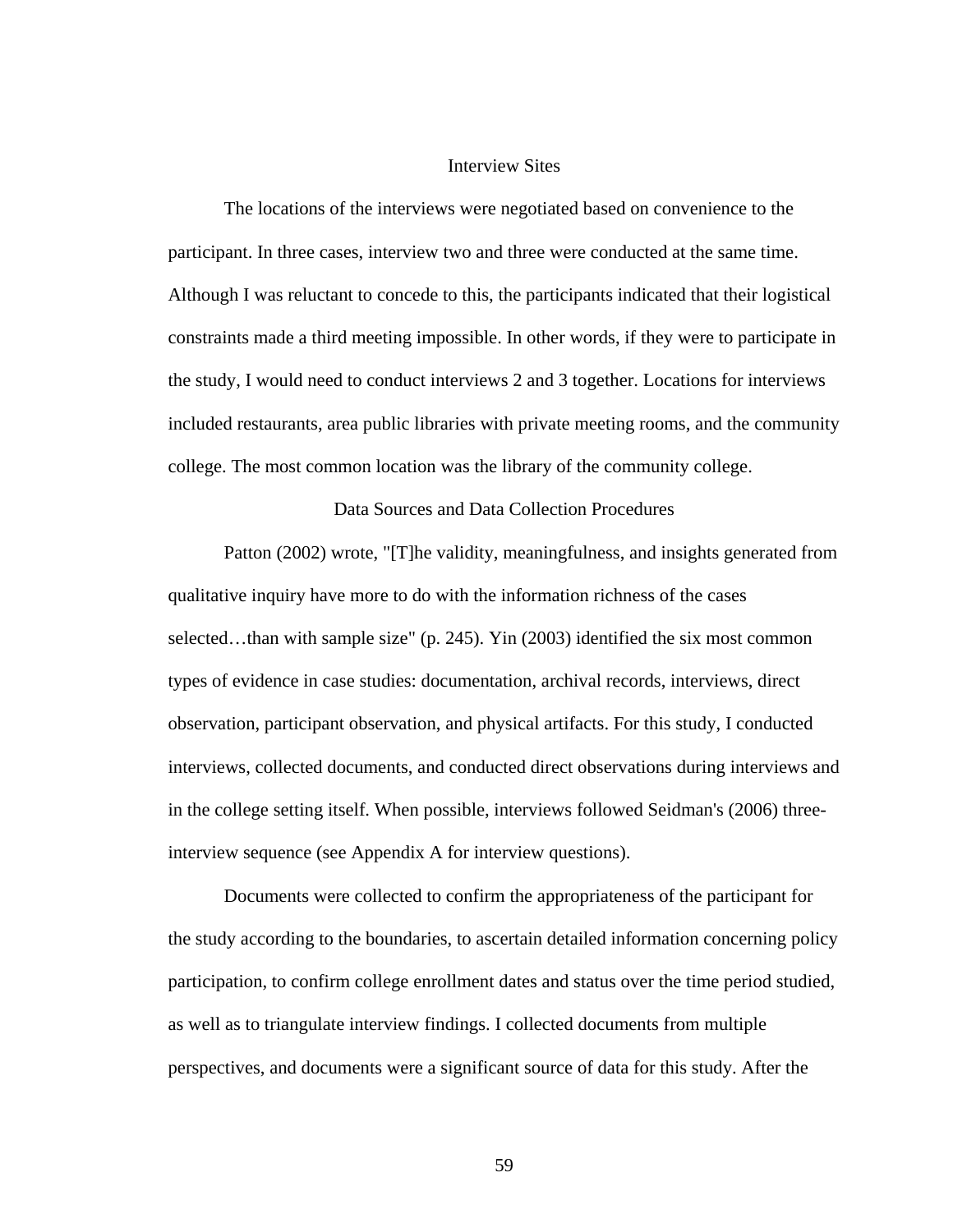## Interview Sites

The locations of the interviews were negotiated based on convenience to the participant. In three cases, interview two and three were conducted at the same time. Although I was reluctant to concede to this, the participants indicated that their logistical constraints made a third meeting impossible. In other words, if they were to participate in the study, I would need to conduct interviews 2 and 3 together. Locations for interviews included restaurants, area public libraries with private meeting rooms, and the community college. The most common location was the library of the community college.

## Data Sources and Data Collection Procedures

Patton (2002) wrote, "[T]he validity, meaningfulness, and insights generated from qualitative inquiry have more to do with the information richness of the cases selected…than with sample size" (p. 245). Yin (2003) identified the six most common types of evidence in case studies: documentation, archival records, interviews, direct observation, participant observation, and physical artifacts. For this study, I conducted interviews, collected documents, and conducted direct observations during interviews and in the college setting itself. When possible, interviews followed Seidman's (2006) three-interview sequence (see Appendix A for interview questions).

Documents were collected to confirm the appropriateness of the participant for the study according to the boundaries, to ascertain detailed information concerning policy participation, to confirm college enrollment dates and status over the time period studied, as well as to triangulate interview findings. I collected documents from multiple perspectives, and documents were a significant source of data for this study. After the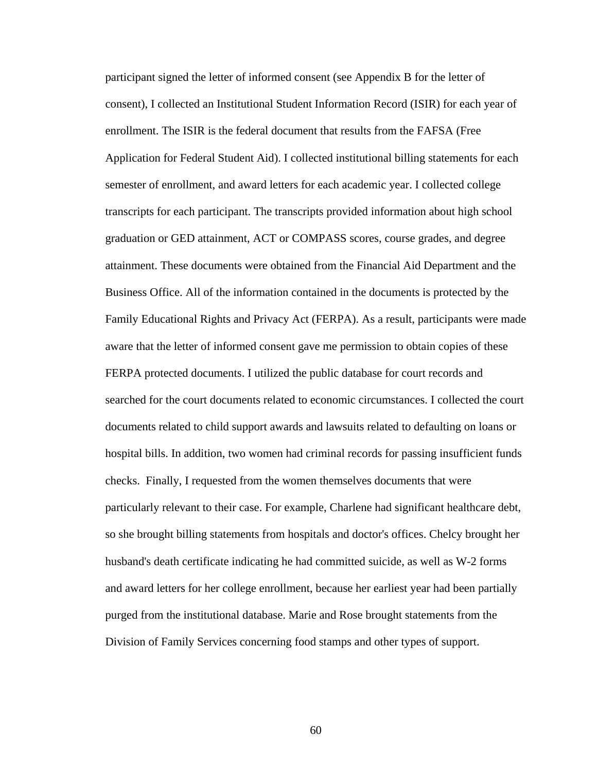participant signed the letter of informed consent (see Appendix B for the letter of consent), I collected an Institutional Student Information Record (ISIR) for each year of enrollment. The ISIR is the federal document that results from the FAFSA (Free Application for Federal Student Aid). I collected institutional billing statements for each semester of enrollment, and award letters for each academic year. I collected college transcripts for each participant. The transcripts provided information about high school graduation or GED attainment, ACT or COMPASS scores, course grades, and degree attainment. These documents were obtained from the Financial Aid Department and the Business Office. All of the information contained in the documents is protected by the Family Educational Rights and Privacy Act (FERPA). As a result, participants were made aware that the letter of informed consent gave me permission to obtain copies of these FERPA protected documents. I utilized the public database for court records and searched for the court documents related to economic circumstances. I collected the court documents related to child support awards and lawsuits related to defaulting on loans or hospital bills. In addition, two women had criminal records for passing insufficient funds checks. Finally, I requested from the women themselves documents that were particularly relevant to their case. For example, Charlene had significant healthcare debt, so she brought billing statements from hospitals and doctor's offices. Chelcy brought her husband's death certificate indicating he had committed suicide, as well as W-2 forms and award letters for her college enrollment, because her earliest year had been partially purged from the institutional database. Marie and Rose brought statements from the Division of Family Services concerning food stamps and other types of support.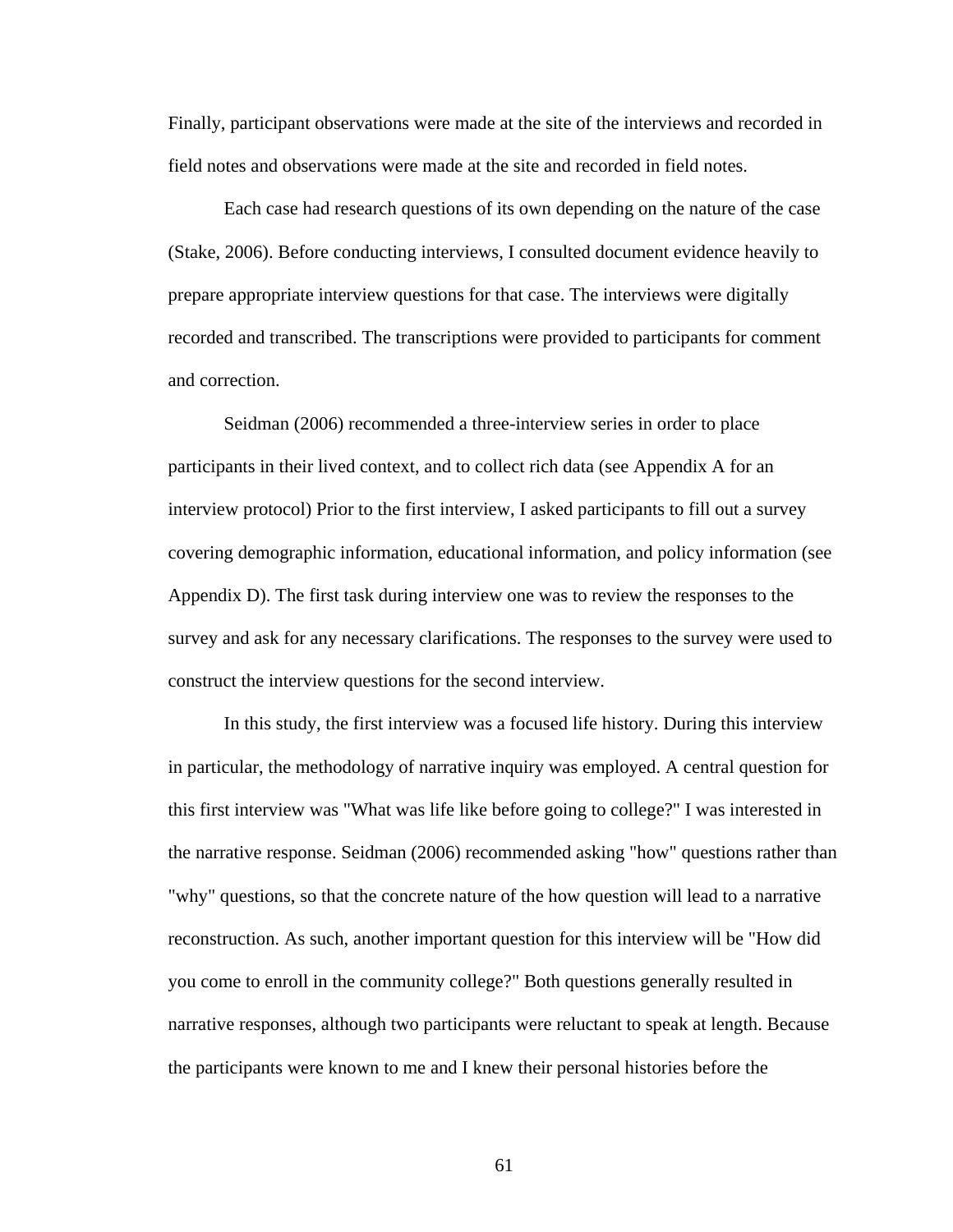Finally, participant observations were made at the site of the interviews and recorded in field notes and observations were made at the site and recorded in field notes.

Each case had research questions of its own depending on the nature of the case (Stake, 2006). Before conducting interviews, I consulted document evidence heavily to prepare appropriate interview questions for that case. The interviews were digitally recorded and transcribed. The transcriptions were provided to participants for comment and correction.

Seidman (2006) recommended a three-interview series in order to place participants in their lived context, and to collect rich data (see Appendix A for an interview protocol) Prior to the first interview, I asked participants to fill out a survey covering demographic information, educational information, and policy information (see Appendix D). The first task during interview one was to review the responses to the survey and ask for any necessary clarifications. The responses to the survey were used to construct the interview questions for the second interview.

In this study, the first interview was a focused life history. During this interview in particular, the methodology of narrative inquiry was employed. A central question for this first interview was "What was life like before going to college?" I was interested in the narrative response. Seidman (2006) recommended asking "how" questions rather than "why" questions, so that the concrete nature of the how question will lead to a narrative reconstruction. As such, another important question for this interview will be "How did you come to enroll in the community college?" Both questions generally resulted in narrative responses, although two participants were reluctant to speak at length. Because the participants were known to me and I knew their personal histories before the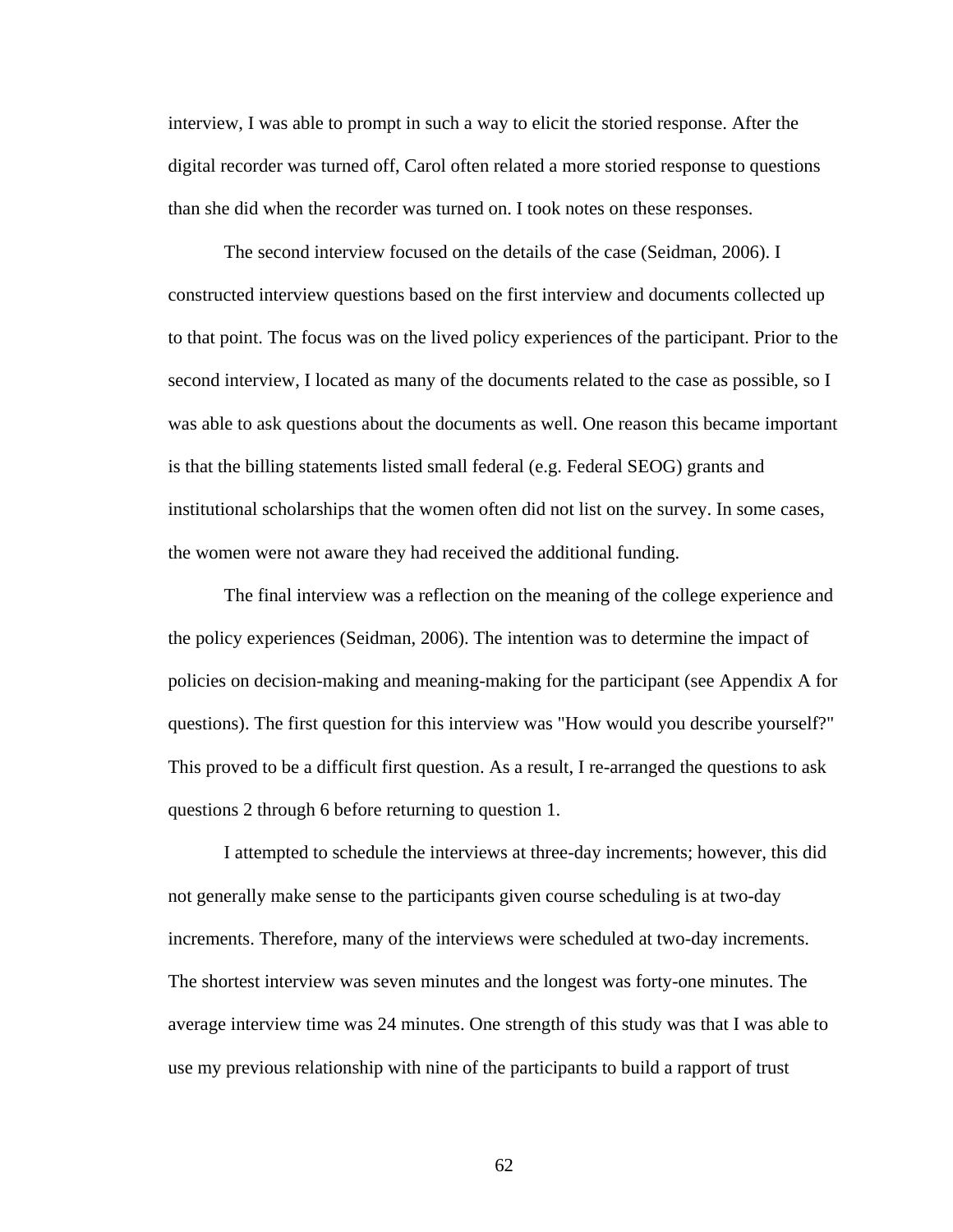interview, I was able to prompt in such a way to elicit the storied response. After the digital recorder was turned off, Carol often related a more storied response to questions than she did when the recorder was turned on. I took notes on these responses.

The second interview focused on the details of the case (Seidman, 2006). I constructed interview questions based on the first interview and documents collected up to that point. The focus was on the lived policy experiences of the participant. Prior to the second interview, I located as many of the documents related to the case as possible, so I was able to ask questions about the documents as well. One reason this became important is that the billing statements listed small federal (e.g. Federal SEOG) grants and institutional scholarships that the women often did not list on the survey. In some cases, the women were not aware they had received the additional funding.

The final interview was a reflection on the meaning of the college experience and the policy experiences (Seidman, 2006). The intention was to determine the impact of policies on decision-making and meaning-making for the participant (see Appendix A for questions). The first question for this interview was "How would you describe yourself?" This proved to be a difficult first question. As a result, I re-arranged the questions to ask questions 2 through 6 before returning to question 1.

I attempted to schedule the interviews at three-day increments; however, this did not generally make sense to the participants given course scheduling is at two-day increments. Therefore, many of the interviews were scheduled at two-day increments. The shortest interview was seven minutes and the longest was forty-one minutes. The average interview time was 24 minutes. One strength of this study was that I was able to use my previous relationship with nine of the participants to build a rapport of trust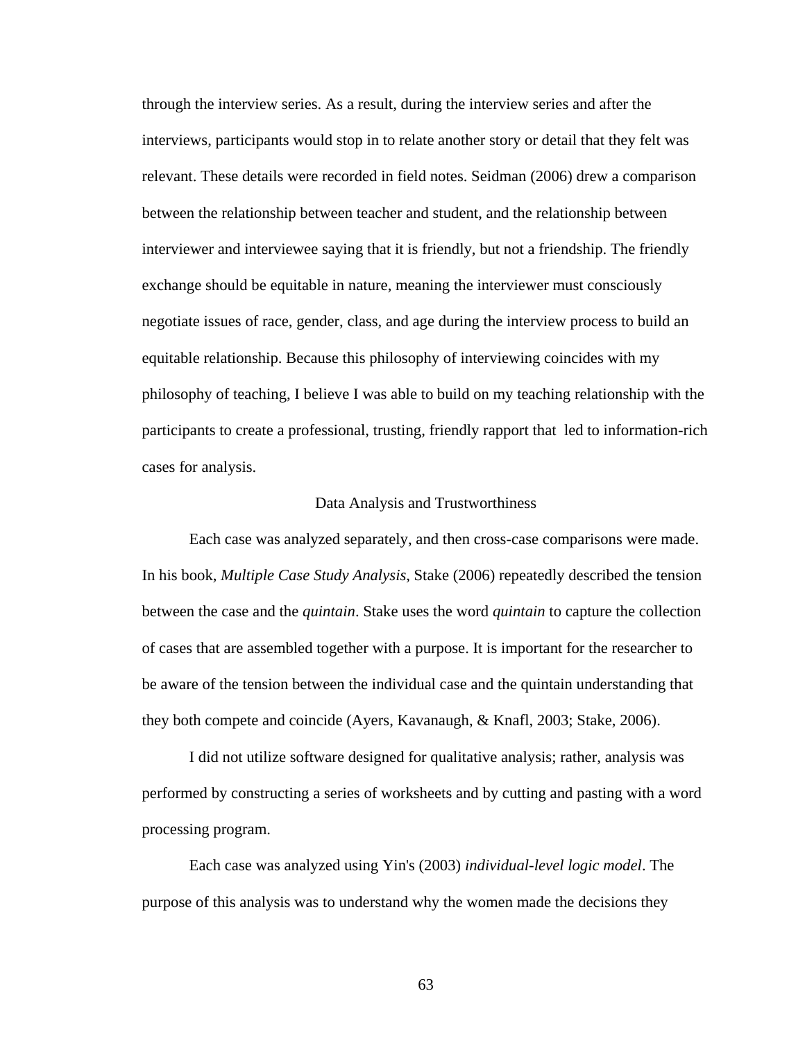through the interview series. As a result, during the interview series and after the interviews, participants would stop in to relate another story or detail that they felt was relevant. These details were recorded in field notes. Seidman (2006) drew a comparison between the relationship between teacher and student, and the relationship between interviewer and interviewee saying that it is friendly, but not a friendship. The friendly exchange should be equitable in nature, meaning the interviewer must consciously negotiate issues of race, gender, class, and age during the interview process to build an equitable relationship. Because this philosophy of interviewing coincides with my philosophy of teaching, I believe I was able to build on my teaching relationship with the participants to create a professional, trusting, friendly rapport that led to information-rich cases for analysis.

## Data Analysis and Trustworthiness

Each case was analyzed separately, and then cross-case comparisons were made. In his book, *Multiple Case Study Analysis*, Stake (2006) repeatedly described the tension between the case and the *quintain*. Stake uses the word *quintain* to capture the collection of cases that are assembled together with a purpose. It is important for the researcher to be aware of the tension between the individual case and the quintain understanding that they both compete and coincide (Ayers, Kavanaugh, & Knafl, 2003; Stake, 2006).

I did not utilize software designed for qualitative analysis; rather, analysis was performed by constructing a series of worksheets and by cutting and pasting with a word processing program.

Each case was analyzed using Yin's (2003) *individual-level logic model*. The purpose of this analysis was to understand why the women made the decisions they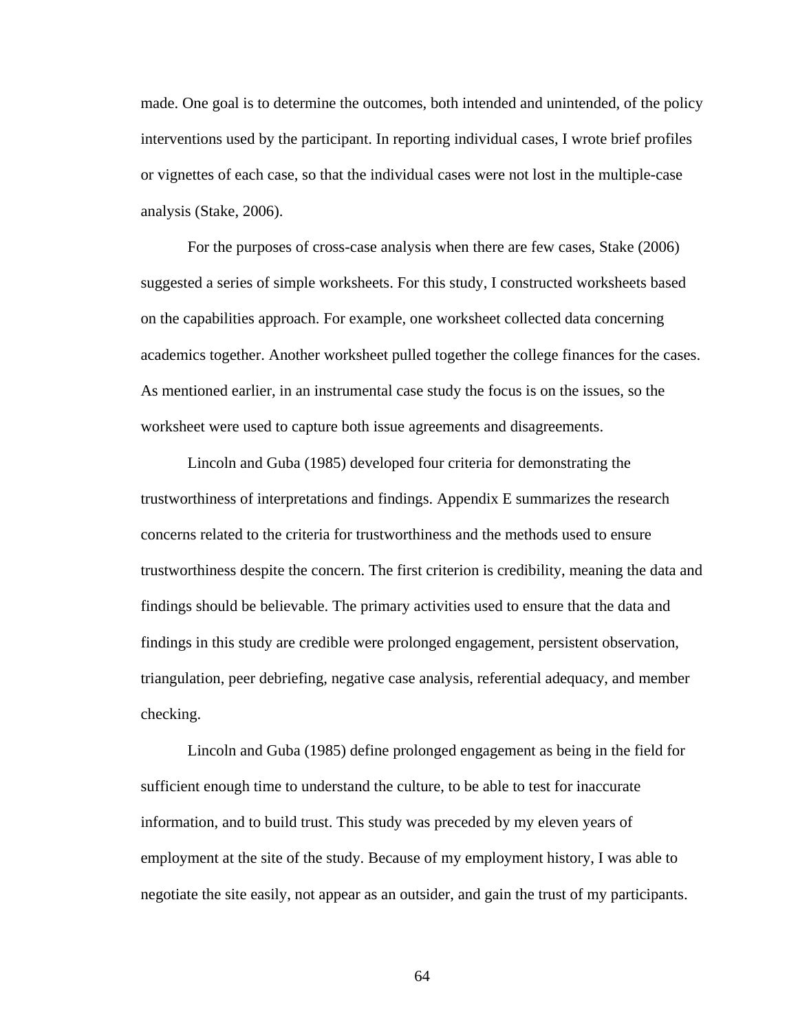made. One goal is to determine the outcomes, both intended and unintended, of the policy interventions used by the participant. In reporting individual cases, I wrote brief profiles or vignettes of each case, so that the individual cases were not lost in the multiple-case analysis (Stake, 2006).

For the purposes of cross-case analysis when there are few cases, Stake (2006) suggested a series of simple worksheets. For this study, I constructed worksheets based on the capabilities approach. For example, one worksheet collected data concerning academics together. Another worksheet pulled together the college finances for the cases. As mentioned earlier, in an instrumental case study the focus is on the issues, so the worksheet were used to capture both issue agreements and disagreements.

Lincoln and Guba (1985) developed four criteria for demonstrating the trustworthiness of interpretations and findings. Appendix E summarizes the research concerns related to the criteria for trustworthiness and the methods used to ensure trustworthiness despite the concern. The first criterion is credibility, meaning the data and findings should be believable. The primary activities used to ensure that the data and findings in this study are credible were prolonged engagement, persistent observation, triangulation, peer debriefing, negative case analysis, referential adequacy, and member checking.

Lincoln and Guba (1985) define prolonged engagement as being in the field for sufficient enough time to understand the culture, to be able to test for inaccurate information, and to build trust. This study was preceded by my eleven years of employment at the site of the study. Because of my employment history, I was able to negotiate the site easily, not appear as an outsider, and gain the trust of my participants.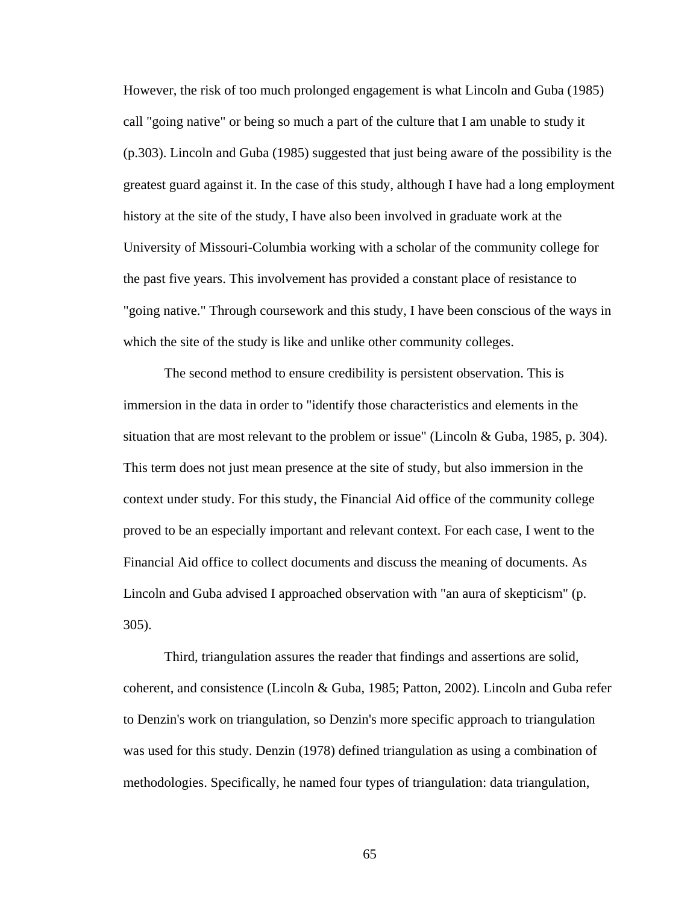However, the risk of too much prolonged engagement is what Lincoln and Guba (1985) call "going native" or being so much a part of the culture that I am unable to study it (p.303). Lincoln and Guba (1985) suggested that just being aware of the possibility is the greatest guard against it. In the case of this study, although I have had a long employment history at the site of the study, I have also been involved in graduate work at the University of Missouri-Columbia working with a scholar of the community college for the past five years. This involvement has provided a constant place of resistance to "going native." Through coursework and this study, I have been conscious of the ways in which the site of the study is like and unlike other community colleges.

The second method to ensure credibility is persistent observation. This is immersion in the data in order to "identify those characteristics and elements in the situation that are most relevant to the problem or issue" (Lincoln & Guba, 1985, p. 304). This term does not just mean presence at the site of study, but also immersion in the context under study. For this study, the Financial Aid office of the community college proved to be an especially important and relevant context. For each case, I went to the Financial Aid office to collect documents and discuss the meaning of documents. As Lincoln and Guba advised I approached observation with "an aura of skepticism" (p. 305).

Third, triangulation assures the reader that findings and assertions are solid, coherent, and consistence (Lincoln & Guba, 1985; Patton, 2002). Lincoln and Guba refer to Denzin's work on triangulation, so Denzin's more specific approach to triangulation was used for this study. Denzin (1978) defined triangulation as using a combination of methodologies. Specifically, he named four types of triangulation: data triangulation,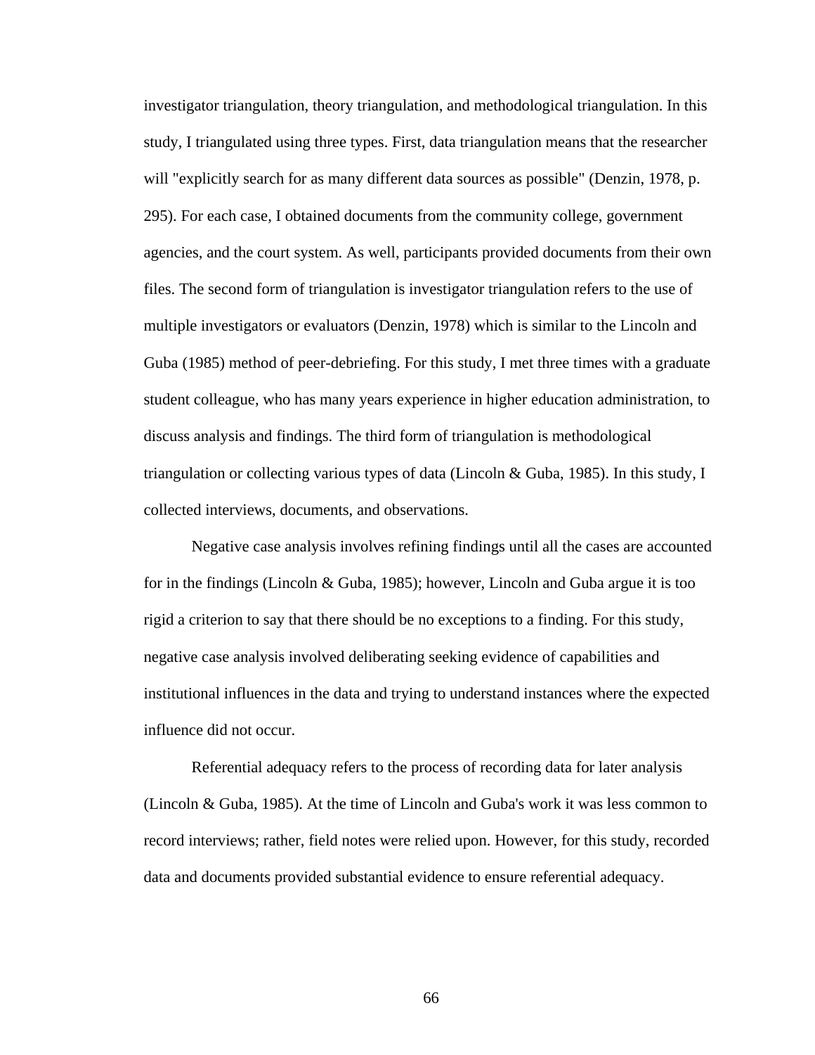investigator triangulation, theory triangulation, and methodological triangulation. In this study, I triangulated using three types. First, data triangulation means that the researcher will "explicitly search for as many different data sources as possible" (Denzin, 1978, p. 295). For each case, I obtained documents from the community college, government agencies, and the court system. As well, participants provided documents from their own files. The second form of triangulation is investigator triangulation refers to the use of multiple investigators or evaluators (Denzin, 1978) which is similar to the Lincoln and Guba (1985) method of peer-debriefing. For this study, I met three times with a graduate student colleague, who has many years experience in higher education administration, to discuss analysis and findings. The third form of triangulation is methodological triangulation or collecting various types of data (Lincoln & Guba, 1985). In this study, I collected interviews, documents, and observations.

Negative case analysis involves refining findings until all the cases are accounted for in the findings (Lincoln & Guba, 1985); however, Lincoln and Guba argue it is too rigid a criterion to say that there should be no exceptions to a finding. For this study, negative case analysis involved deliberating seeking evidence of capabilities and institutional influences in the data and trying to understand instances where the expected influence did not occur.

Referential adequacy refers to the process of recording data for later analysis (Lincoln & Guba, 1985). At the time of Lincoln and Guba's work it was less common to record interviews; rather, field notes were relied upon. However, for this study, recorded data and documents provided substantial evidence to ensure referential adequacy.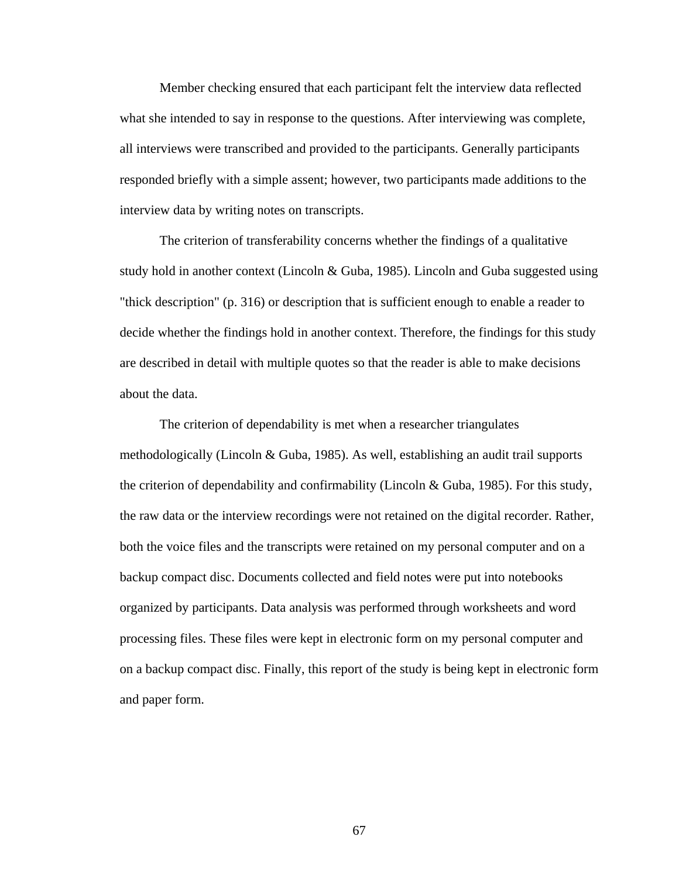Member checking ensured that each participant felt the interview data reflected what she intended to say in response to the questions. After interviewing was complete, all interviews were transcribed and provided to the participants. Generally participants responded briefly with a simple assent; however, two participants made additions to the interview data by writing notes on transcripts.

The criterion of transferability concerns whether the findings of a qualitative study hold in another context (Lincoln & Guba, 1985). Lincoln and Guba suggested using "thick description" (p. 316) or description that is sufficient enough to enable a reader to decide whether the findings hold in another context. Therefore, the findings for this study are described in detail with multiple quotes so that the reader is able to make decisions about the data.

The criterion of dependability is met when a researcher triangulates methodologically (Lincoln & Guba, 1985). As well, establishing an audit trail supports the criterion of dependability and confirmability (Lincoln & Guba, 1985). For this study, the raw data or the interview recordings were not retained on the digital recorder. Rather, both the voice files and the transcripts were retained on my personal computer and on a backup compact disc. Documents collected and field notes were put into notebooks organized by participants. Data analysis was performed through worksheets and word processing files. These files were kept in electronic form on my personal computer and on a backup compact disc. Finally, this report of the study is being kept in electronic form and paper form.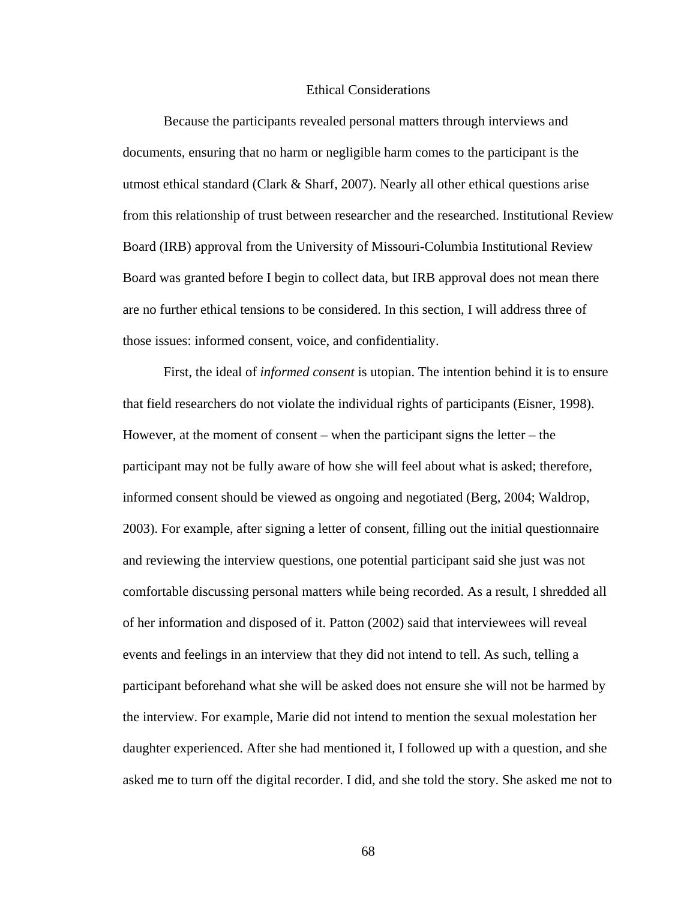## Ethical Considerations

Because the participants revealed personal matters through interviews and documents, ensuring that no harm or negligible harm comes to the participant is the utmost ethical standard (Clark & Sharf, 2007). Nearly all other ethical questions arise from this relationship of trust between researcher and the researched. Institutional Review Board (IRB) approval from the University of Missouri-Columbia Institutional Review Board was granted before I begin to collect data, but IRB approval does not mean there are no further ethical tensions to be considered. In this section, I will address three of those issues: informed consent, voice, and confidentiality.

First, the ideal of *informed consent* is utopian. The intention behind it is to ensure that field researchers do not violate the individual rights of participants (Eisner, 1998). However, at the moment of consent – when the participant signs the letter – the participant may not be fully aware of how she will feel about what is asked; therefore, informed consent should be viewed as ongoing and negotiated (Berg, 2004; Waldrop, 2003). For example, after signing a letter of consent, filling out the initial questionnaire and reviewing the interview questions, one potential participant said she just was not comfortable discussing personal matters while being recorded. As a result, I shredded all of her information and disposed of it. Patton (2002) said that interviewees will reveal events and feelings in an interview that they did not intend to tell. As such, telling a participant beforehand what she will be asked does not ensure she will not be harmed by the interview. For example, Marie did not intend to mention the sexual molestation her daughter experienced. After she had mentioned it, I followed up with a question, and she asked me to turn off the digital recorder. I did, and she told the story. She asked me not to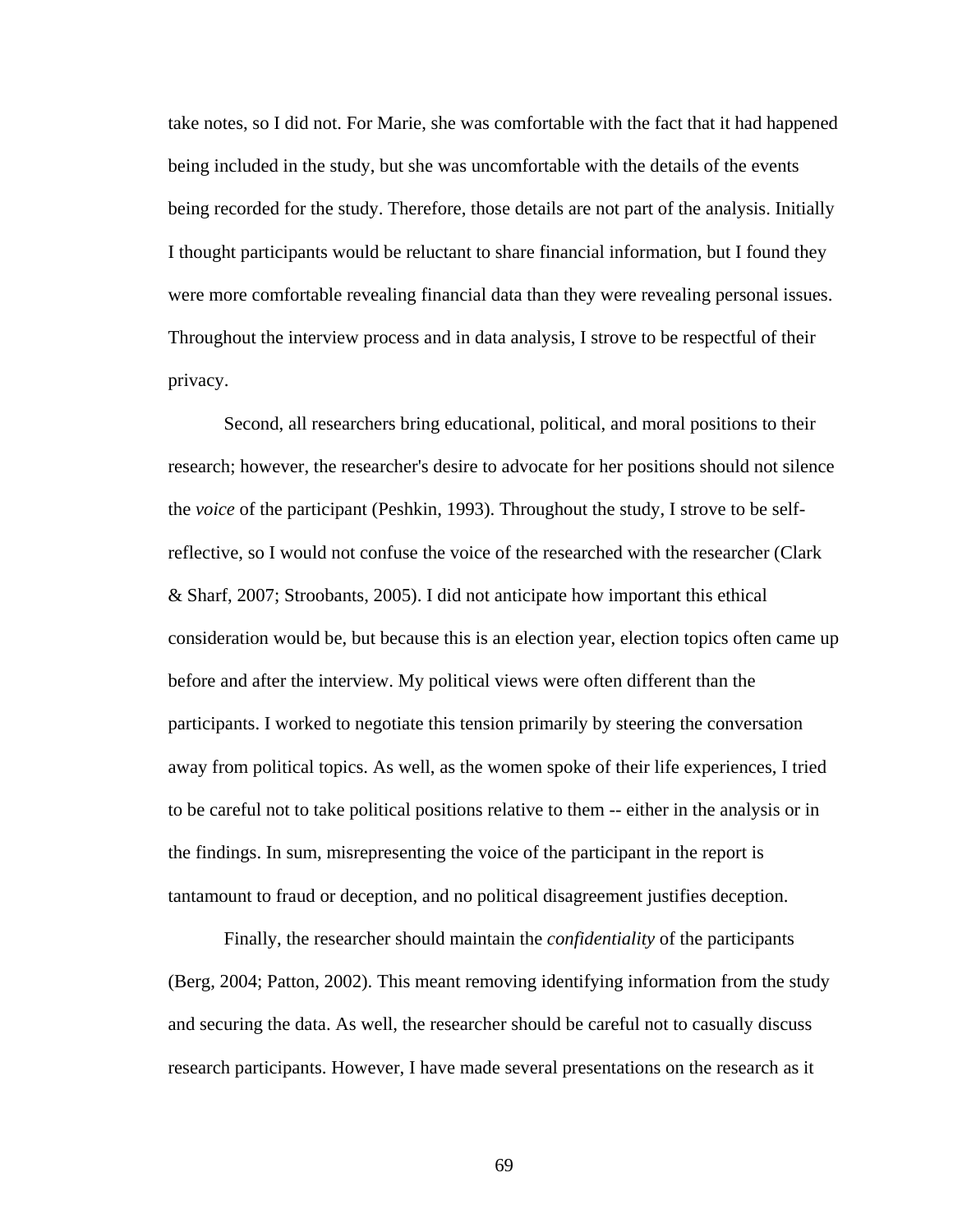take notes, so I did not. For Marie, she was comfortable with the fact that it had happened being included in the study, but she was uncomfortable with the details of the events being recorded for the study. Therefore, those details are not part of the analysis. Initially I thought participants would be reluctant to share financial information, but I found they were more comfortable revealing financial data than they were revealing personal issues. Throughout the interview process and in data analysis, I strove to be respectful of their privacy.

Second, all researchers bring educational, political, and moral positions to their research; however, the researcher's desire to advocate for her positions should not silence the *voice* of the participant (Peshkin, 1993). Throughout the study, I strove to be self-reflective, so I would not confuse the voice of the researched with the researcher (Clark & Sharf, 2007; Stroobants, 2005). I did not anticipate how important this ethical consideration would be, but because this is an election year, election topics often came up before and after the interview. My political views were often different than the participants. I worked to negotiate this tension primarily by steering the conversation away from political topics. As well, as the women spoke of their life experiences, I tried to be careful not to take political positions relative to them -- either in the analysis or in the findings. In sum, misrepresenting the voice of the participant in the report is tantamount to fraud or deception, and no political disagreement justifies deception.

Finally, the researcher should maintain the *confidentiality* of the participants (Berg, 2004; Patton, 2002). This meant removing identifying information from the study and securing the data. As well, the researcher should be careful not to casually discuss research participants. However, I have made several presentations on the research as it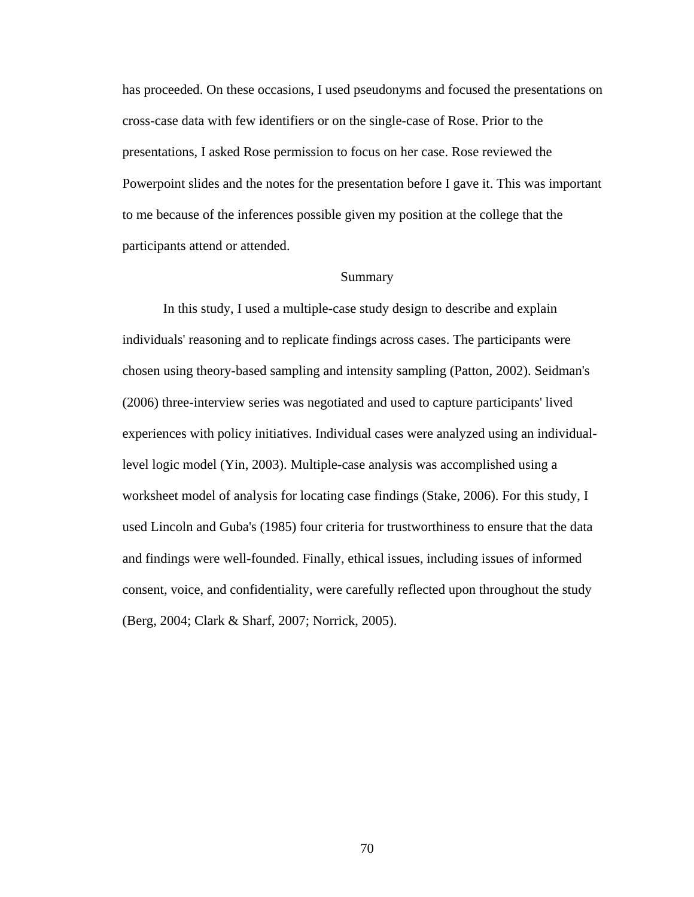has proceeded. On these occasions, I used pseudonyms and focused the presentations on cross-case data with few identifiers or on the single-case of Rose. Prior to the presentations, I asked Rose permission to focus on her case. Rose reviewed the Powerpoint slides and the notes for the presentation before I gave it. This was important to me because of the inferences possible given my position at the college that the participants attend or attended.

## Summary

In this study, I used a multiple-case study design to describe and explain individuals' reasoning and to replicate findings across cases. The participants were chosen using theory-based sampling and intensity sampling (Patton, 2002). Seidman's (2006) three-interview series was negotiated and used to capture participants' lived experiences with policy initiatives. Individual cases were analyzed using an individual-level logic model (Yin, 2003). Multiple-case analysis was accomplished using a worksheet model of analysis for locating case findings (Stake, 2006). For this study, I used Lincoln and Guba's (1985) four criteria for trustworthiness to ensure that the data and findings were well-founded. Finally, ethical issues, including issues of informed consent, voice, and confidentiality, were carefully reflected upon throughout the study (Berg, 2004; Clark & Sharf, 2007; Norrick, 2005).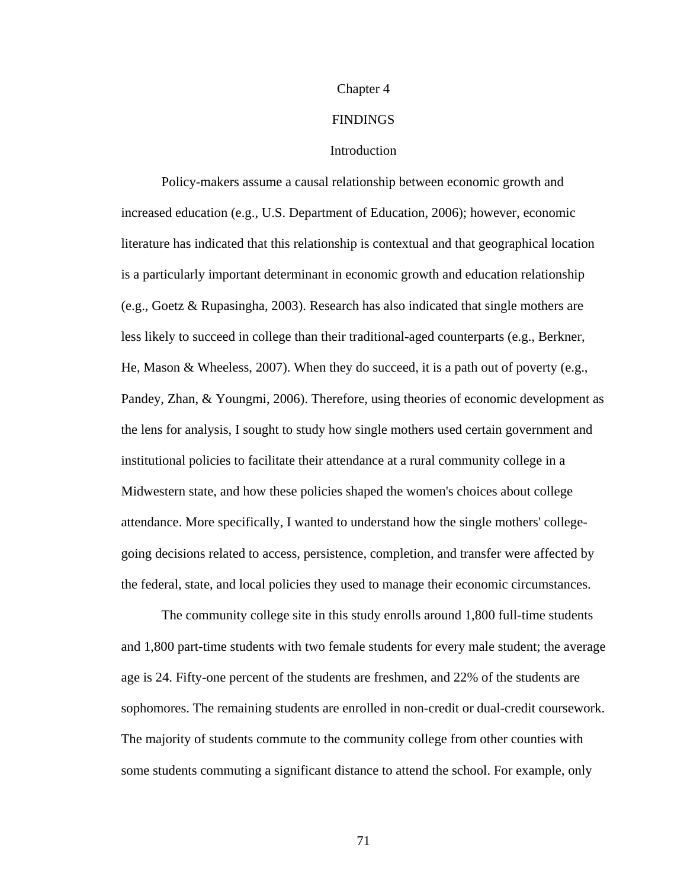# Chapter 4

# FINDINGS

## Introduction

Policy-makers assume a causal relationship between economic growth and increased education (e.g., U.S. Department of Education, 2006); however, economic literature has indicated that this relationship is contextual and that geographical location is a particularly important determinant in economic growth and education relationship (e.g., Goetz & Rupasingha, 2003). Research has also indicated that single mothers are less likely to succeed in college than their traditional-aged counterparts (e.g., Berkner, He, Mason & Wheeless, 2007). When they do succeed, it is a path out of poverty (e.g., Pandey, Zhan, & Youngmi, 2006). Therefore, using theories of economic development as the lens for analysis, I sought to study how single mothers used certain government and institutional policies to facilitate their attendance at a rural community college in a Midwestern state, and how these policies shaped the women's choices about college attendance. More specifically, I wanted to understand how the single mothers' college-going decisions related to access, persistence, completion, and transfer were affected by the federal, state, and local policies they used to manage their economic circumstances.

The community college site in this study enrolls around 1,800 full-time students and 1,800 part-time students with two female students for every male student; the average age is 24. Fifty-one percent of the students are freshmen, and 22% of the students are sophomores. The remaining students are enrolled in non-credit or dual-credit coursework. The majority of students commute to the community college from other counties with some students commuting a significant distance to attend the school. For example, only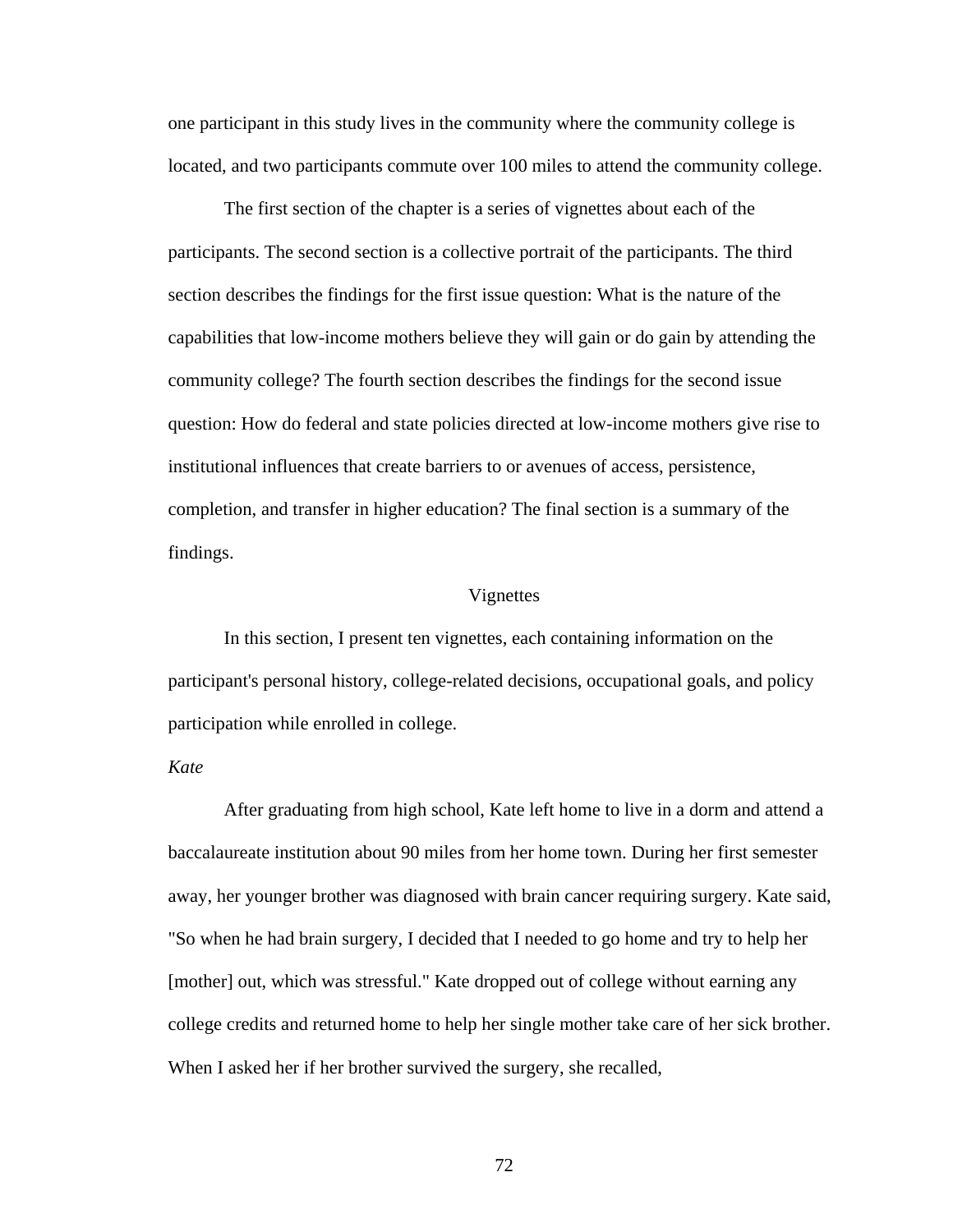one participant in this study lives in the community where the community college is located, and two participants commute over 100 miles to attend the community college.

The first section of the chapter is a series of vignettes about each of the participants. The second section is a collective portrait of the participants. The third section describes the findings for the first issue question: What is the nature of the capabilities that low-income mothers believe they will gain or do gain by attending the community college? The fourth section describes the findings for the second issue question: How do federal and state policies directed at low-income mothers give rise to institutional influences that create barriers to or avenues of access, persistence, completion, and transfer in higher education? The final section is a summary of the findings.

## Vignettes

In this section, I present ten vignettes, each containing information on the participant's personal history, college-related decisions, occupational goals, and policy participation while enrolled in college.

### *Kate*

After graduating from high school, Kate left home to live in a dorm and attend a baccalaureate institution about 90 miles from her home town. During her first semester away, her younger brother was diagnosed with brain cancer requiring surgery. Kate said, "So when he had brain surgery, I decided that I needed to go home and try to help her [mother] out, which was stressful." Kate dropped out of college without earning any college credits and returned home to help her single mother take care of her sick brother. When I asked her if her brother survived the surgery, she recalled,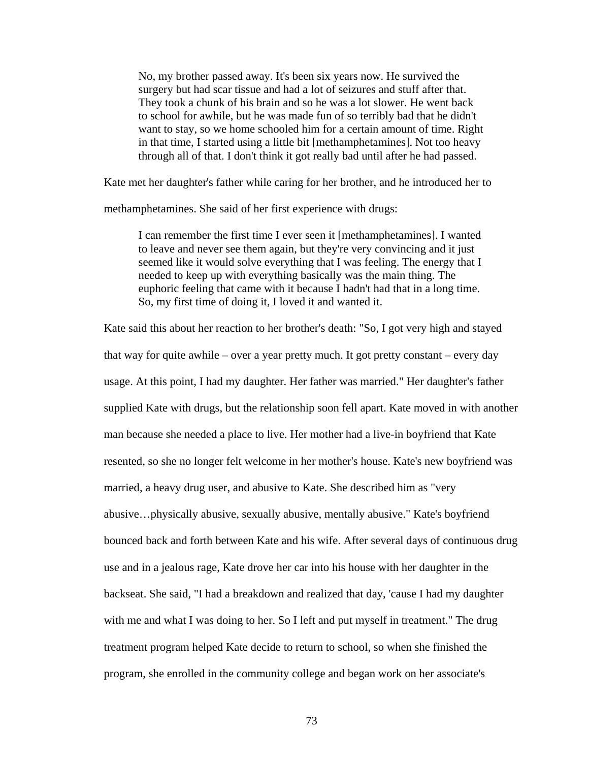> No, my brother passed away. It's been six years now. He survived the surgery but had scar tissue and had a lot of seizures and stuff after that. They took a chunk of his brain and so he was a lot slower. He went back to school for awhile, but he was made fun of so terribly bad that he didn't want to stay, so we home schooled him for a certain amount of time. Right in that time, I started using a little bit [methamphetamines]. Not too heavy through all of that. I don't think it got really bad until after he had passed.

Kate met her daughter's father while caring for her brother, and he introduced her to methamphetamines. She said of her first experience with drugs:

> I can remember the first time I ever seen it [methamphetamines]. I wanted to leave and never see them again, but they're very convincing and it just seemed like it would solve everything that I was feeling. The energy that I needed to keep up with everything basically was the main thing. The euphoric feeling that came with it because I hadn't had that in a long time. So, my first time of doing it, I loved it and wanted it.

Kate said this about her reaction to her brother's death: "So, I got very high and stayed that way for quite awhile – over a year pretty much. It got pretty constant – every day usage. At this point, I had my daughter. Her father was married." Her daughter's father supplied Kate with drugs, but the relationship soon fell apart. Kate moved in with another man because she needed a place to live. Her mother had a live-in boyfriend that Kate resented, so she no longer felt welcome in her mother's house. Kate's new boyfriend was married, a heavy drug user, and abusive to Kate. She described him as "very abusive…physically abusive, sexually abusive, mentally abusive." Kate's boyfriend bounced back and forth between Kate and his wife. After several days of continuous drug use and in a jealous rage, Kate drove her car into his house with her daughter in the backseat. She said, "I had a breakdown and realized that day, 'cause I had my daughter with me and what I was doing to her. So I left and put myself in treatment." The drug treatment program helped Kate decide to return to school, so when she finished the program, she enrolled in the community college and began work on her associate's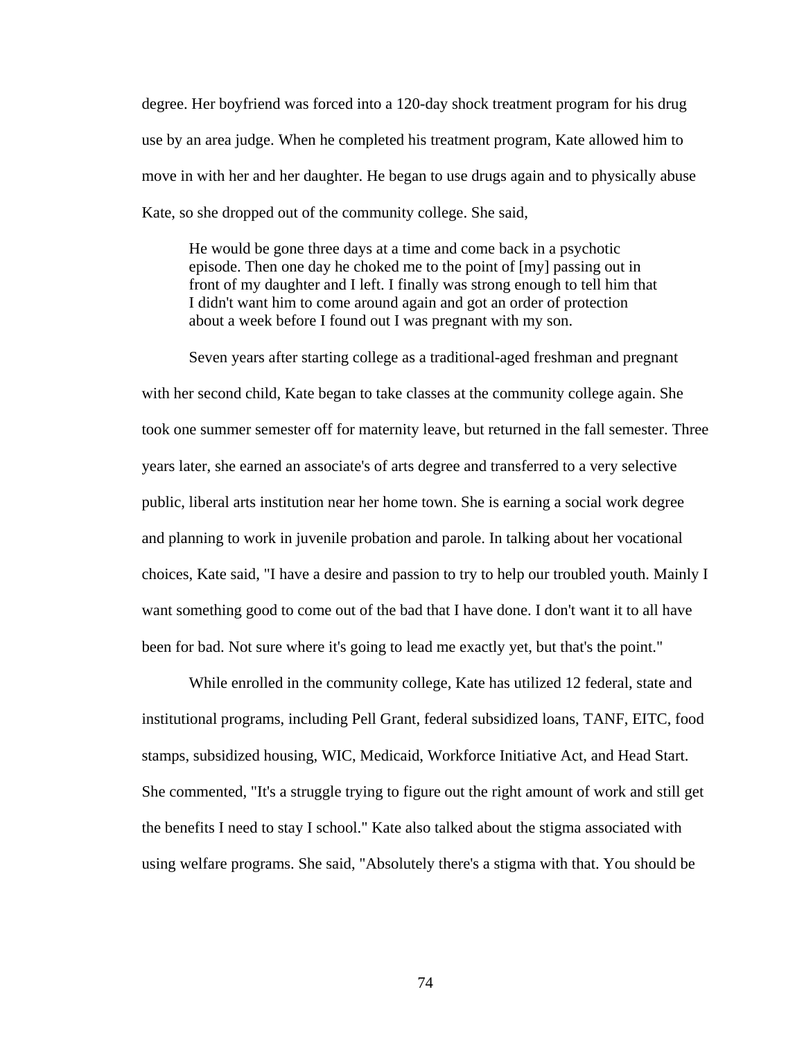degree. Her boyfriend was forced into a 120-day shock treatment program for his drug use by an area judge. When he completed his treatment program, Kate allowed him to move in with her and her daughter. He began to use drugs again and to physically abuse Kate, so she dropped out of the community college. She said,

> He would be gone three days at a time and come back in a psychotic episode. Then one day he choked me to the point of [my] passing out in front of my daughter and I left. I finally was strong enough to tell him that I didn't want him to come around again and got an order of protection about a week before I found out I was pregnant with my son.

Seven years after starting college as a traditional-aged freshman and pregnant with her second child, Kate began to take classes at the community college again. She took one summer semester off for maternity leave, but returned in the fall semester. Three years later, she earned an associate's of arts degree and transferred to a very selective public, liberal arts institution near her home town. She is earning a social work degree and planning to work in juvenile probation and parole. In talking about her vocational choices, Kate said, "I have a desire and passion to try to help our troubled youth. Mainly I want something good to come out of the bad that I have done. I don't want it to all have been for bad. Not sure where it's going to lead me exactly yet, but that's the point."

While enrolled in the community college, Kate has utilized 12 federal, state and institutional programs, including Pell Grant, federal subsidized loans, TANF, EITC, food stamps, subsidized housing, WIC, Medicaid, Workforce Initiative Act, and Head Start. She commented, "It's a struggle trying to figure out the right amount of work and still get the benefits I need to stay I school." Kate also talked about the stigma associated with using welfare programs. She said, "Absolutely there's a stigma with that. You should be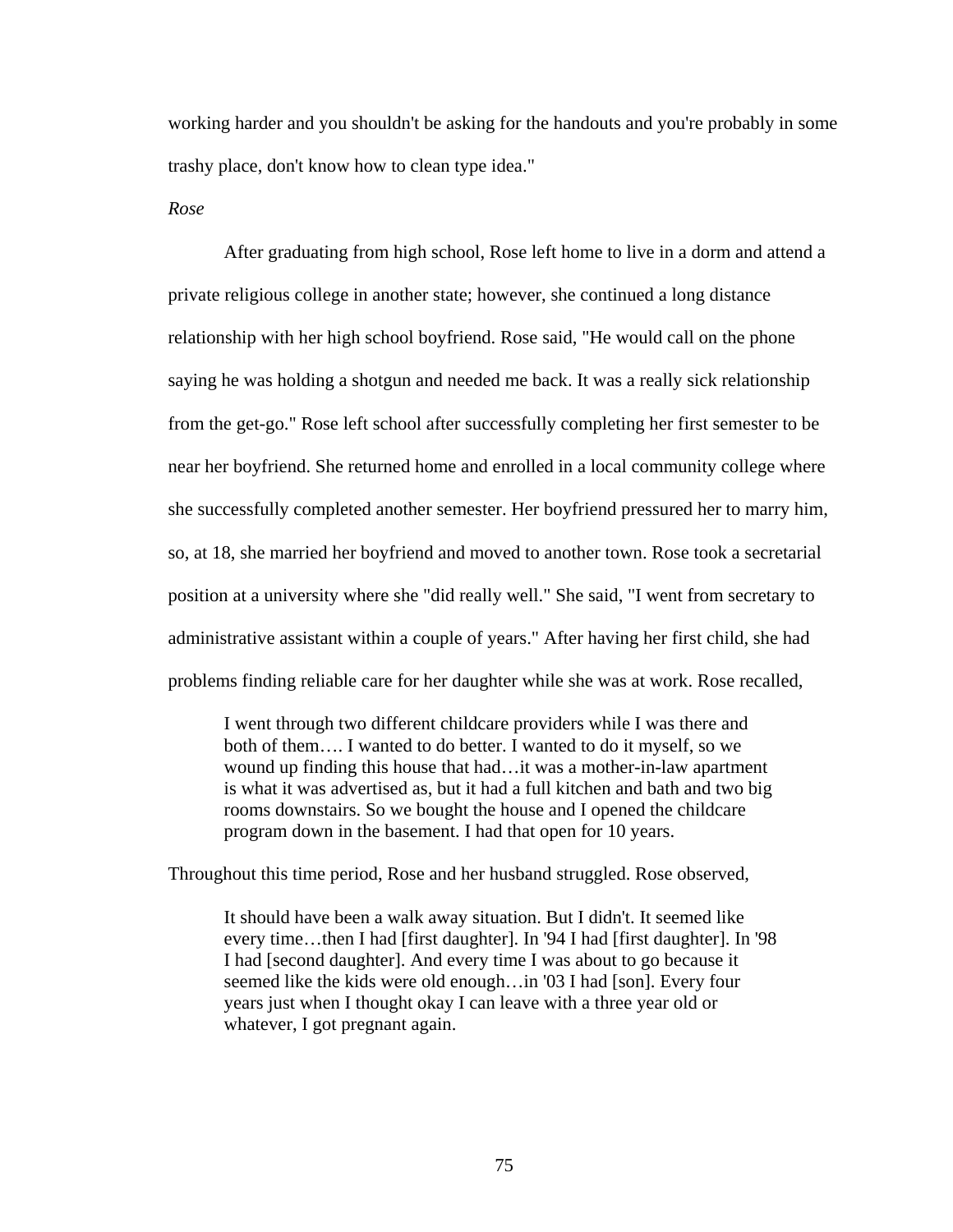working harder and you shouldn't be asking for the handouts and you're probably in some trashy place, don't know how to clean type idea."

*Rose*

After graduating from high school, Rose left home to live in a dorm and attend a private religious college in another state; however, she continued a long distance relationship with her high school boyfriend. Rose said, "He would call on the phone saying he was holding a shotgun and needed me back. It was a really sick relationship from the get-go." Rose left school after successfully completing her first semester to be near her boyfriend. She returned home and enrolled in a local community college where she successfully completed another semester. Her boyfriend pressured her to marry him, so, at 18, she married her boyfriend and moved to another town. Rose took a secretarial position at a university where she "did really well." She said, "I went from secretary to administrative assistant within a couple of years." After having her first child, she had problems finding reliable care for her daughter while she was at work. Rose recalled,

> I went through two different childcare providers while I was there and both of them…. I wanted to do better. I wanted to do it myself, so we wound up finding this house that had…it was a mother-in-law apartment is what it was advertised as, but it had a full kitchen and bath and two big rooms downstairs. So we bought the house and I opened the childcare program down in the basement. I had that open for 10 years.

Throughout this time period, Rose and her husband struggled. Rose observed,

> It should have been a walk away situation. But I didn't. It seemed like every time…then I had [first daughter]. In '94 I had [first daughter]. In '98 I had [second daughter]. And every time I was about to go because it seemed like the kids were old enough…in '03 I had [son]. Every four years just when I thought okay I can leave with a three year old or whatever, I got pregnant again.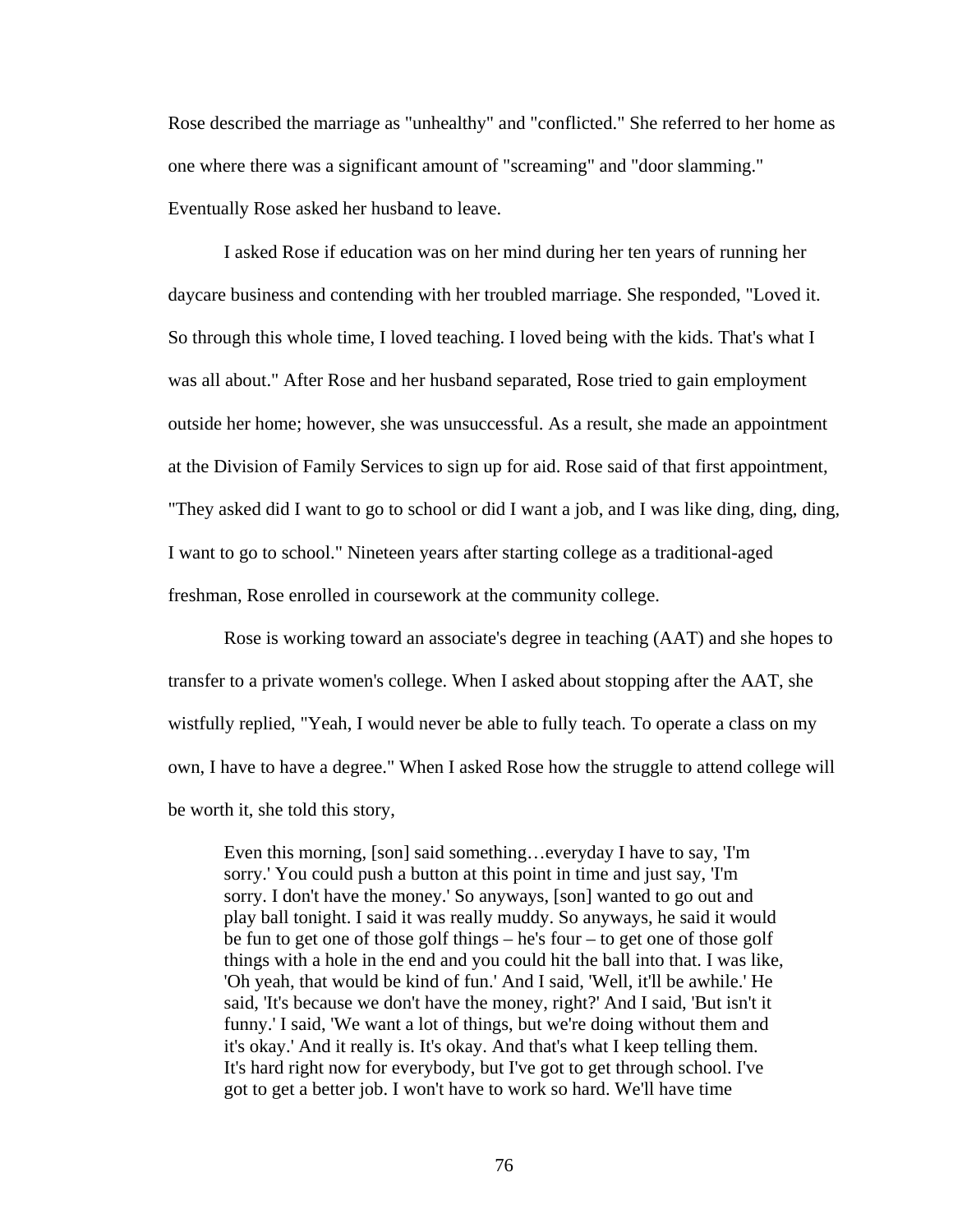Rose described the marriage as "unhealthy" and "conflicted." She referred to her home as one where there was a significant amount of "screaming" and "door slamming." Eventually Rose asked her husband to leave.

I asked Rose if education was on her mind during her ten years of running her daycare business and contending with her troubled marriage. She responded, "Loved it. So through this whole time, I loved teaching. I loved being with the kids. That's what I was all about." After Rose and her husband separated, Rose tried to gain employment outside her home; however, she was unsuccessful. As a result, she made an appointment at the Division of Family Services to sign up for aid. Rose said of that first appointment, "They asked did I want to go to school or did I want a job, and I was like ding, ding, ding, I want to go to school." Nineteen years after starting college as a traditional-aged freshman, Rose enrolled in coursework at the community college.

Rose is working toward an associate's degree in teaching (AAT) and she hopes to transfer to a private women's college. When I asked about stopping after the AAT, she wistfully replied, "Yeah, I would never be able to fully teach. To operate a class on my own, I have to have a degree." When I asked Rose how the struggle to attend college will be worth it, she told this story,

> Even this morning, [son] said something…everyday I have to say, 'I'm sorry.' You could push a button at this point in time and just say, 'I'm sorry. I don't have the money.' So anyways, [son] wanted to go out and play ball tonight. I said it was really muddy. So anyways, he said it would be fun to get one of those golf things – he's four – to get one of those golf things with a hole in the end and you could hit the ball into that. I was like, 'Oh yeah, that would be kind of fun.' And I said, 'Well, it'll be awhile.' He said, 'It's because we don't have the money, right?' And I said, 'But isn't it funny.' I said, 'We want a lot of things, but we're doing without them and it's okay.' And it really is. It's okay. And that's what I keep telling them. It's hard right now for everybody, but I've got to get through school. I've got to get a better job. I won't have to work so hard. We'll have time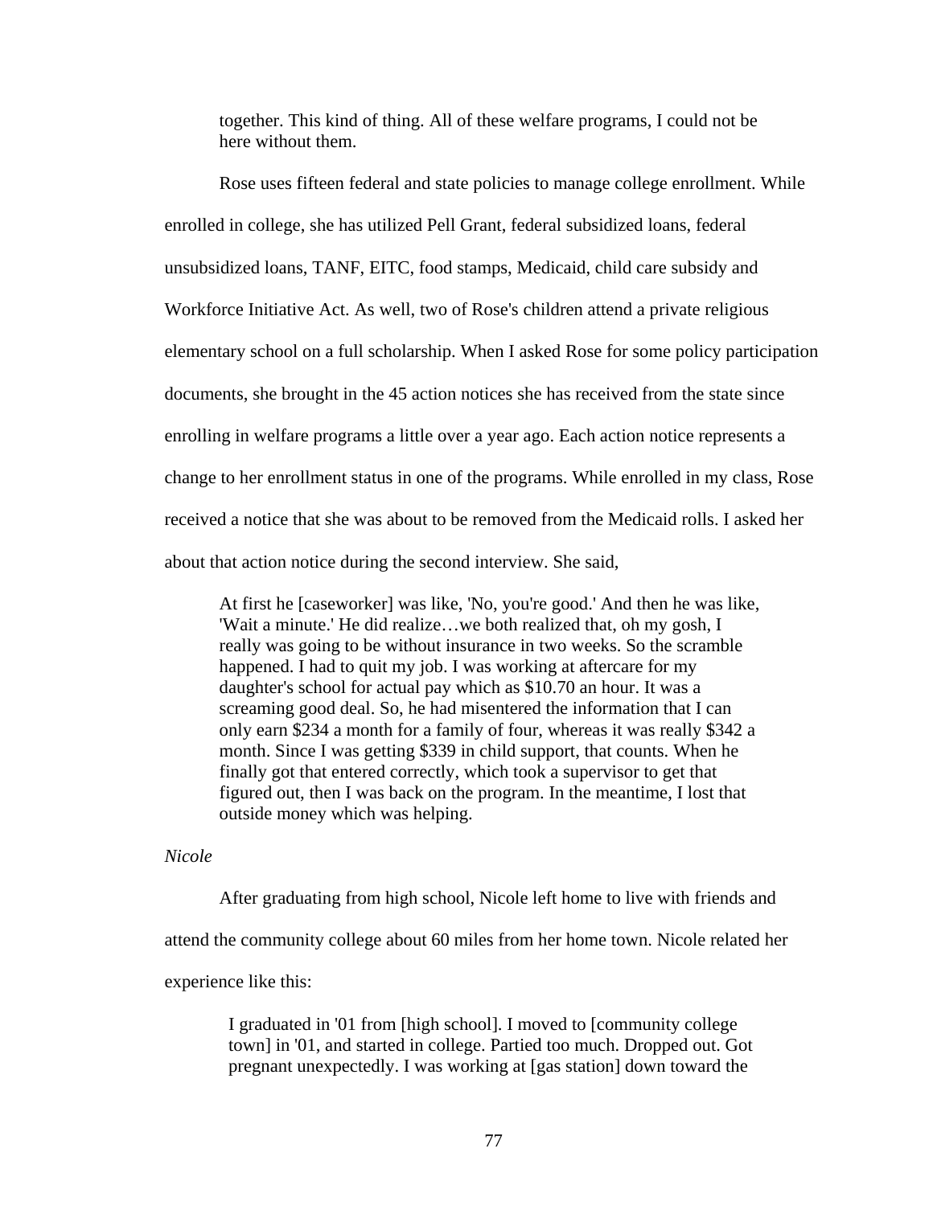> together. This kind of thing. All of these welfare programs, I could not be here without them.

Rose uses fifteen federal and state policies to manage college enrollment. While enrolled in college, she has utilized Pell Grant, federal subsidized loans, federal unsubsidized loans, TANF, EITC, food stamps, Medicaid, child care subsidy and Workforce Initiative Act. As well, two of Rose's children attend a private religious elementary school on a full scholarship. When I asked Rose for some policy participation documents, she brought in the 45 action notices she has received from the state since enrolling in welfare programs a little over a year ago. Each action notice represents a change to her enrollment status in one of the programs. While enrolled in my class, Rose received a notice that she was about to be removed from the Medicaid rolls. I asked her about that action notice during the second interview. She said,

> At first he [caseworker] was like, 'No, you're good.' And then he was like, 'Wait a minute.' He did realize…we both realized that, oh my gosh, I really was going to be without insurance in two weeks. So the scramble happened. I had to quit my job. I was working at aftercare for my daughter's school for actual pay which as $10.70 an hour. It was a screaming good deal. So, he had misentered the information that I can only earn $234 a month for a family of four, whereas it was really $342 a month. Since I was getting $339 in child support, that counts. When he finally got that entered correctly, which took a supervisor to get that figured out, then I was back on the program. In the meantime, I lost that outside money which was helping.

*Nicole*

After graduating from high school, Nicole left home to live with friends and attend the community college about 60 miles from her home town. Nicole related her experience like this:

> I graduated in '01 from [high school]. I moved to [community college town] in '01, and started in college. Partied too much. Dropped out. Got pregnant unexpectedly. I was working at [gas station] down toward the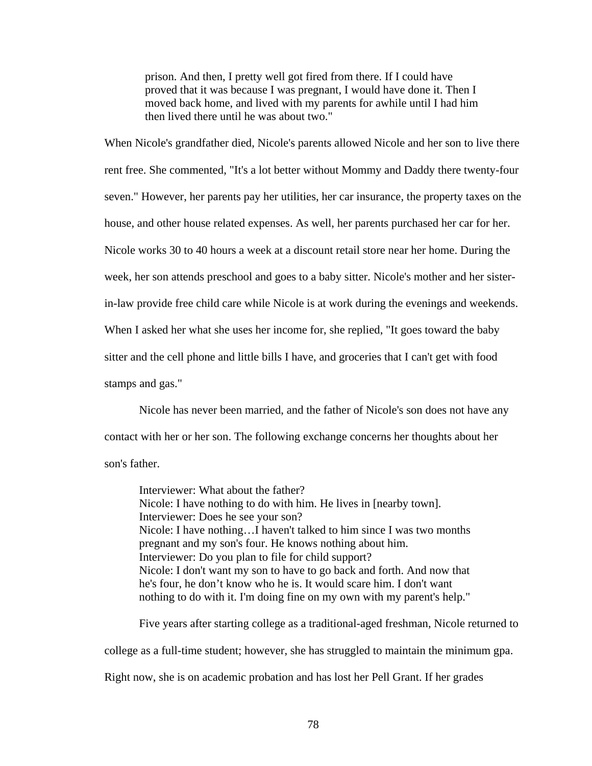> prison. And then, I pretty well got fired from there. If I could have proved that it was because I was pregnant, I would have done it. Then I moved back home, and lived with my parents for awhile until I had him then lived there until he was about two."

When Nicole's grandfather died, Nicole's parents allowed Nicole and her son to live there rent free. She commented, "It's a lot better without Mommy and Daddy there twenty-four seven." However, her parents pay her utilities, her car insurance, the property taxes on the house, and other house related expenses. As well, her parents purchased her car for her. Nicole works 30 to 40 hours a week at a discount retail store near her home. During the week, her son attends preschool and goes to a baby sitter. Nicole's mother and her sister-in-law provide free child care while Nicole is at work during the evenings and weekends. When I asked her what she uses her income for, she replied, "It goes toward the baby sitter and the cell phone and little bills I have, and groceries that I can't get with food stamps and gas."

Nicole has never been married, and the father of Nicole's son does not have any contact with her or her son. The following exchange concerns her thoughts about her son's father.

> Interviewer: What about the father?
> Nicole: I have nothing to do with him. He lives in [nearby town].
> Interviewer: Does he see your son?
> Nicole: I have nothing…I haven't talked to him since I was two months pregnant and my son's four. He knows nothing about him.
> Interviewer: Do you plan to file for child support?
> Nicole: I don't want my son to have to go back and forth. And now that he's four, he don't know who he is. It would scare him. I don't want nothing to do with it. I'm doing fine on my own with my parent's help."

Five years after starting college as a traditional-aged freshman, Nicole returned to college as a full-time student; however, she has struggled to maintain the minimum gpa. Right now, she is on academic probation and has lost her Pell Grant. If her grades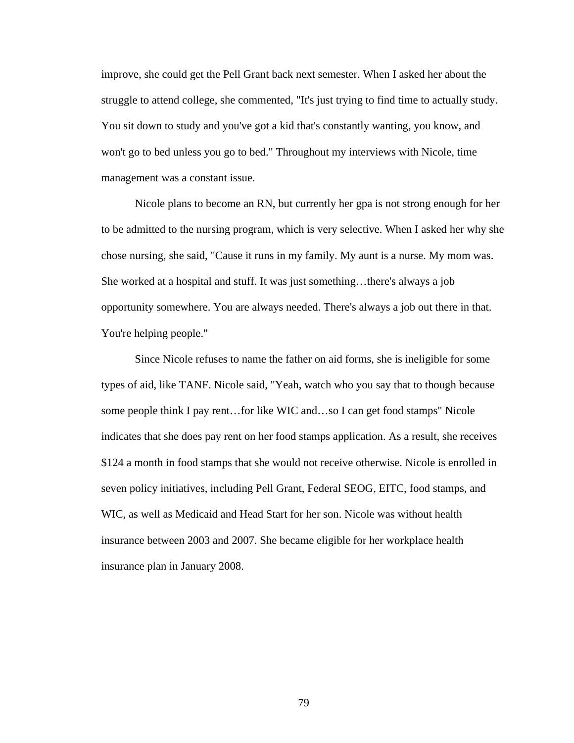improve, she could get the Pell Grant back next semester. When I asked her about the struggle to attend college, she commented, "It's just trying to find time to actually study. You sit down to study and you've got a kid that's constantly wanting, you know, and won't go to bed unless you go to bed." Throughout my interviews with Nicole, time management was a constant issue.

Nicole plans to become an RN, but currently her gpa is not strong enough for her to be admitted to the nursing program, which is very selective. When I asked her why she chose nursing, she said, "Cause it runs in my family. My aunt is a nurse. My mom was. She worked at a hospital and stuff. It was just something…there's always a job opportunity somewhere. You are always needed. There's always a job out there in that. You're helping people."

Since Nicole refuses to name the father on aid forms, she is ineligible for some types of aid, like TANF. Nicole said, "Yeah, watch who you say that to though because some people think I pay rent…for like WIC and…so I can get food stamps" Nicole indicates that she does pay rent on her food stamps application. As a result, she receives $124 a month in food stamps that she would not receive otherwise. Nicole is enrolled in seven policy initiatives, including Pell Grant, Federal SEOG, EITC, food stamps, and WIC, as well as Medicaid and Head Start for her son. Nicole was without health insurance between 2003 and 2007. She became eligible for her workplace health insurance plan in January 2008.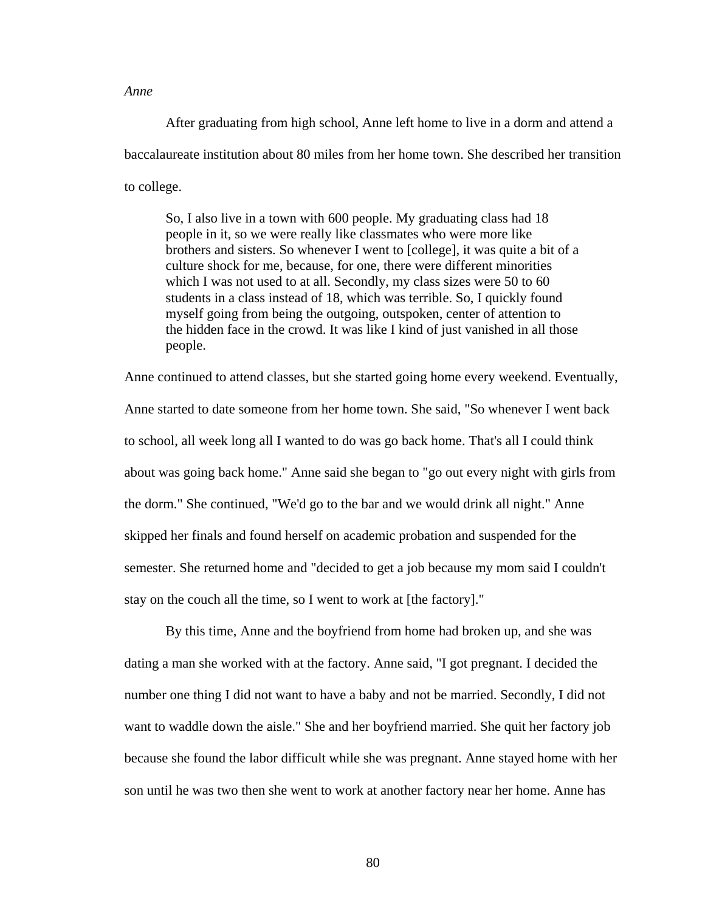*Anne*

After graduating from high school, Anne left home to live in a dorm and attend a baccalaureate institution about 80 miles from her home town. She described her transition to college.

> So, I also live in a town with 600 people. My graduating class had 18 people in it, so we were really like classmates who were more like brothers and sisters. So whenever I went to [college], it was quite a bit of a culture shock for me, because, for one, there were different minorities which I was not used to at all. Secondly, my class sizes were 50 to 60 students in a class instead of 18, which was terrible. So, I quickly found myself going from being the outgoing, outspoken, center of attention to the hidden face in the crowd. It was like I kind of just vanished in all those people.

Anne continued to attend classes, but she started going home every weekend. Eventually, Anne started to date someone from her home town. She said, "So whenever I went back to school, all week long all I wanted to do was go back home. That's all I could think about was going back home." Anne said she began to "go out every night with girls from the dorm." She continued, "We'd go to the bar and we would drink all night." Anne skipped her finals and found herself on academic probation and suspended for the semester. She returned home and "decided to get a job because my mom said I couldn't stay on the couch all the time, so I went to work at [the factory]."

By this time, Anne and the boyfriend from home had broken up, and she was dating a man she worked with at the factory. Anne said, "I got pregnant. I decided the number one thing I did not want to have a baby and not be married. Secondly, I did not want to waddle down the aisle." She and her boyfriend married. She quit her factory job because she found the labor difficult while she was pregnant. Anne stayed home with her son until he was two then she went to work at another factory near her home. Anne has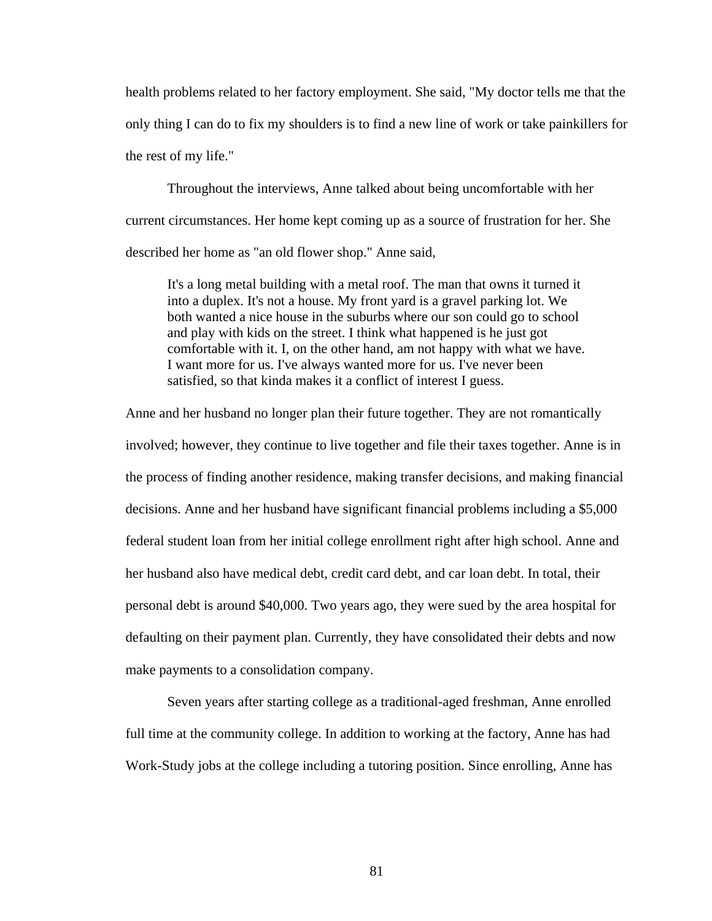health problems related to her factory employment. She said, "My doctor tells me that the only thing I can do to fix my shoulders is to find a new line of work or take painkillers for the rest of my life."

Throughout the interviews, Anne talked about being uncomfortable with her current circumstances. Her home kept coming up as a source of frustration for her. She described her home as "an old flower shop." Anne said,

> It's a long metal building with a metal roof. The man that owns it turned it into a duplex. It's not a house. My front yard is a gravel parking lot. We both wanted a nice house in the suburbs where our son could go to school and play with kids on the street. I think what happened is he just got comfortable with it. I, on the other hand, am not happy with what we have. I want more for us. I've always wanted more for us. I've never been satisfied, so that kinda makes it a conflict of interest I guess.

Anne and her husband no longer plan their future together. They are not romantically involved; however, they continue to live together and file their taxes together. Anne is in the process of finding another residence, making transfer decisions, and making financial decisions. Anne and her husband have significant financial problems including a $5,000 federal student loan from her initial college enrollment right after high school. Anne and her husband also have medical debt, credit card debt, and car loan debt. In total, their personal debt is around $40,000. Two years ago, they were sued by the area hospital for defaulting on their payment plan. Currently, they have consolidated their debts and now make payments to a consolidation company.

Seven years after starting college as a traditional-aged freshman, Anne enrolled full time at the community college. In addition to working at the factory, Anne has had Work-Study jobs at the college including a tutoring position. Since enrolling, Anne has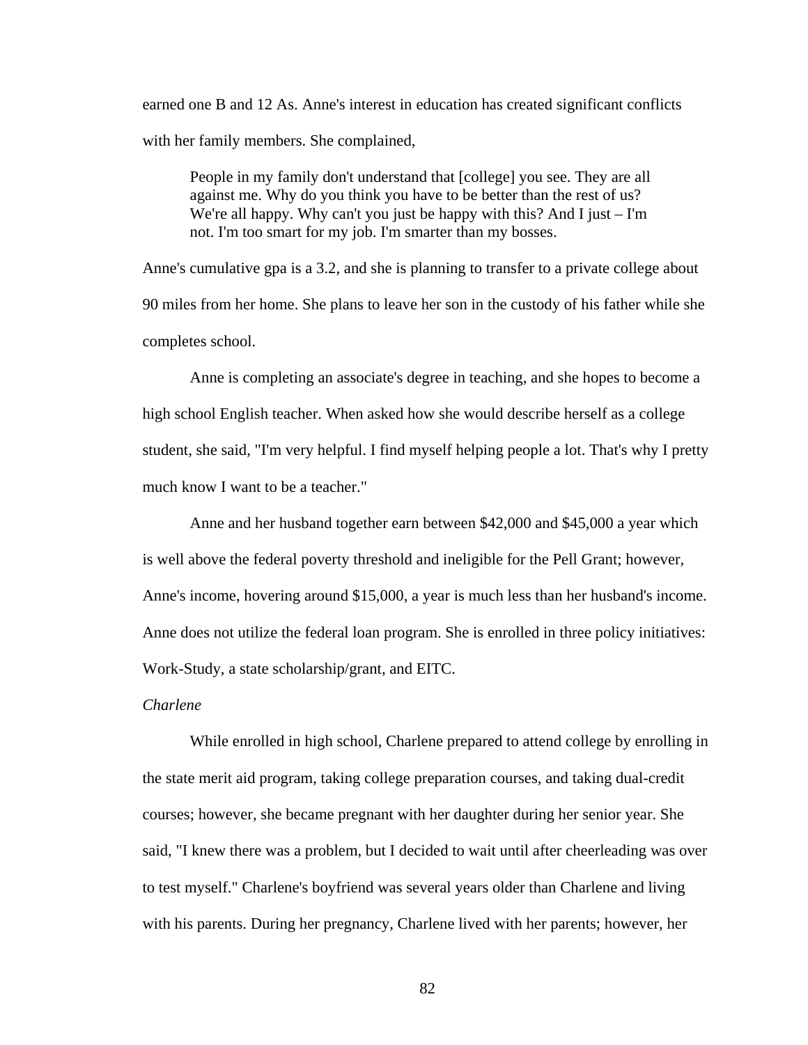earned one B and 12 As. Anne's interest in education has created significant conflicts with her family members. She complained,

> People in my family don't understand that [college] you see. They are all against me. Why do you think you have to be better than the rest of us? We're all happy. Why can't you just be happy with this? And I just – I'm not. I'm too smart for my job. I'm smarter than my bosses.

Anne's cumulative gpa is a 3.2, and she is planning to transfer to a private college about 90 miles from her home. She plans to leave her son in the custody of his father while she completes school.

Anne is completing an associate's degree in teaching, and she hopes to become a high school English teacher. When asked how she would describe herself as a college student, she said, "I'm very helpful. I find myself helping people a lot. That's why I pretty much know I want to be a teacher."

Anne and her husband together earn between $42,000 and $45,000 a year which is well above the federal poverty threshold and ineligible for the Pell Grant; however, Anne's income, hovering around $15,000, a year is much less than her husband's income. Anne does not utilize the federal loan program. She is enrolled in three policy initiatives: Work-Study, a state scholarship/grant, and EITC.

*Charlene*

While enrolled in high school, Charlene prepared to attend college by enrolling in the state merit aid program, taking college preparation courses, and taking dual-credit courses; however, she became pregnant with her daughter during her senior year. She said, "I knew there was a problem, but I decided to wait until after cheerleading was over to test myself." Charlene's boyfriend was several years older than Charlene and living with his parents. During her pregnancy, Charlene lived with her parents; however, her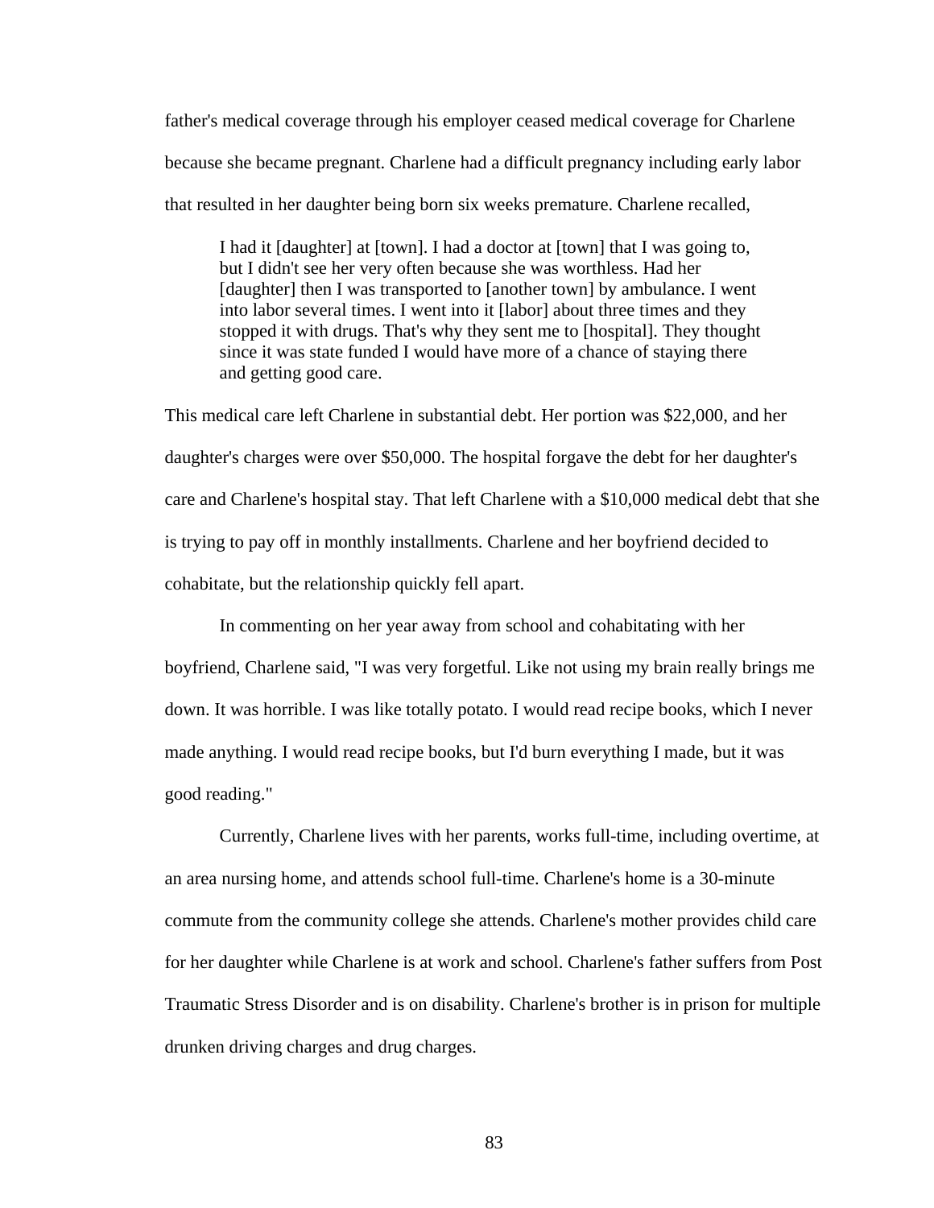father's medical coverage through his employer ceased medical coverage for Charlene because she became pregnant. Charlene had a difficult pregnancy including early labor that resulted in her daughter being born six weeks premature. Charlene recalled,

> I had it [daughter] at [town]. I had a doctor at [town] that I was going to, but I didn't see her very often because she was worthless. Had her [daughter] then I was transported to [another town] by ambulance. I went into labor several times. I went into it [labor] about three times and they stopped it with drugs. That's why they sent me to [hospital]. They thought since it was state funded I would have more of a chance of staying there and getting good care.

This medical care left Charlene in substantial debt. Her portion was $22,000, and her daughter's charges were over $50,000. The hospital forgave the debt for her daughter's care and Charlene's hospital stay. That left Charlene with a $10,000 medical debt that she is trying to pay off in monthly installments. Charlene and her boyfriend decided to cohabitate, but the relationship quickly fell apart.

In commenting on her year away from school and cohabitating with her boyfriend, Charlene said, "I was very forgetful. Like not using my brain really brings me down. It was horrible. I was like totally potato. I would read recipe books, which I never made anything. I would read recipe books, but I'd burn everything I made, but it was good reading."

Currently, Charlene lives with her parents, works full-time, including overtime, at an area nursing home, and attends school full-time. Charlene's home is a 30-minute commute from the community college she attends. Charlene's mother provides child care for her daughter while Charlene is at work and school. Charlene's father suffers from Post Traumatic Stress Disorder and is on disability. Charlene's brother is in prison for multiple drunken driving charges and drug charges.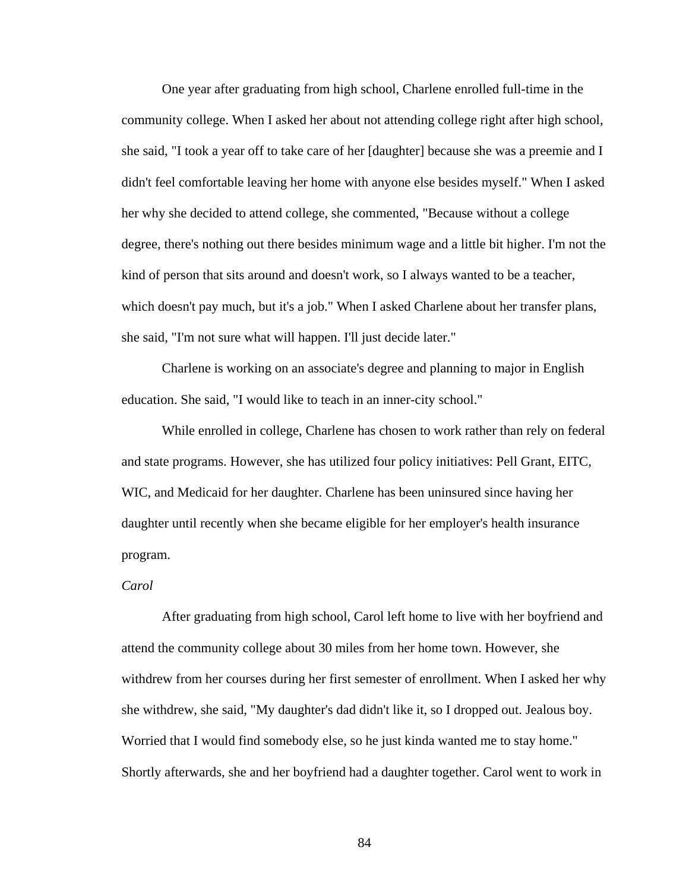One year after graduating from high school, Charlene enrolled full-time in the community college. When I asked her about not attending college right after high school, she said, "I took a year off to take care of her [daughter] because she was a preemie and I didn't feel comfortable leaving her home with anyone else besides myself." When I asked her why she decided to attend college, she commented, "Because without a college degree, there's nothing out there besides minimum wage and a little bit higher. I'm not the kind of person that sits around and doesn't work, so I always wanted to be a teacher, which doesn't pay much, but it's a job." When I asked Charlene about her transfer plans, she said, "I'm not sure what will happen. I'll just decide later."

Charlene is working on an associate's degree and planning to major in English education. She said, "I would like to teach in an inner-city school."

While enrolled in college, Charlene has chosen to work rather than rely on federal and state programs. However, she has utilized four policy initiatives: Pell Grant, EITC, WIC, and Medicaid for her daughter. Charlene has been uninsured since having her daughter until recently when she became eligible for her employer's health insurance program.

*Carol*

After graduating from high school, Carol left home to live with her boyfriend and attend the community college about 30 miles from her home town. However, she withdrew from her courses during her first semester of enrollment. When I asked her why she withdrew, she said, "My daughter's dad didn't like it, so I dropped out. Jealous boy. Worried that I would find somebody else, so he just kinda wanted me to stay home." Shortly afterwards, she and her boyfriend had a daughter together. Carol went to work in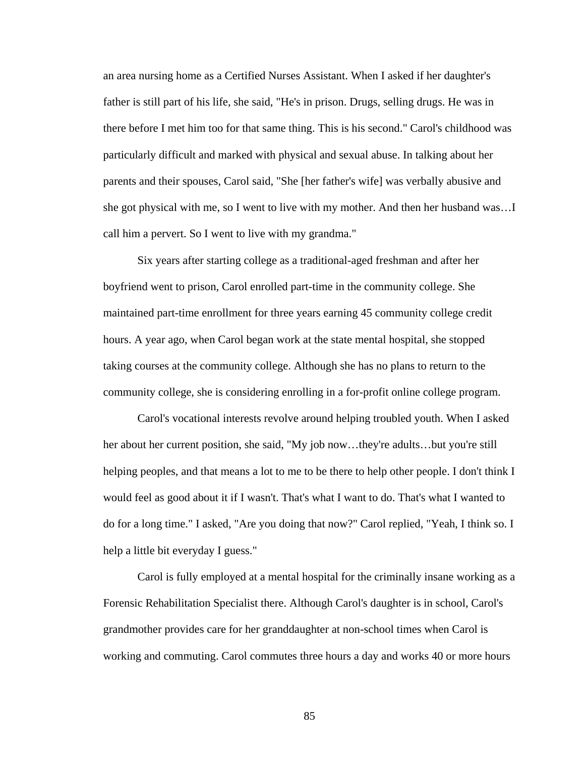an area nursing home as a Certified Nurses Assistant. When I asked if her daughter's father is still part of his life, she said, "He's in prison. Drugs, selling drugs. He was in there before I met him too for that same thing. This is his second." Carol's childhood was particularly difficult and marked with physical and sexual abuse. In talking about her parents and their spouses, Carol said, "She [her father's wife] was verbally abusive and she got physical with me, so I went to live with my mother. And then her husband was…I call him a pervert. So I went to live with my grandma."

Six years after starting college as a traditional-aged freshman and after her boyfriend went to prison, Carol enrolled part-time in the community college. She maintained part-time enrollment for three years earning 45 community college credit hours. A year ago, when Carol began work at the state mental hospital, she stopped taking courses at the community college. Although she has no plans to return to the community college, she is considering enrolling in a for-profit online college program.

Carol's vocational interests revolve around helping troubled youth. When I asked her about her current position, she said, "My job now…they're adults…but you're still helping peoples, and that means a lot to me to be there to help other people. I don't think I would feel as good about it if I wasn't. That's what I want to do. That's what I wanted to do for a long time." I asked, "Are you doing that now?" Carol replied, "Yeah, I think so. I help a little bit everyday I guess."

Carol is fully employed at a mental hospital for the criminally insane working as a Forensic Rehabilitation Specialist there. Although Carol's daughter is in school, Carol's grandmother provides care for her granddaughter at non-school times when Carol is working and commuting. Carol commutes three hours a day and works 40 or more hours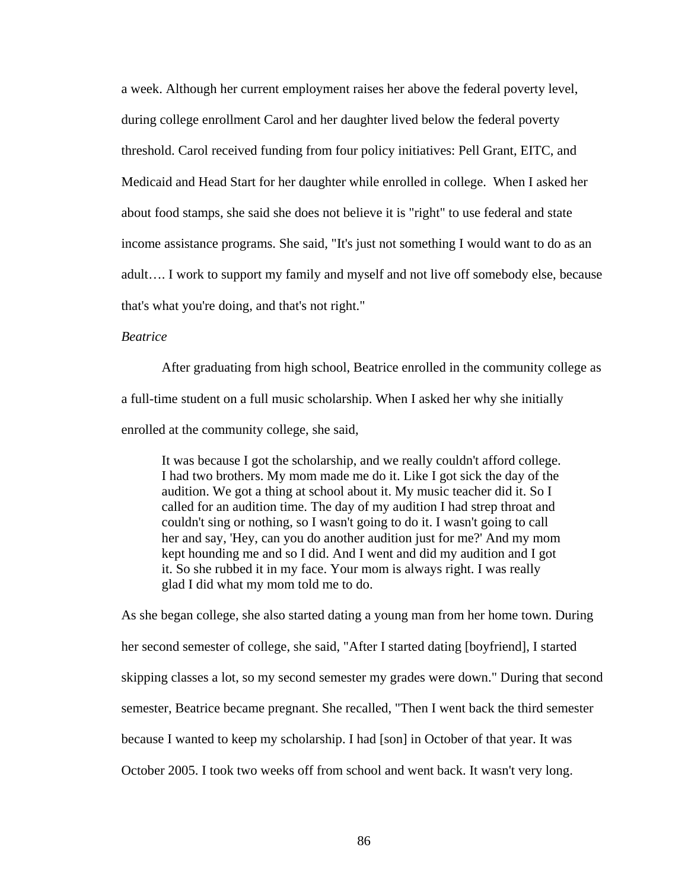a week. Although her current employment raises her above the federal poverty level, during college enrollment Carol and her daughter lived below the federal poverty threshold. Carol received funding from four policy initiatives: Pell Grant, EITC, and Medicaid and Head Start for her daughter while enrolled in college.  When I asked her about food stamps, she said she does not believe it is "right" to use federal and state income assistance programs. She said, "It's just not something I would want to do as an adult…. I work to support my family and myself and not live off somebody else, because that's what you're doing, and that's not right."

*Beatrice*

After graduating from high school, Beatrice enrolled in the community college as a full-time student on a full music scholarship. When I asked her why she initially enrolled at the community college, she said,

> It was because I got the scholarship, and we really couldn't afford college. I had two brothers. My mom made me do it. Like I got sick the day of the audition. We got a thing at school about it. My music teacher did it. So I called for an audition time. The day of my audition I had strep throat and couldn't sing or nothing, so I wasn't going to do it. I wasn't going to call her and say, 'Hey, can you do another audition just for me?' And my mom kept hounding me and so I did. And I went and did my audition and I got it. So she rubbed it in my face. Your mom is always right. I was really glad I did what my mom told me to do.

As she began college, she also started dating a young man from her home town. During her second semester of college, she said, "After I started dating [boyfriend], I started skipping classes a lot, so my second semester my grades were down." During that second semester, Beatrice became pregnant. She recalled, "Then I went back the third semester because I wanted to keep my scholarship. I had [son] in October of that year. It was October 2005. I took two weeks off from school and went back. It wasn't very long.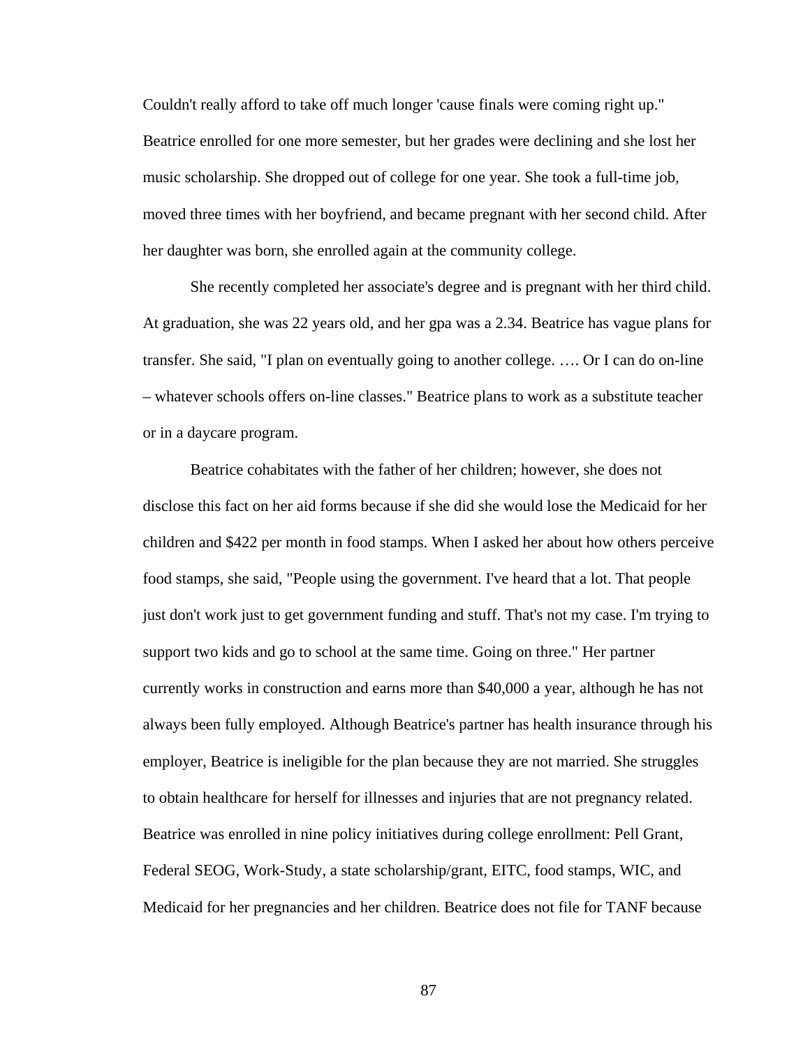Couldn't really afford to take off much longer 'cause finals were coming right up." Beatrice enrolled for one more semester, but her grades were declining and she lost her music scholarship. She dropped out of college for one year. She took a full-time job, moved three times with her boyfriend, and became pregnant with her second child. After her daughter was born, she enrolled again at the community college.

She recently completed her associate's degree and is pregnant with her third child. At graduation, she was 22 years old, and her gpa was a 2.34. Beatrice has vague plans for transfer. She said, "I plan on eventually going to another college. …. Or I can do on-line – whatever schools offers on-line classes." Beatrice plans to work as a substitute teacher or in a daycare program.

Beatrice cohabitates with the father of her children; however, she does not disclose this fact on her aid forms because if she did she would lose the Medicaid for her children and $422 per month in food stamps. When I asked her about how others perceive food stamps, she said, "People using the government. I've heard that a lot. That people just don't work just to get government funding and stuff. That's not my case. I'm trying to support two kids and go to school at the same time. Going on three." Her partner currently works in construction and earns more than $40,000 a year, although he has not always been fully employed. Although Beatrice's partner has health insurance through his employer, Beatrice is ineligible for the plan because they are not married. She struggles to obtain healthcare for herself for illnesses and injuries that are not pregnancy related. Beatrice was enrolled in nine policy initiatives during college enrollment: Pell Grant, Federal SEOG, Work-Study, a state scholarship/grant, EITC, food stamps, WIC, and Medicaid for her pregnancies and her children. Beatrice does not file for TANF because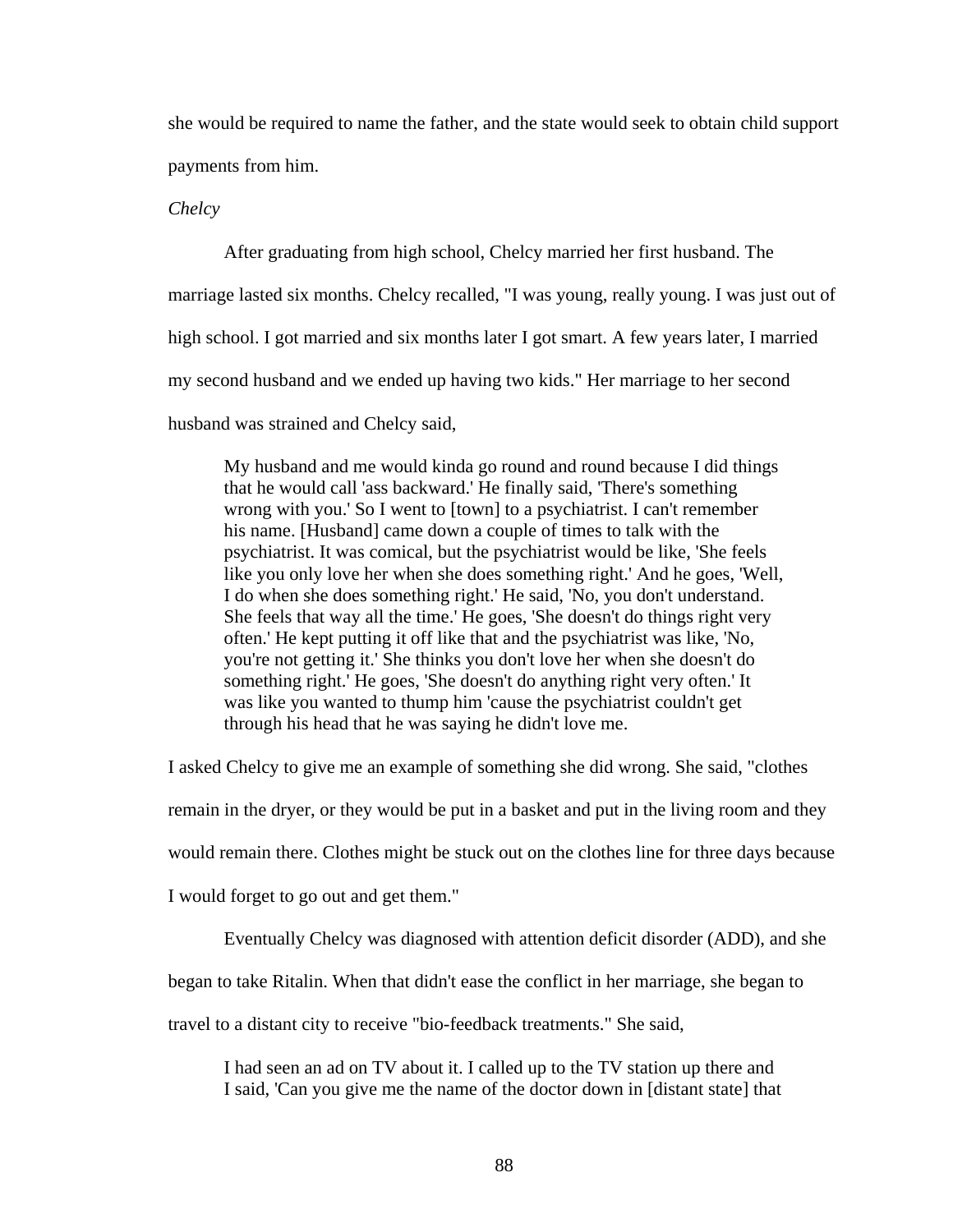she would be required to name the father, and the state would seek to obtain child support payments from him.

*Chelcy*

After graduating from high school, Chelcy married her first husband. The marriage lasted six months. Chelcy recalled, "I was young, really young. I was just out of high school. I got married and six months later I got smart. A few years later, I married my second husband and we ended up having two kids." Her marriage to her second husband was strained and Chelcy said,

> My husband and me would kinda go round and round because I did things that he would call 'ass backward.' He finally said, 'There's something wrong with you.' So I went to [town] to a psychiatrist. I can't remember his name. [Husband] came down a couple of times to talk with the psychiatrist. It was comical, but the psychiatrist would be like, 'She feels like you only love her when she does something right.' And he goes, 'Well, I do when she does something right.' He said, 'No, you don't understand. She feels that way all the time.' He goes, 'She doesn't do things right very often.' He kept putting it off like that and the psychiatrist was like, 'No, you're not getting it.' She thinks you don't love her when she doesn't do something right.' He goes, 'She doesn't do anything right very often.' It was like you wanted to thump him 'cause the psychiatrist couldn't get through his head that he was saying he didn't love me.

I asked Chelcy to give me an example of something she did wrong. She said, "clothes remain in the dryer, or they would be put in a basket and put in the living room and they would remain there. Clothes might be stuck out on the clothes line for three days because I would forget to go out and get them."

Eventually Chelcy was diagnosed with attention deficit disorder (ADD), and she began to take Ritalin. When that didn't ease the conflict in her marriage, she began to travel to a distant city to receive "bio-feedback treatments." She said,

> I had seen an ad on TV about it. I called up to the TV station up there and I said, 'Can you give me the name of the doctor down in [distant state] that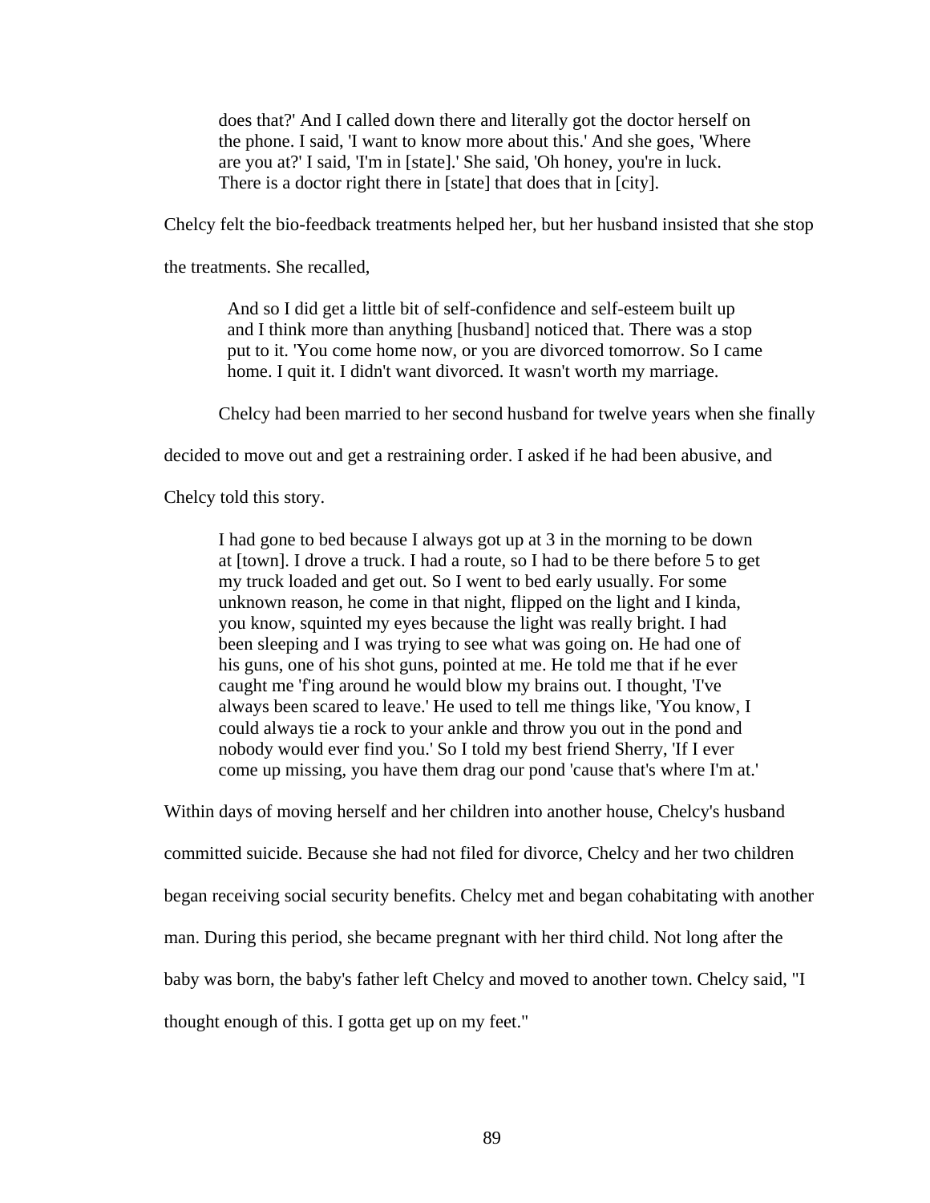> does that?' And I called down there and literally got the doctor herself on the phone. I said, 'I want to know more about this.' And she goes, 'Where are you at?' I said, 'I'm in [state].' She said, 'Oh honey, you're in luck. There is a doctor right there in [state] that does that in [city].

Chelcy felt the bio-feedback treatments helped her, but her husband insisted that she stop the treatments. She recalled,

> And so I did get a little bit of self-confidence and self-esteem built up and I think more than anything [husband] noticed that. There was a stop put to it. 'You come home now, or you are divorced tomorrow. So I came home. I quit it. I didn't want divorced. It wasn't worth my marriage.

Chelcy had been married to her second husband for twelve years when she finally decided to move out and get a restraining order. I asked if he had been abusive, and Chelcy told this story.

> I had gone to bed because I always got up at 3 in the morning to be down at [town]. I drove a truck. I had a route, so I had to be there before 5 to get my truck loaded and get out. So I went to bed early usually. For some unknown reason, he come in that night, flipped on the light and I kinda, you know, squinted my eyes because the light was really bright. I had been sleeping and I was trying to see what was going on. He had one of his guns, one of his shot guns, pointed at me. He told me that if he ever caught me 'f'ing around he would blow my brains out. I thought, 'I've always been scared to leave.' He used to tell me things like, 'You know, I could always tie a rock to your ankle and throw you out in the pond and nobody would ever find you.' So I told my best friend Sherry, 'If I ever come up missing, you have them drag our pond 'cause that's where I'm at.'

Within days of moving herself and her children into another house, Chelcy's husband committed suicide. Because she had not filed for divorce, Chelcy and her two children began receiving social security benefits. Chelcy met and began cohabitating with another man. During this period, she became pregnant with her third child. Not long after the baby was born, the baby's father left Chelcy and moved to another town. Chelcy said, "I thought enough of this. I gotta get up on my feet."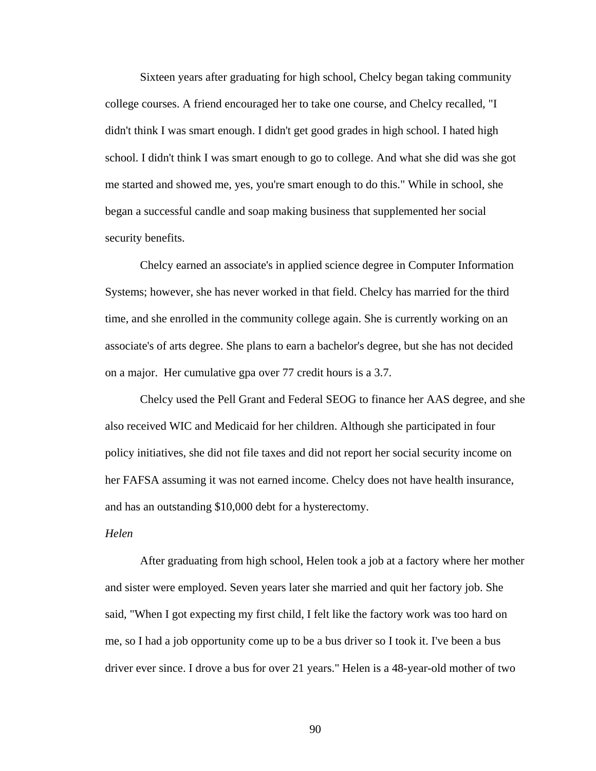Sixteen years after graduating for high school, Chelcy began taking community college courses. A friend encouraged her to take one course, and Chelcy recalled, "I didn't think I was smart enough. I didn't get good grades in high school. I hated high school. I didn't think I was smart enough to go to college. And what she did was she got me started and showed me, yes, you're smart enough to do this." While in school, she began a successful candle and soap making business that supplemented her social security benefits.

Chelcy earned an associate's in applied science degree in Computer Information Systems; however, she has never worked in that field. Chelcy has married for the third time, and she enrolled in the community college again. She is currently working on an associate's of arts degree. She plans to earn a bachelor's degree, but she has not decided on a major. Her cumulative gpa over 77 credit hours is a 3.7.

Chelcy used the Pell Grant and Federal SEOG to finance her AAS degree, and she also received WIC and Medicaid for her children. Although she participated in four policy initiatives, she did not file taxes and did not report her social security income on her FAFSA assuming it was not earned income. Chelcy does not have health insurance, and has an outstanding $10,000 debt for a hysterectomy.

*Helen*

After graduating from high school, Helen took a job at a factory where her mother and sister were employed. Seven years later she married and quit her factory job. She said, "When I got expecting my first child, I felt like the factory work was too hard on me, so I had a job opportunity come up to be a bus driver so I took it. I've been a bus driver ever since. I drove a bus for over 21 years." Helen is a 48-year-old mother of two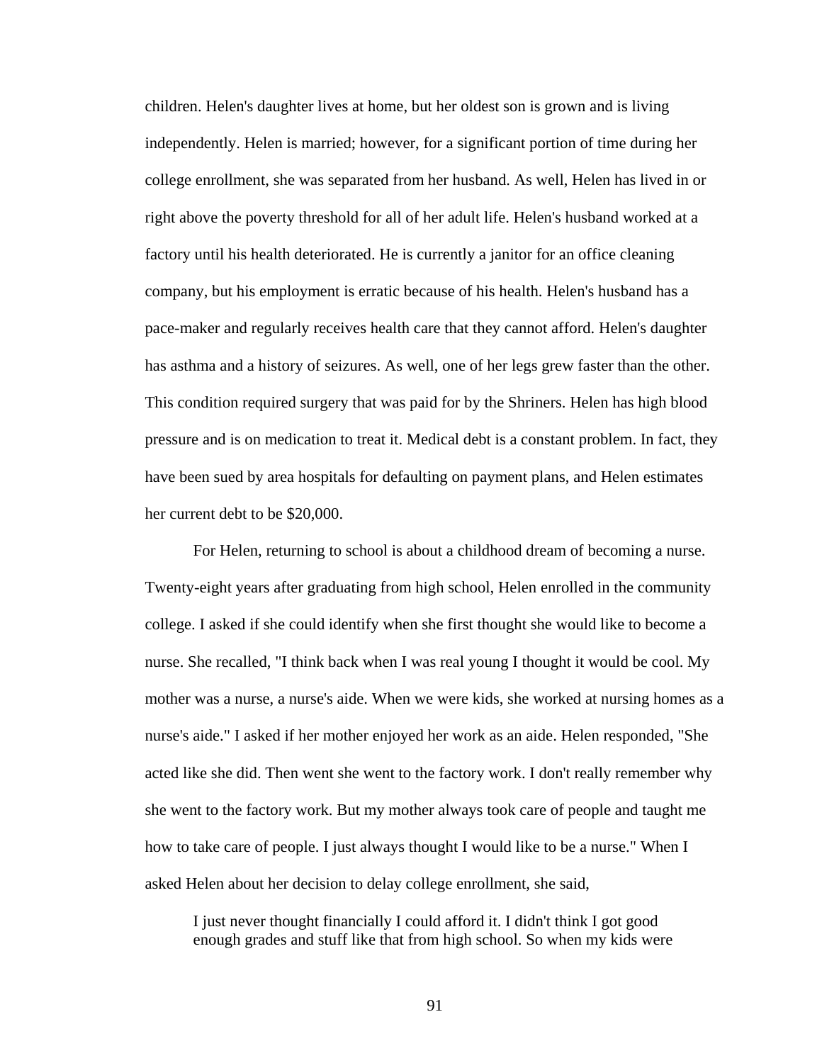children. Helen's daughter lives at home, but her oldest son is grown and is living independently. Helen is married; however, for a significant portion of time during her college enrollment, she was separated from her husband. As well, Helen has lived in or right above the poverty threshold for all of her adult life. Helen's husband worked at a factory until his health deteriorated. He is currently a janitor for an office cleaning company, but his employment is erratic because of his health. Helen's husband has a pace-maker and regularly receives health care that they cannot afford. Helen's daughter has asthma and a history of seizures. As well, one of her legs grew faster than the other. This condition required surgery that was paid for by the Shriners. Helen has high blood pressure and is on medication to treat it. Medical debt is a constant problem. In fact, they have been sued by area hospitals for defaulting on payment plans, and Helen estimates her current debt to be $20,000.

For Helen, returning to school is about a childhood dream of becoming a nurse. Twenty-eight years after graduating from high school, Helen enrolled in the community college. I asked if she could identify when she first thought she would like to become a nurse. She recalled, "I think back when I was real young I thought it would be cool. My mother was a nurse, a nurse's aide. When we were kids, she worked at nursing homes as a nurse's aide." I asked if her mother enjoyed her work as an aide. Helen responded, "She acted like she did. Then went she went to the factory work. I don't really remember why she went to the factory work. But my mother always took care of people and taught me how to take care of people. I just always thought I would like to be a nurse." When I asked Helen about her decision to delay college enrollment, she said,

> I just never thought financially I could afford it. I didn't think I got good enough grades and stuff like that from high school. So when my kids were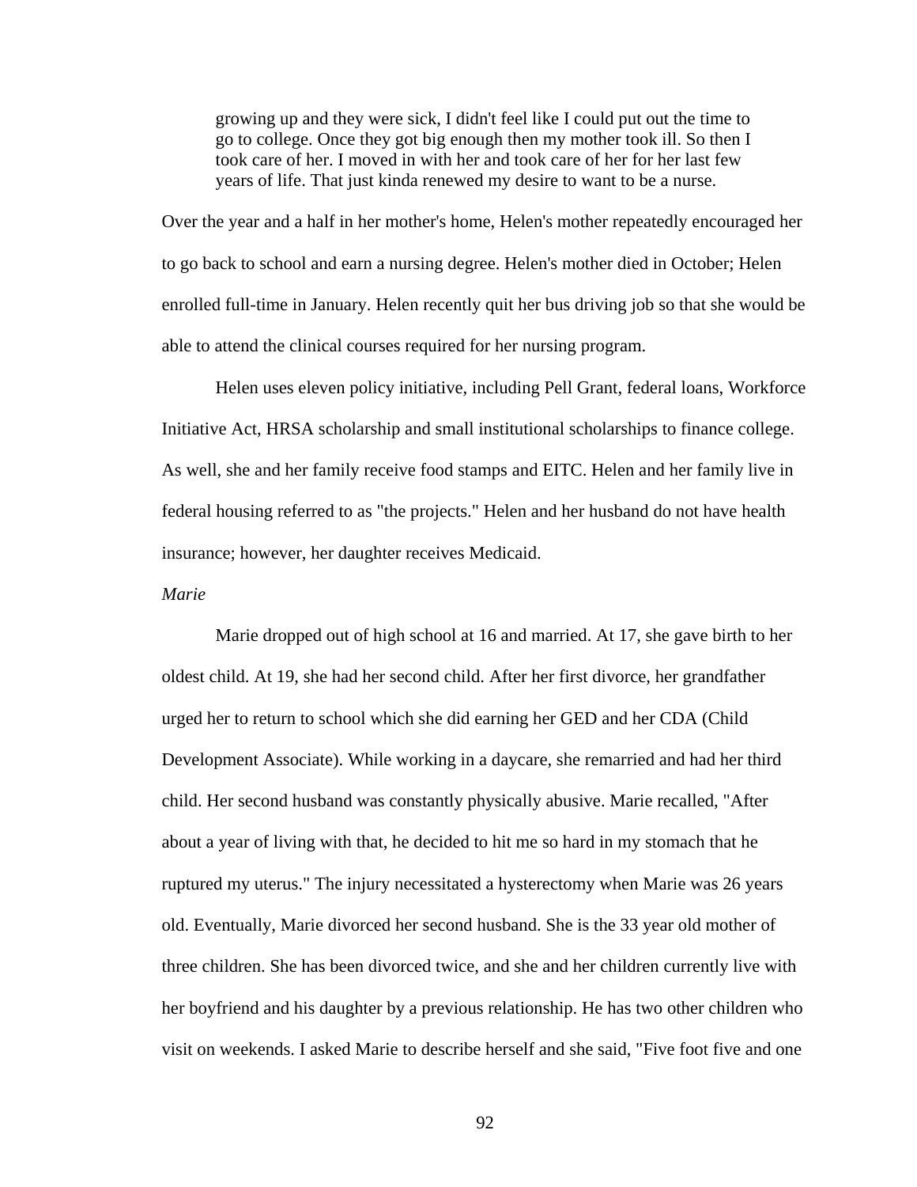> growing up and they were sick, I didn't feel like I could put out the time to go to college. Once they got big enough then my mother took ill. So then I took care of her. I moved in with her and took care of her for her last few years of life. That just kinda renewed my desire to want to be a nurse.

Over the year and a half in her mother's home, Helen's mother repeatedly encouraged her to go back to school and earn a nursing degree. Helen's mother died in October; Helen enrolled full-time in January. Helen recently quit her bus driving job so that she would be able to attend the clinical courses required for her nursing program.

Helen uses eleven policy initiative, including Pell Grant, federal loans, Workforce Initiative Act, HRSA scholarship and small institutional scholarships to finance college. As well, she and her family receive food stamps and EITC. Helen and her family live in federal housing referred to as "the projects." Helen and her husband do not have health insurance; however, her daughter receives Medicaid.

*Marie*

Marie dropped out of high school at 16 and married. At 17, she gave birth to her oldest child. At 19, she had her second child. After her first divorce, her grandfather urged her to return to school which she did earning her GED and her CDA (Child Development Associate). While working in a daycare, she remarried and had her third child. Her second husband was constantly physically abusive. Marie recalled, "After about a year of living with that, he decided to hit me so hard in my stomach that he ruptured my uterus." The injury necessitated a hysterectomy when Marie was 26 years old. Eventually, Marie divorced her second husband. She is the 33 year old mother of three children. She has been divorced twice, and she and her children currently live with her boyfriend and his daughter by a previous relationship. He has two other children who visit on weekends. I asked Marie to describe herself and she said, "Five foot five and one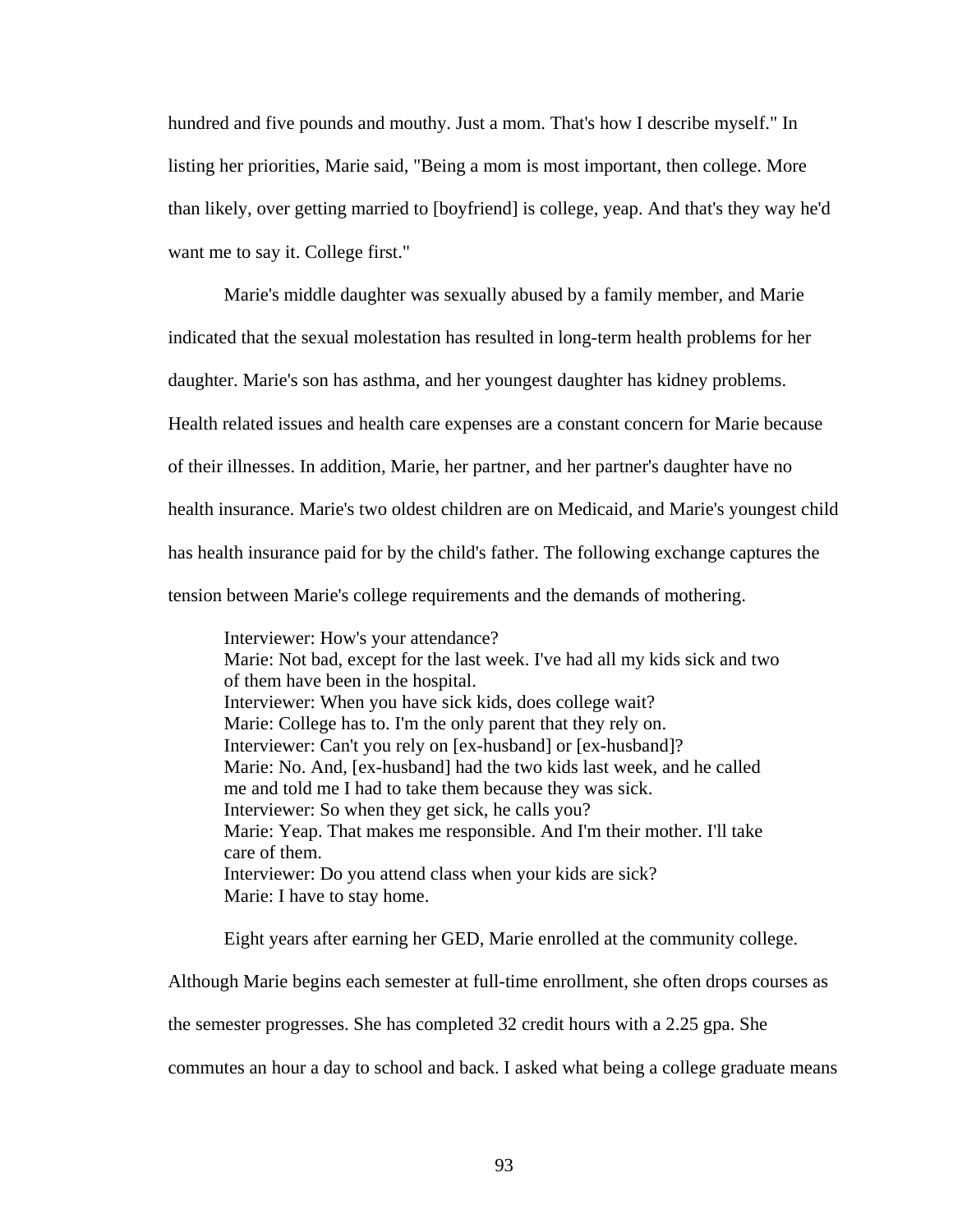hundred and five pounds and mouthy. Just a mom. That's how I describe myself." In listing her priorities, Marie said, "Being a mom is most important, then college. More than likely, over getting married to [boyfriend] is college, yeap. And that's they way he'd want me to say it. College first."

Marie's middle daughter was sexually abused by a family member, and Marie indicated that the sexual molestation has resulted in long-term health problems for her daughter. Marie's son has asthma, and her youngest daughter has kidney problems. Health related issues and health care expenses are a constant concern for Marie because of their illnesses. In addition, Marie, her partner, and her partner's daughter have no health insurance. Marie's two oldest children are on Medicaid, and Marie's youngest child has health insurance paid for by the child's father. The following exchange captures the tension between Marie's college requirements and the demands of mothering.

> Interviewer: How's your attendance?
> Marie: Not bad, except for the last week. I've had all my kids sick and two of them have been in the hospital.
> Interviewer: When you have sick kids, does college wait?
> Marie: College has to. I'm the only parent that they rely on.
> Interviewer: Can't you rely on [ex-husband] or [ex-husband]?
> Marie: No. And, [ex-husband] had the two kids last week, and he called me and told me I had to take them because they was sick.
> Interviewer: So when they get sick, he calls you?
> Marie: Yeap. That makes me responsible. And I'm their mother. I'll take care of them.
> Interviewer: Do you attend class when your kids are sick?
> Marie: I have to stay home.

Eight years after earning her GED, Marie enrolled at the community college. Although Marie begins each semester at full-time enrollment, she often drops courses as the semester progresses. She has completed 32 credit hours with a 2.25 gpa. She commutes an hour a day to school and back. I asked what being a college graduate means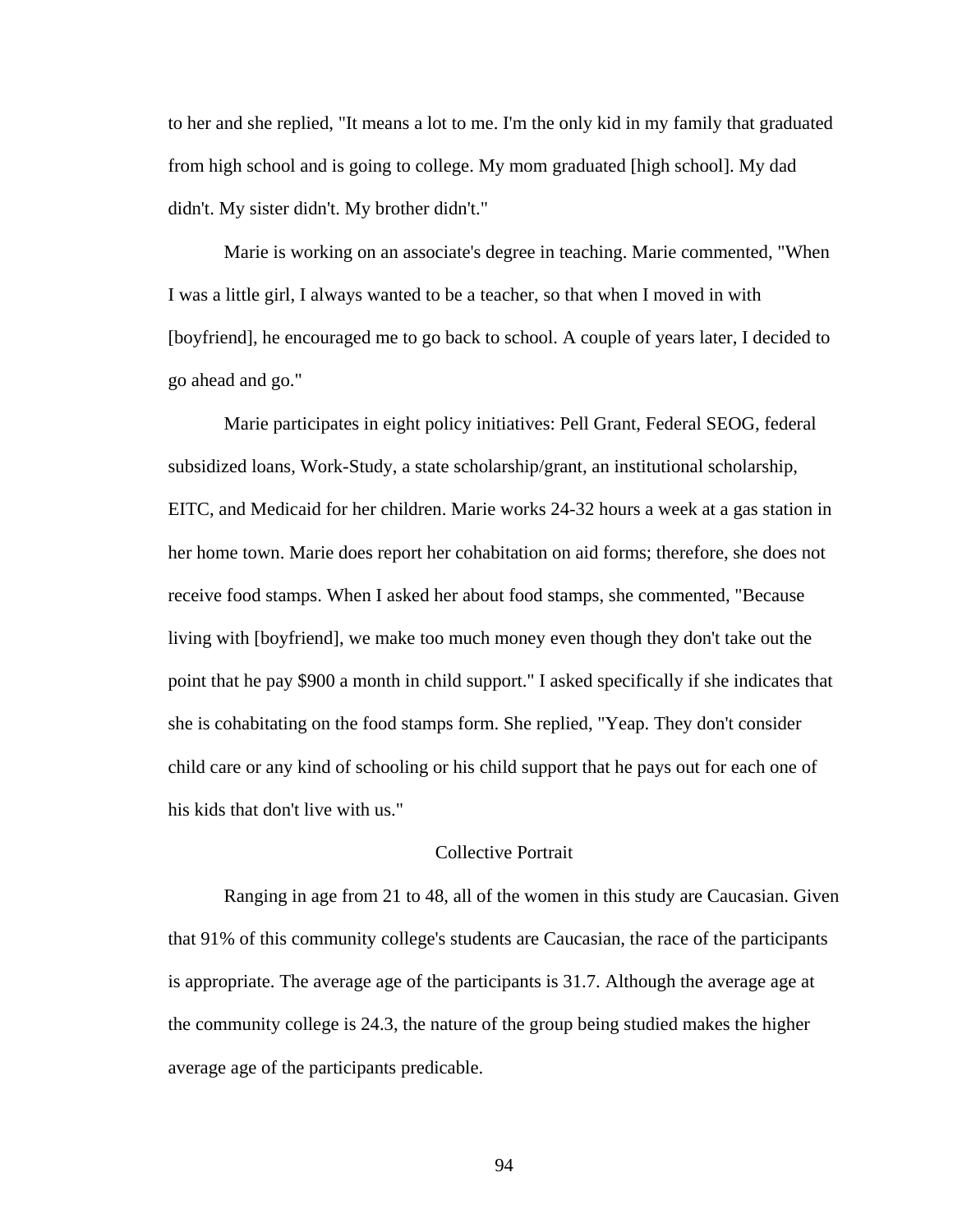to her and she replied, "It means a lot to me. I'm the only kid in my family that graduated from high school and is going to college. My mom graduated [high school]. My dad didn't. My sister didn't. My brother didn't."

Marie is working on an associate's degree in teaching. Marie commented, "When I was a little girl, I always wanted to be a teacher, so that when I moved in with [boyfriend], he encouraged me to go back to school. A couple of years later, I decided to go ahead and go."

Marie participates in eight policy initiatives: Pell Grant, Federal SEOG, federal subsidized loans, Work-Study, a state scholarship/grant, an institutional scholarship, EITC, and Medicaid for her children. Marie works 24-32 hours a week at a gas station in her home town. Marie does report her cohabitation on aid forms; therefore, she does not receive food stamps. When I asked her about food stamps, she commented, "Because living with [boyfriend], we make too much money even though they don't take out the point that he pay $900 a month in child support." I asked specifically if she indicates that she is cohabitating on the food stamps form. She replied, "Yeap. They don't consider child care or any kind of schooling or his child support that he pays out for each one of his kids that don't live with us."

## Collective Portrait

Ranging in age from 21 to 48, all of the women in this study are Caucasian. Given that 91% of this community college's students are Caucasian, the race of the participants is appropriate. The average age of the participants is 31.7. Although the average age at the community college is 24.3, the nature of the group being studied makes the higher average age of the participants predicable.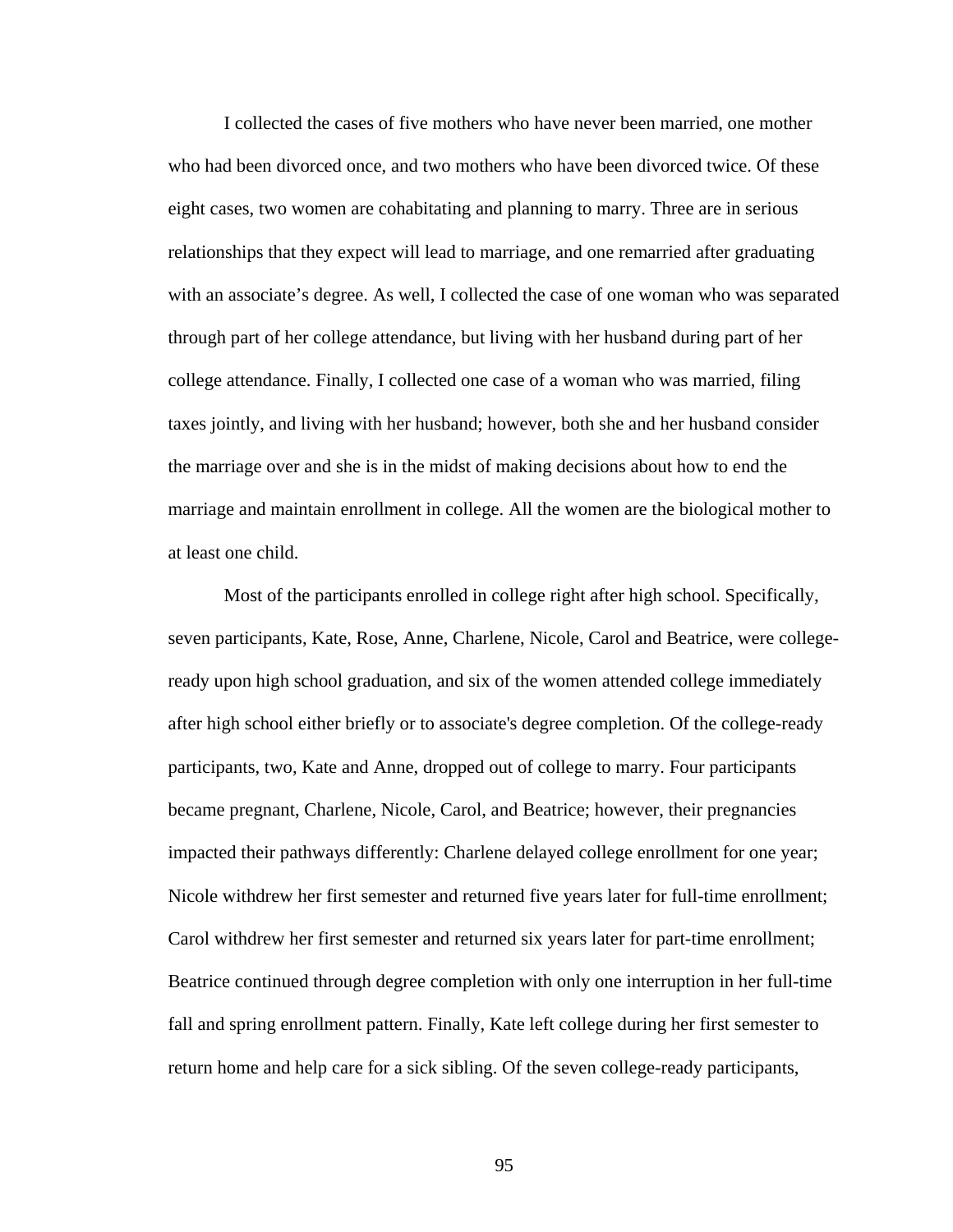I collected the cases of five mothers who have never been married, one mother who had been divorced once, and two mothers who have been divorced twice. Of these eight cases, two women are cohabitating and planning to marry. Three are in serious relationships that they expect will lead to marriage, and one remarried after graduating with an associate's degree. As well, I collected the case of one woman who was separated through part of her college attendance, but living with her husband during part of her college attendance. Finally, I collected one case of a woman who was married, filing taxes jointly, and living with her husband; however, both she and her husband consider the marriage over and she is in the midst of making decisions about how to end the marriage and maintain enrollment in college. All the women are the biological mother to at least one child.

Most of the participants enrolled in college right after high school. Specifically, seven participants, Kate, Rose, Anne, Charlene, Nicole, Carol and Beatrice, were college-ready upon high school graduation, and six of the women attended college immediately after high school either briefly or to associate's degree completion. Of the college-ready participants, two, Kate and Anne, dropped out of college to marry. Four participants became pregnant, Charlene, Nicole, Carol, and Beatrice; however, their pregnancies impacted their pathways differently: Charlene delayed college enrollment for one year; Nicole withdrew her first semester and returned five years later for full-time enrollment; Carol withdrew her first semester and returned six years later for part-time enrollment; Beatrice continued through degree completion with only one interruption in her full-time fall and spring enrollment pattern. Finally, Kate left college during her first semester to return home and help care for a sick sibling. Of the seven college-ready participants,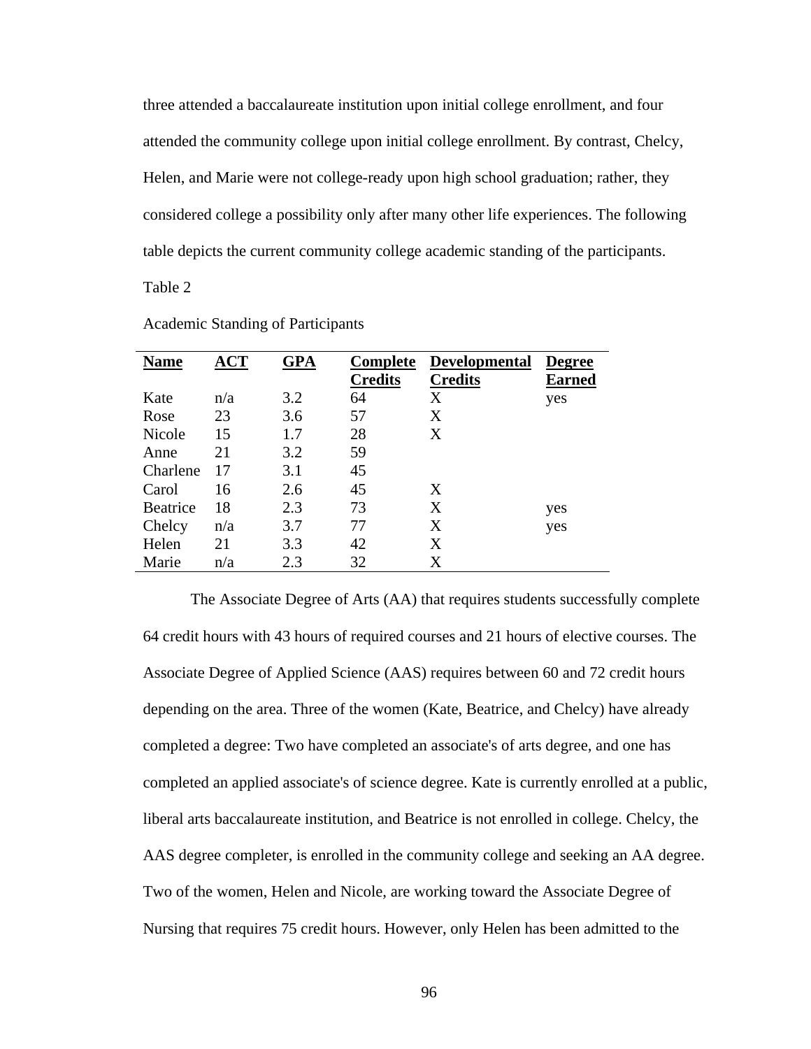three attended a baccalaureate institution upon initial college enrollment, and four attended the community college upon initial college enrollment. By contrast, Chelcy, Helen, and Marie were not college-ready upon high school graduation; rather, they considered college a possibility only after many other life experiences. The following table depicts the current community college academic standing of the participants.

Table 2

Academic Standing of Participants

| Name | ACT | GPA | Complete Credits | Developmental Credits | Degree Earned |
|---|---|---|---|---|---|
| Kate | n/a | 3.2 | 64 | X | yes |
| Rose | 23 | 3.6 | 57 | X | |
| Nicole | 15 | 1.7 | 28 | X | |
| Anne | 21 | 3.2 | 59 | | |
| Charlene | 17 | 3.1 | 45 | | |
| Carol | 16 | 2.6 | 45 | X | |
| Beatrice | 18 | 2.3 | 73 | X | yes |
| Chelcy | n/a | 3.7 | 77 | X | yes |
| Helen | 21 | 3.3 | 42 | X | |
| Marie | n/a | 2.3 | 32 | X | |

The Associate Degree of Arts (AA) that requires students successfully complete 64 credit hours with 43 hours of required courses and 21 hours of elective courses. The Associate Degree of Applied Science (AAS) requires between 60 and 72 credit hours depending on the area. Three of the women (Kate, Beatrice, and Chelcy) have already completed a degree: Two have completed an associate's of arts degree, and one has completed an applied associate's of science degree. Kate is currently enrolled at a public, liberal arts baccalaureate institution, and Beatrice is not enrolled in college. Chelcy, the AAS degree completer, is enrolled in the community college and seeking an AA degree. Two of the women, Helen and Nicole, are working toward the Associate Degree of Nursing that requires 75 credit hours. However, only Helen has been admitted to the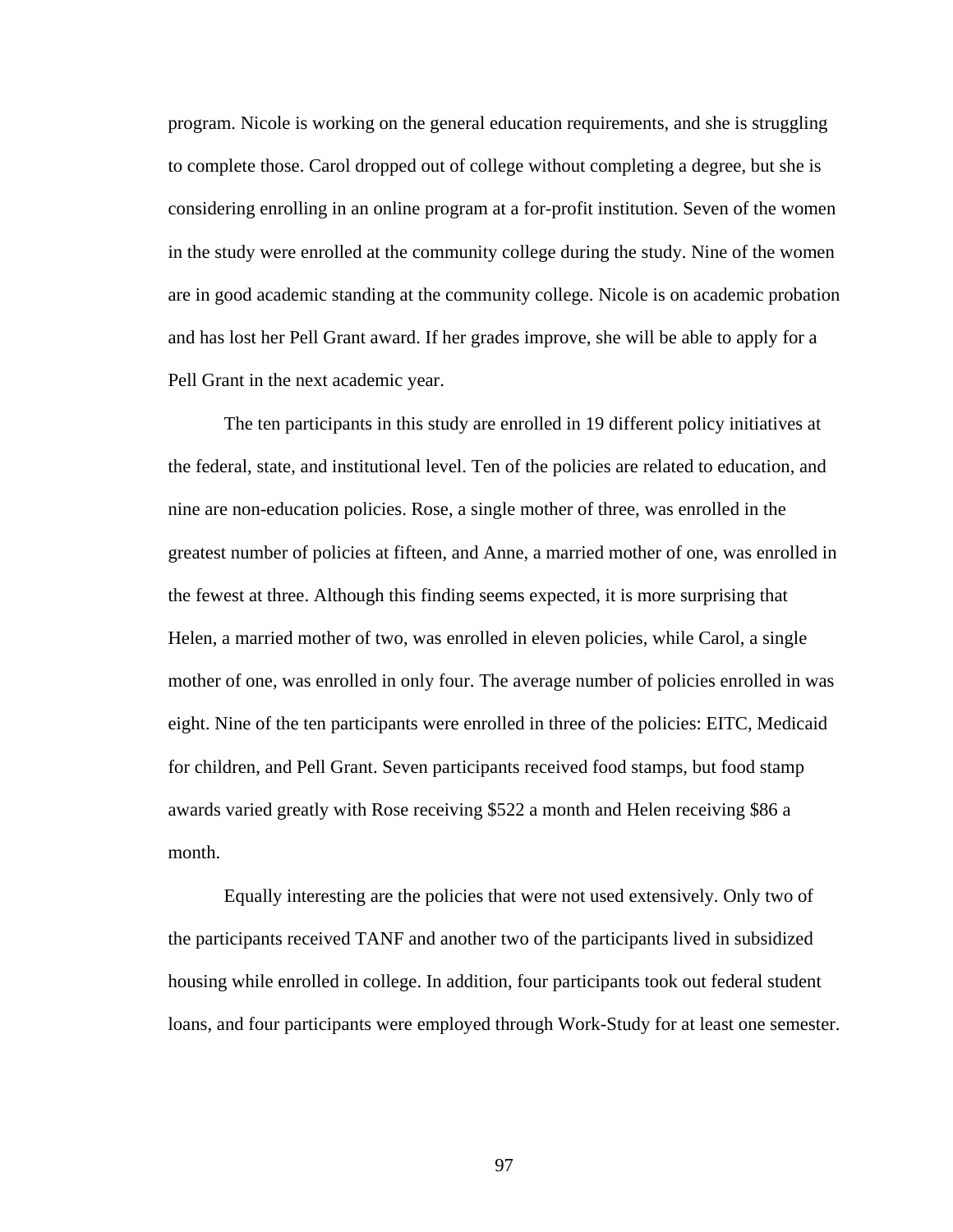program. Nicole is working on the general education requirements, and she is struggling to complete those. Carol dropped out of college without completing a degree, but she is considering enrolling in an online program at a for-profit institution. Seven of the women in the study were enrolled at the community college during the study. Nine of the women are in good academic standing at the community college. Nicole is on academic probation and has lost her Pell Grant award. If her grades improve, she will be able to apply for a Pell Grant in the next academic year.

The ten participants in this study are enrolled in 19 different policy initiatives at the federal, state, and institutional level. Ten of the policies are related to education, and nine are non-education policies. Rose, a single mother of three, was enrolled in the greatest number of policies at fifteen, and Anne, a married mother of one, was enrolled in the fewest at three. Although this finding seems expected, it is more surprising that Helen, a married mother of two, was enrolled in eleven policies, while Carol, a single mother of one, was enrolled in only four. The average number of policies enrolled in was eight. Nine of the ten participants were enrolled in three of the policies: EITC, Medicaid for children, and Pell Grant. Seven participants received food stamps, but food stamp awards varied greatly with Rose receiving $522 a month and Helen receiving $86 a month.

Equally interesting are the policies that were not used extensively. Only two of the participants received TANF and another two of the participants lived in subsidized housing while enrolled in college. In addition, four participants took out federal student loans, and four participants were employed through Work-Study for at least one semester.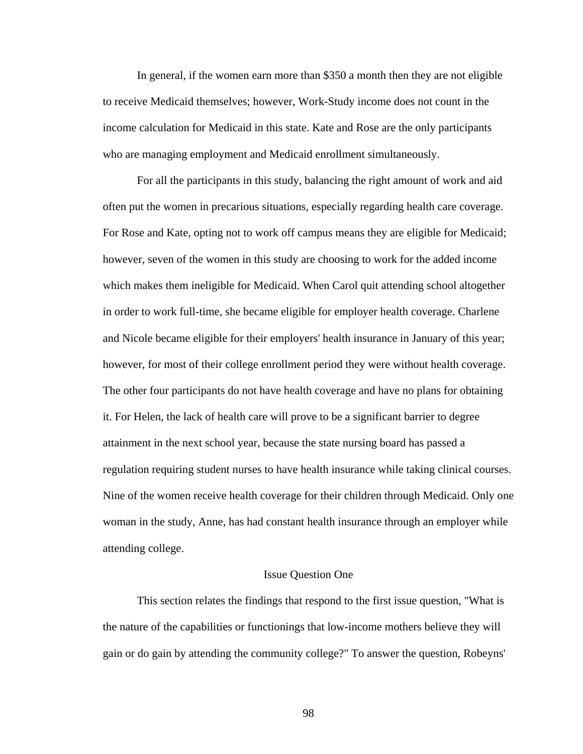In general, if the women earn more than $350 a month then they are not eligible to receive Medicaid themselves; however, Work-Study income does not count in the income calculation for Medicaid in this state. Kate and Rose are the only participants who are managing employment and Medicaid enrollment simultaneously.

For all the participants in this study, balancing the right amount of work and aid often put the women in precarious situations, especially regarding health care coverage. For Rose and Kate, opting not to work off campus means they are eligible for Medicaid; however, seven of the women in this study are choosing to work for the added income which makes them ineligible for Medicaid. When Carol quit attending school altogether in order to work full-time, she became eligible for employer health coverage. Charlene and Nicole became eligible for their employers' health insurance in January of this year; however, for most of their college enrollment period they were without health coverage. The other four participants do not have health coverage and have no plans for obtaining it. For Helen, the lack of health care will prove to be a significant barrier to degree attainment in the next school year, because the state nursing board has passed a regulation requiring student nurses to have health insurance while taking clinical courses. Nine of the women receive health coverage for their children through Medicaid. Only one woman in the study, Anne, has had constant health insurance through an employer while attending college.

## Issue Question One

This section relates the findings that respond to the first issue question, "What is the nature of the capabilities or functionings that low-income mothers believe they will gain or do gain by attending the community college?" To answer the question, Robeyns'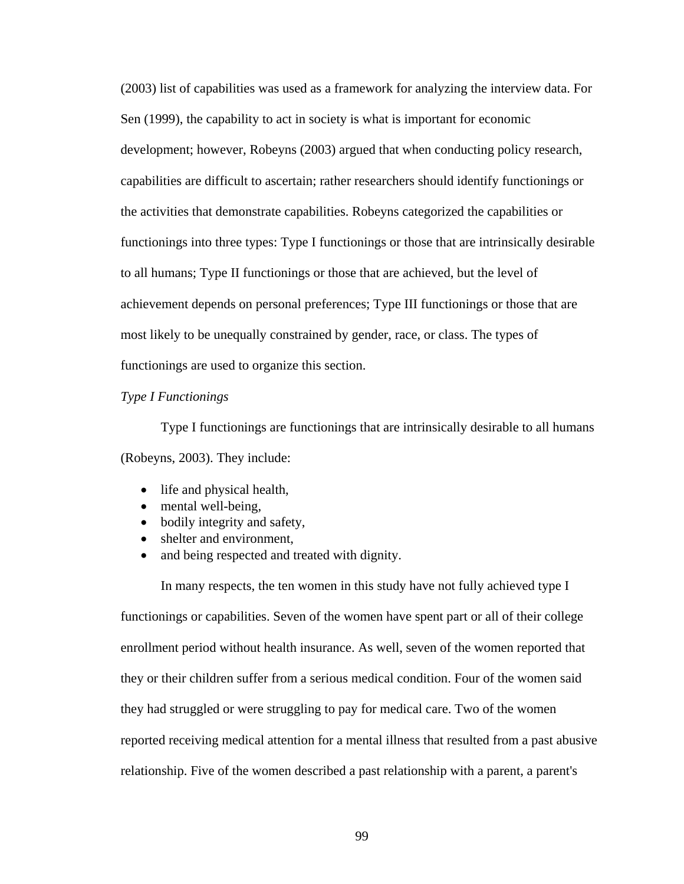(2003) list of capabilities was used as a framework for analyzing the interview data. For Sen (1999), the capability to act in society is what is important for economic development; however, Robeyns (2003) argued that when conducting policy research, capabilities are difficult to ascertain; rather researchers should identify functionings or the activities that demonstrate capabilities. Robeyns categorized the capabilities or functionings into three types: Type I functionings or those that are intrinsically desirable to all humans; Type II functionings or those that are achieved, but the level of achievement depends on personal preferences; Type III functionings or those that are most likely to be unequally constrained by gender, race, or class. The types of functionings are used to organize this section.

*Type I Functionings*

Type I functionings are functionings that are intrinsically desirable to all humans (Robeyns, 2003). They include:

- life and physical health,
- mental well-being,
- bodily integrity and safety,
- shelter and environment,
- and being respected and treated with dignity.

In many respects, the ten women in this study have not fully achieved type I functionings or capabilities. Seven of the women have spent part or all of their college enrollment period without health insurance. As well, seven of the women reported that they or their children suffer from a serious medical condition. Four of the women said they had struggled or were struggling to pay for medical care. Two of the women reported receiving medical attention for a mental illness that resulted from a past abusive relationship. Five of the women described a past relationship with a parent, a parent's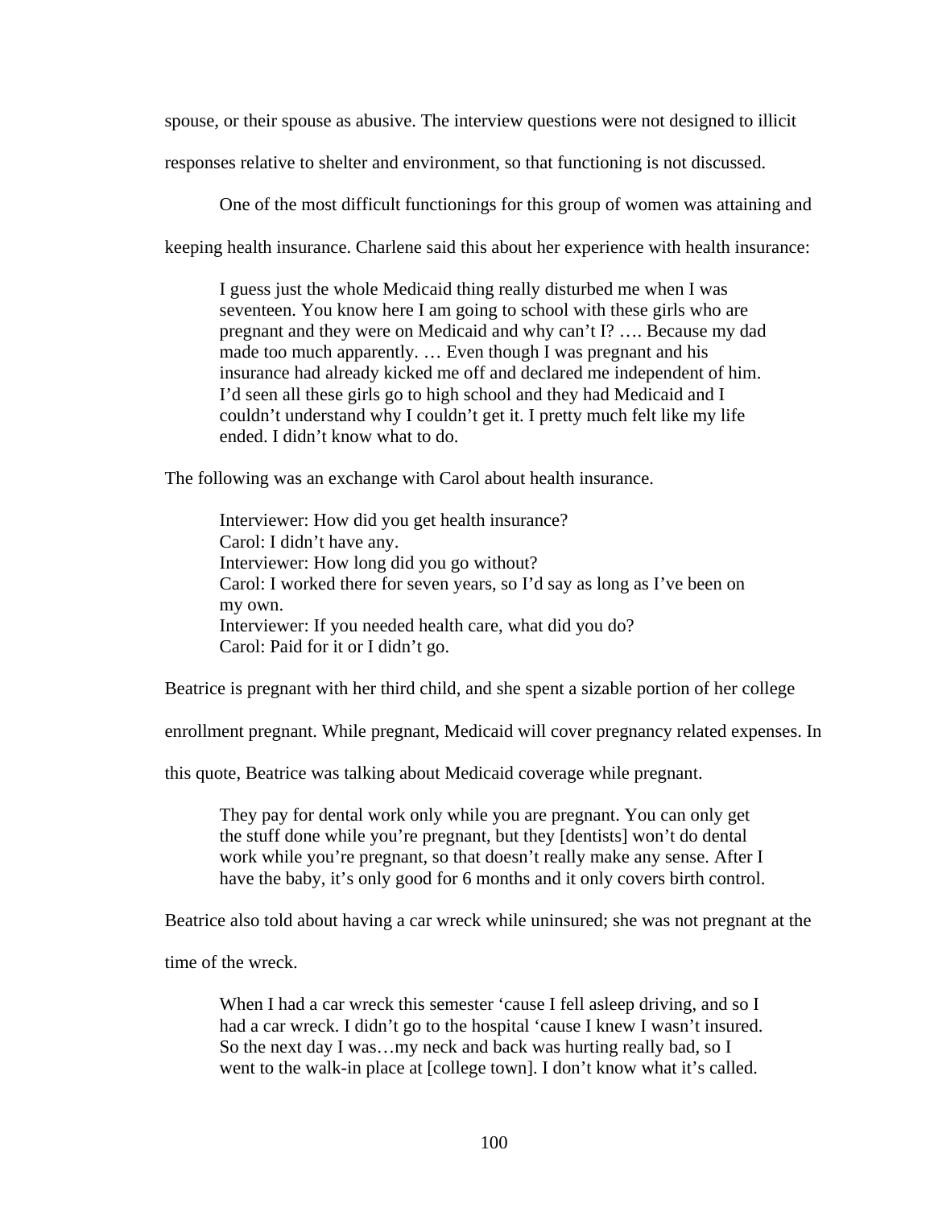spouse, or their spouse as abusive. The interview questions were not designed to illicit responses relative to shelter and environment, so that functioning is not discussed.

One of the most difficult functionings for this group of women was attaining and keeping health insurance. Charlene said this about her experience with health insurance:

> I guess just the whole Medicaid thing really disturbed me when I was seventeen. You know here I am going to school with these girls who are pregnant and they were on Medicaid and why can't I? …. Because my dad made too much apparently. … Even though I was pregnant and his insurance had already kicked me off and declared me independent of him. I'd seen all these girls go to high school and they had Medicaid and I couldn't understand why I couldn't get it. I pretty much felt like my life ended. I didn't know what to do.

The following was an exchange with Carol about health insurance.

> Interviewer: How did you get health insurance?
> Carol: I didn't have any.
> Interviewer: How long did you go without?
> Carol: I worked there for seven years, so I'd say as long as I've been on my own.
> Interviewer: If you needed health care, what did you do?
> Carol: Paid for it or I didn't go.

Beatrice is pregnant with her third child, and she spent a sizable portion of her college enrollment pregnant. While pregnant, Medicaid will cover pregnancy related expenses. In this quote, Beatrice was talking about Medicaid coverage while pregnant.

> They pay for dental work only while you are pregnant. You can only get the stuff done while you're pregnant, but they [dentists] won't do dental work while you're pregnant, so that doesn't really make any sense. After I have the baby, it's only good for 6 months and it only covers birth control.

Beatrice also told about having a car wreck while uninsured; she was not pregnant at the time of the wreck.

> When I had a car wreck this semester 'cause I fell asleep driving, and so I had a car wreck. I didn't go to the hospital 'cause I knew I wasn't insured. So the next day I was…my neck and back was hurting really bad, so I went to the walk-in place at [college town]. I don't know what it's called.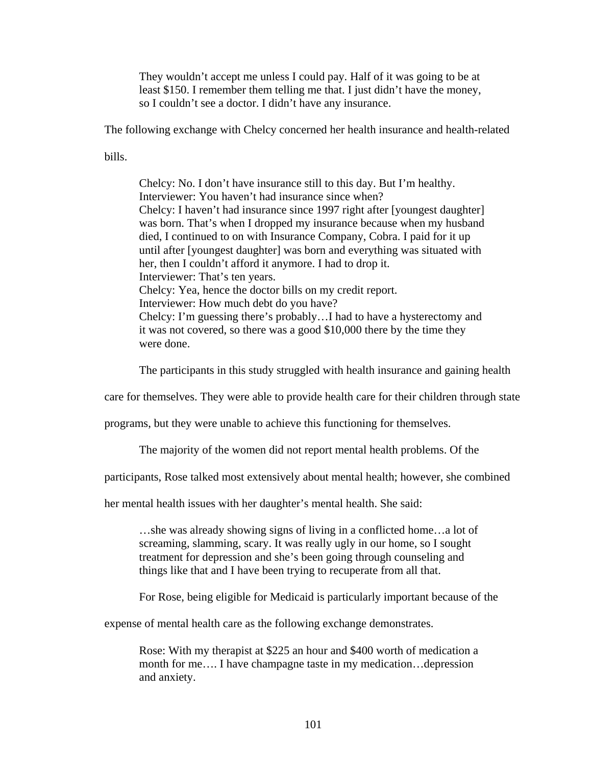> They wouldn't accept me unless I could pay. Half of it was going to be at least $150. I remember them telling me that. I just didn't have the money, so I couldn't see a doctor. I didn't have any insurance.

The following exchange with Chelcy concerned her health insurance and health-related bills.

> Chelcy: No. I don't have insurance still to this day. But I'm healthy.
> Interviewer: You haven't had insurance since when?
> Chelcy: I haven't had insurance since 1997 right after [youngest daughter] was born. That's when I dropped my insurance because when my husband died, I continued to on with Insurance Company, Cobra. I paid for it up until after [youngest daughter] was born and everything was situated with her, then I couldn't afford it anymore. I had to drop it.
> Interviewer: That's ten years.
> Chelcy: Yea, hence the doctor bills on my credit report.
> Interviewer: How much debt do you have?
> Chelcy: I'm guessing there's probably…I had to have a hysterectomy and it was not covered, so there was a good $10,000 there by the time they were done.

The participants in this study struggled with health insurance and gaining health care for themselves. They were able to provide health care for their children through state programs, but they were unable to achieve this functioning for themselves.

The majority of the women did not report mental health problems. Of the participants, Rose talked most extensively about mental health; however, she combined her mental health issues with her daughter's mental health. She said:

> …she was already showing signs of living in a conflicted home…a lot of screaming, slamming, scary. It was really ugly in our home, so I sought treatment for depression and she's been going through counseling and things like that and I have been trying to recuperate from all that.

For Rose, being eligible for Medicaid is particularly important because of the expense of mental health care as the following exchange demonstrates.

> Rose: With my therapist at $225 an hour and $400 worth of medication a month for me…. I have champagne taste in my medication…depression and anxiety.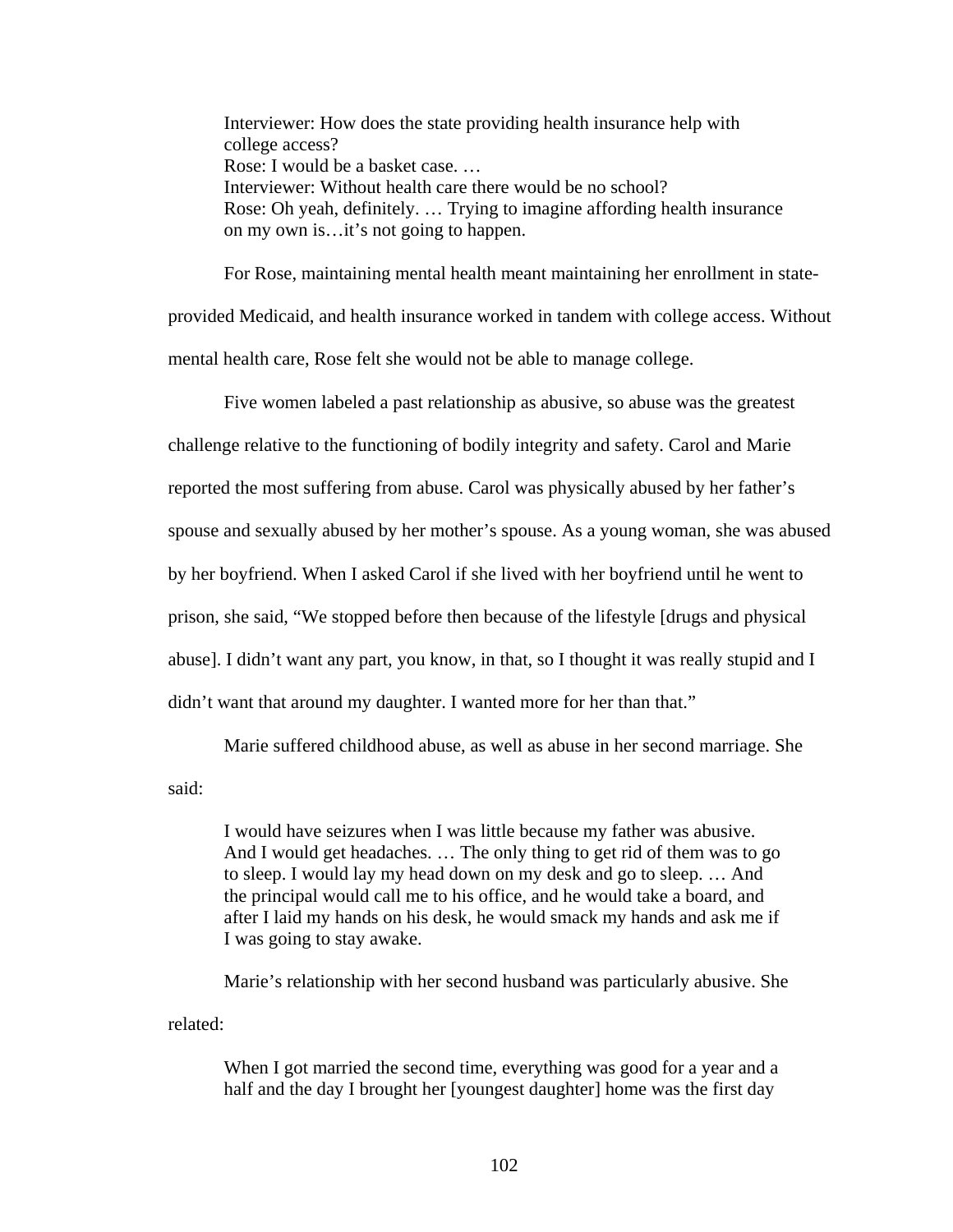> Interviewer: How does the state providing health insurance help with college access?
> Rose: I would be a basket case. …
> Interviewer: Without health care there would be no school?
> Rose: Oh yeah, definitely. … Trying to imagine affording health insurance on my own is…it's not going to happen.

For Rose, maintaining mental health meant maintaining her enrollment in state-provided Medicaid, and health insurance worked in tandem with college access. Without mental health care, Rose felt she would not be able to manage college.

Five women labeled a past relationship as abusive, so abuse was the greatest challenge relative to the functioning of bodily integrity and safety. Carol and Marie reported the most suffering from abuse. Carol was physically abused by her father's spouse and sexually abused by her mother's spouse. As a young woman, she was abused by her boyfriend. When I asked Carol if she lived with her boyfriend until he went to prison, she said, "We stopped before then because of the lifestyle [drugs and physical abuse]. I didn't want any part, you know, in that, so I thought it was really stupid and I didn't want that around my daughter. I wanted more for her than that."

Marie suffered childhood abuse, as well as abuse in her second marriage. She said:

> I would have seizures when I was little because my father was abusive. And I would get headaches. … The only thing to get rid of them was to go to sleep. I would lay my head down on my desk and go to sleep. … And the principal would call me to his office, and he would take a board, and after I laid my hands on his desk, he would smack my hands and ask me if I was going to stay awake.

Marie's relationship with her second husband was particularly abusive. She related:

> When I got married the second time, everything was good for a year and a half and the day I brought her [youngest daughter] home was the first day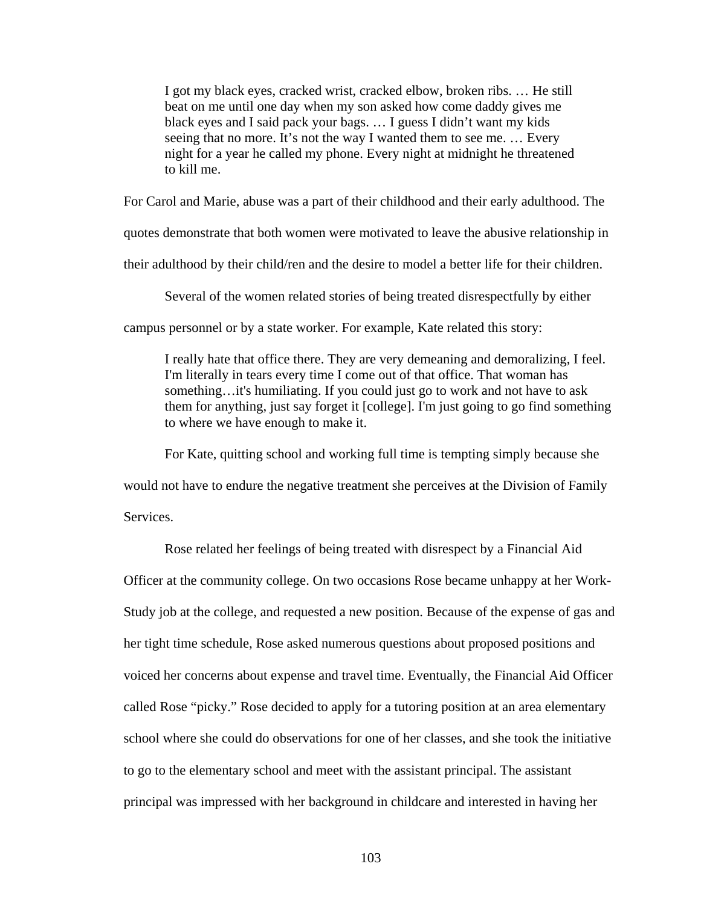> I got my black eyes, cracked wrist, cracked elbow, broken ribs. … He still beat on me until one day when my son asked how come daddy gives me black eyes and I said pack your bags. … I guess I didn't want my kids seeing that no more. It's not the way I wanted them to see me. … Every night for a year he called my phone. Every night at midnight he threatened to kill me.

For Carol and Marie, abuse was a part of their childhood and their early adulthood. The quotes demonstrate that both women were motivated to leave the abusive relationship in their adulthood by their child/ren and the desire to model a better life for their children.

Several of the women related stories of being treated disrespectfully by either campus personnel or by a state worker. For example, Kate related this story:

> I really hate that office there. They are very demeaning and demoralizing, I feel. I'm literally in tears every time I come out of that office. That woman has something…it's humiliating. If you could just go to work and not have to ask them for anything, just say forget it [college]. I'm just going to go find something to where we have enough to make it.

For Kate, quitting school and working full time is tempting simply because she would not have to endure the negative treatment she perceives at the Division of Family Services.

Rose related her feelings of being treated with disrespect by a Financial Aid Officer at the community college. On two occasions Rose became unhappy at her Work-Study job at the college, and requested a new position. Because of the expense of gas and her tight time schedule, Rose asked numerous questions about proposed positions and voiced her concerns about expense and travel time. Eventually, the Financial Aid Officer called Rose "picky." Rose decided to apply for a tutoring position at an area elementary school where she could do observations for one of her classes, and she took the initiative to go to the elementary school and meet with the assistant principal. The assistant principal was impressed with her background in childcare and interested in having her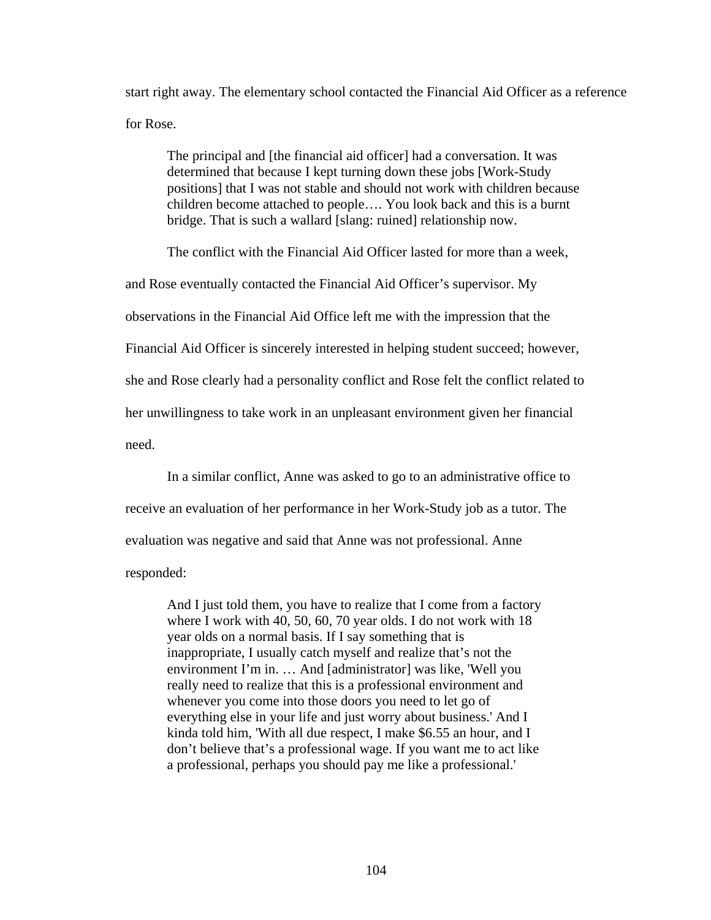start right away. The elementary school contacted the Financial Aid Officer as a reference for Rose.

> The principal and [the financial aid officer] had a conversation. It was determined that because I kept turning down these jobs [Work-Study positions] that I was not stable and should not work with children because children become attached to people…. You look back and this is a burnt bridge. That is such a wallard [slang: ruined] relationship now.

The conflict with the Financial Aid Officer lasted for more than a week, and Rose eventually contacted the Financial Aid Officer's supervisor. My observations in the Financial Aid Office left me with the impression that the Financial Aid Officer is sincerely interested in helping student succeed; however, she and Rose clearly had a personality conflict and Rose felt the conflict related to her unwillingness to take work in an unpleasant environment given her financial need.

In a similar conflict, Anne was asked to go to an administrative office to receive an evaluation of her performance in her Work-Study job as a tutor. The evaluation was negative and said that Anne was not professional. Anne responded:

> And I just told them, you have to realize that I come from a factory where I work with 40, 50, 60, 70 year olds. I do not work with 18 year olds on a normal basis. If I say something that is inappropriate, I usually catch myself and realize that's not the environment I'm in. … And [administrator] was like, 'Well you really need to realize that this is a professional environment and whenever you come into those doors you need to let go of everything else in your life and just worry about business.' And I kinda told him, 'With all due respect, I make $6.55 an hour, and I don't believe that's a professional wage. If you want me to act like a professional, perhaps you should pay me like a professional.'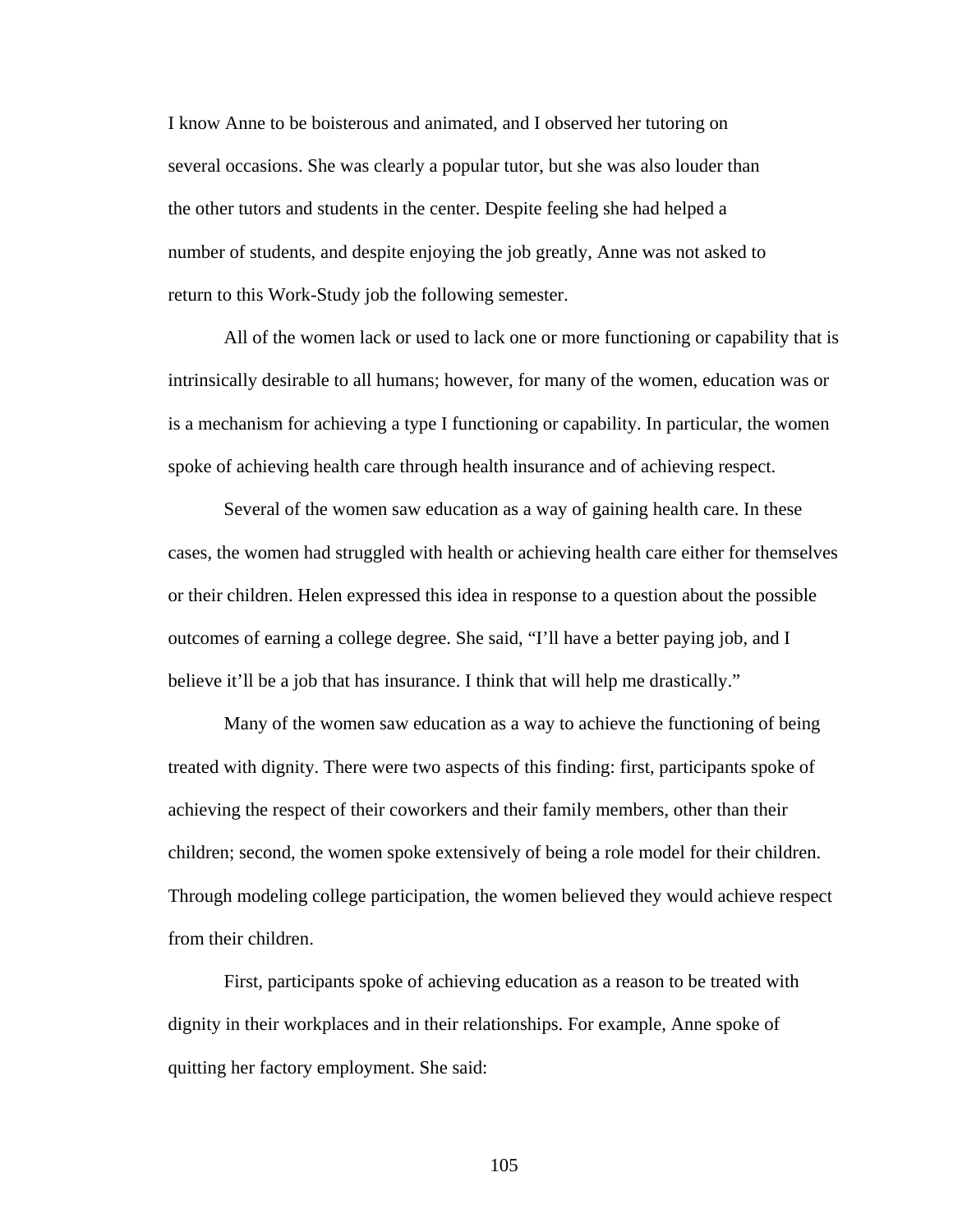I know Anne to be boisterous and animated, and I observed her tutoring on several occasions. She was clearly a popular tutor, but she was also louder than the other tutors and students in the center. Despite feeling she had helped a number of students, and despite enjoying the job greatly, Anne was not asked to return to this Work-Study job the following semester.

All of the women lack or used to lack one or more functioning or capability that is intrinsically desirable to all humans; however, for many of the women, education was or is a mechanism for achieving a type I functioning or capability. In particular, the women spoke of achieving health care through health insurance and of achieving respect.

Several of the women saw education as a way of gaining health care. In these cases, the women had struggled with health or achieving health care either for themselves or their children. Helen expressed this idea in response to a question about the possible outcomes of earning a college degree. She said, "I'll have a better paying job, and I believe it'll be a job that has insurance. I think that will help me drastically."

Many of the women saw education as a way to achieve the functioning of being treated with dignity. There were two aspects of this finding: first, participants spoke of achieving the respect of their coworkers and their family members, other than their children; second, the women spoke extensively of being a role model for their children. Through modeling college participation, the women believed they would achieve respect from their children.

First, participants spoke of achieving education as a reason to be treated with dignity in their workplaces and in their relationships. For example, Anne spoke of quitting her factory employment. She said: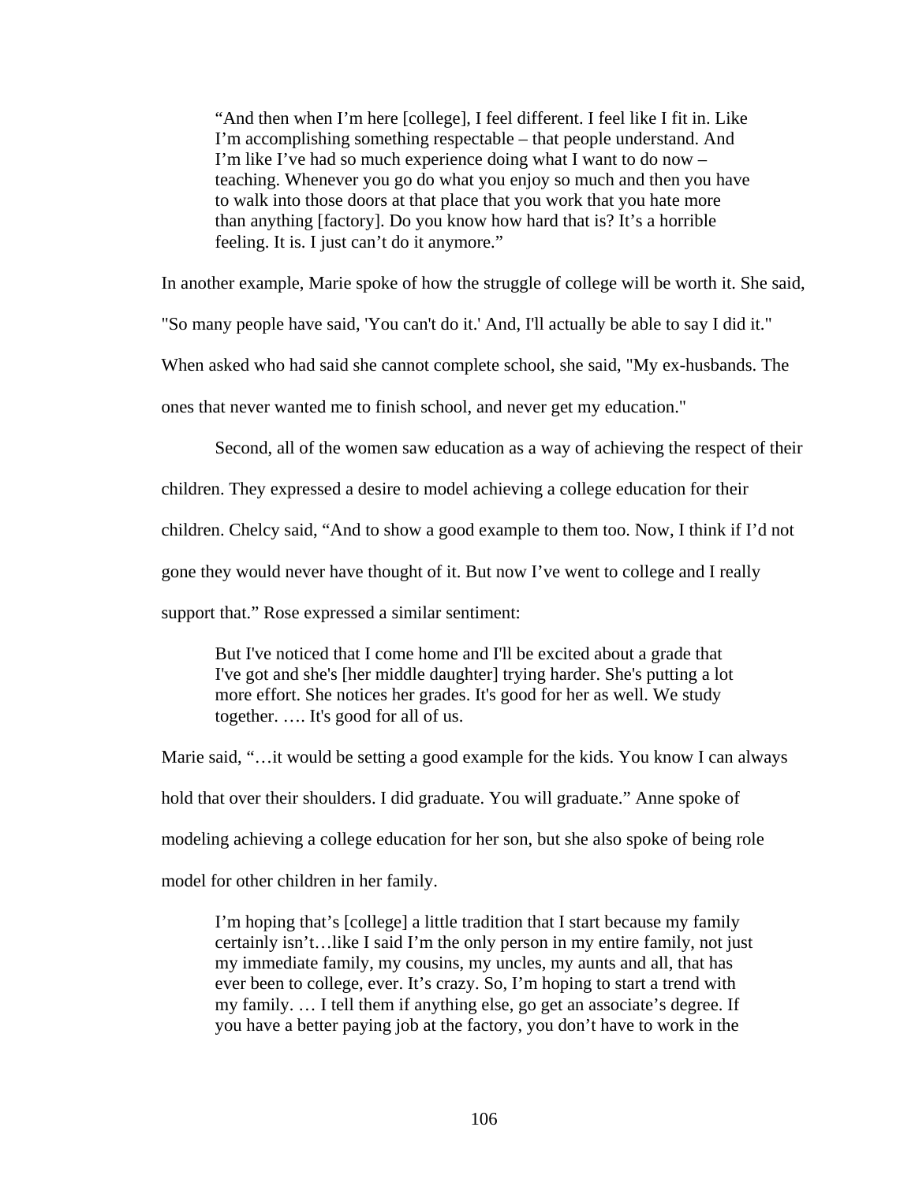> "And then when I'm here [college], I feel different. I feel like I fit in. Like I'm accomplishing something respectable – that people understand. And I'm like I've had so much experience doing what I want to do now – teaching. Whenever you go do what you enjoy so much and then you have to walk into those doors at that place that you work that you hate more than anything [factory]. Do you know how hard that is? It's a horrible feeling. It is. I just can't do it anymore."

In another example, Marie spoke of how the struggle of college will be worth it. She said, "So many people have said, 'You can't do it.' And, I'll actually be able to say I did it." When asked who had said she cannot complete school, she said, "My ex-husbands. The ones that never wanted me to finish school, and never get my education."

Second, all of the women saw education as a way of achieving the respect of their children. They expressed a desire to model achieving a college education for their children. Chelcy said, "And to show a good example to them too. Now, I think if I'd not gone they would never have thought of it. But now I've went to college and I really support that." Rose expressed a similar sentiment:

> But I've noticed that I come home and I'll be excited about a grade that I've got and she's [her middle daughter] trying harder. She's putting a lot more effort. She notices her grades. It's good for her as well. We study together. …. It's good for all of us.

Marie said, "…it would be setting a good example for the kids. You know I can always hold that over their shoulders. I did graduate. You will graduate." Anne spoke of modeling achieving a college education for her son, but she also spoke of being role model for other children in her family.

> I'm hoping that's [college] a little tradition that I start because my family certainly isn't…like I said I'm the only person in my entire family, not just my immediate family, my cousins, my uncles, my aunts and all, that has ever been to college, ever. It's crazy. So, I'm hoping to start a trend with my family. … I tell them if anything else, go get an associate's degree. If you have a better paying job at the factory, you don't have to work in the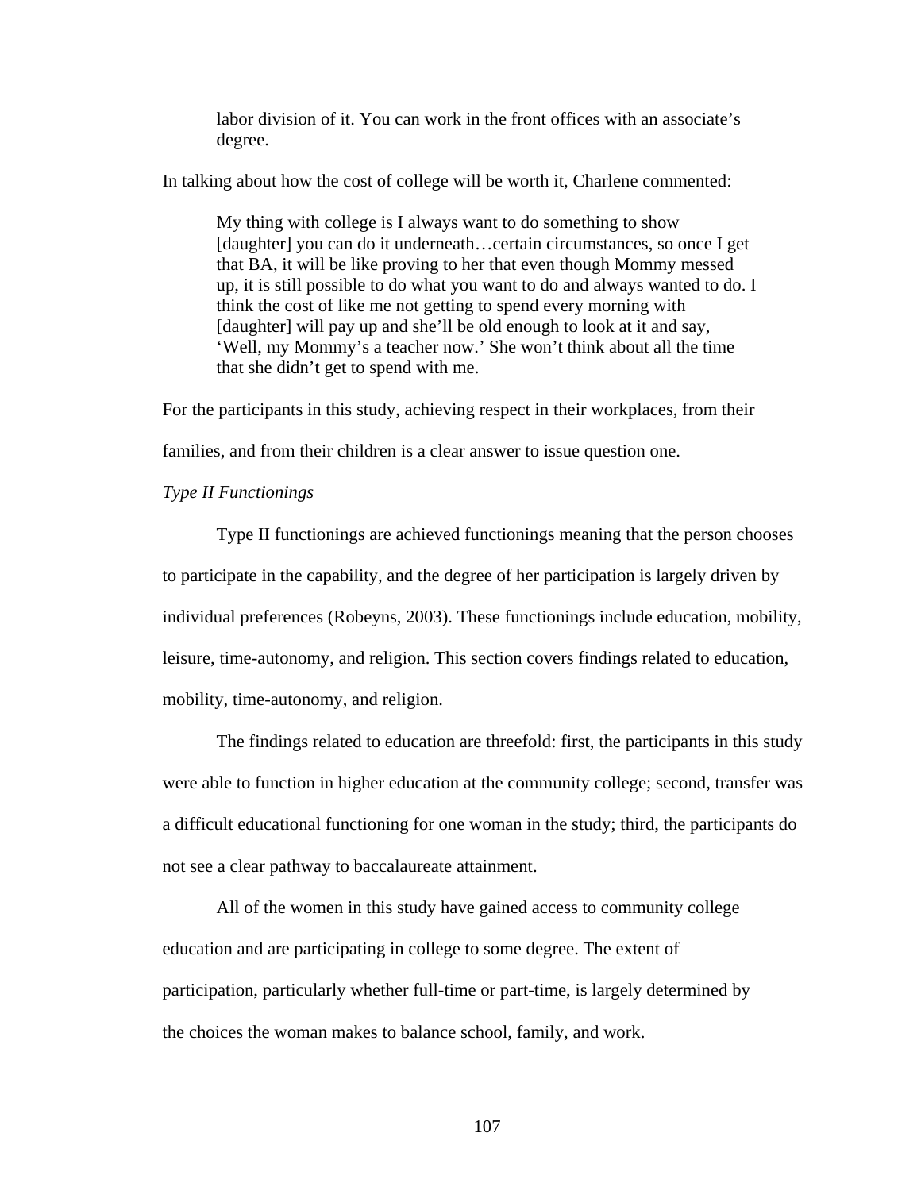> labor division of it. You can work in the front offices with an associate's degree.

In talking about how the cost of college will be worth it, Charlene commented:

> My thing with college is I always want to do something to show [daughter] you can do it underneath…certain circumstances, so once I get that BA, it will be like proving to her that even though Mommy messed up, it is still possible to do what you want to do and always wanted to do. I think the cost of like me not getting to spend every morning with [daughter] will pay up and she'll be old enough to look at it and say, 'Well, my Mommy's a teacher now.' She won't think about all the time that she didn't get to spend with me.

For the participants in this study, achieving respect in their workplaces, from their families, and from their children is a clear answer to issue question one.

*Type II Functionings*

Type II functionings are achieved functionings meaning that the person chooses to participate in the capability, and the degree of her participation is largely driven by individual preferences (Robeyns, 2003). These functionings include education, mobility, leisure, time-autonomy, and religion. This section covers findings related to education, mobility, time-autonomy, and religion.

The findings related to education are threefold: first, the participants in this study were able to function in higher education at the community college; second, transfer was a difficult educational functioning for one woman in the study; third, the participants do not see a clear pathway to baccalaureate attainment.

All of the women in this study have gained access to community college education and are participating in college to some degree. The extent of participation, particularly whether full-time or part-time, is largely determined by the choices the woman makes to balance school, family, and work.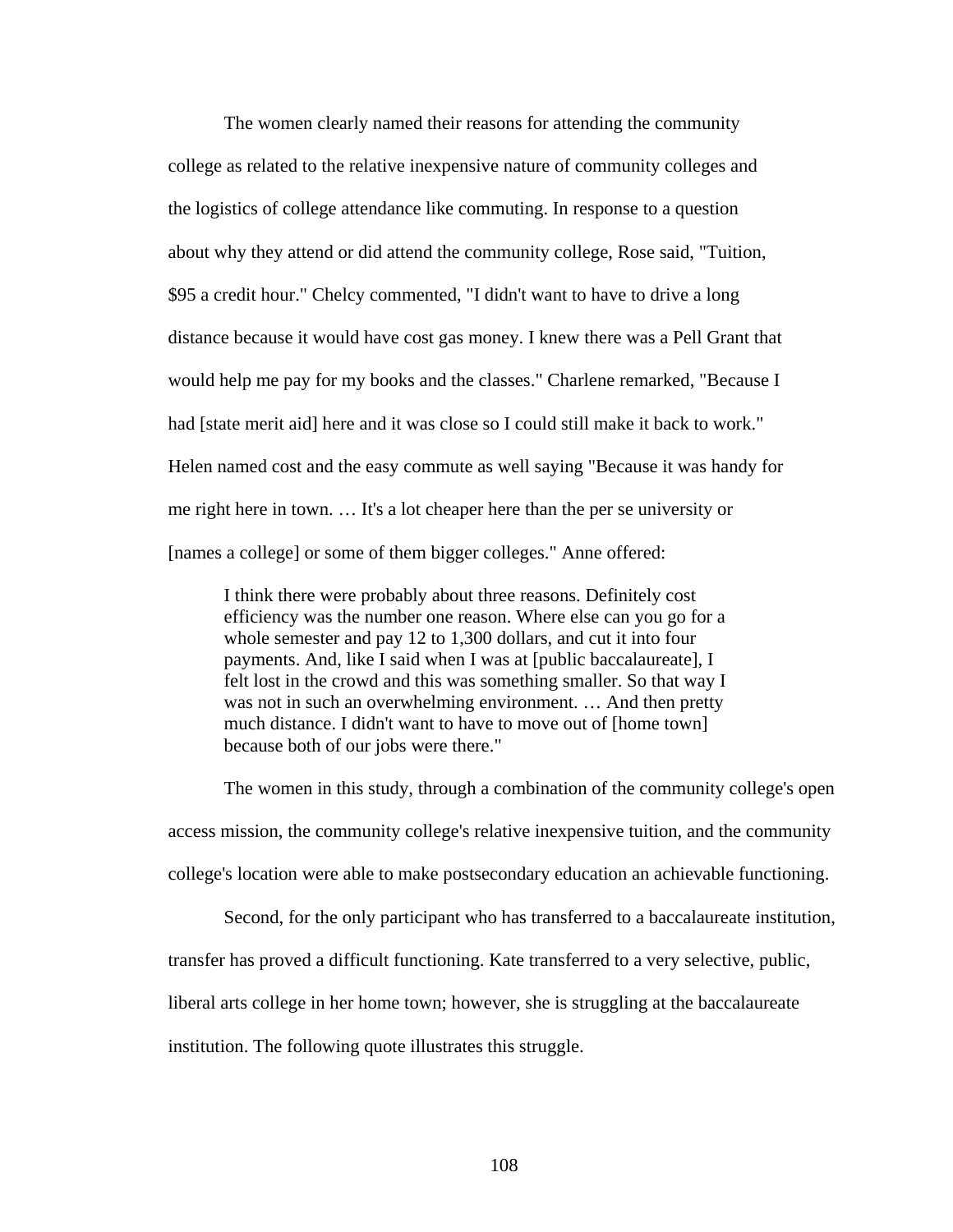The women clearly named their reasons for attending the community college as related to the relative inexpensive nature of community colleges and the logistics of college attendance like commuting. In response to a question about why they attend or did attend the community college, Rose said, "Tuition, $95 a credit hour." Chelcy commented, "I didn't want to have to drive a long distance because it would have cost gas money. I knew there was a Pell Grant that would help me pay for my books and the classes." Charlene remarked, "Because I had [state merit aid] here and it was close so I could still make it back to work." Helen named cost and the easy commute as well saying "Because it was handy for me right here in town. … It's a lot cheaper here than the per se university or [names a college] or some of them bigger colleges." Anne offered:

> I think there were probably about three reasons. Definitely cost efficiency was the number one reason. Where else can you go for a whole semester and pay 12 to 1,300 dollars, and cut it into four payments. And, like I said when I was at [public baccalaureate], I felt lost in the crowd and this was something smaller. So that way I was not in such an overwhelming environment. … And then pretty much distance. I didn't want to have to move out of [home town] because both of our jobs were there."

The women in this study, through a combination of the community college's open access mission, the community college's relative inexpensive tuition, and the community college's location were able to make postsecondary education an achievable functioning.

Second, for the only participant who has transferred to a baccalaureate institution, transfer has proved a difficult functioning. Kate transferred to a very selective, public, liberal arts college in her home town; however, she is struggling at the baccalaureate institution. The following quote illustrates this struggle.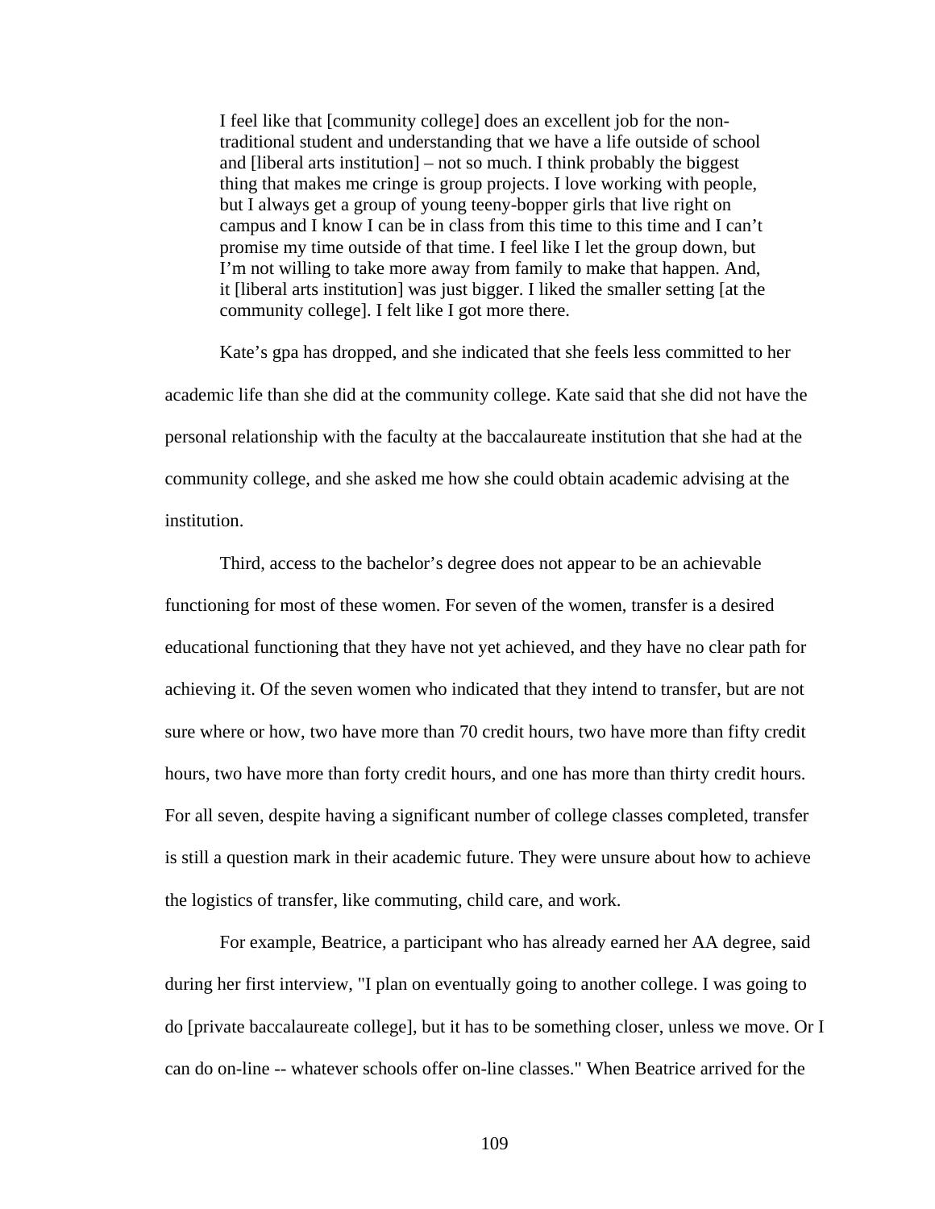> I feel like that [community college] does an excellent job for the non-traditional student and understanding that we have a life outside of school and [liberal arts institution] – not so much. I think probably the biggest thing that makes me cringe is group projects. I love working with people, but I always get a group of young teeny-bopper girls that live right on campus and I know I can be in class from this time to this time and I can't promise my time outside of that time. I feel like I let the group down, but I'm not willing to take more away from family to make that happen. And, it [liberal arts institution] was just bigger. I liked the smaller setting [at the community college]. I felt like I got more there.

Kate's gpa has dropped, and she indicated that she feels less committed to her academic life than she did at the community college. Kate said that she did not have the personal relationship with the faculty at the baccalaureate institution that she had at the community college, and she asked me how she could obtain academic advising at the institution.

Third, access to the bachelor's degree does not appear to be an achievable functioning for most of these women. For seven of the women, transfer is a desired educational functioning that they have not yet achieved, and they have no clear path for achieving it. Of the seven women who indicated that they intend to transfer, but are not sure where or how, two have more than 70 credit hours, two have more than fifty credit hours, two have more than forty credit hours, and one has more than thirty credit hours. For all seven, despite having a significant number of college classes completed, transfer is still a question mark in their academic future. They were unsure about how to achieve the logistics of transfer, like commuting, child care, and work.

For example, Beatrice, a participant who has already earned her AA degree, said during her first interview, "I plan on eventually going to another college. I was going to do [private baccalaureate college], but it has to be something closer, unless we move. Or I can do on-line -- whatever schools offer on-line classes." When Beatrice arrived for the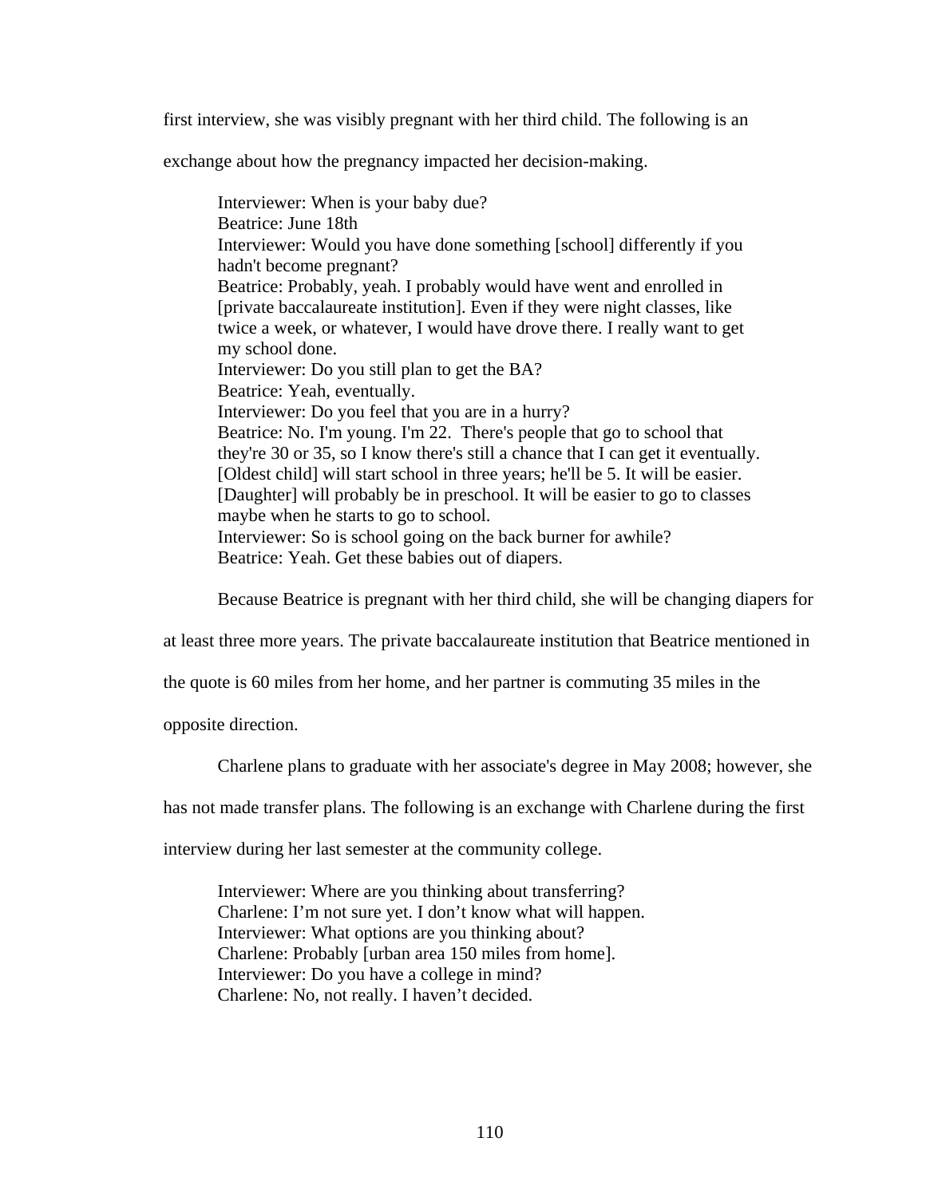first interview, she was visibly pregnant with her third child. The following is an exchange about how the pregnancy impacted her decision-making.

> Interviewer: When is your baby due?
> Beatrice: June 18th
> Interviewer: Would you have done something [school] differently if you hadn't become pregnant?
> Beatrice: Probably, yeah. I probably would have went and enrolled in [private baccalaureate institution]. Even if they were night classes, like twice a week, or whatever, I would have drove there. I really want to get my school done.
> Interviewer: Do you still plan to get the BA?
> Beatrice: Yeah, eventually.
> Interviewer: Do you feel that you are in a hurry?
> Beatrice: No. I'm young. I'm 22. There's people that go to school that they're 30 or 35, so I know there's still a chance that I can get it eventually. [Oldest child] will start school in three years; he'll be 5. It will be easier. [Daughter] will probably be in preschool. It will be easier to go to classes maybe when he starts to go to school.
> Interviewer: So is school going on the back burner for awhile?
> Beatrice: Yeah. Get these babies out of diapers.

Because Beatrice is pregnant with her third child, she will be changing diapers for at least three more years. The private baccalaureate institution that Beatrice mentioned in the quote is 60 miles from her home, and her partner is commuting 35 miles in the opposite direction.

Charlene plans to graduate with her associate's degree in May 2008; however, she has not made transfer plans. The following is an exchange with Charlene during the first interview during her last semester at the community college.

> Interviewer: Where are you thinking about transferring?
> Charlene: I'm not sure yet. I don't know what will happen.
> Interviewer: What options are you thinking about?
> Charlene: Probably [urban area 150 miles from home].
> Interviewer: Do you have a college in mind?
> Charlene: No, not really. I haven't decided.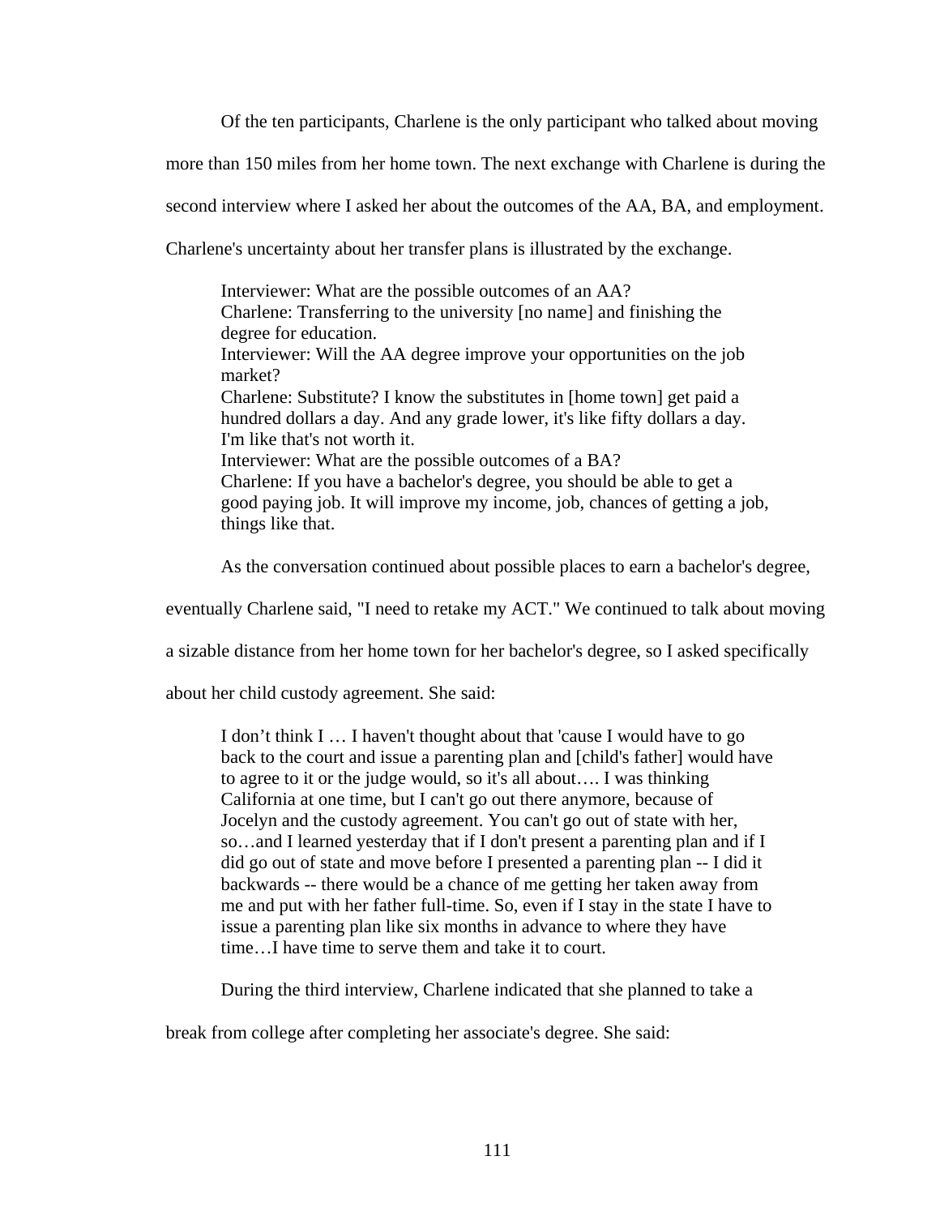Of the ten participants, Charlene is the only participant who talked about moving more than 150 miles from her home town. The next exchange with Charlene is during the second interview where I asked her about the outcomes of the AA, BA, and employment. Charlene's uncertainty about her transfer plans is illustrated by the exchange.

> Interviewer: What are the possible outcomes of an AA?
> Charlene: Transferring to the university [no name] and finishing the degree for education.
> Interviewer: Will the AA degree improve your opportunities on the job market?
> Charlene: Substitute? I know the substitutes in [home town] get paid a hundred dollars a day. And any grade lower, it's like fifty dollars a day. I'm like that's not worth it.
> Interviewer: What are the possible outcomes of a BA?
> Charlene: If you have a bachelor's degree, you should be able to get a good paying job. It will improve my income, job, chances of getting a job, things like that.

As the conversation continued about possible places to earn a bachelor's degree, eventually Charlene said, "I need to retake my ACT." We continued to talk about moving a sizable distance from her home town for her bachelor's degree, so I asked specifically about her child custody agreement. She said:

> I don't think I … I haven't thought about that 'cause I would have to go back to the court and issue a parenting plan and [child's father] would have to agree to it or the judge would, so it's all about…. I was thinking California at one time, but I can't go out there anymore, because of Jocelyn and the custody agreement. You can't go out of state with her, so…and I learned yesterday that if I don't present a parenting plan and if I did go out of state and move before I presented a parenting plan -- I did it backwards -- there would be a chance of me getting her taken away from me and put with her father full-time. So, even if I stay in the state I have to issue a parenting plan like six months in advance to where they have time…I have time to serve them and take it to court.

During the third interview, Charlene indicated that she planned to take a break from college after completing her associate's degree. She said: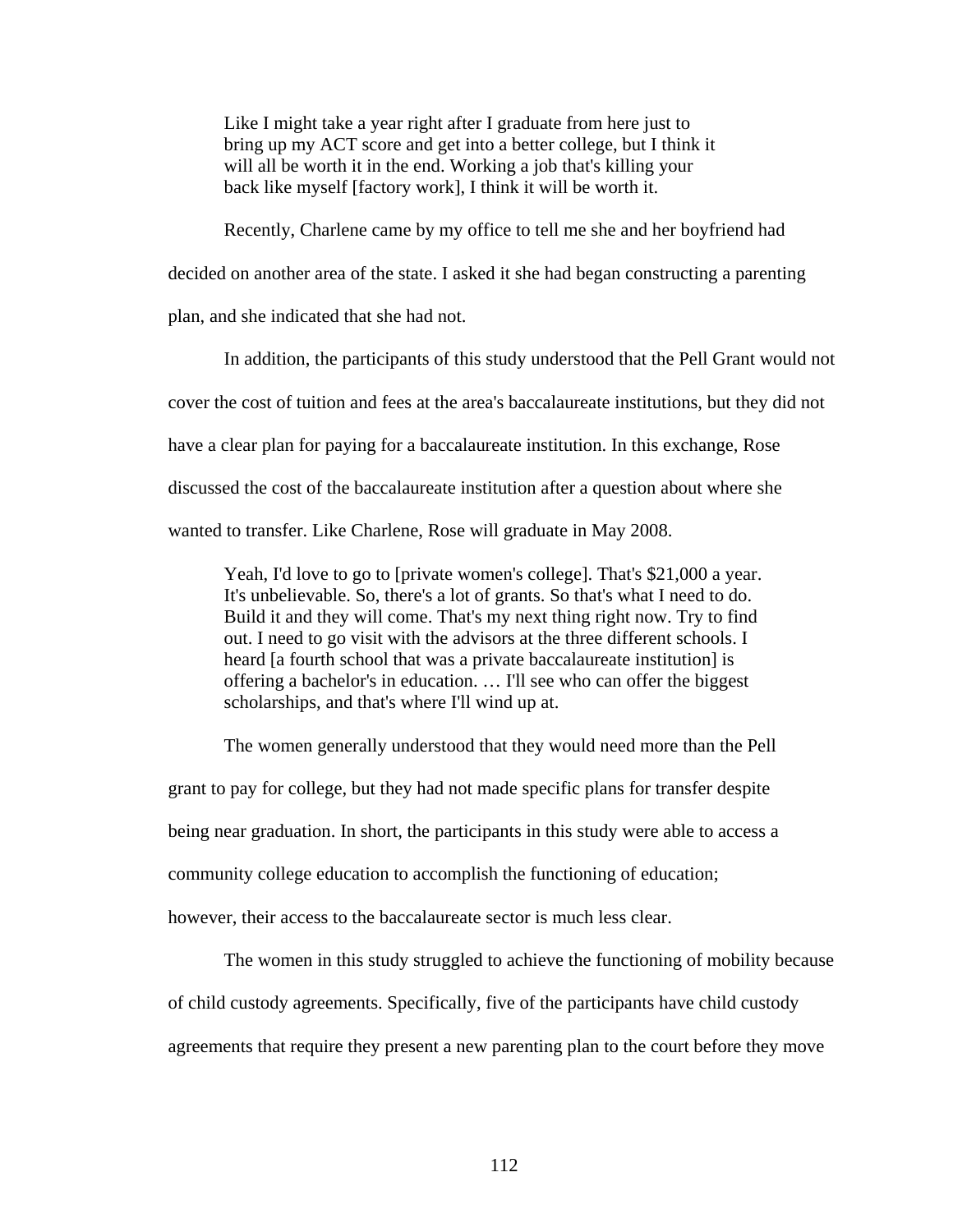> Like I might take a year right after I graduate from here just to bring up my ACT score and get into a better college, but I think it will all be worth it in the end. Working a job that's killing your back like myself [factory work], I think it will be worth it.

Recently, Charlene came by my office to tell me she and her boyfriend had decided on another area of the state. I asked it she had began constructing a parenting plan, and she indicated that she had not.

In addition, the participants of this study understood that the Pell Grant would not cover the cost of tuition and fees at the area's baccalaureate institutions, but they did not have a clear plan for paying for a baccalaureate institution. In this exchange, Rose discussed the cost of the baccalaureate institution after a question about where she wanted to transfer. Like Charlene, Rose will graduate in May 2008.

> Yeah, I'd love to go to [private women's college]. That's $21,000 a year. It's unbelievable. So, there's a lot of grants. So that's what I need to do. Build it and they will come. That's my next thing right now. Try to find out. I need to go visit with the advisors at the three different schools. I heard [a fourth school that was a private baccalaureate institution] is offering a bachelor's in education. … I'll see who can offer the biggest scholarships, and that's where I'll wind up at.

The women generally understood that they would need more than the Pell grant to pay for college, but they had not made specific plans for transfer despite being near graduation. In short, the participants in this study were able to access a community college education to accomplish the functioning of education; however, their access to the baccalaureate sector is much less clear.

The women in this study struggled to achieve the functioning of mobility because of child custody agreements. Specifically, five of the participants have child custody agreements that require they present a new parenting plan to the court before they move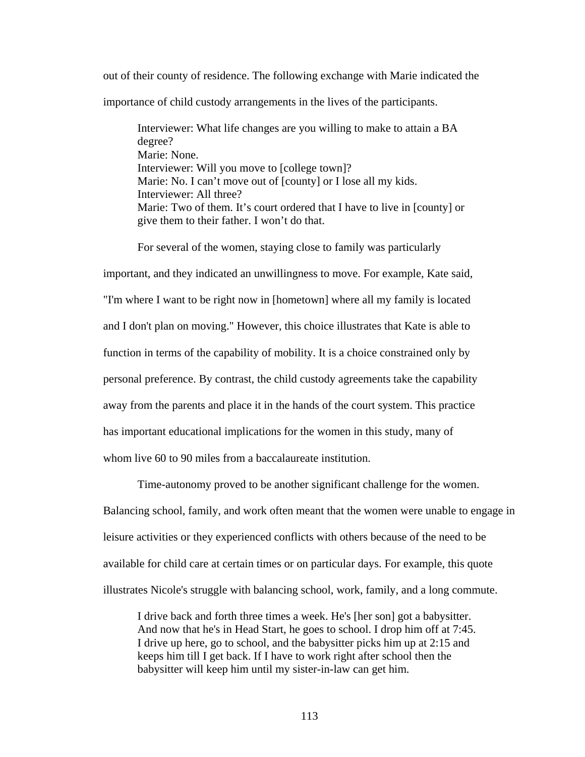out of their county of residence. The following exchange with Marie indicated the importance of child custody arrangements in the lives of the participants.

> Interviewer: What life changes are you willing to make to attain a BA degree?
> Marie: None.
> Interviewer: Will you move to [college town]?
> Marie: No. I can't move out of [county] or I lose all my kids.
> Interviewer: All three?
> Marie: Two of them. It's court ordered that I have to live in [county] or give them to their father. I won't do that.

For several of the women, staying close to family was particularly important, and they indicated an unwillingness to move. For example, Kate said, "I'm where I want to be right now in [hometown] where all my family is located and I don't plan on moving." However, this choice illustrates that Kate is able to function in terms of the capability of mobility. It is a choice constrained only by personal preference. By contrast, the child custody agreements take the capability away from the parents and place it in the hands of the court system. This practice has important educational implications for the women in this study, many of whom live 60 to 90 miles from a baccalaureate institution.

Time-autonomy proved to be another significant challenge for the women. Balancing school, family, and work often meant that the women were unable to engage in leisure activities or they experienced conflicts with others because of the need to be available for child care at certain times or on particular days. For example, this quote illustrates Nicole's struggle with balancing school, work, family, and a long commute.

> I drive back and forth three times a week. He's [her son] got a babysitter. And now that he's in Head Start, he goes to school. I drop him off at 7:45. I drive up here, go to school, and the babysitter picks him up at 2:15 and keeps him till I get back. If I have to work right after school then the babysitter will keep him until my sister-in-law can get him.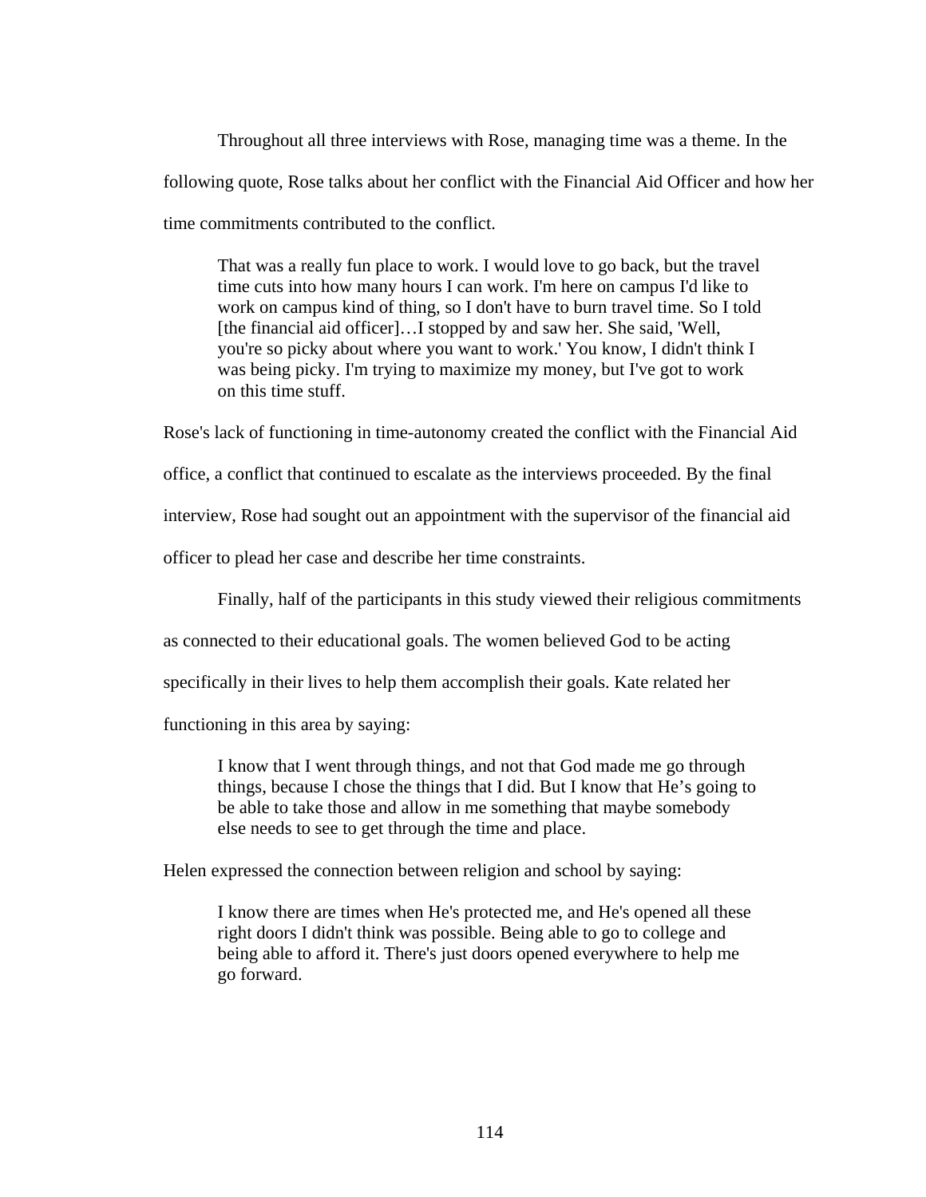Throughout all three interviews with Rose, managing time was a theme. In the following quote, Rose talks about her conflict with the Financial Aid Officer and how her time commitments contributed to the conflict.

> That was a really fun place to work. I would love to go back, but the travel time cuts into how many hours I can work. I'm here on campus I'd like to work on campus kind of thing, so I don't have to burn travel time. So I told [the financial aid officer]…I stopped by and saw her. She said, 'Well, you're so picky about where you want to work.' You know, I didn't think I was being picky. I'm trying to maximize my money, but I've got to work on this time stuff.

Rose's lack of functioning in time-autonomy created the conflict with the Financial Aid office, a conflict that continued to escalate as the interviews proceeded. By the final interview, Rose had sought out an appointment with the supervisor of the financial aid officer to plead her case and describe her time constraints.

Finally, half of the participants in this study viewed their religious commitments as connected to their educational goals. The women believed God to be acting specifically in their lives to help them accomplish their goals. Kate related her functioning in this area by saying:

> I know that I went through things, and not that God made me go through things, because I chose the things that I did. But I know that He's going to be able to take those and allow in me something that maybe somebody else needs to see to get through the time and place.

Helen expressed the connection between religion and school by saying:

> I know there are times when He's protected me, and He's opened all these right doors I didn't think was possible. Being able to go to college and being able to afford it. There's just doors opened everywhere to help me go forward.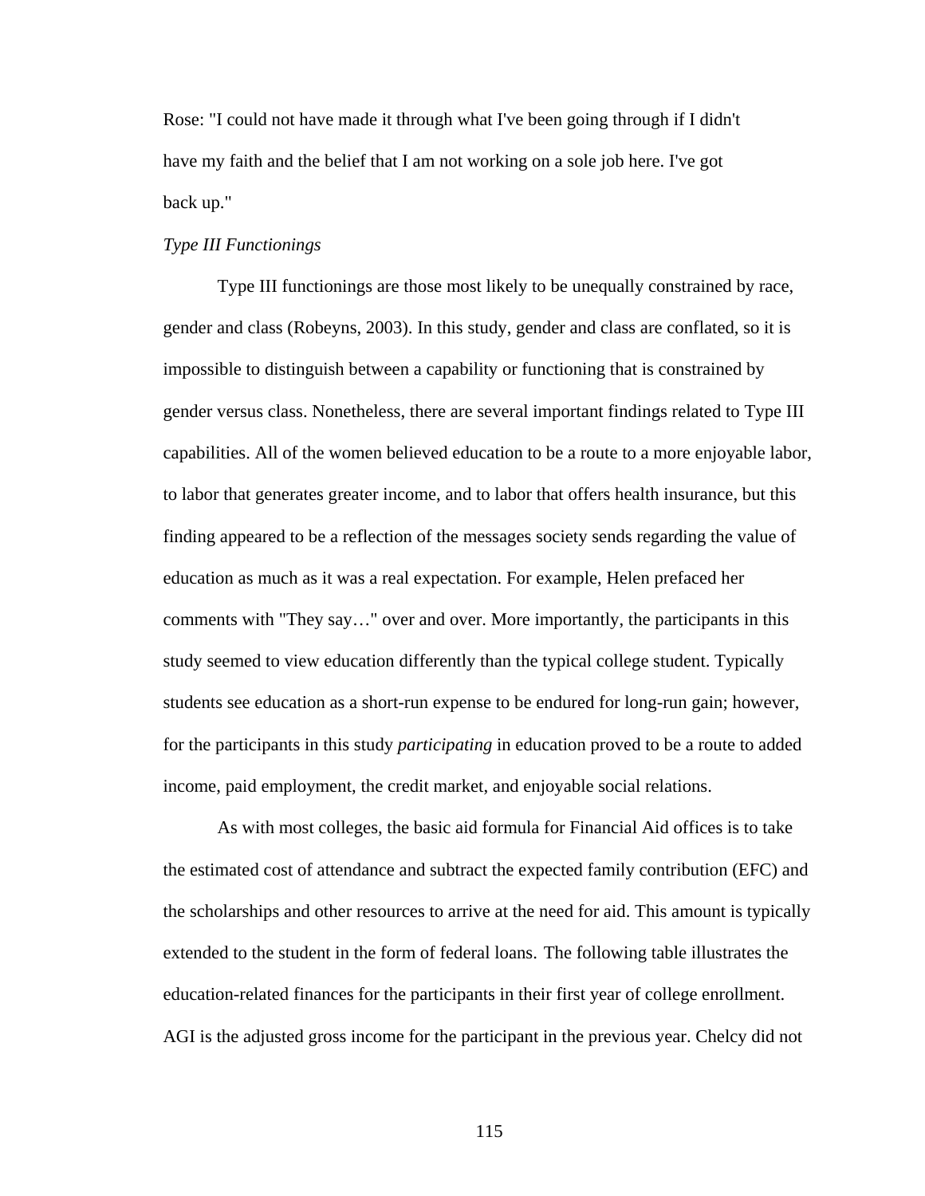Rose: "I could not have made it through what I've been going through if I didn't have my faith and the belief that I am not working on a sole job here. I've got back up."

*Type III Functionings*

Type III functionings are those most likely to be unequally constrained by race, gender and class (Robeyns, 2003). In this study, gender and class are conflated, so it is impossible to distinguish between a capability or functioning that is constrained by gender versus class. Nonetheless, there are several important findings related to Type III capabilities. All of the women believed education to be a route to a more enjoyable labor, to labor that generates greater income, and to labor that offers health insurance, but this finding appeared to be a reflection of the messages society sends regarding the value of education as much as it was a real expectation. For example, Helen prefaced her comments with "They say…" over and over. More importantly, the participants in this study seemed to view education differently than the typical college student. Typically students see education as a short-run expense to be endured for long-run gain; however, for the participants in this study *participating* in education proved to be a route to added income, paid employment, the credit market, and enjoyable social relations.

As with most colleges, the basic aid formula for Financial Aid offices is to take the estimated cost of attendance and subtract the expected family contribution (EFC) and the scholarships and other resources to arrive at the need for aid. This amount is typically extended to the student in the form of federal loans. The following table illustrates the education-related finances for the participants in their first year of college enrollment. AGI is the adjusted gross income for the participant in the previous year. Chelcy did not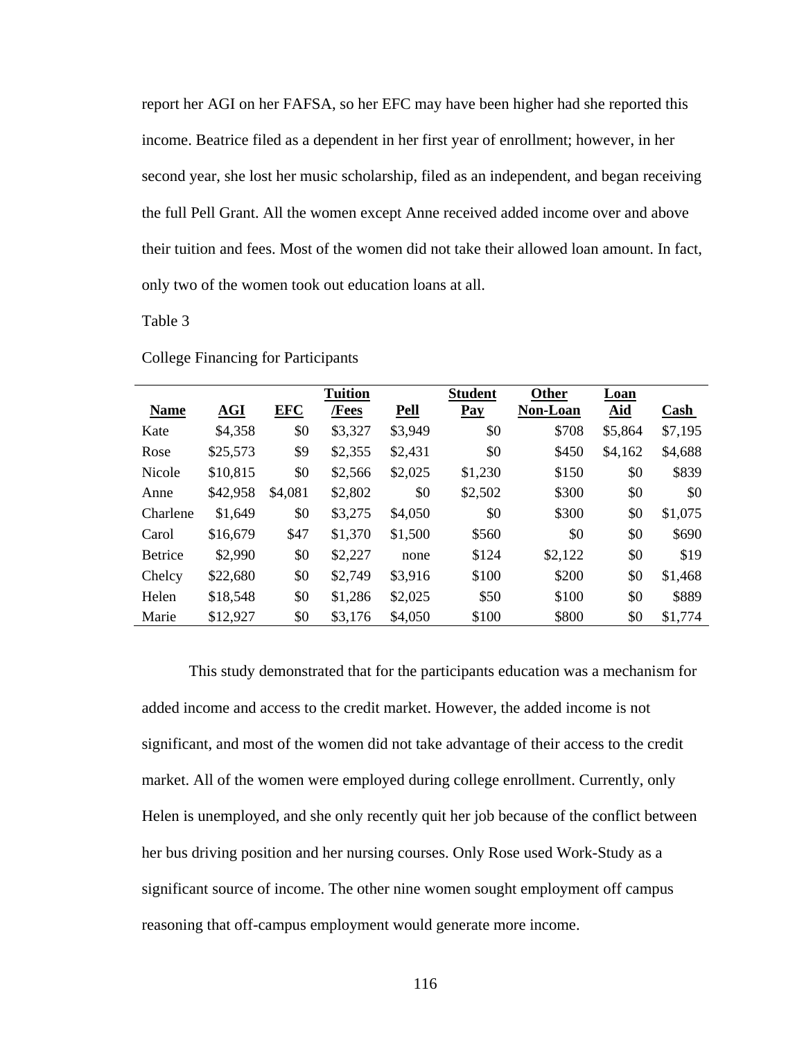report her AGI on her FAFSA, so her EFC may have been higher had she reported this income. Beatrice filed as a dependent in her first year of enrollment; however, in her second year, she lost her music scholarship, filed as an independent, and began receiving the full Pell Grant. All the women except Anne received added income over and above their tuition and fees. Most of the women did not take their allowed loan amount. In fact, only two of the women took out education loans at all.

Table 3

College Financing for Participants

| Name | AGI | EFC | Tuition /Fees | Pell | Student Pay | Other Non-Loan | Loan Aid | Cash |
|---|---|---|---|---|---|---|---|---|
| Kate | $4,358 | $0 | $3,327 | $3,949 | $0 | $708 | $5,864 | $7,195 |
| Rose | $25,573 | $9 | $2,355 | $2,431 | $0 | $450 | $4,162 | $4,688 |
| Nicole | $10,815 | $0 | $2,566 | $2,025 | $1,230 | $150 | $0 | $839 |
| Anne | $42,958 | $4,081 | $2,802 | $0 | $2,502 | $300 | $0 | $0 |
| Charlene | $1,649 | $0 | $3,275 | $4,050 | $0 | $300 | $0 | $1,075 |
| Carol | $16,679 | $47 | $1,370 | $1,500 | $560 | $0 | $0 | $690 |
| Betrice | $2,990 | $0 | $2,227 | none | $124 | $2,122 | $0 | $19 |
| Chelcy | $22,680 | $0 | $2,749 | $3,916 | $100 | $200 | $0 | $1,468 |
| Helen | $18,548 | $0 | $1,286 | $2,025 | $50 | $100 | $0 | $889 |
| Marie | $12,927 | $0 | $3,176 | $4,050 | $100 | $800 | $0 | $1,774 |

This study demonstrated that for the participants education was a mechanism for added income and access to the credit market. However, the added income is not significant, and most of the women did not take advantage of their access to the credit market. All of the women were employed during college enrollment. Currently, only Helen is unemployed, and she only recently quit her job because of the conflict between her bus driving position and her nursing courses. Only Rose used Work-Study as a significant source of income. The other nine women sought employment off campus reasoning that off-campus employment would generate more income.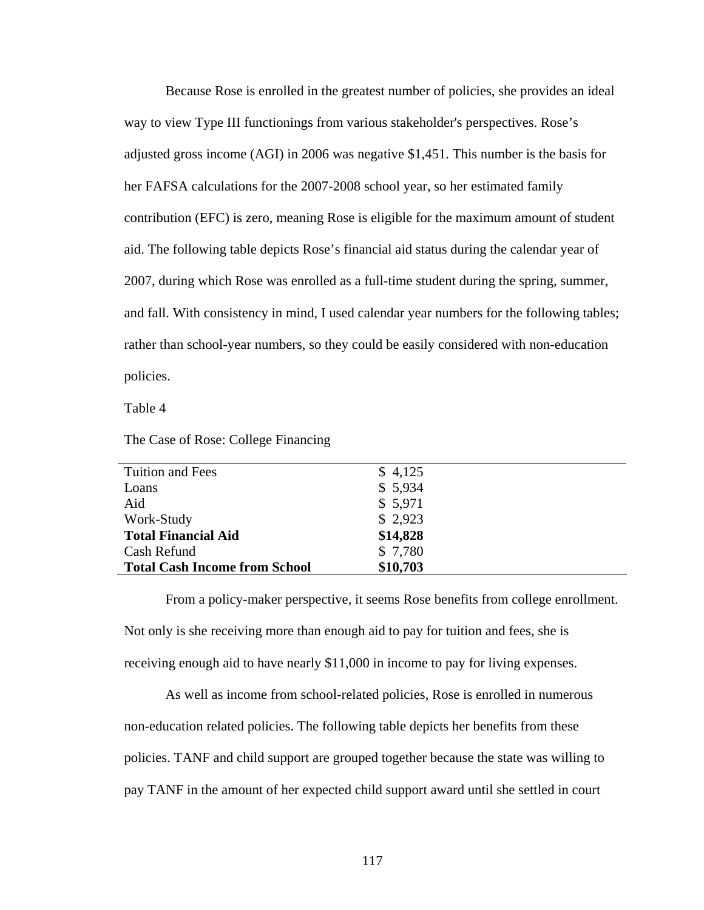Because Rose is enrolled in the greatest number of policies, she provides an ideal way to view Type III functionings from various stakeholder's perspectives. Rose's adjusted gross income (AGI) in 2006 was negative $1,451. This number is the basis for her FAFSA calculations for the 2007-2008 school year, so her estimated family contribution (EFC) is zero, meaning Rose is eligible for the maximum amount of student aid. The following table depicts Rose's financial aid status during the calendar year of 2007, during which Rose was enrolled as a full-time student during the spring, summer, and fall. With consistency in mind, I used calendar year numbers for the following tables; rather than school-year numbers, so they could be easily considered with non-education policies.

Table 4

The Case of Rose: College Financing

| | |
|---|---|
| Tuition and Fees | $ 4,125 |
| Loans | $ 5,934 |
| Aid | $ 5,971 |
| Work-Study | $ 2,923 |
| **Total Financial Aid** | **$14,828** |
| Cash Refund | $ 7,780 |
| **Total Cash Income from School** | **$10,703** |

From a policy-maker perspective, it seems Rose benefits from college enrollment. Not only is she receiving more than enough aid to pay for tuition and fees, she is receiving enough aid to have nearly $11,000 in income to pay for living expenses.

As well as income from school-related policies, Rose is enrolled in numerous non-education related policies. The following table depicts her benefits from these policies. TANF and child support are grouped together because the state was willing to pay TANF in the amount of her expected child support award until she settled in court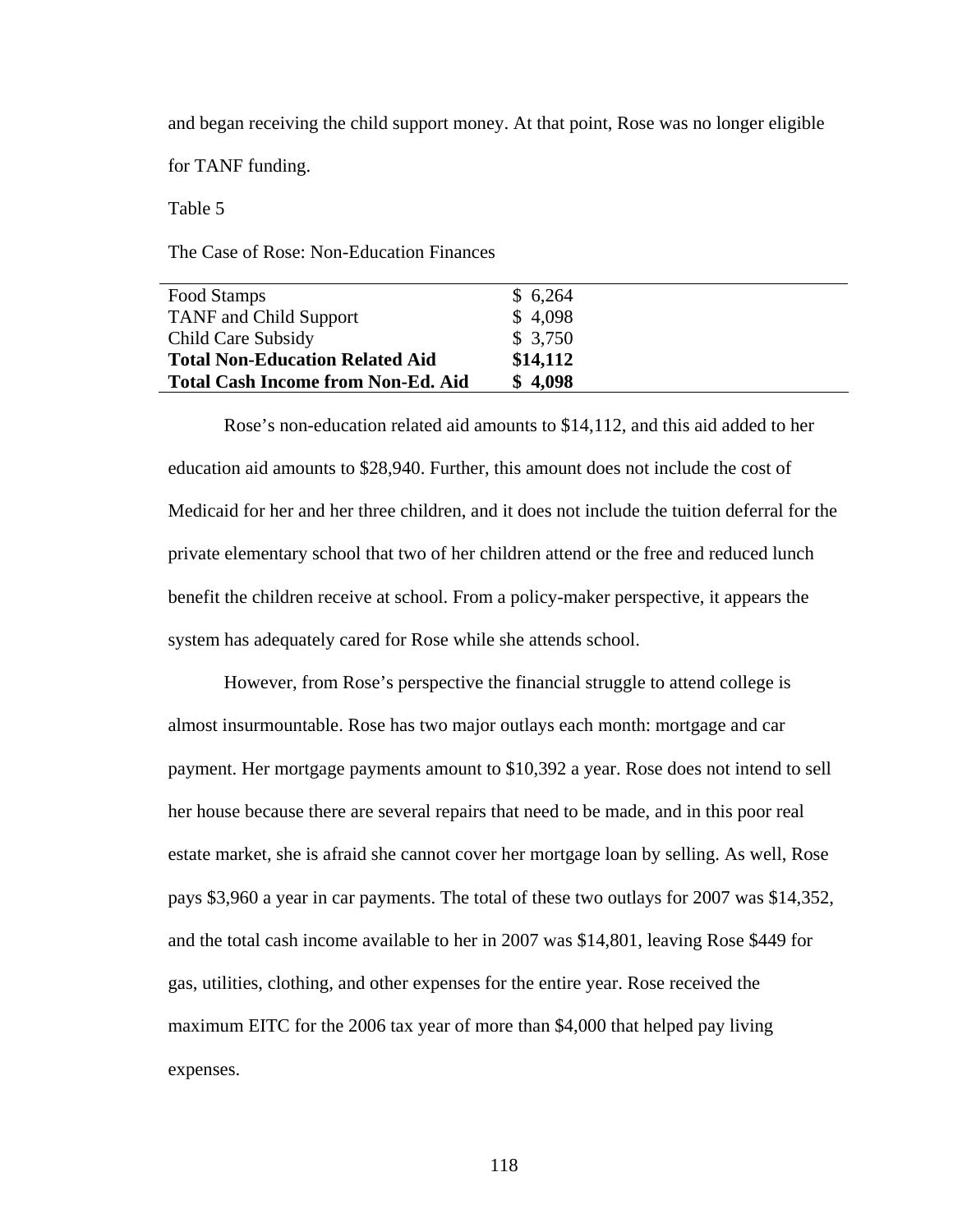and began receiving the child support money. At that point, Rose was no longer eligible for TANF funding.

Table 5

The Case of Rose: Non-Education Finances

| | |
|---|---|
| Food Stamps | $ 6,264 |
| TANF and Child Support | $ 4,098 |
| Child Care Subsidy | $ 3,750 |
| **Total Non-Education Related Aid** | **$14,112** |
| **Total Cash Income from Non-Ed. Aid** | **$ 4,098** |

Rose's non-education related aid amounts to $14,112, and this aid added to her education aid amounts to $28,940. Further, this amount does not include the cost of Medicaid for her and her three children, and it does not include the tuition deferral for the private elementary school that two of her children attend or the free and reduced lunch benefit the children receive at school. From a policy-maker perspective, it appears the system has adequately cared for Rose while she attends school.

However, from Rose's perspective the financial struggle to attend college is almost insurmountable. Rose has two major outlays each month: mortgage and car payment. Her mortgage payments amount to $10,392 a year. Rose does not intend to sell her house because there are several repairs that need to be made, and in this poor real estate market, she is afraid she cannot cover her mortgage loan by selling. As well, Rose pays $3,960 a year in car payments. The total of these two outlays for 2007 was $14,352, and the total cash income available to her in 2007 was $14,801, leaving Rose $449 for gas, utilities, clothing, and other expenses for the entire year. Rose received the maximum EITC for the 2006 tax year of more than $4,000 that helped pay living expenses.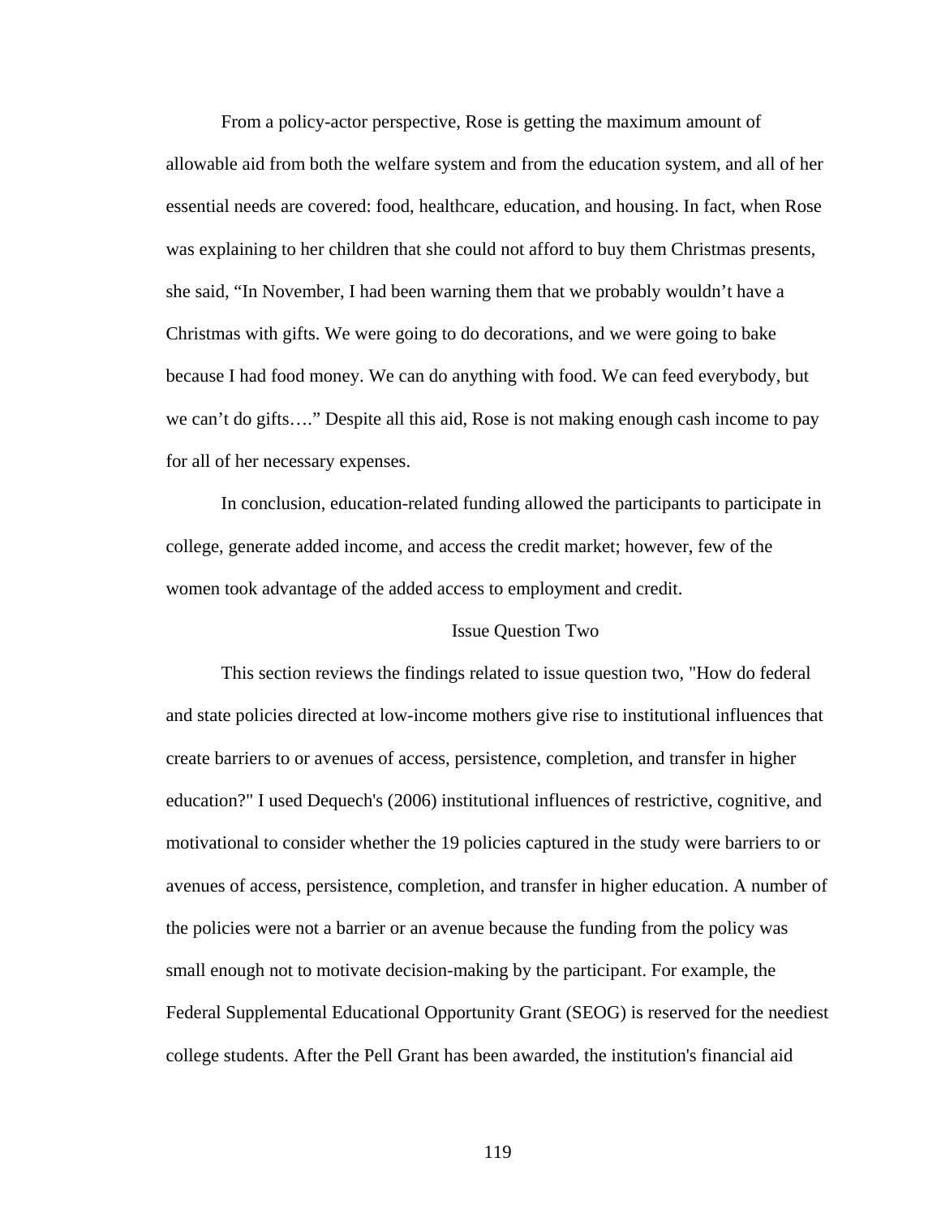From a policy-actor perspective, Rose is getting the maximum amount of allowable aid from both the welfare system and from the education system, and all of her essential needs are covered: food, healthcare, education, and housing. In fact, when Rose was explaining to her children that she could not afford to buy them Christmas presents, she said, “In November, I had been warning them that we probably wouldn’t have a Christmas with gifts. We were going to do decorations, and we were going to bake because I had food money. We can do anything with food. We can feed everybody, but we can’t do gifts….” Despite all this aid, Rose is not making enough cash income to pay for all of her necessary expenses.

In conclusion, education-related funding allowed the participants to participate in college, generate added income, and access the credit market; however, few of the women took advantage of the added access to employment and credit.

## Issue Question Two

This section reviews the findings related to issue question two, "How do federal and state policies directed at low-income mothers give rise to institutional influences that create barriers to or avenues of access, persistence, completion, and transfer in higher education?" I used Dequech's (2006) institutional influences of restrictive, cognitive, and motivational to consider whether the 19 policies captured in the study were barriers to or avenues of access, persistence, completion, and transfer in higher education. A number of the policies were not a barrier or an avenue because the funding from the policy was small enough not to motivate decision-making by the participant. For example, the Federal Supplemental Educational Opportunity Grant (SEOG) is reserved for the neediest college students. After the Pell Grant has been awarded, the institution's financial aid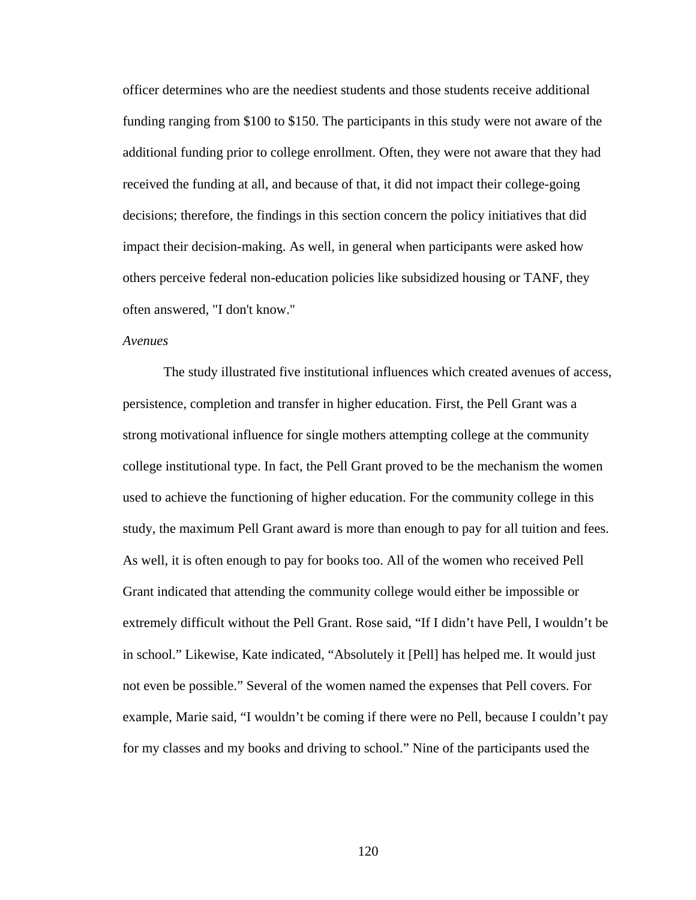officer determines who are the neediest students and those students receive additional funding ranging from $100 to $150. The participants in this study were not aware of the additional funding prior to college enrollment. Often, they were not aware that they had received the funding at all, and because of that, it did not impact their college-going decisions; therefore, the findings in this section concern the policy initiatives that did impact their decision-making. As well, in general when participants were asked how others perceive federal non-education policies like subsidized housing or TANF, they often answered, "I don't know."

*Avenues*

The study illustrated five institutional influences which created avenues of access, persistence, completion and transfer in higher education. First, the Pell Grant was a strong motivational influence for single mothers attempting college at the community college institutional type. In fact, the Pell Grant proved to be the mechanism the women used to achieve the functioning of higher education. For the community college in this study, the maximum Pell Grant award is more than enough to pay for all tuition and fees. As well, it is often enough to pay for books too. All of the women who received Pell Grant indicated that attending the community college would either be impossible or extremely difficult without the Pell Grant. Rose said, "If I didn't have Pell, I wouldn't be in school." Likewise, Kate indicated, "Absolutely it [Pell] has helped me. It would just not even be possible." Several of the women named the expenses that Pell covers. For example, Marie said, "I wouldn't be coming if there were no Pell, because I couldn't pay for my classes and my books and driving to school." Nine of the participants used the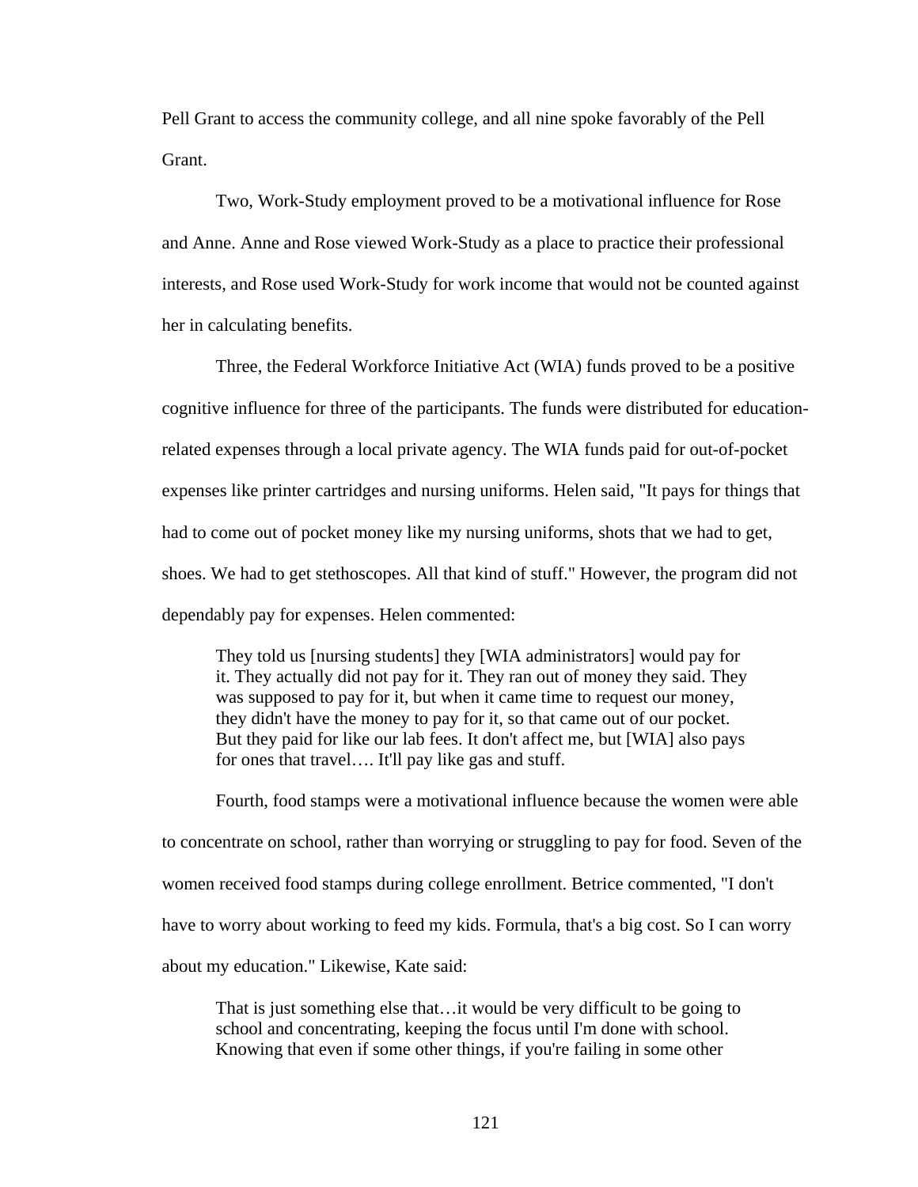Pell Grant to access the community college, and all nine spoke favorably of the Pell Grant.

Two, Work-Study employment proved to be a motivational influence for Rose and Anne. Anne and Rose viewed Work-Study as a place to practice their professional interests, and Rose used Work-Study for work income that would not be counted against her in calculating benefits.

Three, the Federal Workforce Initiative Act (WIA) funds proved to be a positive cognitive influence for three of the participants. The funds were distributed for education-related expenses through a local private agency. The WIA funds paid for out-of-pocket expenses like printer cartridges and nursing uniforms. Helen said, "It pays for things that had to come out of pocket money like my nursing uniforms, shots that we had to get, shoes. We had to get stethoscopes. All that kind of stuff." However, the program did not dependably pay for expenses. Helen commented:

> They told us [nursing students] they [WIA administrators] would pay for it. They actually did not pay for it. They ran out of money they said. They was supposed to pay for it, but when it came time to request our money, they didn't have the money to pay for it, so that came out of our pocket. But they paid for like our lab fees. It don't affect me, but [WIA] also pays for ones that travel…. It'll pay like gas and stuff.

Fourth, food stamps were a motivational influence because the women were able to concentrate on school, rather than worrying or struggling to pay for food. Seven of the women received food stamps during college enrollment. Betrice commented, "I don't have to worry about working to feed my kids. Formula, that's a big cost. So I can worry about my education." Likewise, Kate said:

> That is just something else that…it would be very difficult to be going to school and concentrating, keeping the focus until I'm done with school. Knowing that even if some other things, if you're failing in some other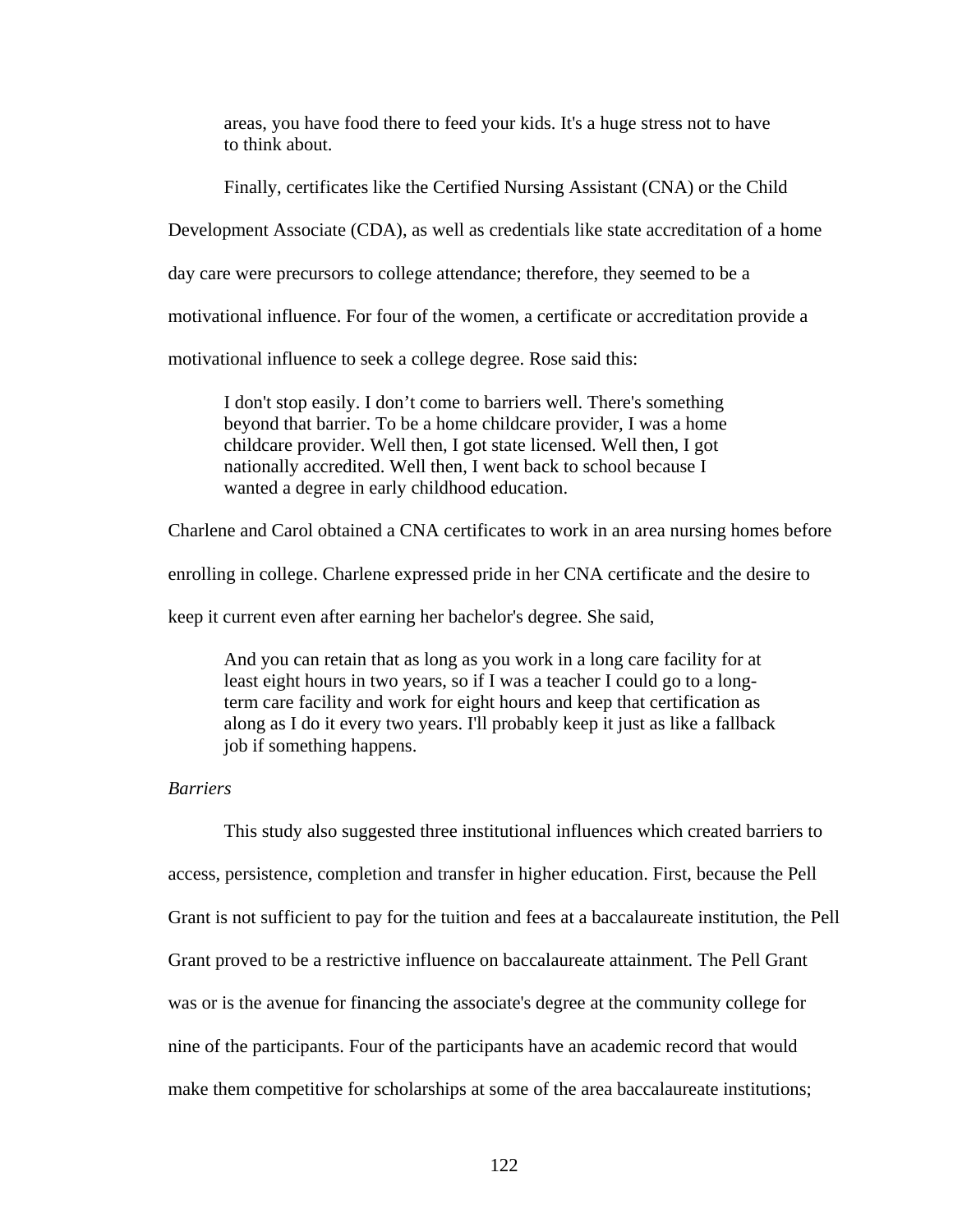> areas, you have food there to feed your kids. It's a huge stress not to have to think about.

Finally, certificates like the Certified Nursing Assistant (CNA) or the Child Development Associate (CDA), as well as credentials like state accreditation of a home day care were precursors to college attendance; therefore, they seemed to be a motivational influence. For four of the women, a certificate or accreditation provide a motivational influence to seek a college degree. Rose said this:

> I don't stop easily. I don't come to barriers well. There's something beyond that barrier. To be a home childcare provider, I was a home childcare provider. Well then, I got state licensed. Well then, I got nationally accredited. Well then, I went back to school because I wanted a degree in early childhood education.

Charlene and Carol obtained a CNA certificates to work in an area nursing homes before enrolling in college. Charlene expressed pride in her CNA certificate and the desire to keep it current even after earning her bachelor's degree. She said,

> And you can retain that as long as you work in a long care facility for at least eight hours in two years, so if I was a teacher I could go to a long-term care facility and work for eight hours and keep that certification as along as I do it every two years. I'll probably keep it just as like a fallback job if something happens.

*Barriers*

This study also suggested three institutional influences which created barriers to access, persistence, completion and transfer in higher education. First, because the Pell Grant is not sufficient to pay for the tuition and fees at a baccalaureate institution, the Pell Grant proved to be a restrictive influence on baccalaureate attainment. The Pell Grant was or is the avenue for financing the associate's degree at the community college for nine of the participants. Four of the participants have an academic record that would make them competitive for scholarships at some of the area baccalaureate institutions;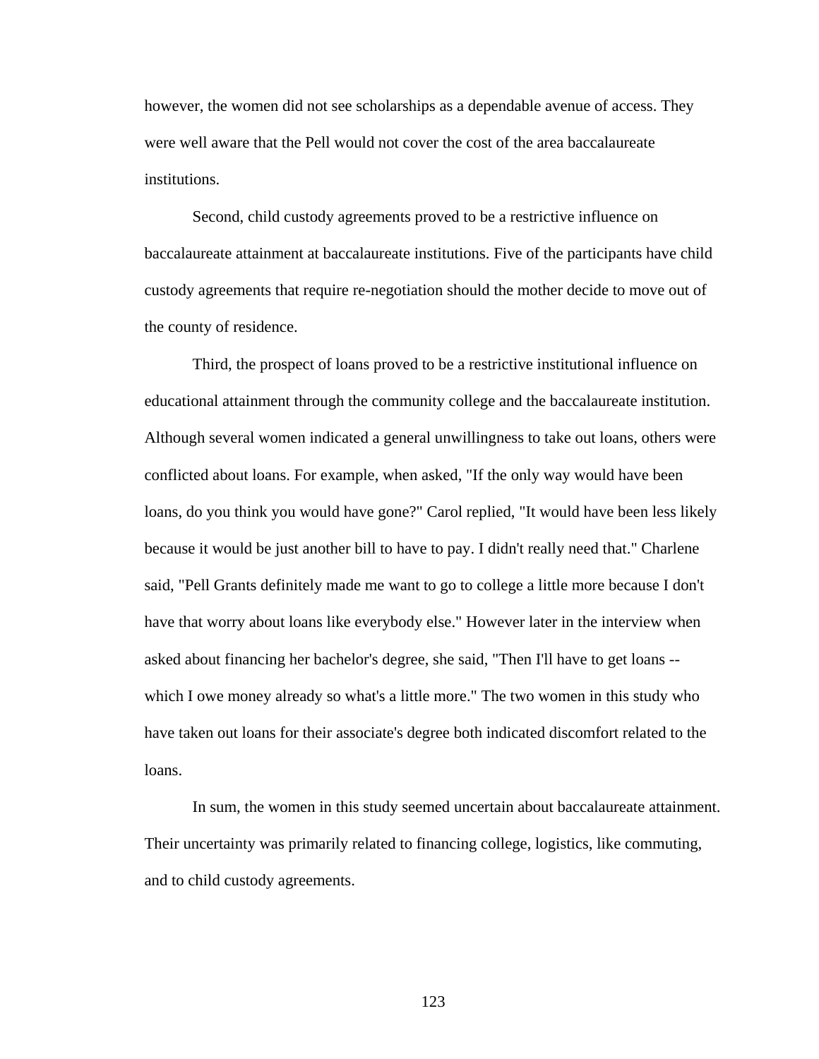however, the women did not see scholarships as a dependable avenue of access. They were well aware that the Pell would not cover the cost of the area baccalaureate institutions.

Second, child custody agreements proved to be a restrictive influence on baccalaureate attainment at baccalaureate institutions. Five of the participants have child custody agreements that require re-negotiation should the mother decide to move out of the county of residence.

Third, the prospect of loans proved to be a restrictive institutional influence on educational attainment through the community college and the baccalaureate institution. Although several women indicated a general unwillingness to take out loans, others were conflicted about loans. For example, when asked, "If the only way would have been loans, do you think you would have gone?" Carol replied, "It would have been less likely because it would be just another bill to have to pay. I didn't really need that." Charlene said, "Pell Grants definitely made me want to go to college a little more because I don't have that worry about loans like everybody else." However later in the interview when asked about financing her bachelor's degree, she said, "Then I'll have to get loans -- which I owe money already so what's a little more." The two women in this study who have taken out loans for their associate's degree both indicated discomfort related to the loans.

In sum, the women in this study seemed uncertain about baccalaureate attainment. Their uncertainty was primarily related to financing college, logistics, like commuting, and to child custody agreements.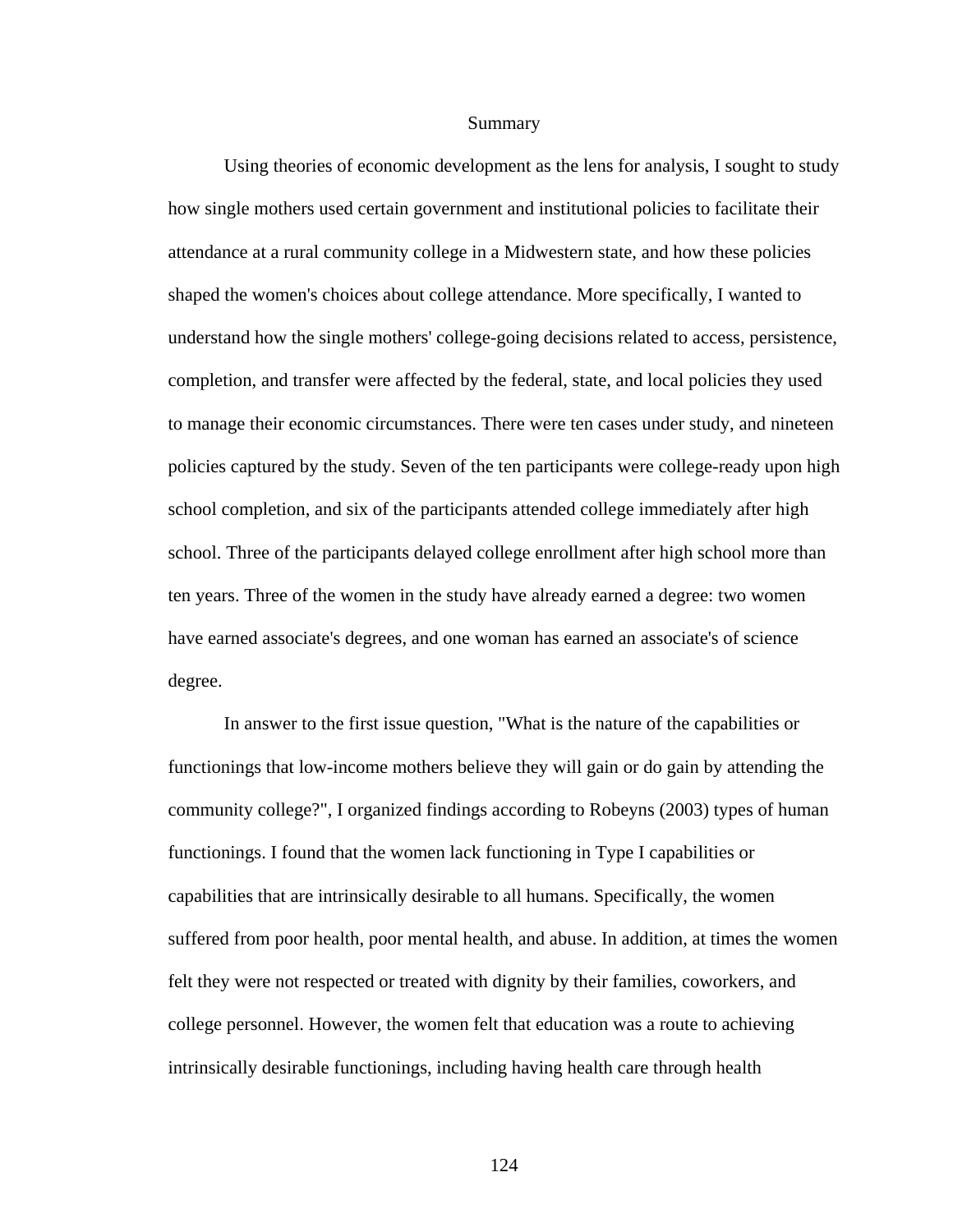## Summary

Using theories of economic development as the lens for analysis, I sought to study how single mothers used certain government and institutional policies to facilitate their attendance at a rural community college in a Midwestern state, and how these policies shaped the women's choices about college attendance. More specifically, I wanted to understand how the single mothers' college-going decisions related to access, persistence, completion, and transfer were affected by the federal, state, and local policies they used to manage their economic circumstances. There were ten cases under study, and nineteen policies captured by the study. Seven of the ten participants were college-ready upon high school completion, and six of the participants attended college immediately after high school. Three of the participants delayed college enrollment after high school more than ten years. Three of the women in the study have already earned a degree: two women have earned associate's degrees, and one woman has earned an associate's of science degree.

In answer to the first issue question, "What is the nature of the capabilities or functionings that low-income mothers believe they will gain or do gain by attending the community college?", I organized findings according to Robeyns (2003) types of human functionings. I found that the women lack functioning in Type I capabilities or capabilities that are intrinsically desirable to all humans. Specifically, the women suffered from poor health, poor mental health, and abuse. In addition, at times the women felt they were not respected or treated with dignity by their families, coworkers, and college personnel. However, the women felt that education was a route to achieving intrinsically desirable functionings, including having health care through health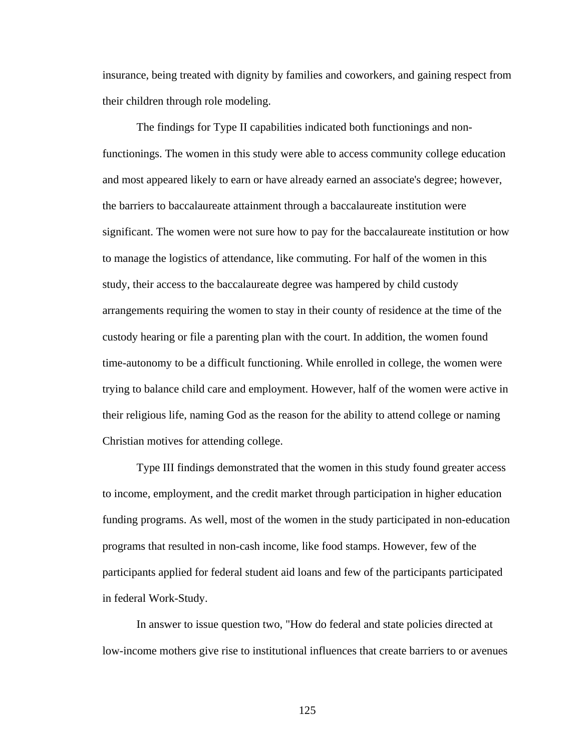insurance, being treated with dignity by families and coworkers, and gaining respect from their children through role modeling.

The findings for Type II capabilities indicated both functionings and non-functionings. The women in this study were able to access community college education and most appeared likely to earn or have already earned an associate's degree; however, the barriers to baccalaureate attainment through a baccalaureate institution were significant. The women were not sure how to pay for the baccalaureate institution or how to manage the logistics of attendance, like commuting. For half of the women in this study, their access to the baccalaureate degree was hampered by child custody arrangements requiring the women to stay in their county of residence at the time of the custody hearing or file a parenting plan with the court. In addition, the women found time-autonomy to be a difficult functioning. While enrolled in college, the women were trying to balance child care and employment. However, half of the women were active in their religious life, naming God as the reason for the ability to attend college or naming Christian motives for attending college.

Type III findings demonstrated that the women in this study found greater access to income, employment, and the credit market through participation in higher education funding programs. As well, most of the women in the study participated in non-education programs that resulted in non-cash income, like food stamps. However, few of the participants applied for federal student aid loans and few of the participants participated in federal Work-Study.

In answer to issue question two, "How do federal and state policies directed at low-income mothers give rise to institutional influences that create barriers to or avenues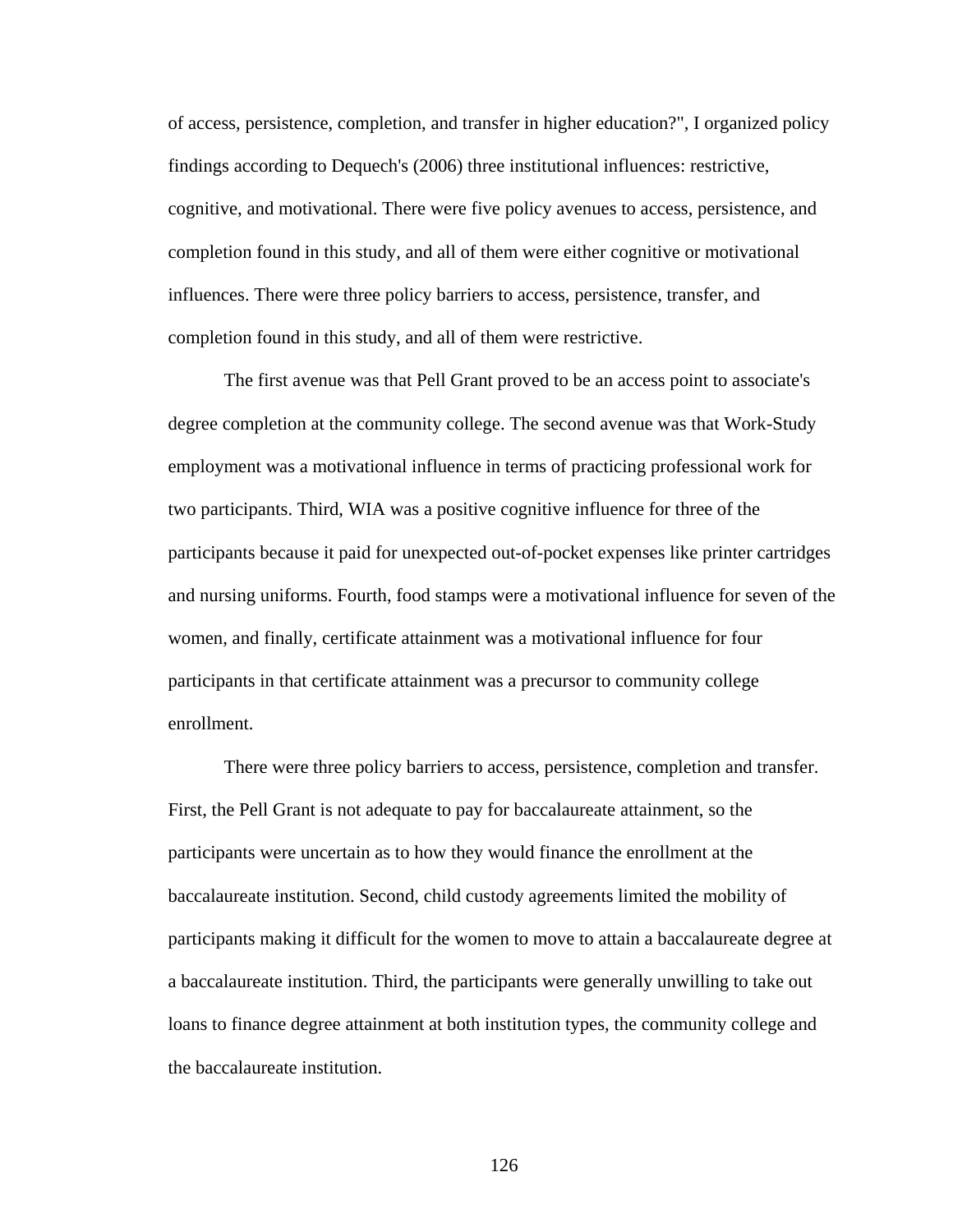of access, persistence, completion, and transfer in higher education?", I organized policy findings according to Dequech's (2006) three institutional influences: restrictive, cognitive, and motivational. There were five policy avenues to access, persistence, and completion found in this study, and all of them were either cognitive or motivational influences. There were three policy barriers to access, persistence, transfer, and completion found in this study, and all of them were restrictive.

The first avenue was that Pell Grant proved to be an access point to associate's degree completion at the community college. The second avenue was that Work-Study employment was a motivational influence in terms of practicing professional work for two participants. Third, WIA was a positive cognitive influence for three of the participants because it paid for unexpected out-of-pocket expenses like printer cartridges and nursing uniforms. Fourth, food stamps were a motivational influence for seven of the women, and finally, certificate attainment was a motivational influence for four participants in that certificate attainment was a precursor to community college enrollment.

There were three policy barriers to access, persistence, completion and transfer. First, the Pell Grant is not adequate to pay for baccalaureate attainment, so the participants were uncertain as to how they would finance the enrollment at the baccalaureate institution. Second, child custody agreements limited the mobility of participants making it difficult for the women to move to attain a baccalaureate degree at a baccalaureate institution. Third, the participants were generally unwilling to take out loans to finance degree attainment at both institution types, the community college and the baccalaureate institution.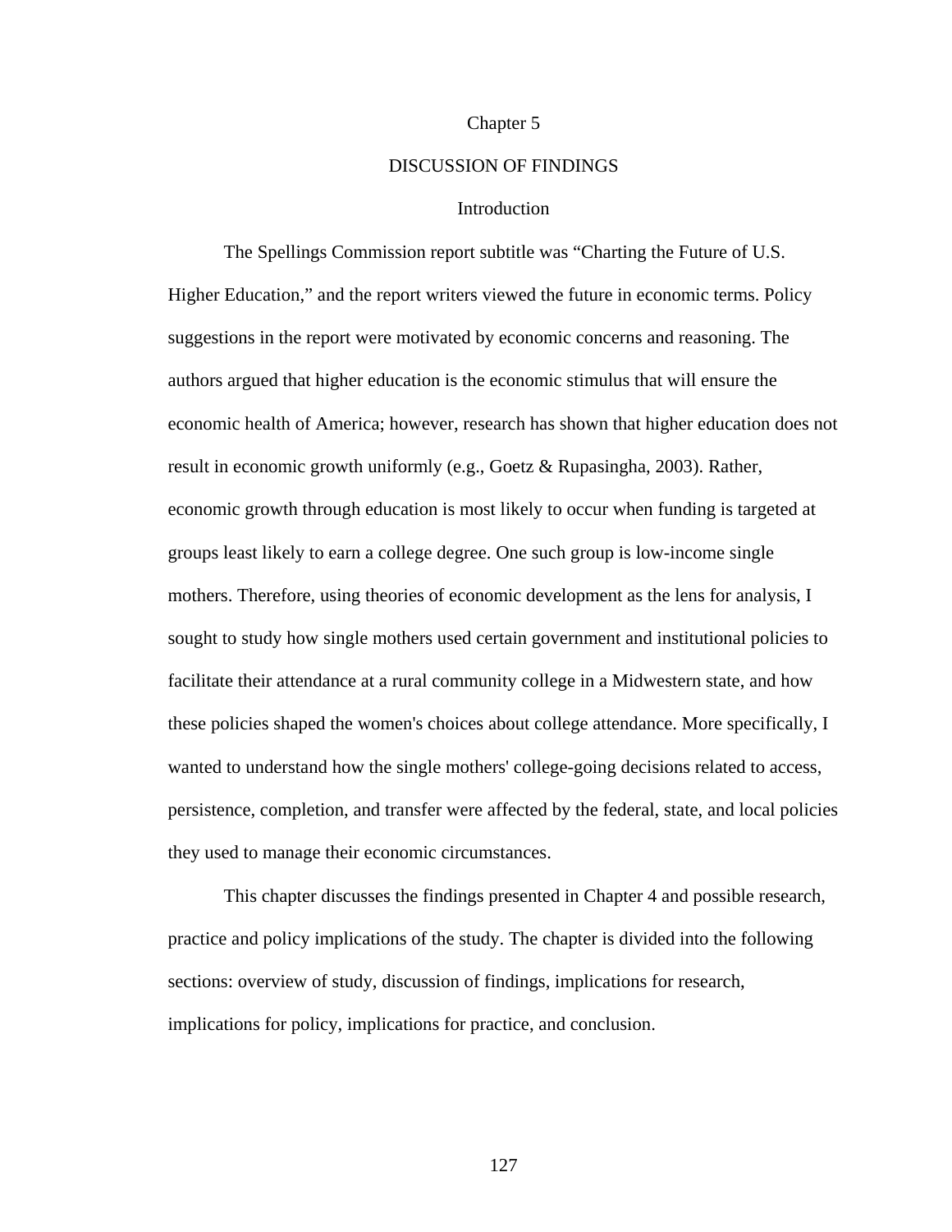# Chapter 5

# DISCUSSION OF FINDINGS

## Introduction

The Spellings Commission report subtitle was "Charting the Future of U.S. Higher Education," and the report writers viewed the future in economic terms. Policy suggestions in the report were motivated by economic concerns and reasoning. The authors argued that higher education is the economic stimulus that will ensure the economic health of America; however, research has shown that higher education does not result in economic growth uniformly (e.g., Goetz & Rupasingha, 2003). Rather, economic growth through education is most likely to occur when funding is targeted at groups least likely to earn a college degree. One such group is low-income single mothers. Therefore, using theories of economic development as the lens for analysis, I sought to study how single mothers used certain government and institutional policies to facilitate their attendance at a rural community college in a Midwestern state, and how these policies shaped the women's choices about college attendance. More specifically, I wanted to understand how the single mothers' college-going decisions related to access, persistence, completion, and transfer were affected by the federal, state, and local policies they used to manage their economic circumstances.

This chapter discusses the findings presented in Chapter 4 and possible research, practice and policy implications of the study. The chapter is divided into the following sections: overview of study, discussion of findings, implications for research, implications for policy, implications for practice, and conclusion.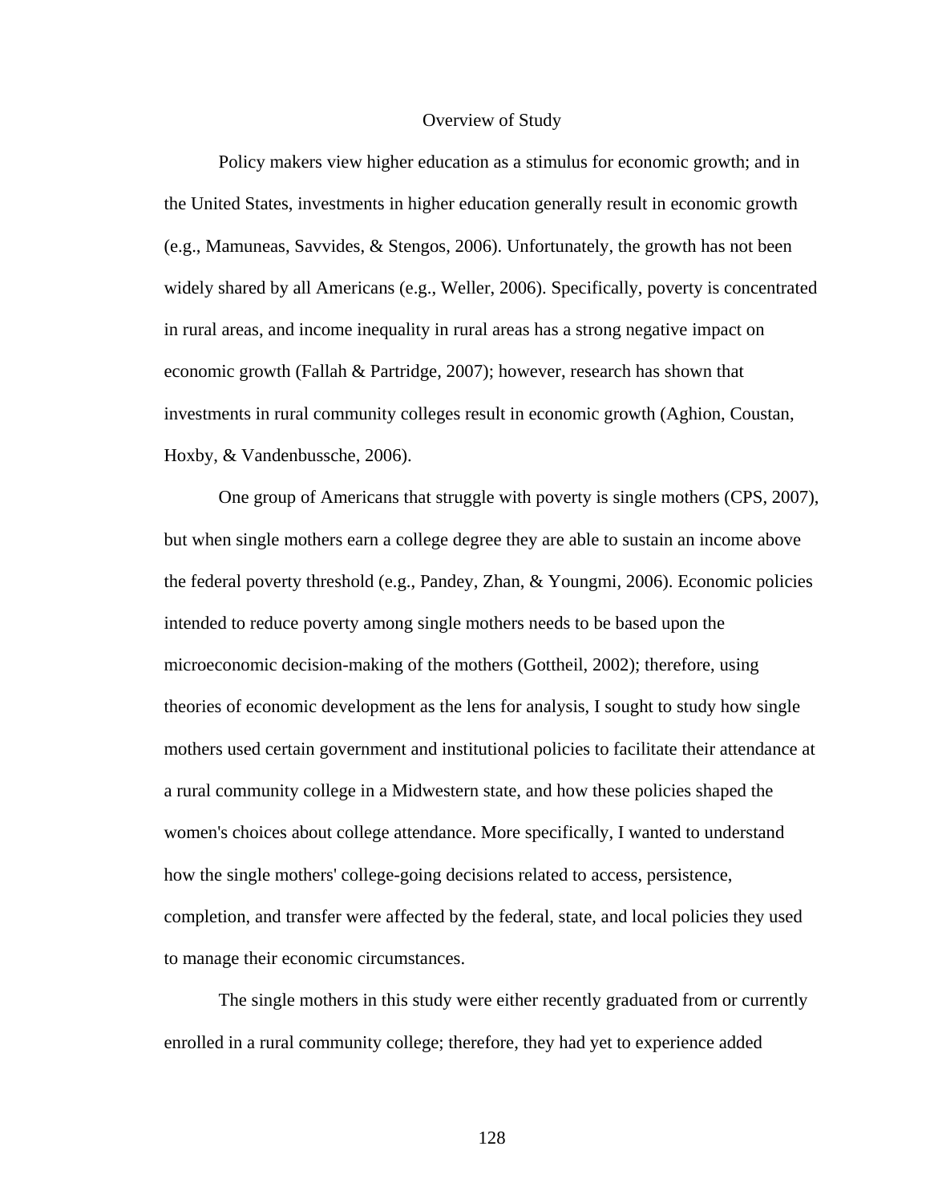## Overview of Study

Policy makers view higher education as a stimulus for economic growth; and in the United States, investments in higher education generally result in economic growth (e.g., Mamuneas, Savvides, & Stengos, 2006). Unfortunately, the growth has not been widely shared by all Americans (e.g., Weller, 2006). Specifically, poverty is concentrated in rural areas, and income inequality in rural areas has a strong negative impact on economic growth (Fallah & Partridge, 2007); however, research has shown that investments in rural community colleges result in economic growth (Aghion, Coustan, Hoxby, & Vandenbussche, 2006).

One group of Americans that struggle with poverty is single mothers (CPS, 2007), but when single mothers earn a college degree they are able to sustain an income above the federal poverty threshold (e.g., Pandey, Zhan, & Youngmi, 2006). Economic policies intended to reduce poverty among single mothers needs to be based upon the microeconomic decision-making of the mothers (Gottheil, 2002); therefore, using theories of economic development as the lens for analysis, I sought to study how single mothers used certain government and institutional policies to facilitate their attendance at a rural community college in a Midwestern state, and how these policies shaped the women's choices about college attendance. More specifically, I wanted to understand how the single mothers' college-going decisions related to access, persistence, completion, and transfer were affected by the federal, state, and local policies they used to manage their economic circumstances.

The single mothers in this study were either recently graduated from or currently enrolled in a rural community college; therefore, they had yet to experience added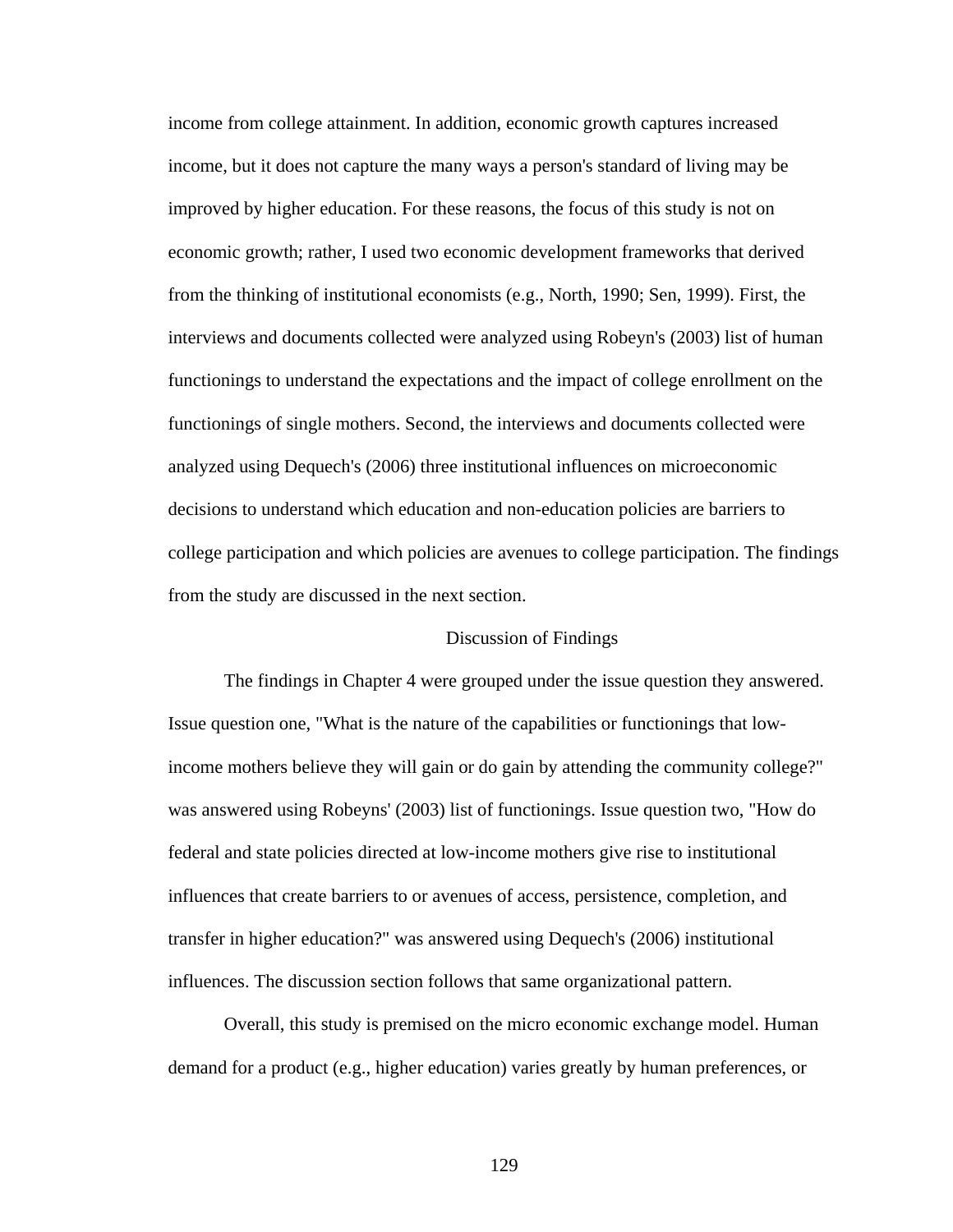income from college attainment. In addition, economic growth captures increased income, but it does not capture the many ways a person's standard of living may be improved by higher education. For these reasons, the focus of this study is not on economic growth; rather, I used two economic development frameworks that derived from the thinking of institutional economists (e.g., North, 1990; Sen, 1999). First, the interviews and documents collected were analyzed using Robeyn's (2003) list of human functionings to understand the expectations and the impact of college enrollment on the functionings of single mothers. Second, the interviews and documents collected were analyzed using Dequech's (2006) three institutional influences on microeconomic decisions to understand which education and non-education policies are barriers to college participation and which policies are avenues to college participation. The findings from the study are discussed in the next section.

## Discussion of Findings

The findings in Chapter 4 were grouped under the issue question they answered. Issue question one, "What is the nature of the capabilities or functionings that low-income mothers believe they will gain or do gain by attending the community college?" was answered using Robeyns' (2003) list of functionings. Issue question two, "How do federal and state policies directed at low-income mothers give rise to institutional influences that create barriers to or avenues of access, persistence, completion, and transfer in higher education?" was answered using Dequech's (2006) institutional influences. The discussion section follows that same organizational pattern.

Overall, this study is premised on the micro economic exchange model. Human demand for a product (e.g., higher education) varies greatly by human preferences, or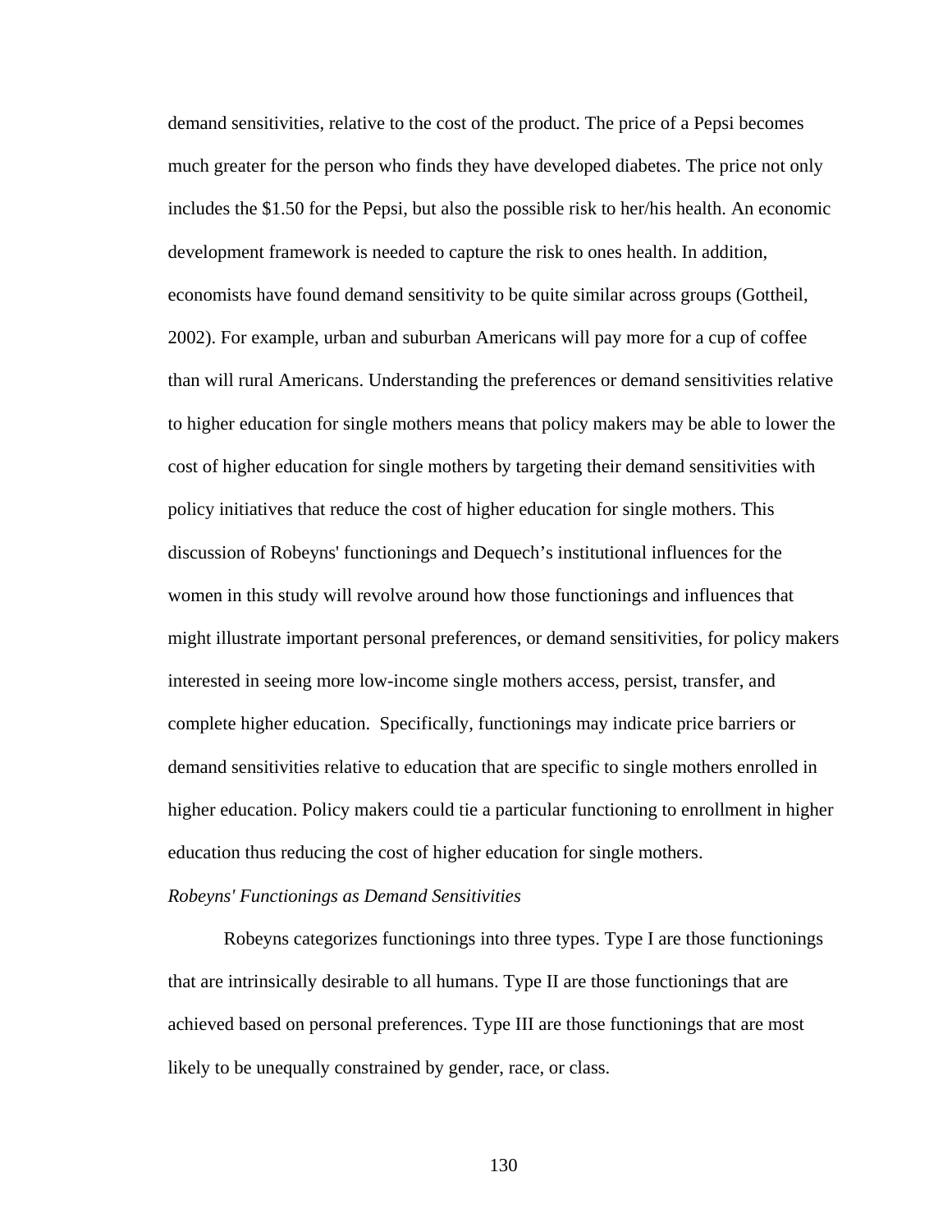demand sensitivities, relative to the cost of the product. The price of a Pepsi becomes much greater for the person who finds they have developed diabetes. The price not only includes the $1.50 for the Pepsi, but also the possible risk to her/his health. An economic development framework is needed to capture the risk to ones health. In addition, economists have found demand sensitivity to be quite similar across groups (Gottheil, 2002). For example, urban and suburban Americans will pay more for a cup of coffee than will rural Americans. Understanding the preferences or demand sensitivities relative to higher education for single mothers means that policy makers may be able to lower the cost of higher education for single mothers by targeting their demand sensitivities with policy initiatives that reduce the cost of higher education for single mothers. This discussion of Robeyns' functionings and Dequech's institutional influences for the women in this study will revolve around how those functionings and influences that might illustrate important personal preferences, or demand sensitivities, for policy makers interested in seeing more low-income single mothers access, persist, transfer, and complete higher education. Specifically, functionings may indicate price barriers or demand sensitivities relative to education that are specific to single mothers enrolled in higher education. Policy makers could tie a particular functioning to enrollment in higher education thus reducing the cost of higher education for single mothers.

*Robeyns' Functionings as Demand Sensitivities*

Robeyns categorizes functionings into three types. Type I are those functionings that are intrinsically desirable to all humans. Type II are those functionings that are achieved based on personal preferences. Type III are those functionings that are most likely to be unequally constrained by gender, race, or class.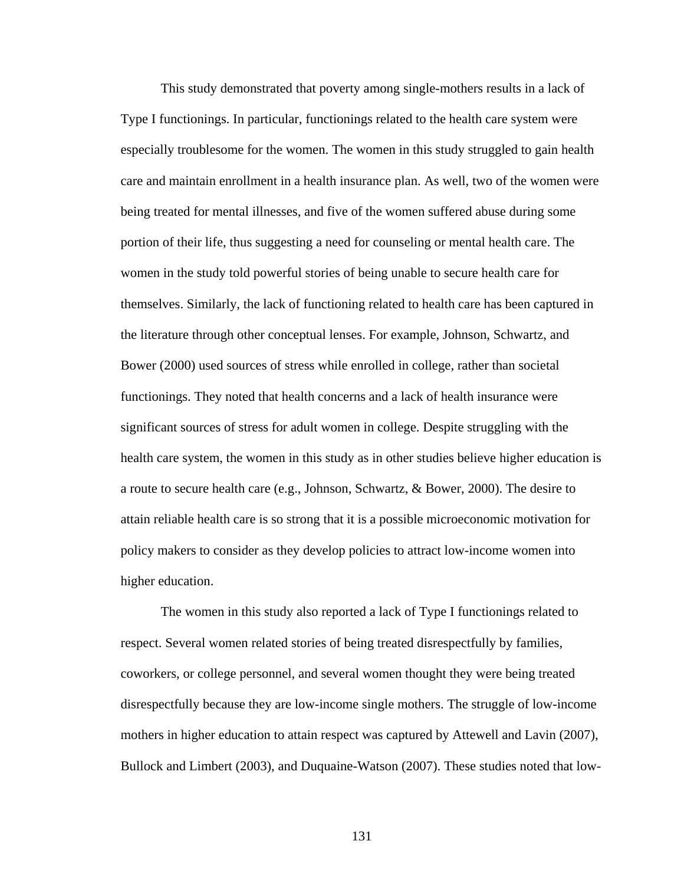This study demonstrated that poverty among single-mothers results in a lack of Type I functionings. In particular, functionings related to the health care system were especially troublesome for the women. The women in this study struggled to gain health care and maintain enrollment in a health insurance plan. As well, two of the women were being treated for mental illnesses, and five of the women suffered abuse during some portion of their life, thus suggesting a need for counseling or mental health care. The women in the study told powerful stories of being unable to secure health care for themselves. Similarly, the lack of functioning related to health care has been captured in the literature through other conceptual lenses. For example, Johnson, Schwartz, and Bower (2000) used sources of stress while enrolled in college, rather than societal functionings. They noted that health concerns and a lack of health insurance were significant sources of stress for adult women in college. Despite struggling with the health care system, the women in this study as in other studies believe higher education is a route to secure health care (e.g., Johnson, Schwartz, & Bower, 2000). The desire to attain reliable health care is so strong that it is a possible microeconomic motivation for policy makers to consider as they develop policies to attract low-income women into higher education.

The women in this study also reported a lack of Type I functionings related to respect. Several women related stories of being treated disrespectfully by families, coworkers, or college personnel, and several women thought they were being treated disrespectfully because they are low-income single mothers. The struggle of low-income mothers in higher education to attain respect was captured by Attewell and Lavin (2007), Bullock and Limbert (2003), and Duquaine-Watson (2007). These studies noted that low-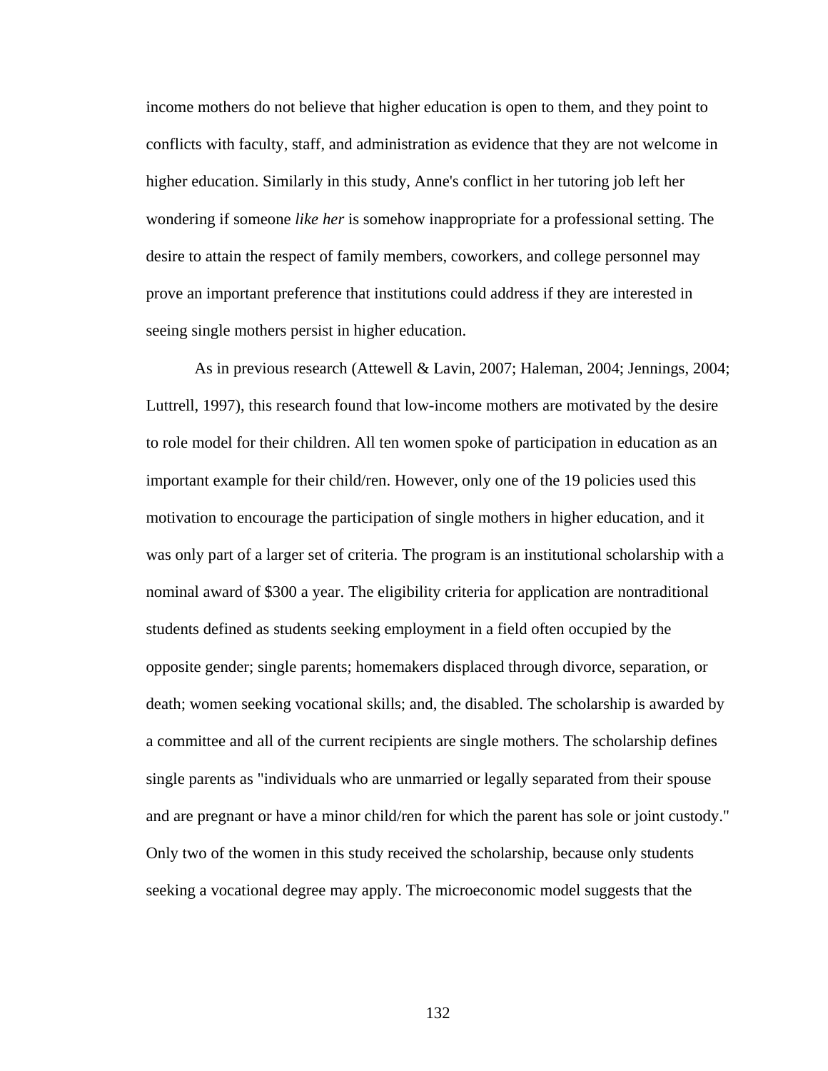income mothers do not believe that higher education is open to them, and they point to conflicts with faculty, staff, and administration as evidence that they are not welcome in higher education. Similarly in this study, Anne's conflict in her tutoring job left her wondering if someone *like her* is somehow inappropriate for a professional setting. The desire to attain the respect of family members, coworkers, and college personnel may prove an important preference that institutions could address if they are interested in seeing single mothers persist in higher education.

As in previous research (Attewell & Lavin, 2007; Haleman, 2004; Jennings, 2004; Luttrell, 1997), this research found that low-income mothers are motivated by the desire to role model for their children. All ten women spoke of participation in education as an important example for their child/ren. However, only one of the 19 policies used this motivation to encourage the participation of single mothers in higher education, and it was only part of a larger set of criteria. The program is an institutional scholarship with a nominal award of $300 a year. The eligibility criteria for application are nontraditional students defined as students seeking employment in a field often occupied by the opposite gender; single parents; homemakers displaced through divorce, separation, or death; women seeking vocational skills; and, the disabled. The scholarship is awarded by a committee and all of the current recipients are single mothers. The scholarship defines single parents as "individuals who are unmarried or legally separated from their spouse and are pregnant or have a minor child/ren for which the parent has sole or joint custody." Only two of the women in this study received the scholarship, because only students seeking a vocational degree may apply. The microeconomic model suggests that the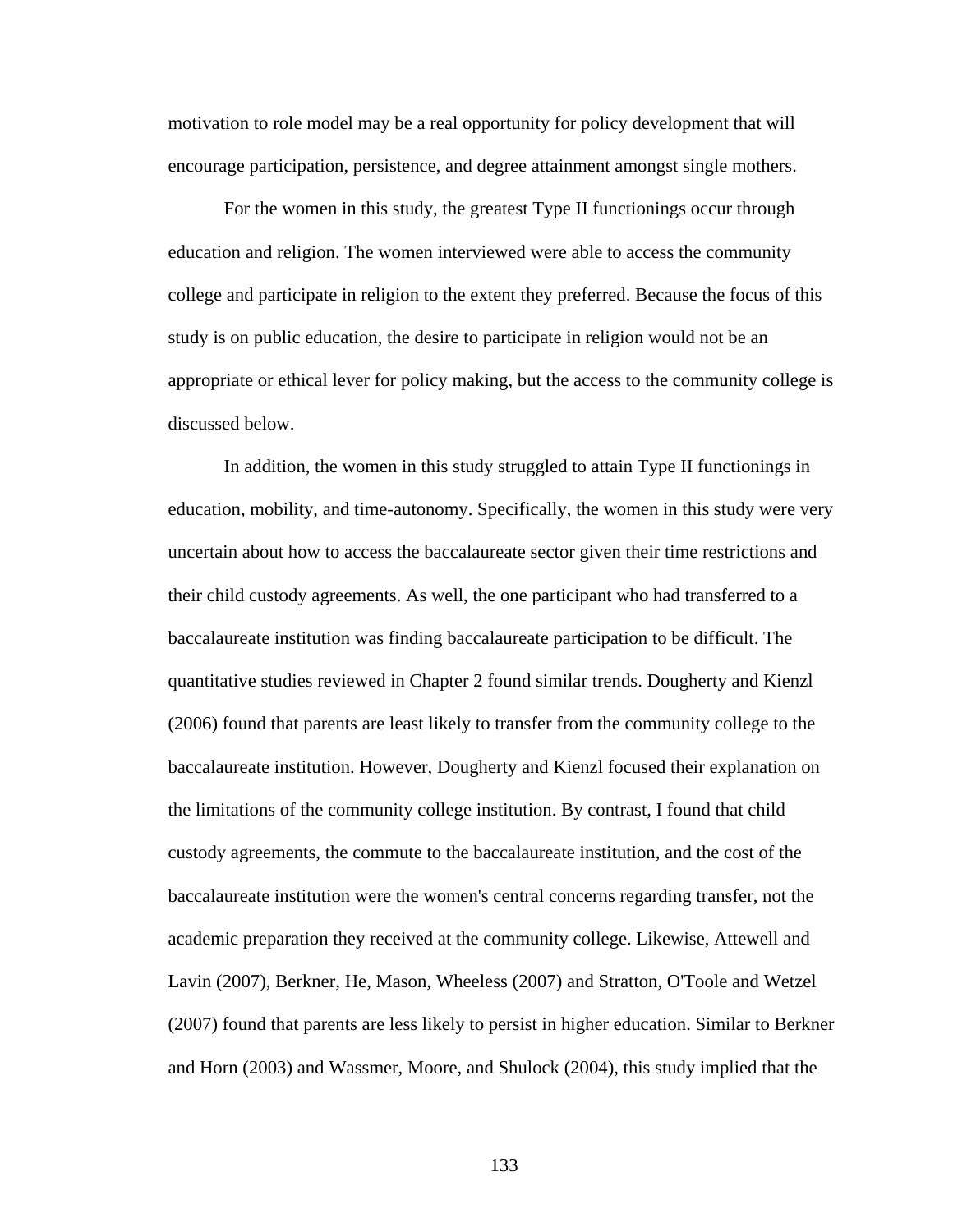motivation to role model may be a real opportunity for policy development that will encourage participation, persistence, and degree attainment amongst single mothers.

For the women in this study, the greatest Type II functionings occur through education and religion. The women interviewed were able to access the community college and participate in religion to the extent they preferred. Because the focus of this study is on public education, the desire to participate in religion would not be an appropriate or ethical lever for policy making, but the access to the community college is discussed below.

In addition, the women in this study struggled to attain Type II functionings in education, mobility, and time-autonomy. Specifically, the women in this study were very uncertain about how to access the baccalaureate sector given their time restrictions and their child custody agreements. As well, the one participant who had transferred to a baccalaureate institution was finding baccalaureate participation to be difficult. The quantitative studies reviewed in Chapter 2 found similar trends. Dougherty and Kienzl (2006) found that parents are least likely to transfer from the community college to the baccalaureate institution. However, Dougherty and Kienzl focused their explanation on the limitations of the community college institution. By contrast, I found that child custody agreements, the commute to the baccalaureate institution, and the cost of the baccalaureate institution were the women's central concerns regarding transfer, not the academic preparation they received at the community college. Likewise, Attewell and Lavin (2007), Berkner, He, Mason, Wheeless (2007) and Stratton, O'Toole and Wetzel (2007) found that parents are less likely to persist in higher education. Similar to Berkner and Horn (2003) and Wassmer, Moore, and Shulock (2004), this study implied that the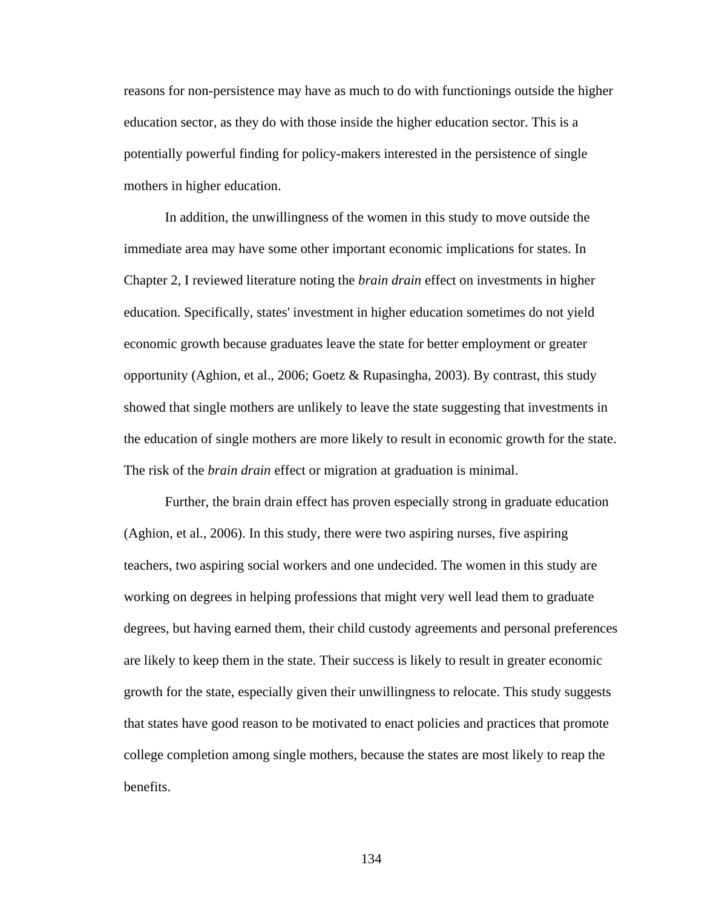reasons for non-persistence may have as much to do with functionings outside the higher education sector, as they do with those inside the higher education sector. This is a potentially powerful finding for policy-makers interested in the persistence of single mothers in higher education.

In addition, the unwillingness of the women in this study to move outside the immediate area may have some other important economic implications for states. In Chapter 2, I reviewed literature noting the *brain drain* effect on investments in higher education. Specifically, states' investment in higher education sometimes do not yield economic growth because graduates leave the state for better employment or greater opportunity (Aghion, et al., 2006; Goetz & Rupasingha, 2003). By contrast, this study showed that single mothers are unlikely to leave the state suggesting that investments in the education of single mothers are more likely to result in economic growth for the state. The risk of the *brain drain* effect or migration at graduation is minimal.

Further, the brain drain effect has proven especially strong in graduate education (Aghion, et al., 2006). In this study, there were two aspiring nurses, five aspiring teachers, two aspiring social workers and one undecided. The women in this study are working on degrees in helping professions that might very well lead them to graduate degrees, but having earned them, their child custody agreements and personal preferences are likely to keep them in the state. Their success is likely to result in greater economic growth for the state, especially given their unwillingness to relocate. This study suggests that states have good reason to be motivated to enact policies and practices that promote college completion among single mothers, because the states are most likely to reap the benefits.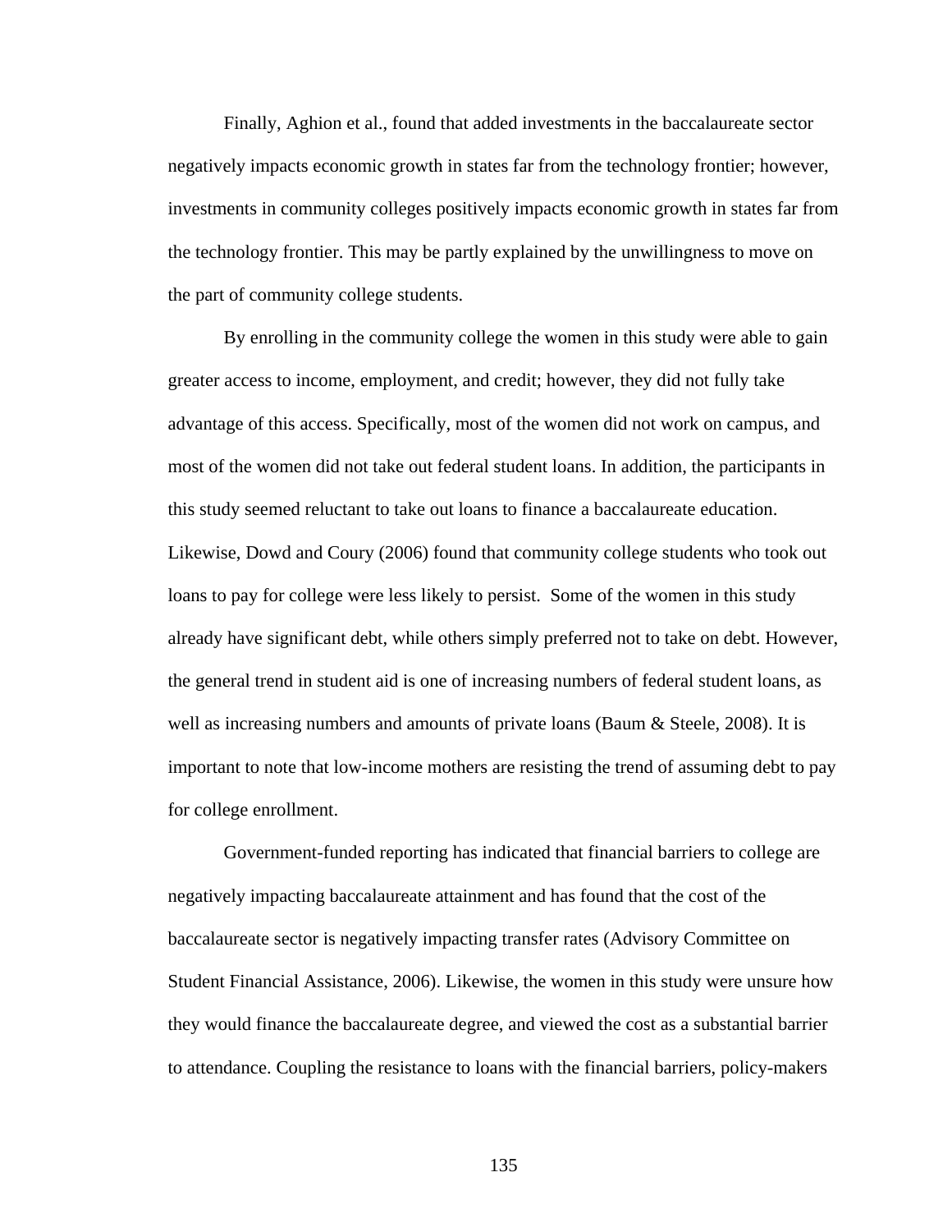Finally, Aghion et al., found that added investments in the baccalaureate sector negatively impacts economic growth in states far from the technology frontier; however, investments in community colleges positively impacts economic growth in states far from the technology frontier. This may be partly explained by the unwillingness to move on the part of community college students.

By enrolling in the community college the women in this study were able to gain greater access to income, employment, and credit; however, they did not fully take advantage of this access. Specifically, most of the women did not work on campus, and most of the women did not take out federal student loans. In addition, the participants in this study seemed reluctant to take out loans to finance a baccalaureate education. Likewise, Dowd and Coury (2006) found that community college students who took out loans to pay for college were less likely to persist. Some of the women in this study already have significant debt, while others simply preferred not to take on debt. However, the general trend in student aid is one of increasing numbers of federal student loans, as well as increasing numbers and amounts of private loans (Baum & Steele, 2008). It is important to note that low-income mothers are resisting the trend of assuming debt to pay for college enrollment.

Government-funded reporting has indicated that financial barriers to college are negatively impacting baccalaureate attainment and has found that the cost of the baccalaureate sector is negatively impacting transfer rates (Advisory Committee on Student Financial Assistance, 2006). Likewise, the women in this study were unsure how they would finance the baccalaureate degree, and viewed the cost as a substantial barrier to attendance. Coupling the resistance to loans with the financial barriers, policy-makers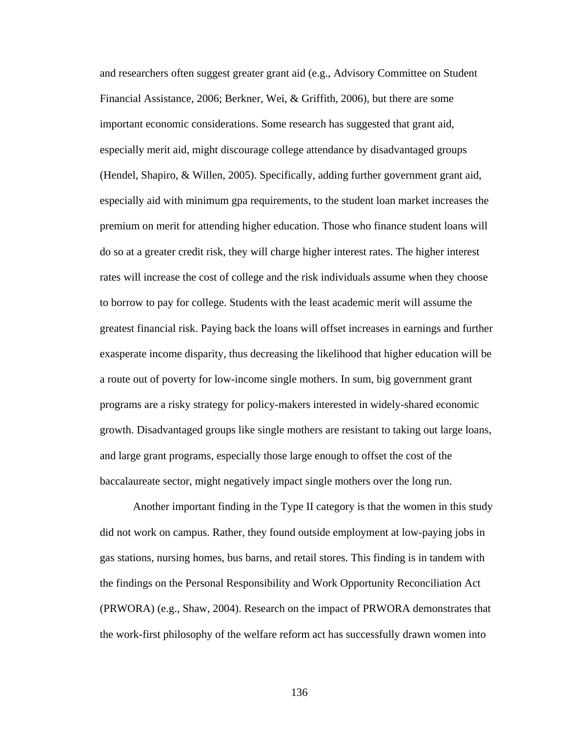and researchers often suggest greater grant aid (e.g., Advisory Committee on Student Financial Assistance, 2006; Berkner, Wei, & Griffith, 2006), but there are some important economic considerations. Some research has suggested that grant aid, especially merit aid, might discourage college attendance by disadvantaged groups (Hendel, Shapiro, & Willen, 2005). Specifically, adding further government grant aid, especially aid with minimum gpa requirements, to the student loan market increases the premium on merit for attending higher education. Those who finance student loans will do so at a greater credit risk, they will charge higher interest rates. The higher interest rates will increase the cost of college and the risk individuals assume when they choose to borrow to pay for college. Students with the least academic merit will assume the greatest financial risk. Paying back the loans will offset increases in earnings and further exasperate income disparity, thus decreasing the likelihood that higher education will be a route out of poverty for low-income single mothers. In sum, big government grant programs are a risky strategy for policy-makers interested in widely-shared economic growth. Disadvantaged groups like single mothers are resistant to taking out large loans, and large grant programs, especially those large enough to offset the cost of the baccalaureate sector, might negatively impact single mothers over the long run.

Another important finding in the Type II category is that the women in this study did not work on campus. Rather, they found outside employment at low-paying jobs in gas stations, nursing homes, bus barns, and retail stores. This finding is in tandem with the findings on the Personal Responsibility and Work Opportunity Reconciliation Act (PRWORA) (e.g., Shaw, 2004). Research on the impact of PRWORA demonstrates that the work-first philosophy of the welfare reform act has successfully drawn women into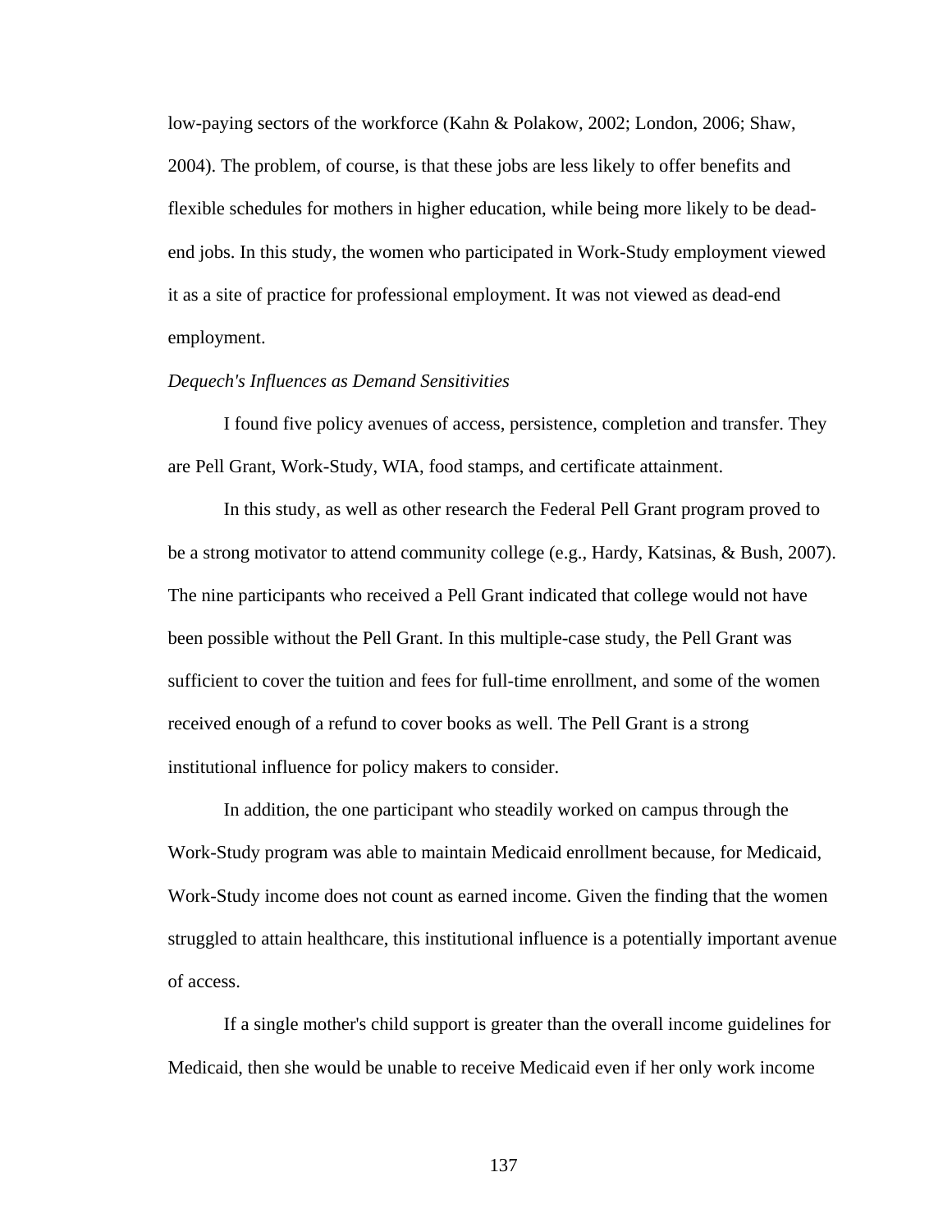low-paying sectors of the workforce (Kahn & Polakow, 2002; London, 2006; Shaw, 2004). The problem, of course, is that these jobs are less likely to offer benefits and flexible schedules for mothers in higher education, while being more likely to be dead-end jobs. In this study, the women who participated in Work-Study employment viewed it as a site of practice for professional employment. It was not viewed as dead-end employment.

*Dequech's Influences as Demand Sensitivities*

I found five policy avenues of access, persistence, completion and transfer. They are Pell Grant, Work-Study, WIA, food stamps, and certificate attainment.

In this study, as well as other research the Federal Pell Grant program proved to be a strong motivator to attend community college (e.g., Hardy, Katsinas, & Bush, 2007). The nine participants who received a Pell Grant indicated that college would not have been possible without the Pell Grant. In this multiple-case study, the Pell Grant was sufficient to cover the tuition and fees for full-time enrollment, and some of the women received enough of a refund to cover books as well. The Pell Grant is a strong institutional influence for policy makers to consider.

In addition, the one participant who steadily worked on campus through the Work-Study program was able to maintain Medicaid enrollment because, for Medicaid, Work-Study income does not count as earned income. Given the finding that the women struggled to attain healthcare, this institutional influence is a potentially important avenue of access.

If a single mother's child support is greater than the overall income guidelines for Medicaid, then she would be unable to receive Medicaid even if her only work income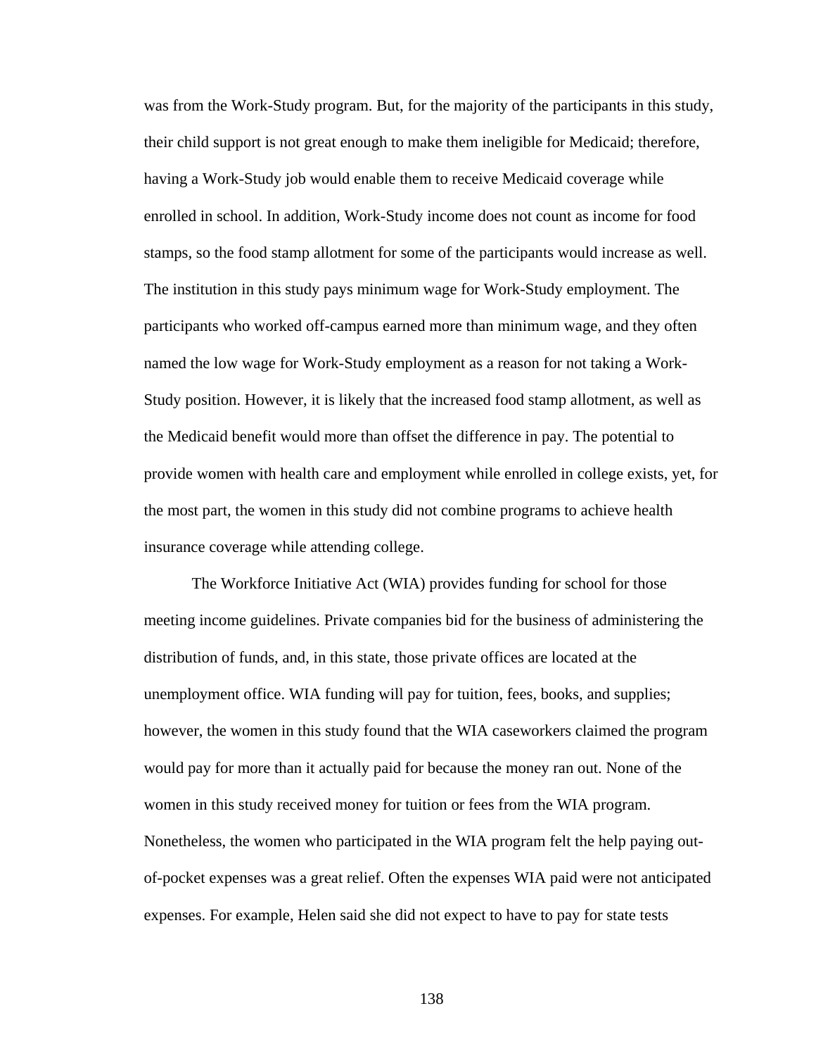was from the Work-Study program. But, for the majority of the participants in this study, their child support is not great enough to make them ineligible for Medicaid; therefore, having a Work-Study job would enable them to receive Medicaid coverage while enrolled in school. In addition, Work-Study income does not count as income for food stamps, so the food stamp allotment for some of the participants would increase as well. The institution in this study pays minimum wage for Work-Study employment. The participants who worked off-campus earned more than minimum wage, and they often named the low wage for Work-Study employment as a reason for not taking a Work-Study position. However, it is likely that the increased food stamp allotment, as well as the Medicaid benefit would more than offset the difference in pay. The potential to provide women with health care and employment while enrolled in college exists, yet, for the most part, the women in this study did not combine programs to achieve health insurance coverage while attending college.

The Workforce Initiative Act (WIA) provides funding for school for those meeting income guidelines. Private companies bid for the business of administering the distribution of funds, and, in this state, those private offices are located at the unemployment office. WIA funding will pay for tuition, fees, books, and supplies; however, the women in this study found that the WIA caseworkers claimed the program would pay for more than it actually paid for because the money ran out. None of the women in this study received money for tuition or fees from the WIA program. Nonetheless, the women who participated in the WIA program felt the help paying out-of-pocket expenses was a great relief. Often the expenses WIA paid were not anticipated expenses. For example, Helen said she did not expect to have to pay for state tests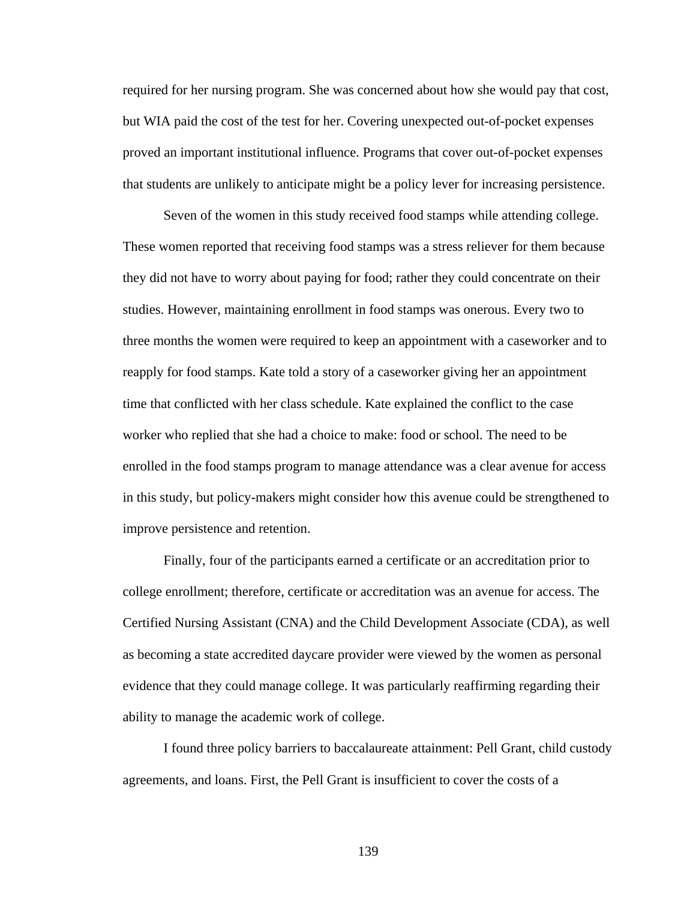required for her nursing program. She was concerned about how she would pay that cost, but WIA paid the cost of the test for her. Covering unexpected out-of-pocket expenses proved an important institutional influence. Programs that cover out-of-pocket expenses that students are unlikely to anticipate might be a policy lever for increasing persistence.

Seven of the women in this study received food stamps while attending college. These women reported that receiving food stamps was a stress reliever for them because they did not have to worry about paying for food; rather they could concentrate on their studies. However, maintaining enrollment in food stamps was onerous. Every two to three months the women were required to keep an appointment with a caseworker and to reapply for food stamps. Kate told a story of a caseworker giving her an appointment time that conflicted with her class schedule. Kate explained the conflict to the case worker who replied that she had a choice to make: food or school. The need to be enrolled in the food stamps program to manage attendance was a clear avenue for access in this study, but policy-makers might consider how this avenue could be strengthened to improve persistence and retention.

Finally, four of the participants earned a certificate or an accreditation prior to college enrollment; therefore, certificate or accreditation was an avenue for access. The Certified Nursing Assistant (CNA) and the Child Development Associate (CDA), as well as becoming a state accredited daycare provider were viewed by the women as personal evidence that they could manage college. It was particularly reaffirming regarding their ability to manage the academic work of college.

I found three policy barriers to baccalaureate attainment: Pell Grant, child custody agreements, and loans. First, the Pell Grant is insufficient to cover the costs of a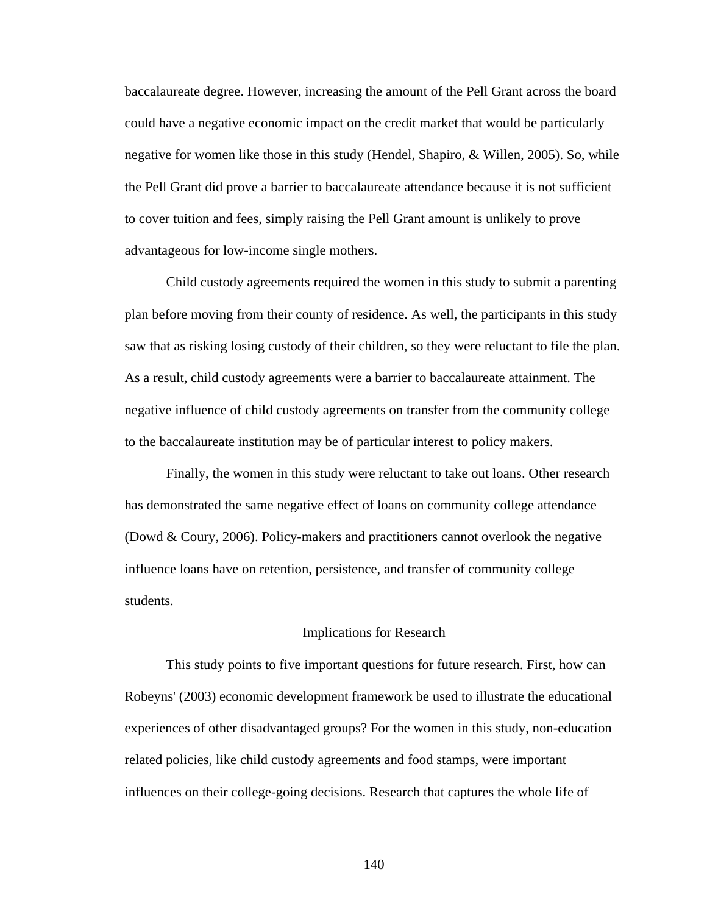baccalaureate degree. However, increasing the amount of the Pell Grant across the board could have a negative economic impact on the credit market that would be particularly negative for women like those in this study (Hendel, Shapiro, & Willen, 2005). So, while the Pell Grant did prove a barrier to baccalaureate attendance because it is not sufficient to cover tuition and fees, simply raising the Pell Grant amount is unlikely to prove advantageous for low-income single mothers.

Child custody agreements required the women in this study to submit a parenting plan before moving from their county of residence. As well, the participants in this study saw that as risking losing custody of their children, so they were reluctant to file the plan. As a result, child custody agreements were a barrier to baccalaureate attainment. The negative influence of child custody agreements on transfer from the community college to the baccalaureate institution may be of particular interest to policy makers.

Finally, the women in this study were reluctant to take out loans. Other research has demonstrated the same negative effect of loans on community college attendance (Dowd & Coury, 2006). Policy-makers and practitioners cannot overlook the negative influence loans have on retention, persistence, and transfer of community college students.

## Implications for Research

This study points to five important questions for future research. First, how can Robeyns' (2003) economic development framework be used to illustrate the educational experiences of other disadvantaged groups? For the women in this study, non-education related policies, like child custody agreements and food stamps, were important influences on their college-going decisions. Research that captures the whole life of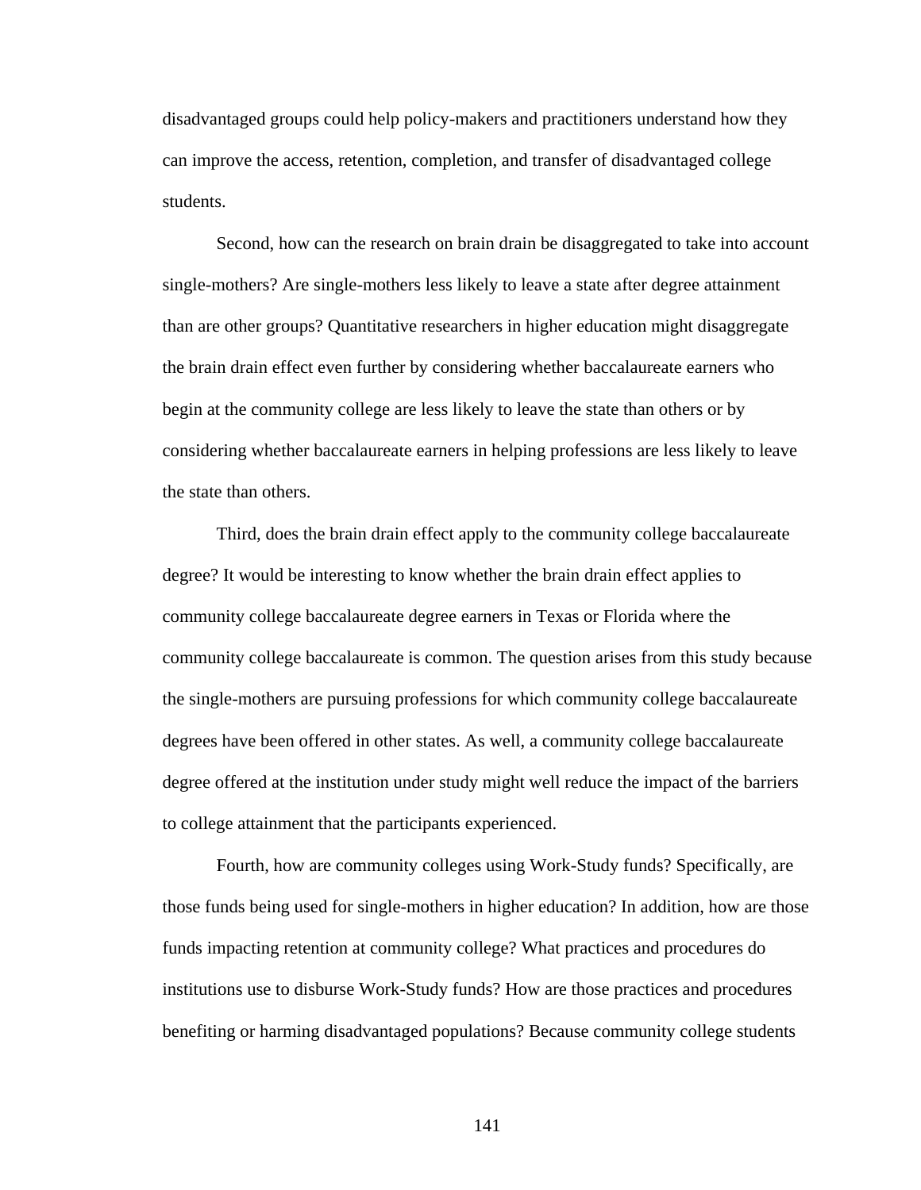disadvantaged groups could help policy-makers and practitioners understand how they can improve the access, retention, completion, and transfer of disadvantaged college students.

Second, how can the research on brain drain be disaggregated to take into account single-mothers? Are single-mothers less likely to leave a state after degree attainment than are other groups? Quantitative researchers in higher education might disaggregate the brain drain effect even further by considering whether baccalaureate earners who begin at the community college are less likely to leave the state than others or by considering whether baccalaureate earners in helping professions are less likely to leave the state than others.

Third, does the brain drain effect apply to the community college baccalaureate degree? It would be interesting to know whether the brain drain effect applies to community college baccalaureate degree earners in Texas or Florida where the community college baccalaureate is common. The question arises from this study because the single-mothers are pursuing professions for which community college baccalaureate degrees have been offered in other states. As well, a community college baccalaureate degree offered at the institution under study might well reduce the impact of the barriers to college attainment that the participants experienced.

Fourth, how are community colleges using Work-Study funds? Specifically, are those funds being used for single-mothers in higher education? In addition, how are those funds impacting retention at community college? What practices and procedures do institutions use to disburse Work-Study funds? How are those practices and procedures benefiting or harming disadvantaged populations? Because community college students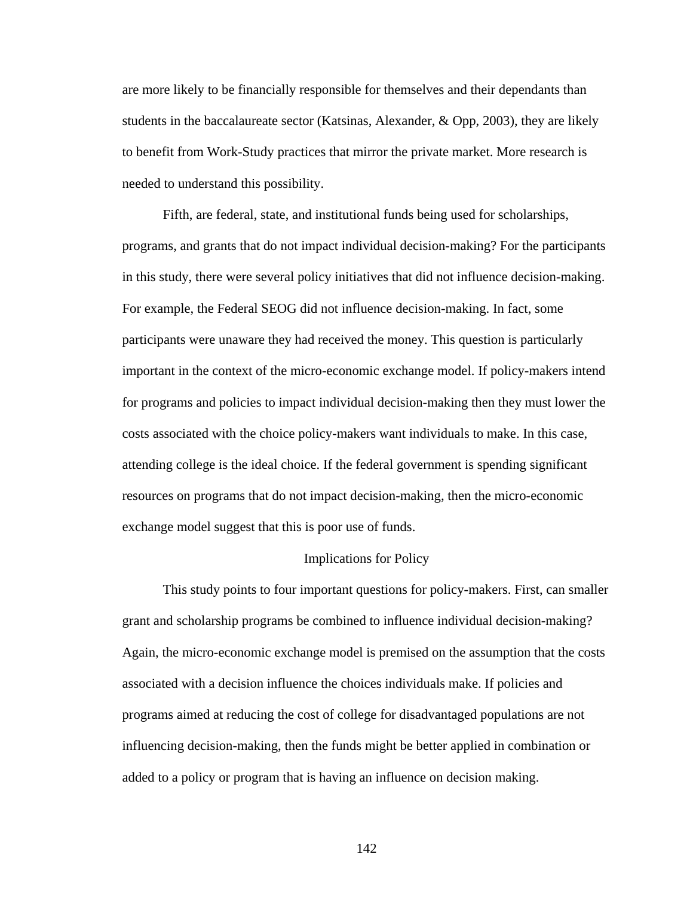are more likely to be financially responsible for themselves and their dependants than students in the baccalaureate sector (Katsinas, Alexander, & Opp, 2003), they are likely to benefit from Work-Study practices that mirror the private market. More research is needed to understand this possibility.

Fifth, are federal, state, and institutional funds being used for scholarships, programs, and grants that do not impact individual decision-making? For the participants in this study, there were several policy initiatives that did not influence decision-making. For example, the Federal SEOG did not influence decision-making. In fact, some participants were unaware they had received the money. This question is particularly important in the context of the micro-economic exchange model. If policy-makers intend for programs and policies to impact individual decision-making then they must lower the costs associated with the choice policy-makers want individuals to make. In this case, attending college is the ideal choice. If the federal government is spending significant resources on programs that do not impact decision-making, then the micro-economic exchange model suggest that this is poor use of funds.

## Implications for Policy

This study points to four important questions for policy-makers. First, can smaller grant and scholarship programs be combined to influence individual decision-making? Again, the micro-economic exchange model is premised on the assumption that the costs associated with a decision influence the choices individuals make. If policies and programs aimed at reducing the cost of college for disadvantaged populations are not influencing decision-making, then the funds might be better applied in combination or added to a policy or program that is having an influence on decision making.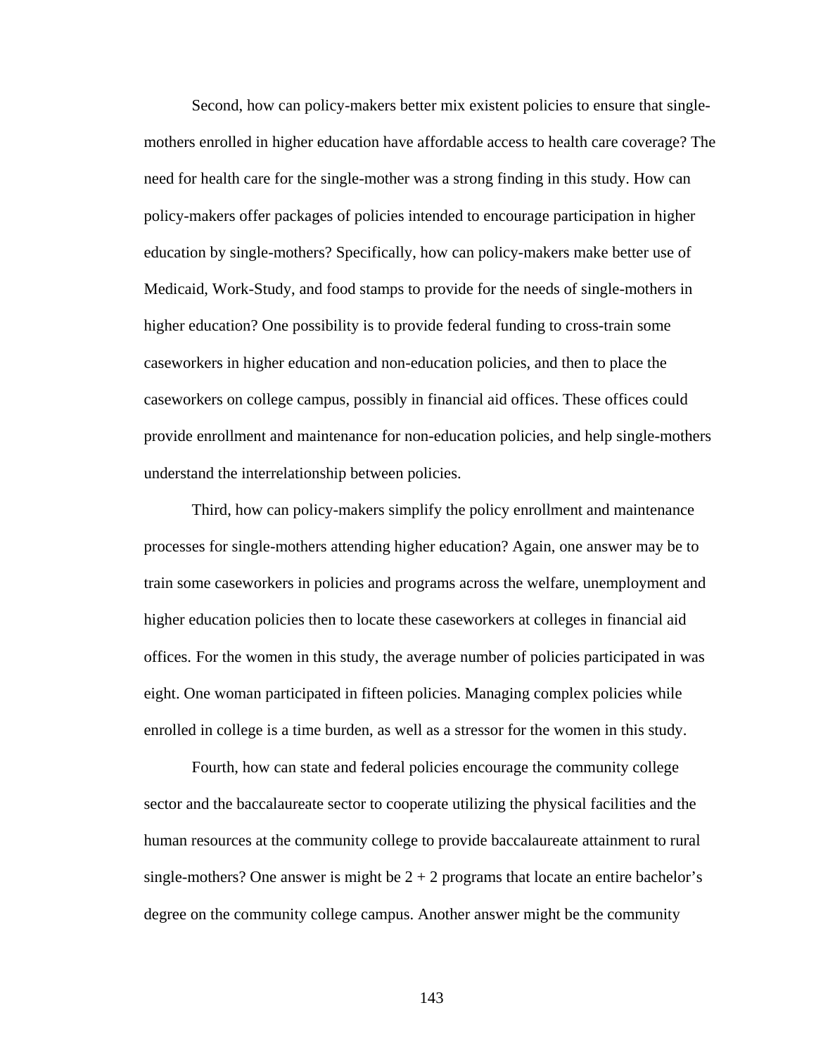Second, how can policy-makers better mix existent policies to ensure that single-mothers enrolled in higher education have affordable access to health care coverage? The need for health care for the single-mother was a strong finding in this study. How can policy-makers offer packages of policies intended to encourage participation in higher education by single-mothers? Specifically, how can policy-makers make better use of Medicaid, Work-Study, and food stamps to provide for the needs of single-mothers in higher education? One possibility is to provide federal funding to cross-train some caseworkers in higher education and non-education policies, and then to place the caseworkers on college campus, possibly in financial aid offices. These offices could provide enrollment and maintenance for non-education policies, and help single-mothers understand the interrelationship between policies.

Third, how can policy-makers simplify the policy enrollment and maintenance processes for single-mothers attending higher education? Again, one answer may be to train some caseworkers in policies and programs across the welfare, unemployment and higher education policies then to locate these caseworkers at colleges in financial aid offices. For the women in this study, the average number of policies participated in was eight. One woman participated in fifteen policies. Managing complex policies while enrolled in college is a time burden, as well as a stressor for the women in this study.

Fourth, how can state and federal policies encourage the community college sector and the baccalaureate sector to cooperate utilizing the physical facilities and the human resources at the community college to provide baccalaureate attainment to rural single-mothers? One answer is might be 2 + 2 programs that locate an entire bachelor's degree on the community college campus. Another answer might be the community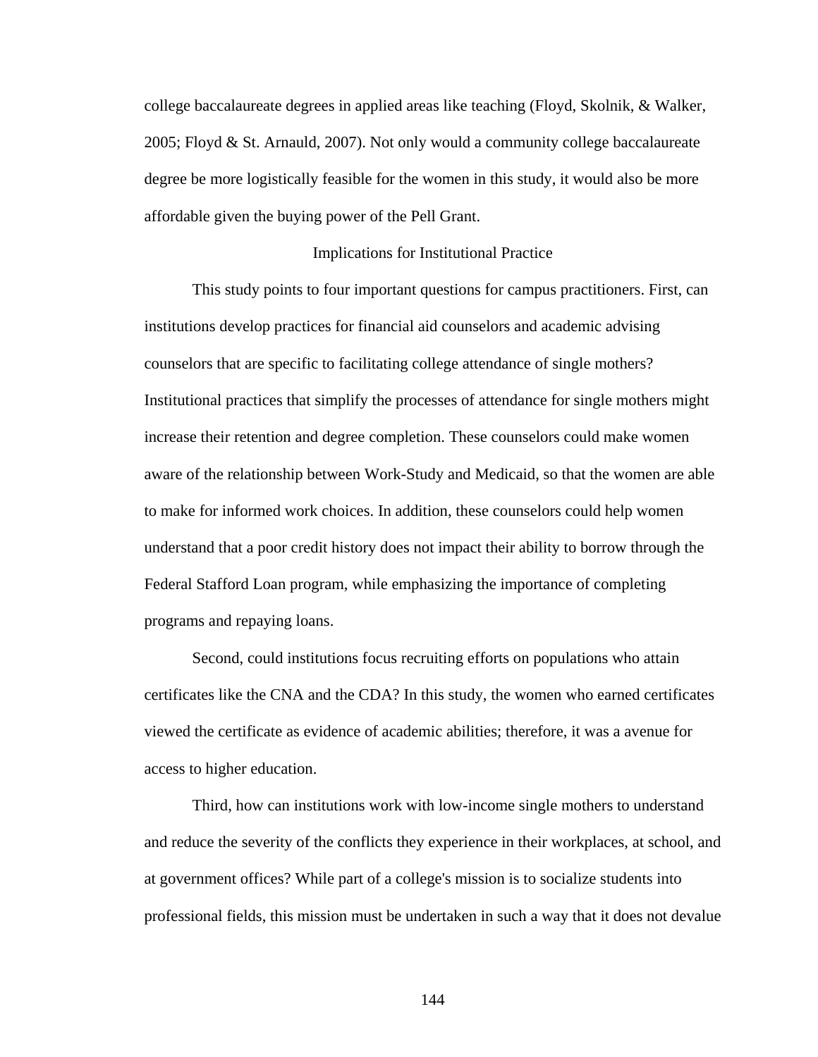college baccalaureate degrees in applied areas like teaching (Floyd, Skolnik, & Walker, 2005; Floyd & St. Arnauld, 2007). Not only would a community college baccalaureate degree be more logistically feasible for the women in this study, it would also be more affordable given the buying power of the Pell Grant.

## Implications for Institutional Practice

This study points to four important questions for campus practitioners. First, can institutions develop practices for financial aid counselors and academic advising counselors that are specific to facilitating college attendance of single mothers? Institutional practices that simplify the processes of attendance for single mothers might increase their retention and degree completion. These counselors could make women aware of the relationship between Work-Study and Medicaid, so that the women are able to make for informed work choices. In addition, these counselors could help women understand that a poor credit history does not impact their ability to borrow through the Federal Stafford Loan program, while emphasizing the importance of completing programs and repaying loans.

Second, could institutions focus recruiting efforts on populations who attain certificates like the CNA and the CDA? In this study, the women who earned certificates viewed the certificate as evidence of academic abilities; therefore, it was a avenue for access to higher education.

Third, how can institutions work with low-income single mothers to understand and reduce the severity of the conflicts they experience in their workplaces, at school, and at government offices? While part of a college's mission is to socialize students into professional fields, this mission must be undertaken in such a way that it does not devalue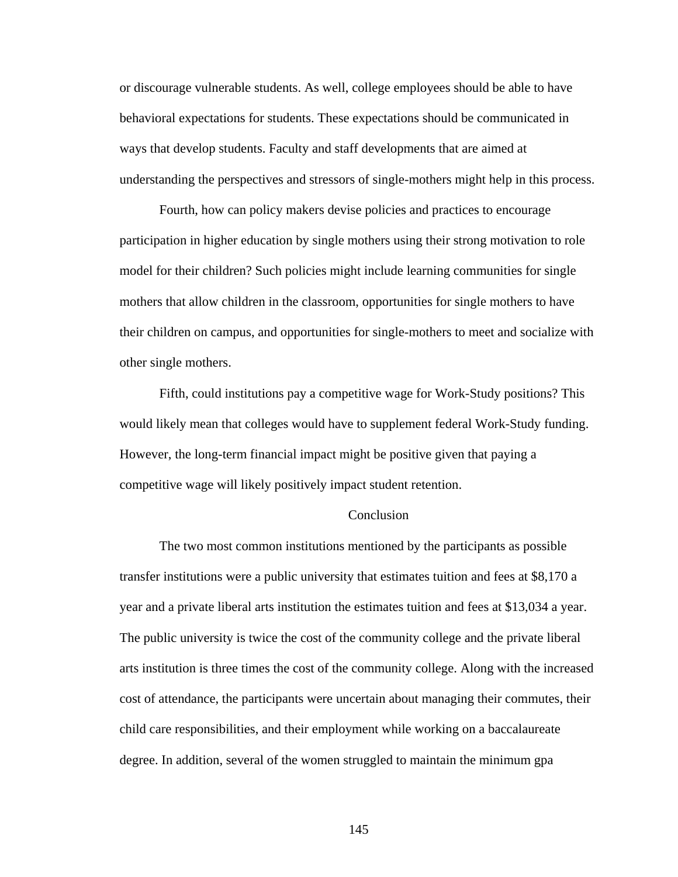or discourage vulnerable students. As well, college employees should be able to have behavioral expectations for students. These expectations should be communicated in ways that develop students. Faculty and staff developments that are aimed at understanding the perspectives and stressors of single-mothers might help in this process.

Fourth, how can policy makers devise policies and practices to encourage participation in higher education by single mothers using their strong motivation to role model for their children? Such policies might include learning communities for single mothers that allow children in the classroom, opportunities for single mothers to have their children on campus, and opportunities for single-mothers to meet and socialize with other single mothers.

Fifth, could institutions pay a competitive wage for Work-Study positions? This would likely mean that colleges would have to supplement federal Work-Study funding. However, the long-term financial impact might be positive given that paying a competitive wage will likely positively impact student retention.

## Conclusion

The two most common institutions mentioned by the participants as possible transfer institutions were a public university that estimates tuition and fees at $8,170 a year and a private liberal arts institution the estimates tuition and fees at $13,034 a year. The public university is twice the cost of the community college and the private liberal arts institution is three times the cost of the community college. Along with the increased cost of attendance, the participants were uncertain about managing their commutes, their child care responsibilities, and their employment while working on a baccalaureate degree. In addition, several of the women struggled to maintain the minimum gpa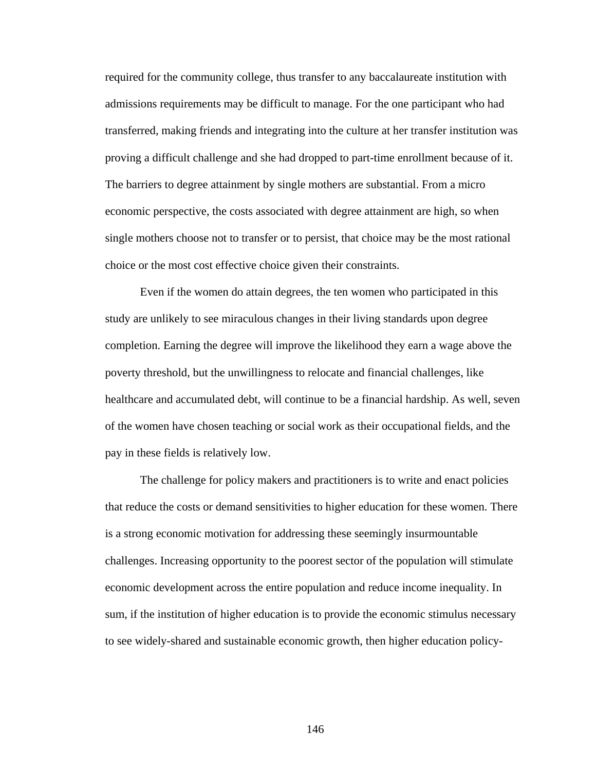required for the community college, thus transfer to any baccalaureate institution with admissions requirements may be difficult to manage. For the one participant who had transferred, making friends and integrating into the culture at her transfer institution was proving a difficult challenge and she had dropped to part-time enrollment because of it. The barriers to degree attainment by single mothers are substantial. From a micro economic perspective, the costs associated with degree attainment are high, so when single mothers choose not to transfer or to persist, that choice may be the most rational choice or the most cost effective choice given their constraints.

Even if the women do attain degrees, the ten women who participated in this study are unlikely to see miraculous changes in their living standards upon degree completion. Earning the degree will improve the likelihood they earn a wage above the poverty threshold, but the unwillingness to relocate and financial challenges, like healthcare and accumulated debt, will continue to be a financial hardship. As well, seven of the women have chosen teaching or social work as their occupational fields, and the pay in these fields is relatively low.

The challenge for policy makers and practitioners is to write and enact policies that reduce the costs or demand sensitivities to higher education for these women. There is a strong economic motivation for addressing these seemingly insurmountable challenges. Increasing opportunity to the poorest sector of the population will stimulate economic development across the entire population and reduce income inequality. In sum, if the institution of higher education is to provide the economic stimulus necessary to see widely-shared and sustainable economic growth, then higher education policy-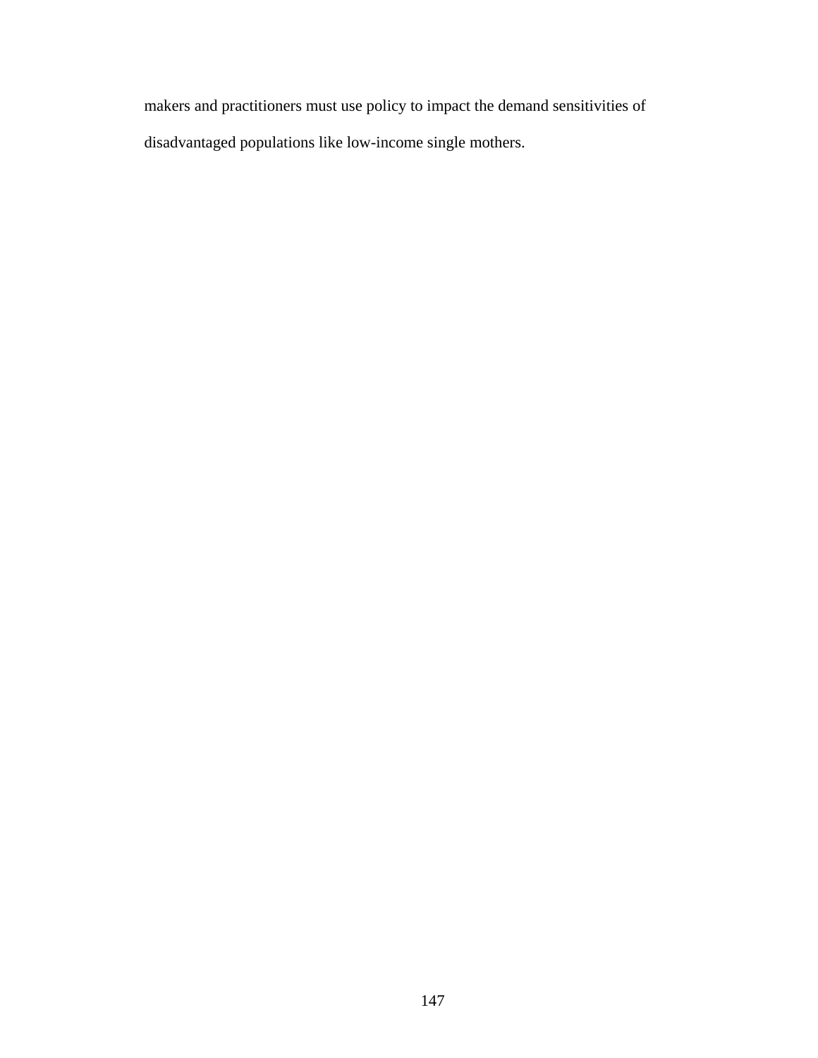makers and practitioners must use policy to impact the demand sensitivities of disadvantaged populations like low-income single mothers.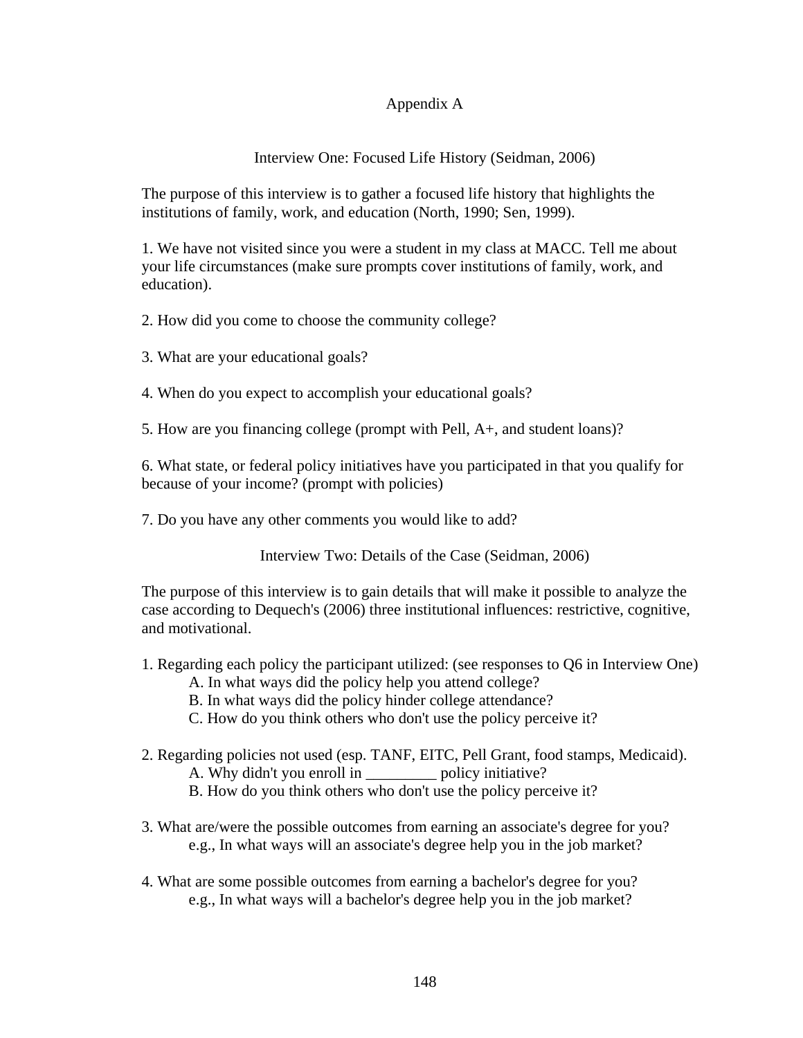# Appendix A

## Interview One: Focused Life History (Seidman, 2006)

The purpose of this interview is to gather a focused life history that highlights the institutions of family, work, and education (North, 1990; Sen, 1999).

1. We have not visited since you were a student in my class at MACC. Tell me about your life circumstances (make sure prompts cover institutions of family, work, and education).

2. How did you come to choose the community college?

3. What are your educational goals?

4. When do you expect to accomplish your educational goals?

5. How are you financing college (prompt with Pell, A+, and student loans)?

6. What state, or federal policy initiatives have you participated in that you qualify for because of your income? (prompt with policies)

7. Do you have any other comments you would like to add?

## Interview Two: Details of the Case (Seidman, 2006)

The purpose of this interview is to gain details that will make it possible to analyze the case according to Dequech's (2006) three institutional influences: restrictive, cognitive, and motivational.

1. Regarding each policy the participant utilized: (see responses to Q6 in Interview One)
   A. In what ways did the policy help you attend college?
   B. In what ways did the policy hinder college attendance?
   C. How do you think others who don't use the policy perceive it?

2. Regarding policies not used (esp. TANF, EITC, Pell Grant, food stamps, Medicaid).
   A. Why didn't you enroll in _________ policy initiative?
   B. How do you think others who don't use the policy perceive it?

3. What are/were the possible outcomes from earning an associate's degree for you?
   e.g., In what ways will an associate's degree help you in the job market?

4. What are some possible outcomes from earning a bachelor's degree for you?
   e.g., In what ways will a bachelor's degree help you in the job market?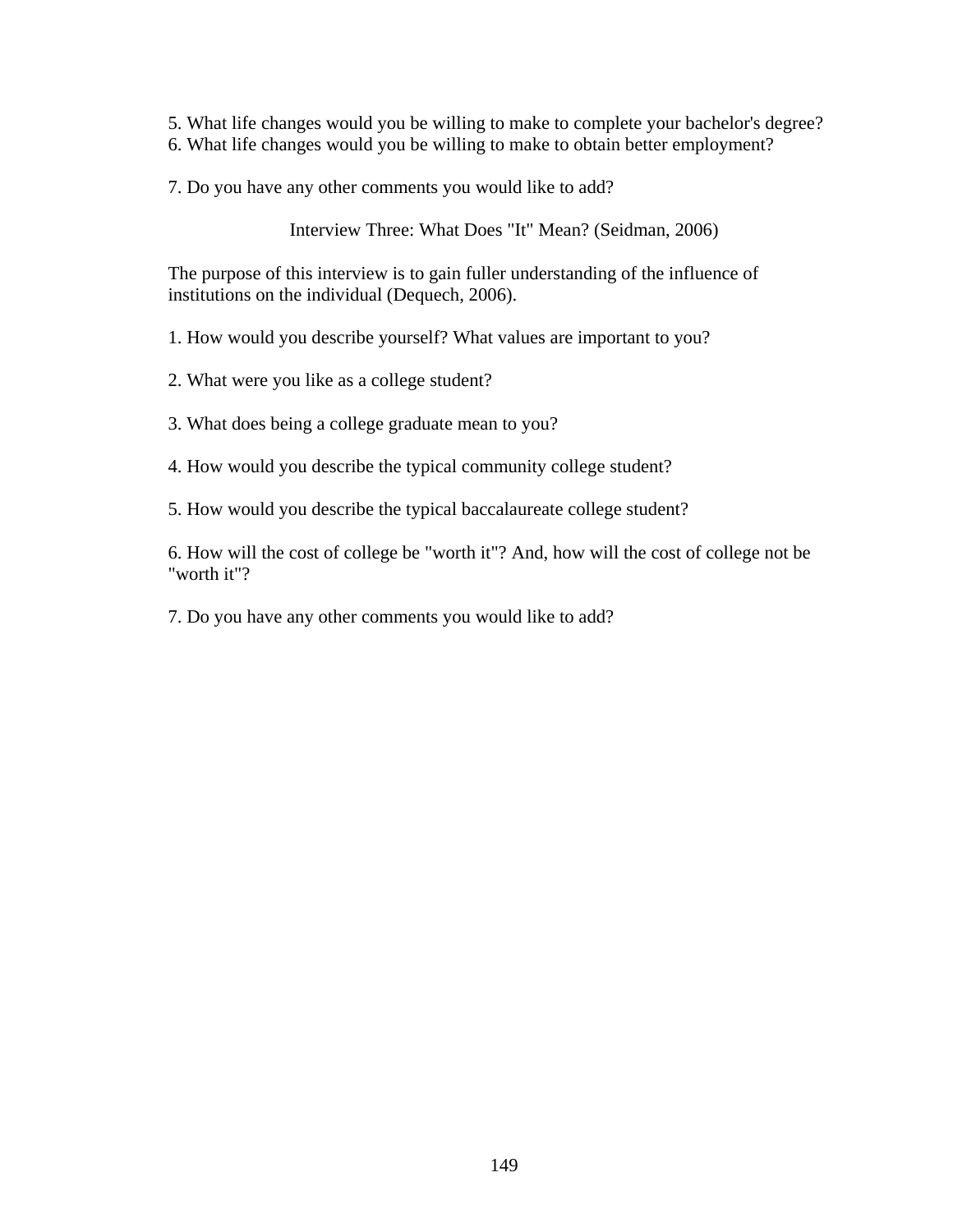5. What life changes would you be willing to make to complete your bachelor's degree?
6. What life changes would you be willing to make to obtain better employment?

7. Do you have any other comments you would like to add?

### Interview Three: What Does "It" Mean? (Seidman, 2006)

The purpose of this interview is to gain fuller understanding of the influence of institutions on the individual (Dequech, 2006).

1. How would you describe yourself? What values are important to you?

2. What were you like as a college student?

3. What does being a college graduate mean to you?

4. How would you describe the typical community college student?

5. How would you describe the typical baccalaureate college student?

6. How will the cost of college be "worth it"? And, how will the cost of college not be "worth it"?

7. Do you have any other comments you would like to add?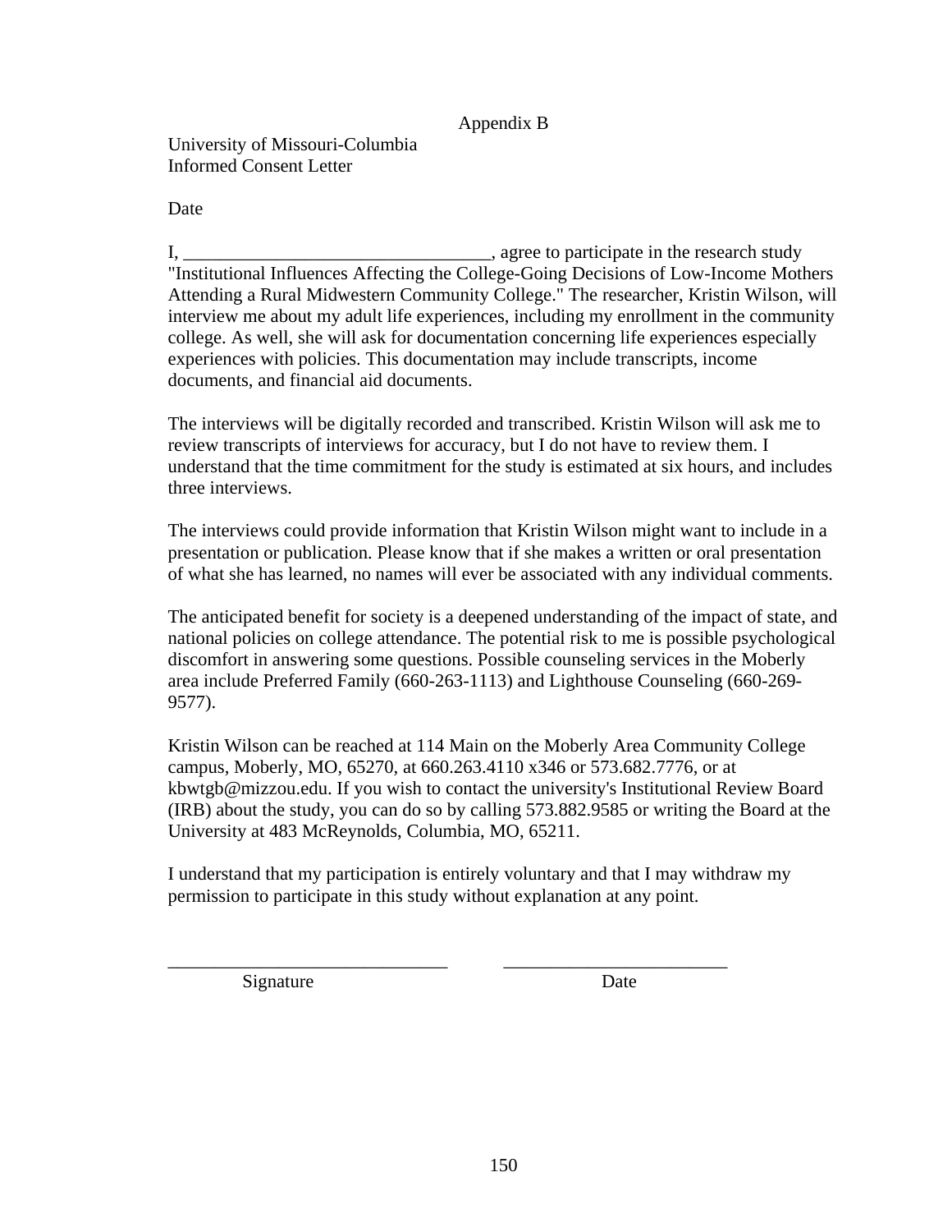Appendix B

University of Missouri-Columbia
Informed Consent Letter

Date

I, ________________________________, agree to participate in the research study "Institutional Influences Affecting the College-Going Decisions of Low-Income Mothers Attending a Rural Midwestern Community College." The researcher, Kristin Wilson, will interview me about my adult life experiences, including my enrollment in the community college. As well, she will ask for documentation concerning life experiences especially experiences with policies. This documentation may include transcripts, income documents, and financial aid documents.

The interviews will be digitally recorded and transcribed. Kristin Wilson will ask me to review transcripts of interviews for accuracy, but I do not have to review them. I understand that the time commitment for the study is estimated at six hours, and includes three interviews.

The interviews could provide information that Kristin Wilson might want to include in a presentation or publication. Please know that if she makes a written or oral presentation of what she has learned, no names will ever be associated with any individual comments.

The anticipated benefit for society is a deepened understanding of the impact of state, and national policies on college attendance. The potential risk to me is possible psychological discomfort in answering some questions. Possible counseling services in the Moberly area include Preferred Family (660-263-1113) and Lighthouse Counseling (660-269-9577).

Kristin Wilson can be reached at 114 Main on the Moberly Area Community College campus, Moberly, MO, 65270, at 660.263.4110 x346 or 573.682.7776, or at kbwtgb@mizzou.edu. If you wish to contact the university's Institutional Review Board (IRB) about the study, you can do so by calling 573.882.9585 or writing the Board at the University at 483 McReynolds, Columbia, MO, 65211.

I understand that my participation is entirely voluntary and that I may withdraw my permission to participate in this study without explanation at any point.

______________________________ ________________________
Signature Date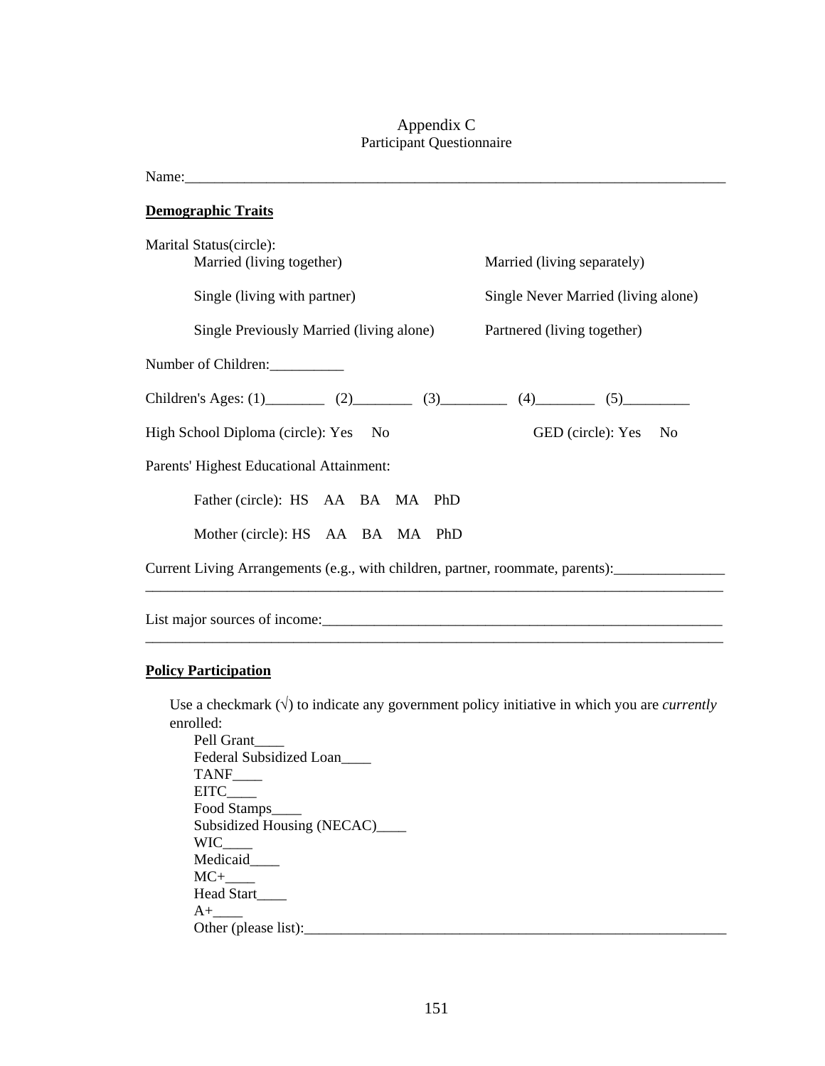# Appendix C
## Participant Questionnaire

Name:_______________________________________________________________________________

**Demographic Traits**

Marital Status(circle):

Married (living together) | Married (living separately)

Single (living with partner) | Single Never Married (living alone)

Single Previously Married (living alone) | Partnered (living together)

Number of Children:__________

Children's Ages: (1)________ (2)________ (3)_________ (4)________ (5)_________

High School Diploma (circle): Yes No GED (circle): Yes No

Parents' Highest Educational Attainment:

Father (circle): HS AA BA MA PhD

Mother (circle): HS AA BA MA PhD

Current Living Arrangements (e.g., with children, partner, roommate, parents):_______________
_________________________________________________________________________________

List major sources of income:_________________________________________________________
_________________________________________________________________________________

**Policy Participation**

Use a checkmark (√) to indicate any government policy initiative in which you are *currently* enrolled:

Pell Grant____
Federal Subsidized Loan____
TANF____
EITC____
Food Stamps____
Subsidized Housing (NECAC)____
WIC____
Medicaid____
MC+____
Head Start____
A+____
Other (please list):_____________________________________________________________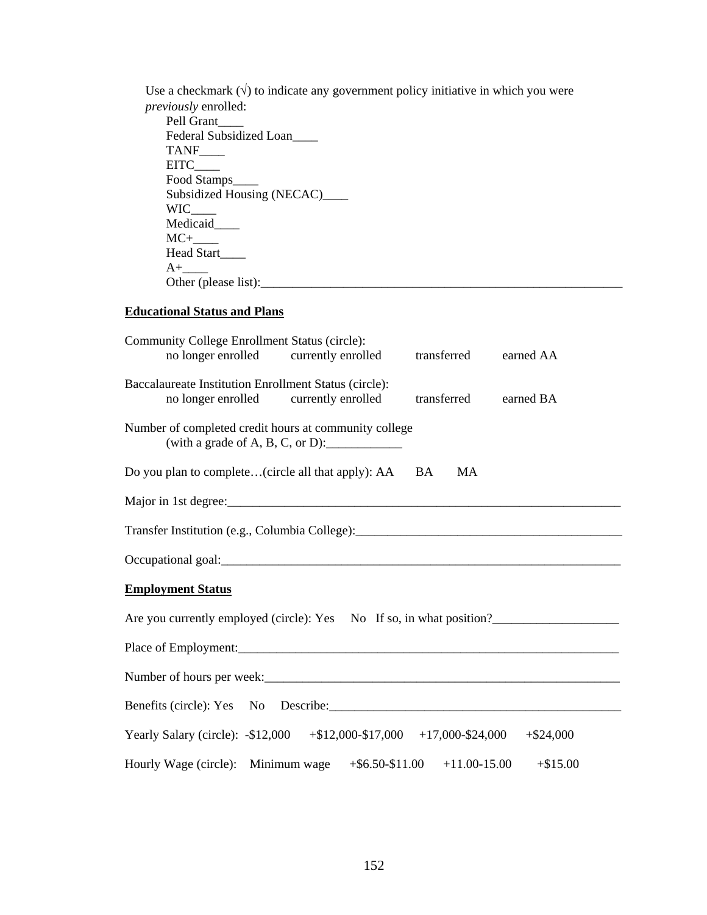Use a checkmark (√) to indicate any government policy initiative in which you were *previously* enrolled:

Pell Grant____
Federal Subsidized Loan____
TANF____
EITC____
Food Stamps____
Subsidized Housing (NECAC)____
WIC____
Medicaid____
MC+____
Head Start____
A+____
Other (please list):____________________________________________________________

**Educational Status and Plans**

Community College Enrollment Status (circle):
no longer enrolled    currently enrolled    transferred    earned AA

Baccalaureate Institution Enrollment Status (circle):
no longer enrolled    currently enrolled    transferred    earned BA

Number of completed credit hours at community college
(with a grade of A, B, C, or D):____________

Do you plan to complete…(circle all that apply): AA    BA    MA

Major in 1st degree:_________________________________________________________________

Transfer Institution (e.g., Columbia College):__________________________________________

Occupational goal:___________________________________________________________________

**Employment Status**

Are you currently employed (circle): Yes    No   If so, in what position?____________________

Place of Employment:_______________________________________________________________

Number of hours per week:__________________________________________________________

Benefits (circle): Yes    No    Describe:_______________________________________________

Yearly Salary (circle): -$12,000    +$12,000-$17,000    +17,000-$24,000    +$24,000

Hourly Wage (circle): Minimum wage    +$6.50-$11.00    +11.00-15.00    +$15.00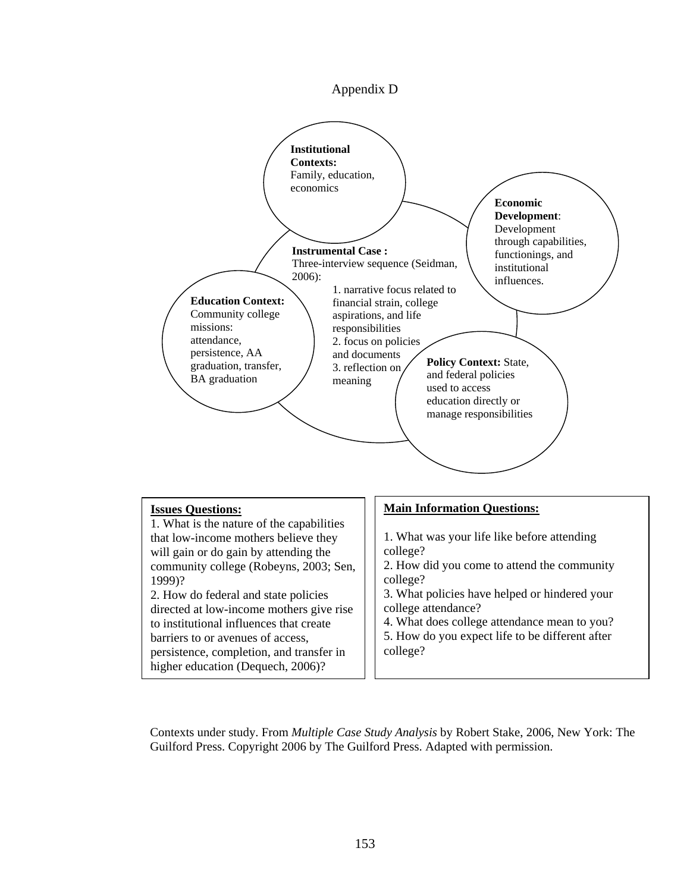# Appendix D

**Institutional Contexts:** Family, education, economics

**Economic Development**: Development through capabilities, functionings, and institutional influences.

**Instrumental Case :** Three-interview sequence (Seidman, 2006):

1. narrative focus related to financial strain, college aspirations, and life responsibilities
2. focus on policies and documents
3. reflection on meaning

**Education Context:** Community college missions: attendance, persistence, AA graduation, transfer, BA graduation

**Policy Context:** State, and federal policies used to access education directly or manage responsibilities

**Issues Questions:**

1. What is the nature of the capabilities that low-income mothers believe they will gain or do gain by attending the community college (Robeyns, 2003; Sen, 1999)?
2. How do federal and state policies directed at low-income mothers give rise to institutional influences that create barriers to or avenues of access, persistence, completion, and transfer in higher education (Dequech, 2006)?

**Main Information Questions:**

1. What was your life like before attending college?
2. How did you come to attend the community college?
3. What policies have helped or hindered your college attendance?
4. What does college attendance mean to you?
5. How do you expect life to be different after college?

Contexts under study. From *Multiple Case Study Analysis* by Robert Stake, 2006, New York: The Guilford Press. Copyright 2006 by The Guilford Press. Adapted with permission.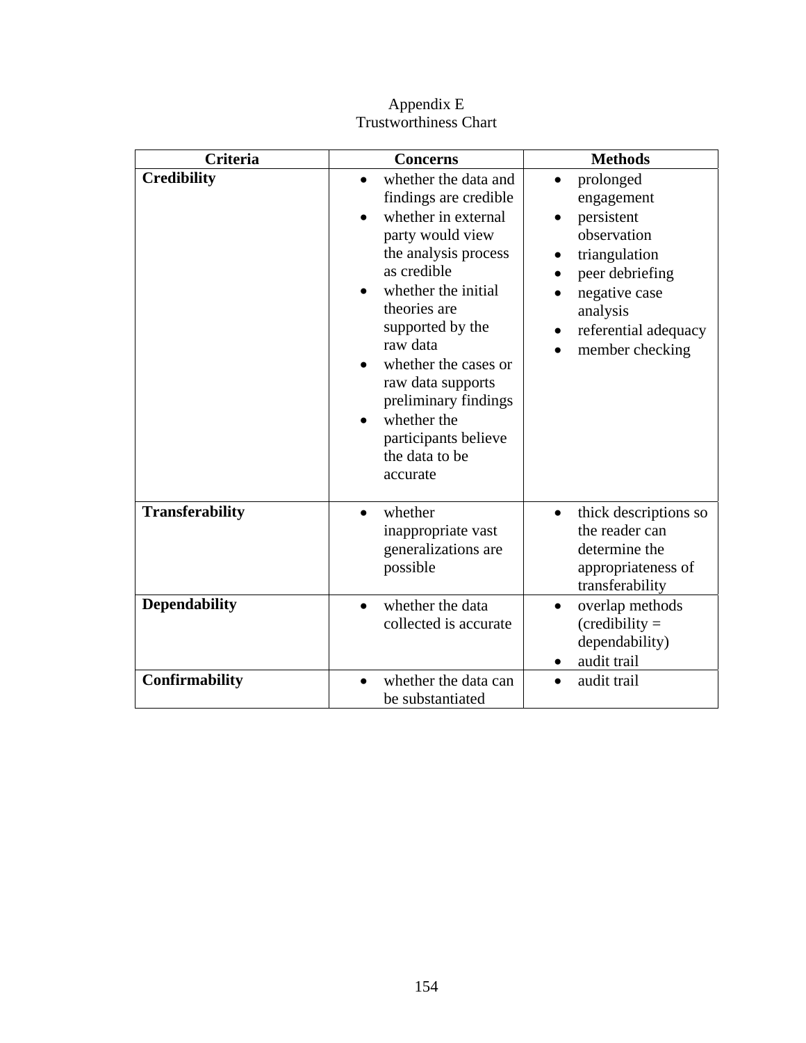Appendix E
Trustworthiness Chart

| Criteria | Concerns | Methods |
|---|---|---|
| **Credibility** | • whether the data and findings are credible<br>• whether in external party would view the analysis process as credible<br>• whether the initial theories are supported by the raw data<br>• whether the cases or raw data supports preliminary findings<br>• whether the participants believe the data to be accurate | • prolonged engagement<br>• persistent observation<br>• triangulation<br>• peer debriefing<br>• negative case analysis<br>• referential adequacy<br>• member checking |
| **Transferability** | • whether inappropriate vast generalizations are possible | • thick descriptions so the reader can determine the appropriateness of transferability |
| **Dependability** | • whether the data collected is accurate | • overlap methods (credibility = dependability)<br>• audit trail |
| **Confirmability** | • whether the data can be substantiated | • audit trail |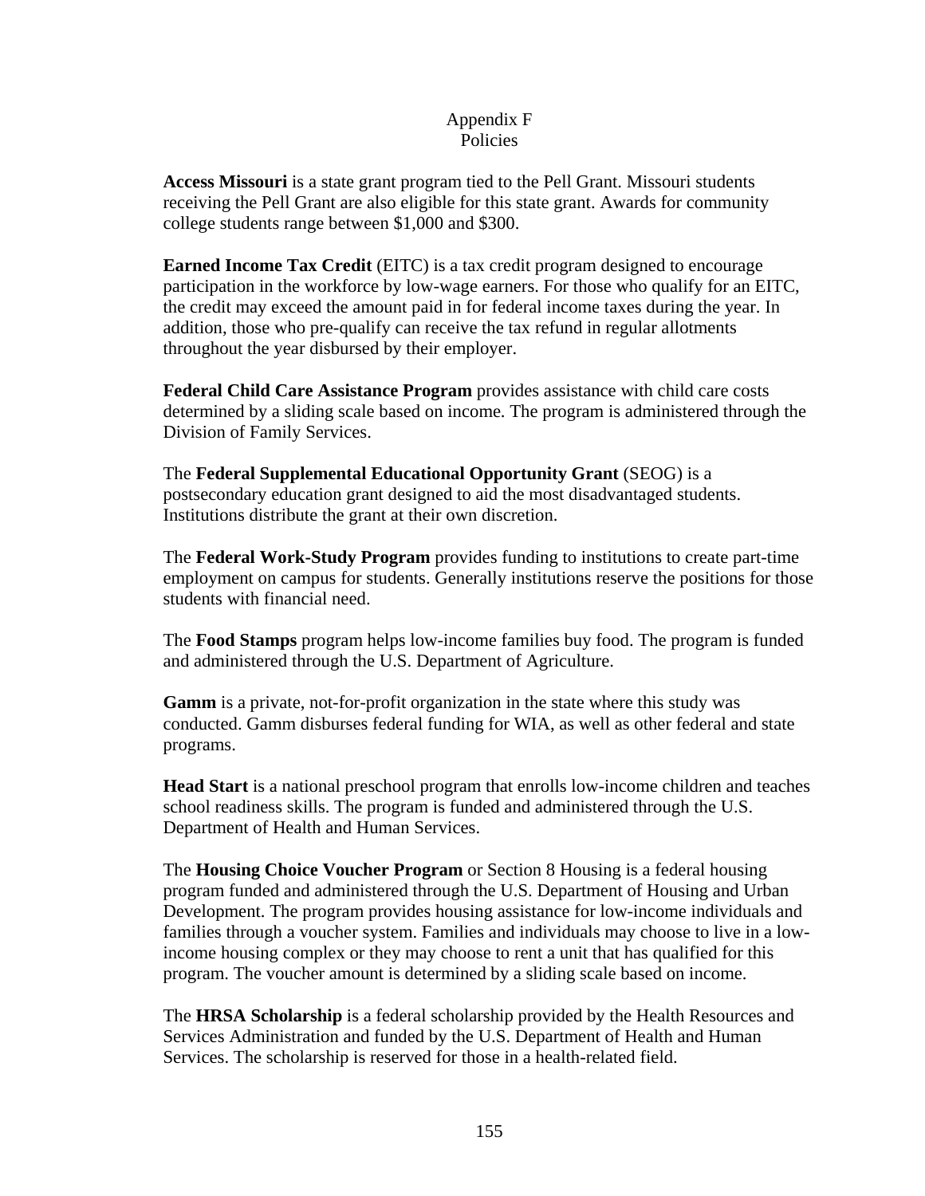# Appendix F
## Policies

**Access Missouri** is a state grant program tied to the Pell Grant. Missouri students receiving the Pell Grant are also eligible for this state grant. Awards for community college students range between $1,000 and $300.

**Earned Income Tax Credit** (EITC) is a tax credit program designed to encourage participation in the workforce by low-wage earners. For those who qualify for an EITC, the credit may exceed the amount paid in for federal income taxes during the year. In addition, those who pre-qualify can receive the tax refund in regular allotments throughout the year disbursed by their employer.

**Federal Child Care Assistance Program** provides assistance with child care costs determined by a sliding scale based on income. The program is administered through the Division of Family Services.

The **Federal Supplemental Educational Opportunity Grant** (SEOG) is a postsecondary education grant designed to aid the most disadvantaged students. Institutions distribute the grant at their own discretion.

The **Federal Work-Study Program** provides funding to institutions to create part-time employment on campus for students. Generally institutions reserve the positions for those students with financial need.

The **Food Stamps** program helps low-income families buy food. The program is funded and administered through the U.S. Department of Agriculture.

**Gamm** is a private, not-for-profit organization in the state where this study was conducted. Gamm disburses federal funding for WIA, as well as other federal and state programs.

**Head Start** is a national preschool program that enrolls low-income children and teaches school readiness skills. The program is funded and administered through the U.S. Department of Health and Human Services.

The **Housing Choice Voucher Program** or Section 8 Housing is a federal housing program funded and administered through the U.S. Department of Housing and Urban Development. The program provides housing assistance for low-income individuals and families through a voucher system. Families and individuals may choose to live in a low-income housing complex or they may choose to rent a unit that has qualified for this program. The voucher amount is determined by a sliding scale based on income.

The **HRSA Scholarship** is a federal scholarship provided by the Health Resources and Services Administration and funded by the U.S. Department of Health and Human Services. The scholarship is reserved for those in a health-related field.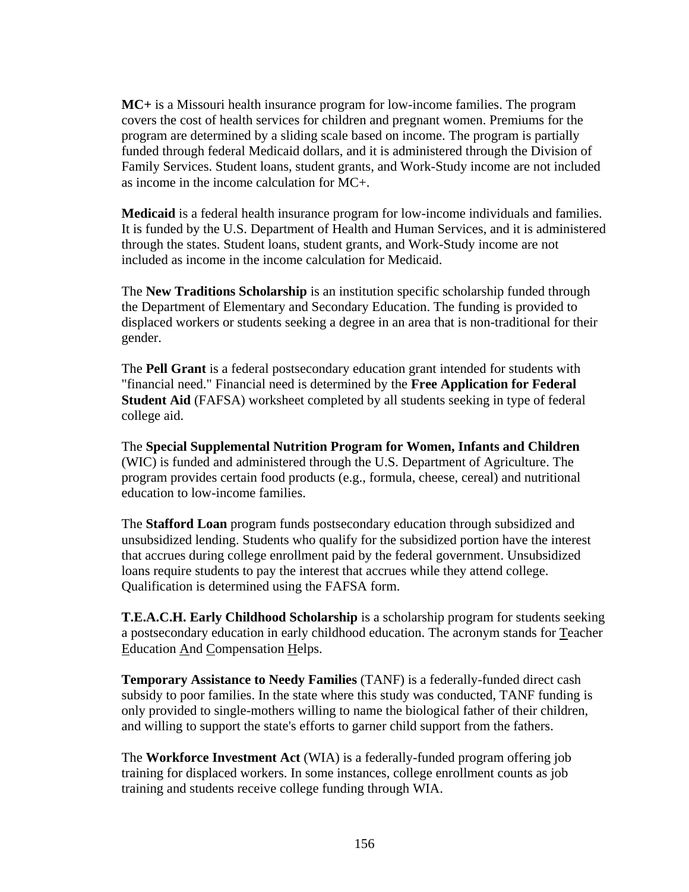**MC+** is a Missouri health insurance program for low-income families. The program covers the cost of health services for children and pregnant women. Premiums for the program are determined by a sliding scale based on income. The program is partially funded through federal Medicaid dollars, and it is administered through the Division of Family Services. Student loans, student grants, and Work-Study income are not included as income in the income calculation for MC+.

**Medicaid** is a federal health insurance program for low-income individuals and families. It is funded by the U.S. Department of Health and Human Services, and it is administered through the states. Student loans, student grants, and Work-Study income are not included as income in the income calculation for Medicaid.

The **New Traditions Scholarship** is an institution specific scholarship funded through the Department of Elementary and Secondary Education. The funding is provided to displaced workers or students seeking a degree in an area that is non-traditional for their gender.

The **Pell Grant** is a federal postsecondary education grant intended for students with "financial need." Financial need is determined by the **Free Application for Federal Student Aid** (FAFSA) worksheet completed by all students seeking in type of federal college aid.

The **Special Supplemental Nutrition Program for Women, Infants and Children** (WIC) is funded and administered through the U.S. Department of Agriculture. The program provides certain food products (e.g., formula, cheese, cereal) and nutritional education to low-income families.

The **Stafford Loan** program funds postsecondary education through subsidized and unsubsidized lending. Students who qualify for the subsidized portion have the interest that accrues during college enrollment paid by the federal government. Unsubsidized loans require students to pay the interest that accrues while they attend college. Qualification is determined using the FAFSA form.

**T.E.A.C.H. Early Childhood Scholarship** is a scholarship program for students seeking a postsecondary education in early childhood education. The acronym stands for Teacher Education And Compensation Helps.

**Temporary Assistance to Needy Families** (TANF) is a federally-funded direct cash subsidy to poor families. In the state where this study was conducted, TANF funding is only provided to single-mothers willing to name the biological father of their children, and willing to support the state's efforts to garner child support from the fathers.

The **Workforce Investment Act** (WIA) is a federally-funded program offering job training for displaced workers. In some instances, college enrollment counts as job training and students receive college funding through WIA.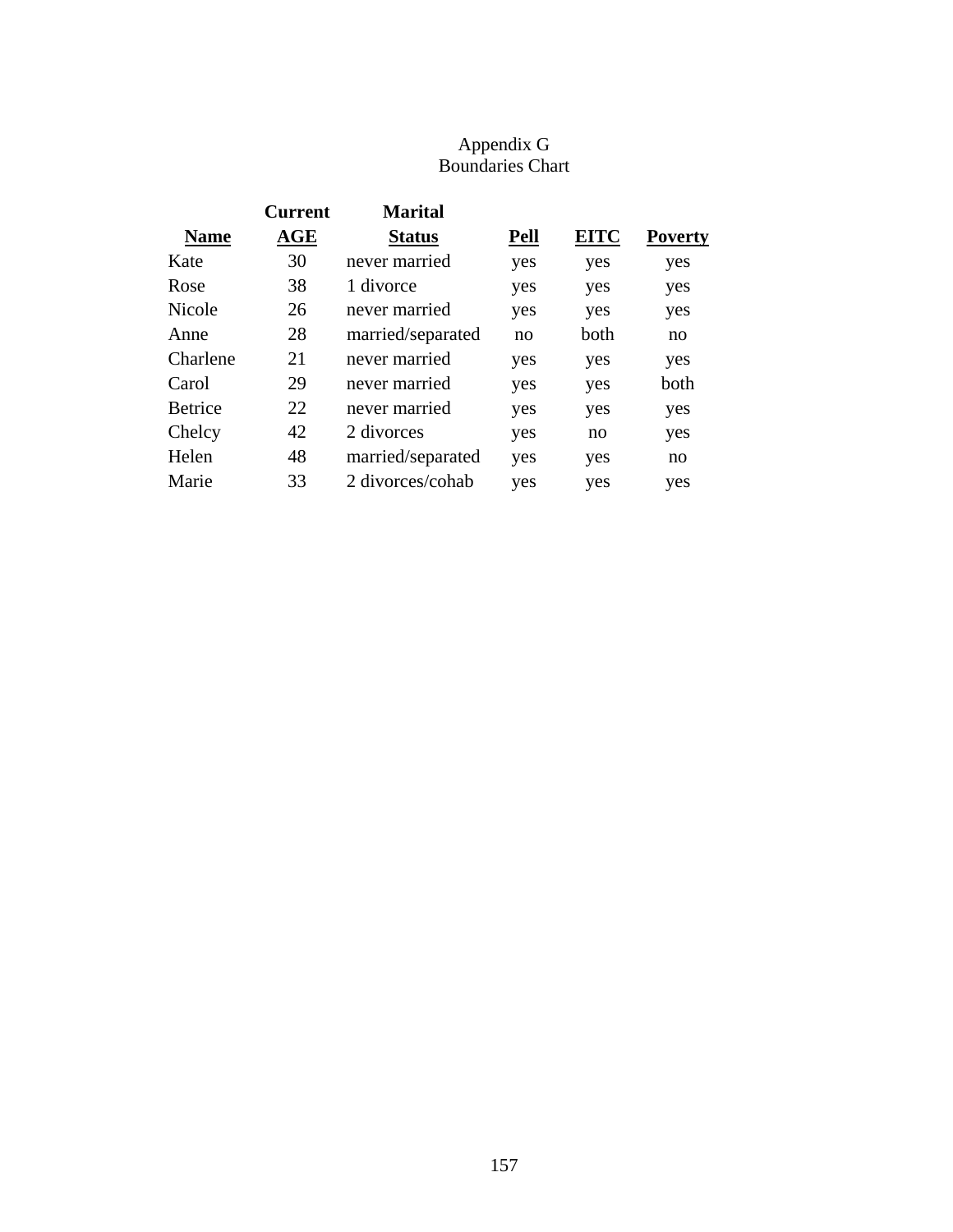# Appendix G
## Boundaries Chart

| Name | Current AGE | Marital Status | Pell | EITC | Poverty |
|---|---|---|---|---|---|
| Kate | 30 | never married | yes | yes | yes |
| Rose | 38 | 1 divorce | yes | yes | yes |
| Nicole | 26 | never married | yes | yes | yes |
| Anne | 28 | married/separated | no | both | no |
| Charlene | 21 | never married | yes | yes | yes |
| Carol | 29 | never married | yes | yes | both |
| Betrice | 22 | never married | yes | yes | yes |
| Chelcy | 42 | 2 divorces | yes | no | yes |
| Helen | 48 | married/separated | yes | yes | no |
| Marie | 33 | 2 divorces/cohab | yes | yes | yes |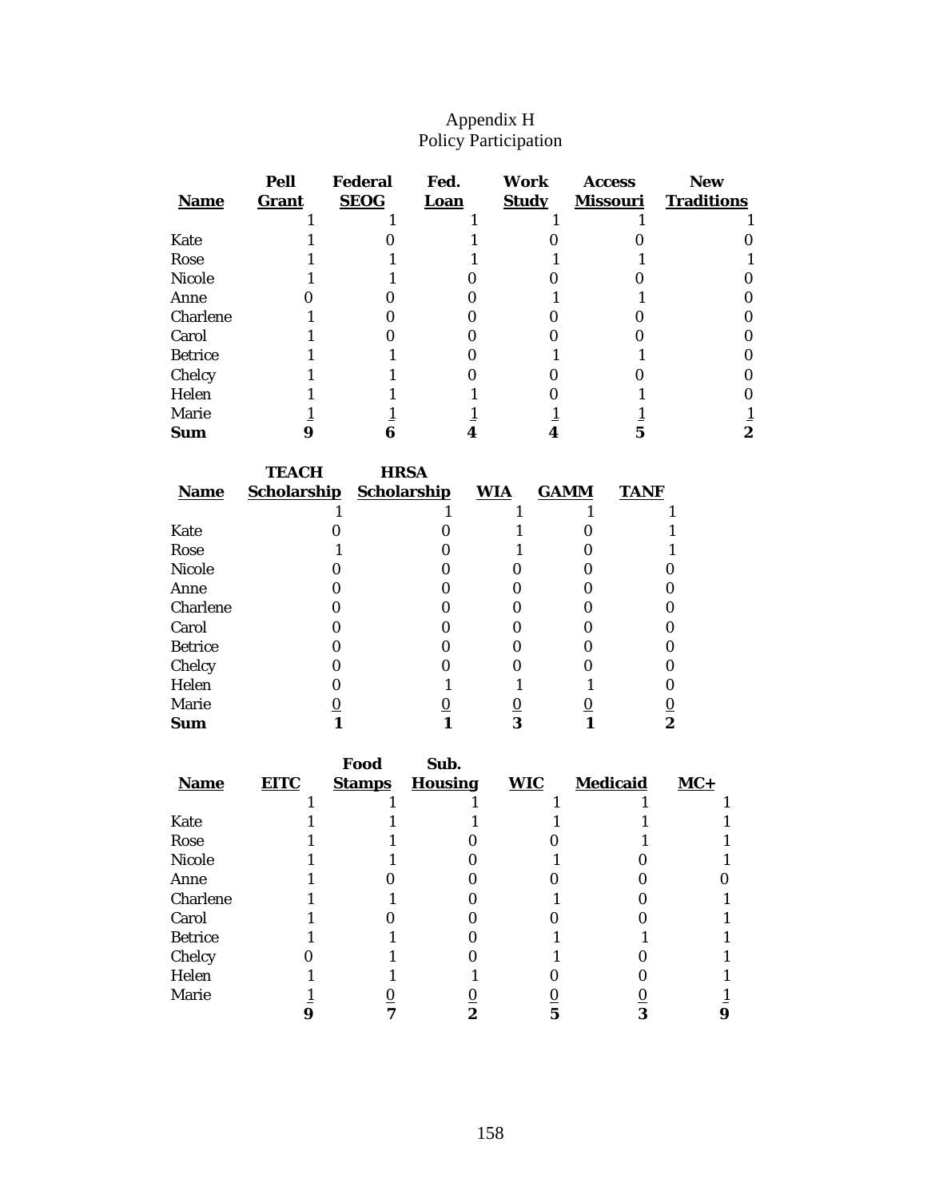# Appendix H
## Policy Participation

| Name | Pell Grant | Federal SEOG | Fed. Loan | Work Study | Access Missouri | New Traditions |
|---|---|---|---|---|---|---|
| | 1 | 1 | 1 | 1 | 1 | 1 |
| Kate | 1 | 0 | 1 | 0 | 0 | 0 |
| Rose | 1 | 1 | 1 | 1 | 1 | 1 |
| Nicole | 1 | 1 | 0 | 0 | 0 | 0 |
| Anne | 0 | 0 | 0 | 1 | 1 | 0 |
| Charlene | 1 | 0 | 0 | 0 | 0 | 0 |
| Carol | 1 | 0 | 0 | 0 | 0 | 0 |
| Betrice | 1 | 1 | 0 | 1 | 1 | 0 |
| Chelcy | 1 | 1 | 0 | 0 | 0 | 0 |
| Helen | 1 | 1 | 1 | 0 | 1 | 0 |
| Marie | 1 | 1 | 1 | 1 | 1 | 1 |
| **Sum** | **9** | **6** | **4** | **4** | **5** | **2** |

| Name | TEACH Scholarship | HRSA Scholarship | WIA | GAMM | TANF |
|---|---|---|---|---|---|
| | 1 | 1 | 1 | 1 | 1 |
| Kate | 0 | 0 | 1 | 0 | 1 |
| Rose | 1 | 0 | 1 | 0 | 1 |
| Nicole | 0 | 0 | 0 | 0 | 0 |
| Anne | 0 | 0 | 0 | 0 | 0 |
| Charlene | 0 | 0 | 0 | 0 | 0 |
| Carol | 0 | 0 | 0 | 0 | 0 |
| Betrice | 0 | 0 | 0 | 0 | 0 |
| Chelcy | 0 | 0 | 0 | 0 | 0 |
| Helen | 0 | 1 | 1 | 1 | 0 |
| Marie | 0 | 0 | 0 | 0 | 0 |
| **Sum** | **1** | **1** | **3** | **1** | **2** |

| Name | EITC | Food Stamps | Sub. Housing | WIC | Medicaid | MC+ |
|---|---|---|---|---|---|---|
| | 1 | 1 | 1 | 1 | 1 | 1 |
| Kate | 1 | 1 | 1 | 1 | 1 | 1 |
| Rose | 1 | 1 | 0 | 0 | 1 | 1 |
| Nicole | 1 | 1 | 0 | 1 | 0 | 1 |
| Anne | 1 | 0 | 0 | 0 | 0 | 0 |
| Charlene | 1 | 1 | 0 | 1 | 0 | 1 |
| Carol | 1 | 0 | 0 | 0 | 0 | 1 |
| Betrice | 1 | 1 | 0 | 1 | 1 | 1 |
| Chelcy | 0 | 1 | 0 | 1 | 0 | 1 |
| Helen | 1 | 1 | 1 | 0 | 0 | 1 |
| Marie | 1 | 0 | 0 | 0 | 0 | 1 |
| | **9** | **7** | **2** | **5** | **3** | **9** |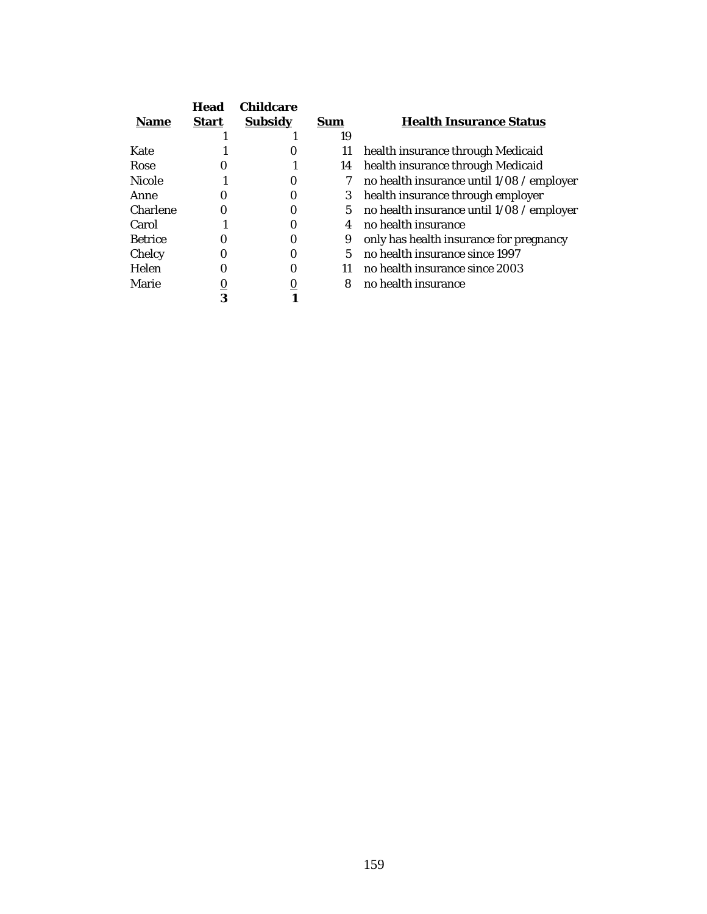| Name | Head Start | Childcare Subsidy | Sum | Health Insurance Status |
|---|---|---|---|---|
| | 1 | 1 | 19 | |
| Kate | 1 | 0 | 11 | health insurance through Medicaid |
| Rose | 0 | 1 | 14 | health insurance through Medicaid |
| Nicole | 1 | 0 | 7 | no health insurance until 1/08 / employer |
| Anne | 0 | 0 | 3 | health insurance through employer |
| Charlene | 0 | 0 | 5 | no health insurance until 1/08 / employer |
| Carol | 1 | 0 | 4 | no health insurance |
| Betrice | 0 | 0 | 9 | only has health insurance for pregnancy |
| Chelcy | 0 | 0 | 5 | no health insurance since 1997 |
| Helen | 0 | 0 | 11 | no health insurance since 2003 |
| Marie | 0 | 0 | 8 | no health insurance |
| | **3** | **1** | | |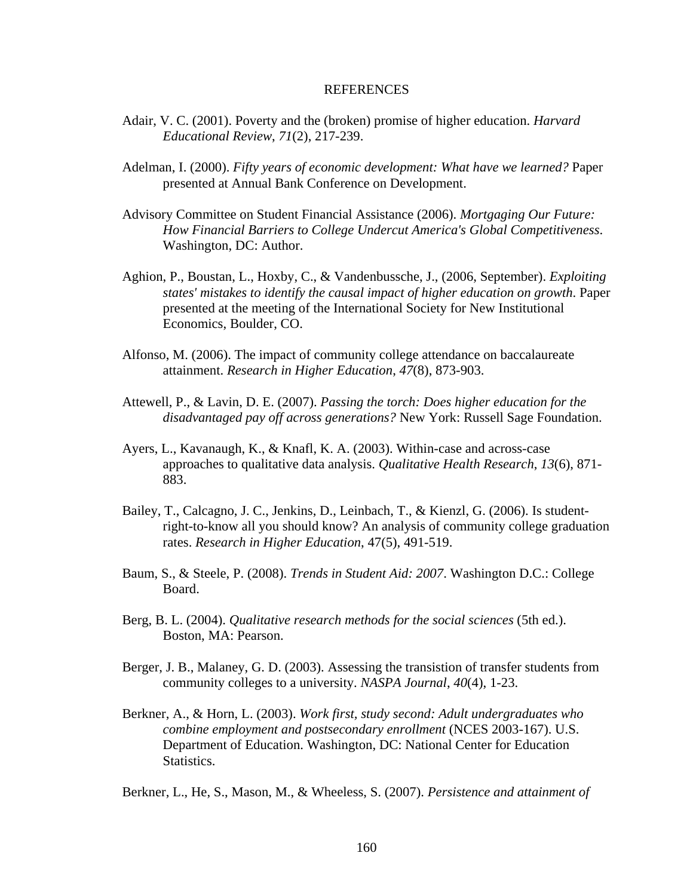# REFERENCES

Adair, V. C. (2001). Poverty and the (broken) promise of higher education. *Harvard Educational Review*, *71*(2), 217-239.

Adelman, I. (2000). *Fifty years of economic development: What have we learned?* Paper presented at Annual Bank Conference on Development.

Advisory Committee on Student Financial Assistance (2006). *Mortgaging Our Future: How Financial Barriers to College Undercut America's Global Competitiveness*. Washington, DC: Author.

Aghion, P., Boustan, L., Hoxby, C., & Vandenbussche, J., (2006, September). *Exploiting states' mistakes to identify the causal impact of higher education on growth*. Paper presented at the meeting of the International Society for New Institutional Economics, Boulder, CO.

Alfonso, M. (2006). The impact of community college attendance on baccalaureate attainment. *Research in Higher Education*, *47*(8), 873-903.

Attewell, P., & Lavin, D. E. (2007). *Passing the torch: Does higher education for the disadvantaged pay off across generations?* New York: Russell Sage Foundation.

Ayers, L., Kavanaugh, K., & Knafl, K. A. (2003). Within-case and across-case approaches to qualitative data analysis. *Qualitative Health Research*, *13*(6), 871-883.

Bailey, T., Calcagno, J. C., Jenkins, D., Leinbach, T., & Kienzl, G. (2006). Is student-right-to-know all you should know? An analysis of community college graduation rates. *Research in Higher Education*, 47(5), 491-519.

Baum, S., & Steele, P. (2008). *Trends in Student Aid: 2007*. Washington D.C.: College Board.

Berg, B. L. (2004). *Qualitative research methods for the social sciences* (5th ed.). Boston, MA: Pearson.

Berger, J. B., Malaney, G. D. (2003). Assessing the transistion of transfer students from community colleges to a university. *NASPA Journal*, *40*(4), 1-23.

Berkner, A., & Horn, L. (2003). *Work first, study second: Adult undergraduates who combine employment and postsecondary enrollment* (NCES 2003-167). U.S. Department of Education. Washington, DC: National Center for Education Statistics.

Berkner, L., He, S., Mason, M., & Wheeless, S. (2007). *Persistence and attainment of*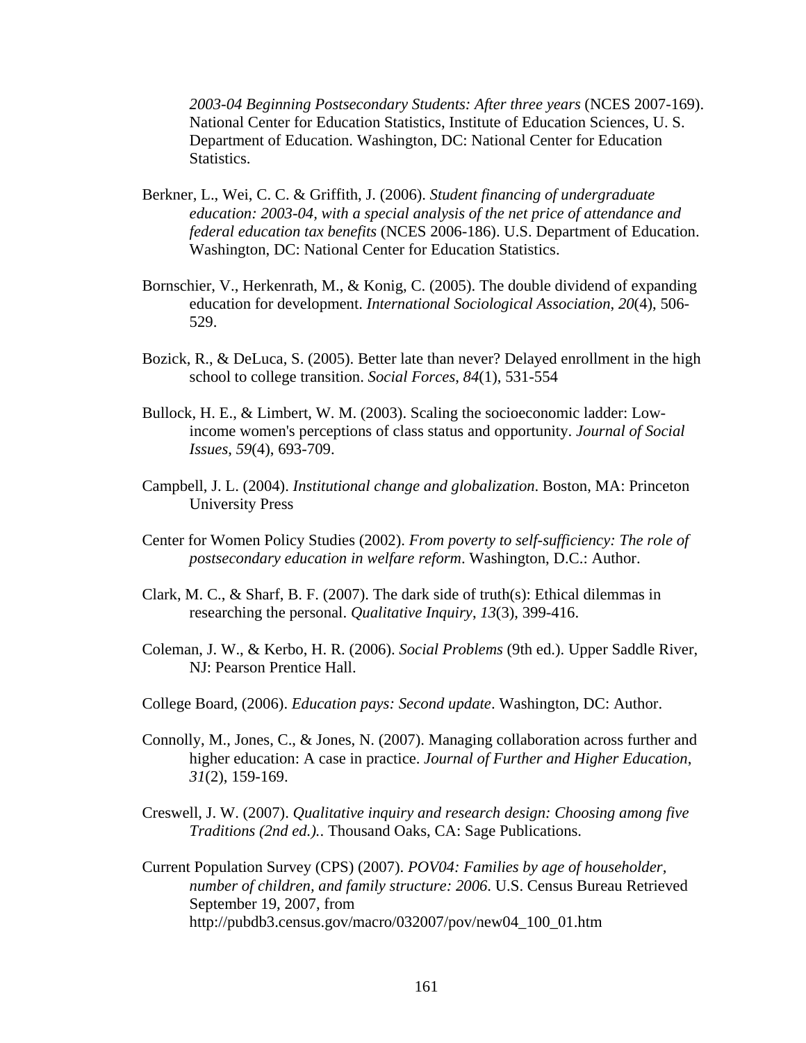*2003-04 Beginning Postsecondary Students: After three years* (NCES 2007-169). National Center for Education Statistics, Institute of Education Sciences, U. S. Department of Education. Washington, DC: National Center for Education Statistics.

Berkner, L., Wei, C. C. & Griffith, J. (2006). *Student financing of undergraduate education: 2003-04, with a special analysis of the net price of attendance and federal education tax benefits* (NCES 2006-186). U.S. Department of Education. Washington, DC: National Center for Education Statistics.

Bornschier, V., Herkenrath, M., & Konig, C. (2005). The double dividend of expanding education for development. *International Sociological Association*, *20*(4), 506-529.

Bozick, R., & DeLuca, S. (2005). Better late than never? Delayed enrollment in the high school to college transition. *Social Forces*, *84*(1), 531-554

Bullock, H. E., & Limbert, W. M. (2003). Scaling the socioeconomic ladder: Low-income women's perceptions of class status and opportunity. *Journal of Social Issues*, *59*(4), 693-709.

Campbell, J. L. (2004). *Institutional change and globalization*. Boston, MA: Princeton University Press

Center for Women Policy Studies (2002). *From poverty to self-sufficiency: The role of postsecondary education in welfare reform*. Washington, D.C.: Author.

Clark, M. C., & Sharf, B. F. (2007). The dark side of truth(s): Ethical dilemmas in researching the personal. *Qualitative Inquiry*, *13*(3), 399-416.

Coleman, J. W., & Kerbo, H. R. (2006). *Social Problems* (9th ed.). Upper Saddle River, NJ: Pearson Prentice Hall.

College Board, (2006). *Education pays: Second update*. Washington, DC: Author.

Connolly, M., Jones, C., & Jones, N. (2007). Managing collaboration across further and higher education: A case in practice. *Journal of Further and Higher Education*, *31*(2), 159-169.

Creswell, J. W. (2007). *Qualitative inquiry and research design: Choosing among five Traditions (2nd ed.).*. Thousand Oaks, CA: Sage Publications.

Current Population Survey (CPS) (2007). *POV04: Families by age of householder, number of children, and family structure: 2006*. U.S. Census Bureau Retrieved September 19, 2007, from http://pubdb3.census.gov/macro/032007/pov/new04_100_01.htm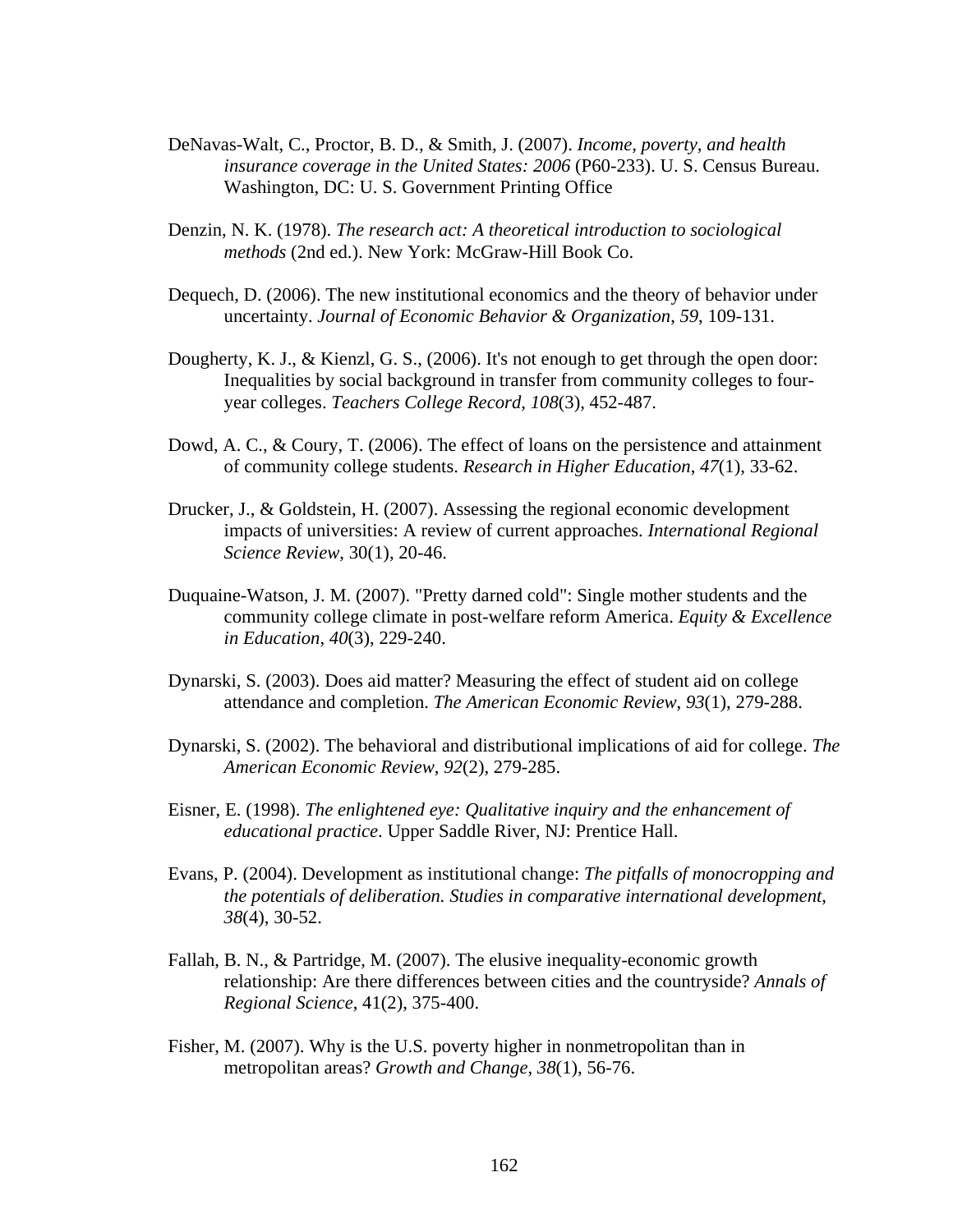DeNavas-Walt, C., Proctor, B. D., & Smith, J. (2007). *Income, poverty, and health insurance coverage in the United States: 2006* (P60-233). U. S. Census Bureau. Washington, DC: U. S. Government Printing Office

Denzin, N. K. (1978). *The research act: A theoretical introduction to sociological methods* (2nd ed.). New York: McGraw-Hill Book Co.

Dequech, D. (2006). The new institutional economics and the theory of behavior under uncertainty. *Journal of Economic Behavior & Organization, 59*, 109-131.

Dougherty, K. J., & Kienzl, G. S., (2006). It's not enough to get through the open door: Inequalities by social background in transfer from community colleges to four-year colleges. *Teachers College Record*, *108*(3), 452-487.

Dowd, A. C., & Coury, T. (2006). The effect of loans on the persistence and attainment of community college students. *Research in Higher Education*, *47*(1), 33-62.

Drucker, J., & Goldstein, H. (2007). Assessing the regional economic development impacts of universities: A review of current approaches. *International Regional Science Review*, 30(1), 20-46.

Duquaine-Watson, J. M. (2007). "Pretty darned cold": Single mother students and the community college climate in post-welfare reform America. *Equity & Excellence in Education*, *40*(3), 229-240.

Dynarski, S. (2003). Does aid matter? Measuring the effect of student aid on college attendance and completion. *The American Economic Review*, *93*(1), 279-288.

Dynarski, S. (2002). The behavioral and distributional implications of aid for college. *The American Economic Review*, *92*(2), 279-285.

Eisner, E. (1998). *The enlightened eye: Qualitative inquiry and the enhancement of educational practice*. Upper Saddle River, NJ: Prentice Hall.

Evans, P. (2004). Development as institutional change: *The pitfalls of monocropping and the potentials of deliberation. Studies in comparative international development*, *38*(4), 30-52.

Fallah, B. N., & Partridge, M. (2007). The elusive inequality-economic growth relationship: Are there differences between cities and the countryside? *Annals of Regional Science*, 41(2), 375-400.

Fisher, M. (2007). Why is the U.S. poverty higher in nonmetropolitan than in metropolitan areas? *Growth and Change*, *38*(1), 56-76.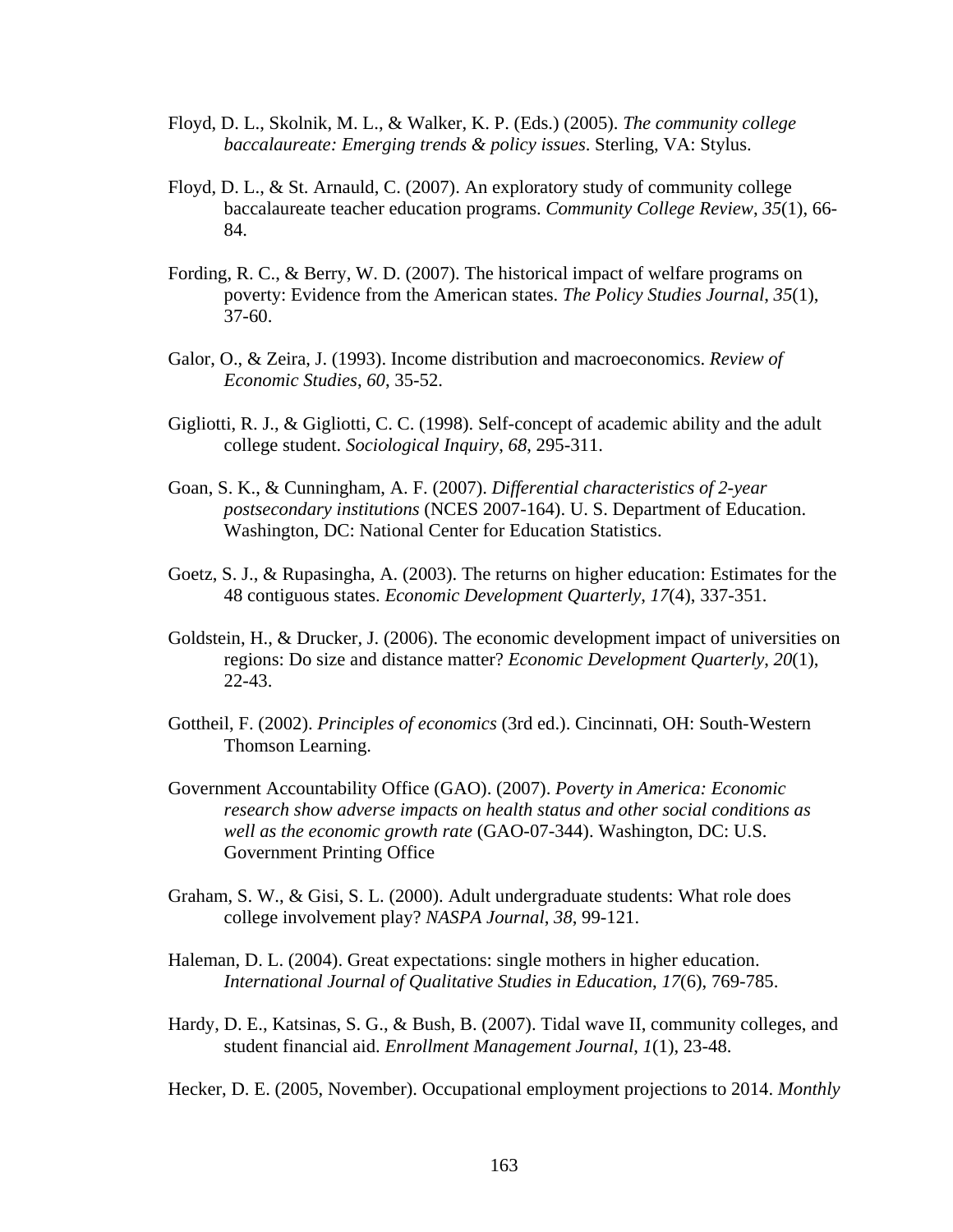Floyd, D. L., Skolnik, M. L., & Walker, K. P. (Eds.) (2005). *The community college baccalaureate: Emerging trends & policy issues*. Sterling, VA: Stylus.

Floyd, D. L., & St. Arnauld, C. (2007). An exploratory study of community college baccalaureate teacher education programs. *Community College Review*, *35*(1), 66-84.

Fording, R. C., & Berry, W. D. (2007). The historical impact of welfare programs on poverty: Evidence from the American states. *The Policy Studies Journal*, *35*(1), 37-60.

Galor, O., & Zeira, J. (1993). Income distribution and macroeconomics. *Review of Economic Studies*, *60*, 35-52.

Gigliotti, R. J., & Gigliotti, C. C. (1998). Self-concept of academic ability and the adult college student. *Sociological Inquiry*, *68*, 295-311.

Goan, S. K., & Cunningham, A. F. (2007). *Differential characteristics of 2-year postsecondary institutions* (NCES 2007-164). U. S. Department of Education. Washington, DC: National Center for Education Statistics.

Goetz, S. J., & Rupasingha, A. (2003). The returns on higher education: Estimates for the 48 contiguous states. *Economic Development Quarterly*, *17*(4), 337-351.

Goldstein, H., & Drucker, J. (2006). The economic development impact of universities on regions: Do size and distance matter? *Economic Development Quarterly*, *20*(1), 22-43.

Gottheil, F. (2002). *Principles of economics* (3rd ed.). Cincinnati, OH: South-Western Thomson Learning.

Government Accountability Office (GAO). (2007). *Poverty in America: Economic research show adverse impacts on health status and other social conditions as well as the economic growth rate* (GAO-07-344). Washington, DC: U.S. Government Printing Office

Graham, S. W., & Gisi, S. L. (2000). Adult undergraduate students: What role does college involvement play? *NASPA Journal*, *38*, 99-121.

Haleman, D. L. (2004). Great expectations: single mothers in higher education. *International Journal of Qualitative Studies in Education*, *17*(6), 769-785.

Hardy, D. E., Katsinas, S. G., & Bush, B. (2007). Tidal wave II, community colleges, and student financial aid. *Enrollment Management Journal*, *1*(1), 23-48.

Hecker, D. E. (2005, November). Occupational employment projections to 2014. *Monthly*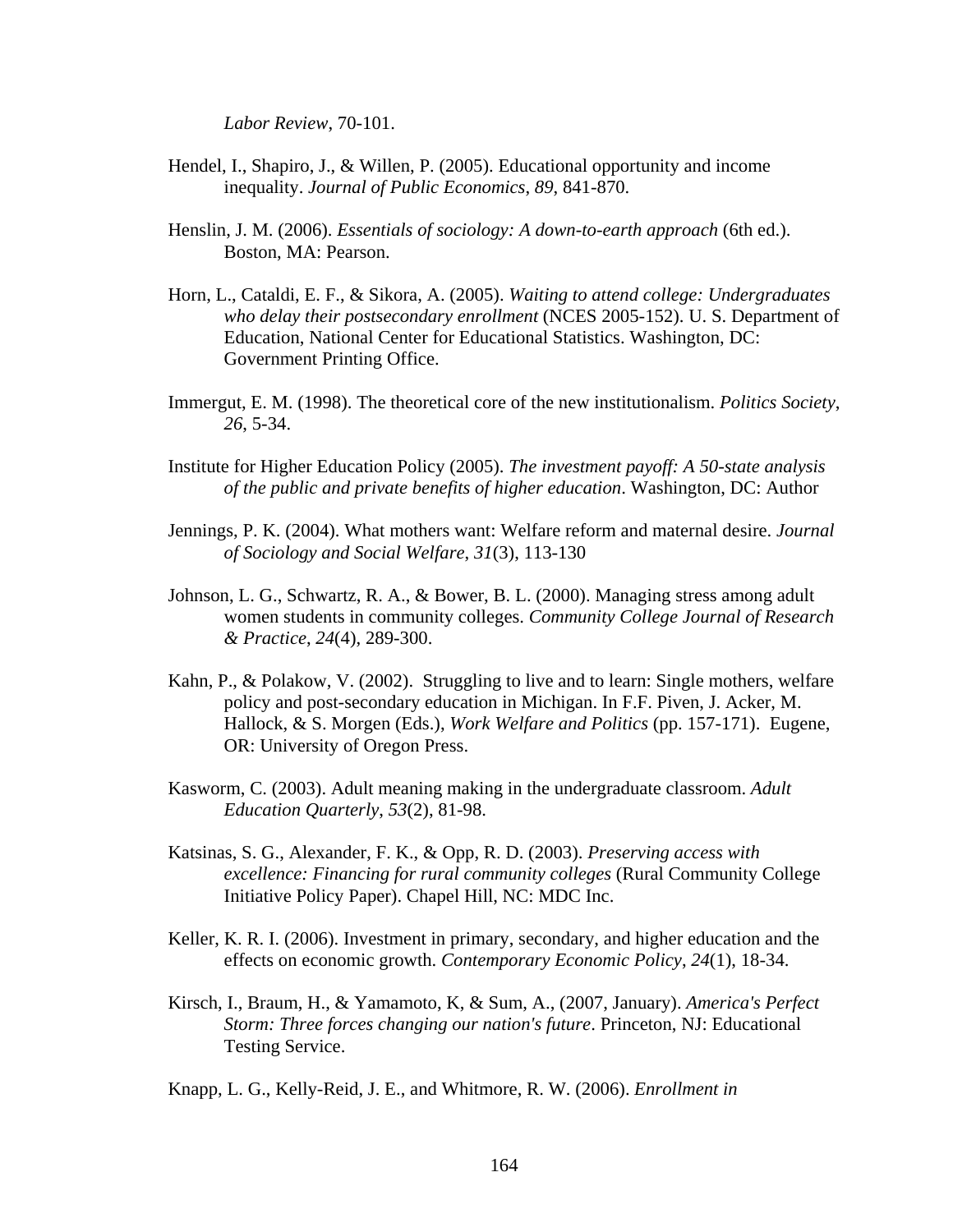*Labor Review*, 70-101.

Hendel, I., Shapiro, J., & Willen, P. (2005). Educational opportunity and income inequality. *Journal of Public Economics*, *89*, 841-870.

Henslin, J. M. (2006). *Essentials of sociology: A down-to-earth approach* (6th ed.). Boston, MA: Pearson.

Horn, L., Cataldi, E. F., & Sikora, A. (2005). *Waiting to attend college: Undergraduates who delay their postsecondary enrollment* (NCES 2005-152). U. S. Department of Education, National Center for Educational Statistics. Washington, DC: Government Printing Office.

Immergut, E. M. (1998). The theoretical core of the new institutionalism. *Politics Society*, *26*, 5-34.

Institute for Higher Education Policy (2005). *The investment payoff: A 50-state analysis of the public and private benefits of higher education*. Washington, DC: Author

Jennings, P. K. (2004). What mothers want: Welfare reform and maternal desire. *Journal of Sociology and Social Welfare*, *31*(3), 113-130

Johnson, L. G., Schwartz, R. A., & Bower, B. L. (2000). Managing stress among adult women students in community colleges. *Community College Journal of Research & Practice*, *24*(4), 289-300.

Kahn, P., & Polakow, V. (2002). Struggling to live and to learn: Single mothers, welfare policy and post-secondary education in Michigan. In F.F. Piven, J. Acker, M. Hallock, & S. Morgen (Eds.), *Work Welfare and Politics* (pp. 157-171). Eugene, OR: University of Oregon Press.

Kasworm, C. (2003). Adult meaning making in the undergraduate classroom. *Adult Education Quarterly*, *53*(2), 81-98.

Katsinas, S. G., Alexander, F. K., & Opp, R. D. (2003). *Preserving access with excellence: Financing for rural community colleges* (Rural Community College Initiative Policy Paper). Chapel Hill, NC: MDC Inc.

Keller, K. R. I. (2006). Investment in primary, secondary, and higher education and the effects on economic growth. *Contemporary Economic Policy*, *24*(1), 18-34.

Kirsch, I., Braum, H., & Yamamoto, K, & Sum, A., (2007, January). *America's Perfect Storm: Three forces changing our nation's future*. Princeton, NJ: Educational Testing Service.

Knapp, L. G., Kelly-Reid, J. E., and Whitmore, R. W. (2006). *Enrollment in*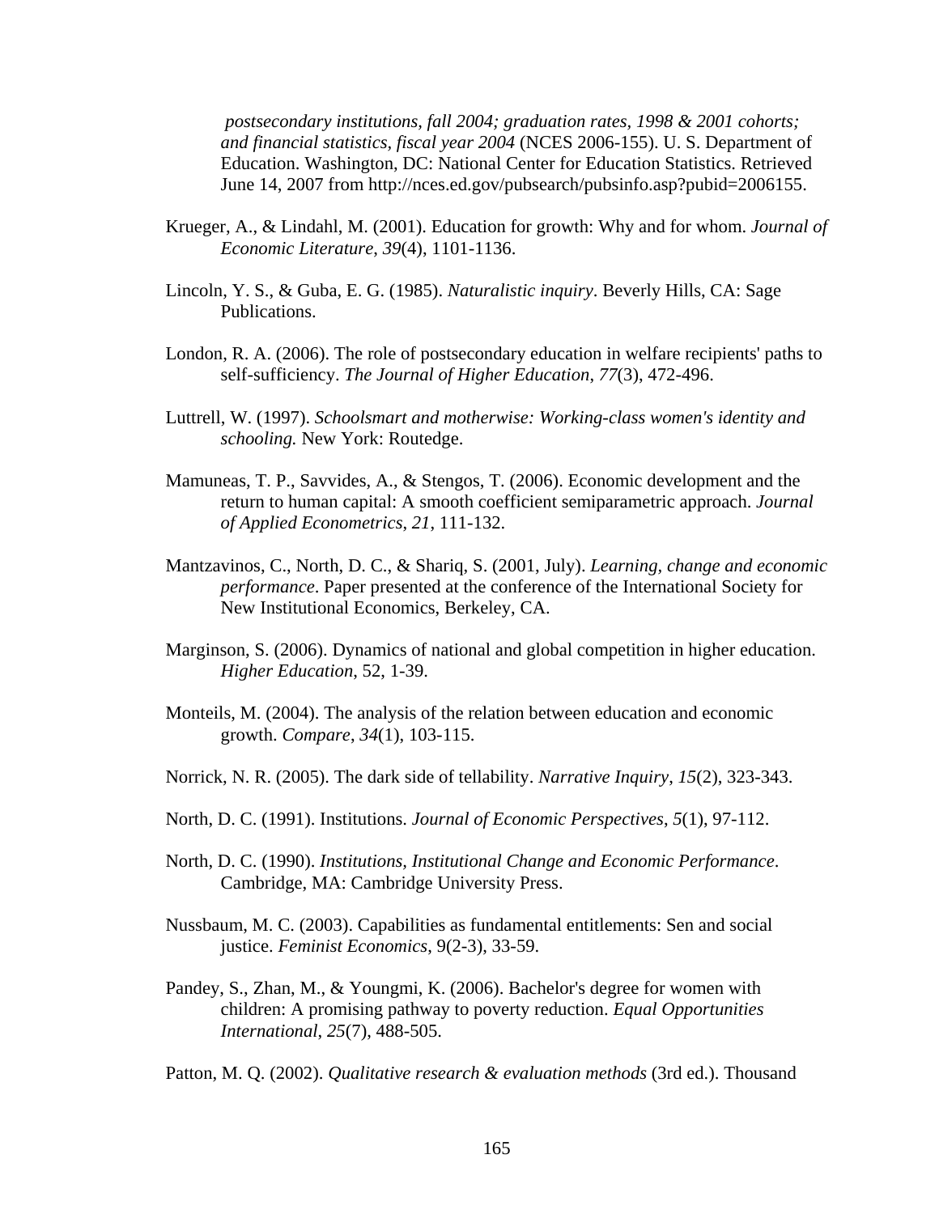*postsecondary institutions, fall 2004; graduation rates, 1998 & 2001 cohorts; and financial statistics, fiscal year 2004* (NCES 2006-155). U. S. Department of Education. Washington, DC: National Center for Education Statistics. Retrieved June 14, 2007 from http://nces.ed.gov/pubsearch/pubsinfo.asp?pubid=2006155.

Krueger, A., & Lindahl, M. (2001). Education for growth: Why and for whom. *Journal of Economic Literature*, *39*(4), 1101-1136.

Lincoln, Y. S., & Guba, E. G. (1985). *Naturalistic inquiry*. Beverly Hills, CA: Sage Publications.

London, R. A. (2006). The role of postsecondary education in welfare recipients' paths to self-sufficiency. *The Journal of Higher Education*, *77*(3), 472-496.

Luttrell, W. (1997). *Schoolsmart and motherwise: Working-class women's identity and schooling.* New York: Routedge.

Mamuneas, T. P., Savvides, A., & Stengos, T. (2006). Economic development and the return to human capital: A smooth coefficient semiparametric approach. *Journal of Applied Econometrics*, *21*, 111-132.

Mantzavinos, C., North, D. C., & Shariq, S. (2001, July). *Learning, change and economic performance*. Paper presented at the conference of the International Society for New Institutional Economics, Berkeley, CA.

Marginson, S. (2006). Dynamics of national and global competition in higher education. *Higher Education*, 52, 1-39.

Monteils, M. (2004). The analysis of the relation between education and economic growth. *Compare*, *34*(1), 103-115.

Norrick, N. R. (2005). The dark side of tellability. *Narrative Inquiry*, *15*(2), 323-343.

North, D. C. (1991). Institutions. *Journal of Economic Perspectives*, *5*(1), 97-112.

North, D. C. (1990). *Institutions, Institutional Change and Economic Performance*. Cambridge, MA: Cambridge University Press.

Nussbaum, M. C. (2003). Capabilities as fundamental entitlements: Sen and social justice. *Feminist Economics*, 9(2-3), 33-59.

Pandey, S., Zhan, M., & Youngmi, K. (2006). Bachelor's degree for women with children: A promising pathway to poverty reduction. *Equal Opportunities International*, *25*(7), 488-505.

Patton, M. Q. (2002). *Qualitative research & evaluation methods* (3rd ed.). Thousand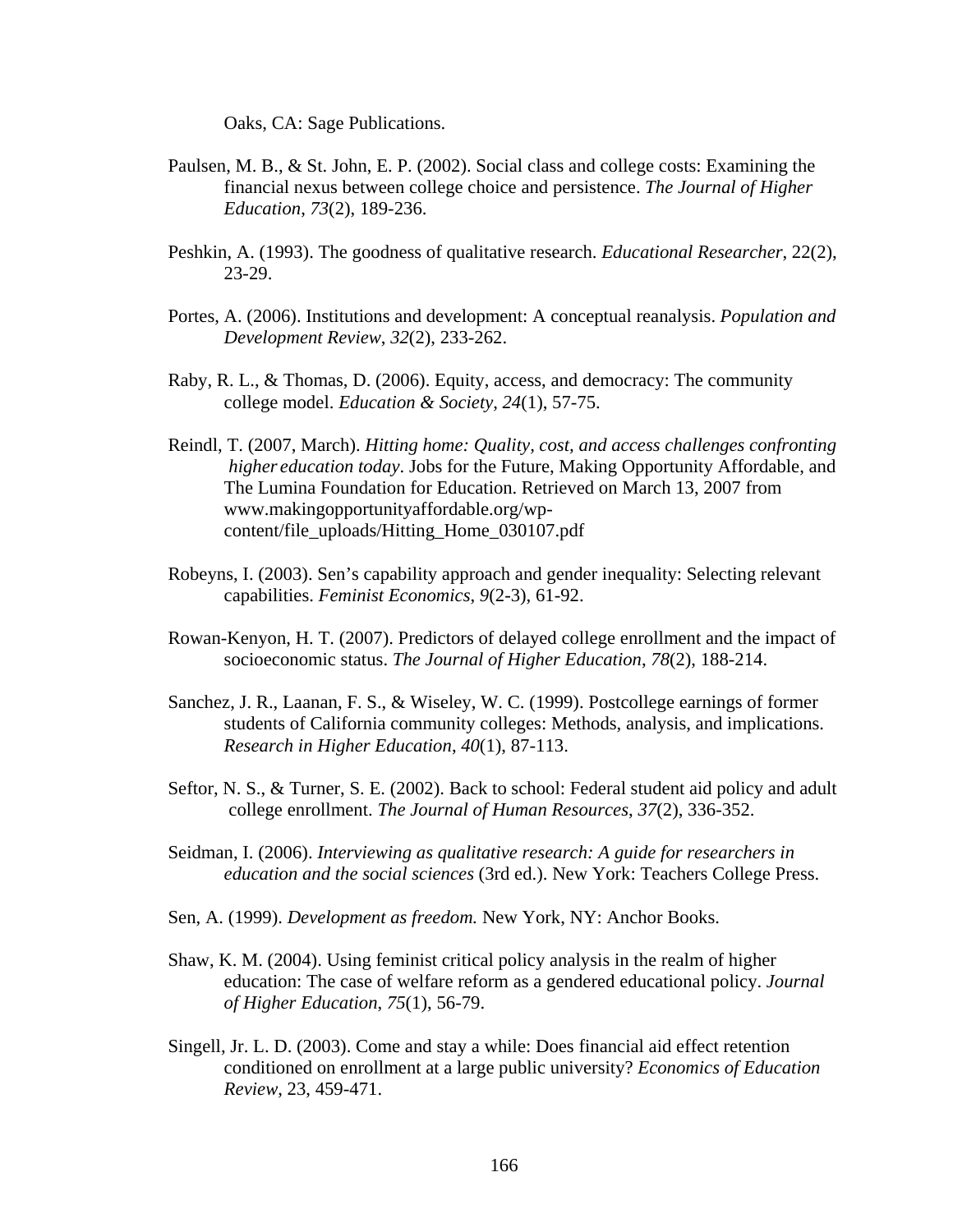Oaks, CA: Sage Publications.

Paulsen, M. B., & St. John, E. P. (2002). Social class and college costs: Examining the financial nexus between college choice and persistence. *The Journal of Higher Education*, *73*(2), 189-236.

Peshkin, A. (1993). The goodness of qualitative research. *Educational Researcher*, 22(2), 23-29.

Portes, A. (2006). Institutions and development: A conceptual reanalysis. *Population and Development Review*, *32*(2), 233-262.

Raby, R. L., & Thomas, D. (2006). Equity, access, and democracy: The community college model. *Education & Society*, *24*(1), 57-75.

Reindl, T. (2007, March). *Hitting home: Quality, cost, and access challenges confronting higher education today*. Jobs for the Future, Making Opportunity Affordable, and The Lumina Foundation for Education. Retrieved on March 13, 2007 from www.makingopportunityaffordable.org/wp-content/file_uploads/Hitting_Home_030107.pdf

Robeyns, I. (2003). Sen's capability approach and gender inequality: Selecting relevant capabilities. *Feminist Economics*, *9*(2-3), 61-92.

Rowan-Kenyon, H. T. (2007). Predictors of delayed college enrollment and the impact of socioeconomic status. *The Journal of Higher Education*, *78*(2), 188-214.

Sanchez, J. R., Laanan, F. S., & Wiseley, W. C. (1999). Postcollege earnings of former students of California community colleges: Methods, analysis, and implications. *Research in Higher Education*, *40*(1), 87-113.

Seftor, N. S., & Turner, S. E. (2002). Back to school: Federal student aid policy and adult college enrollment. *The Journal of Human Resources*, *37*(2), 336-352.

Seidman, I. (2006). *Interviewing as qualitative research: A guide for researchers in education and the social sciences* (3rd ed.). New York: Teachers College Press.

Sen, A. (1999). *Development as freedom.* New York, NY: Anchor Books.

Shaw, K. M. (2004). Using feminist critical policy analysis in the realm of higher education: The case of welfare reform as a gendered educational policy. *Journal of Higher Education*, *75*(1), 56-79.

Singell, Jr. L. D. (2003). Come and stay a while: Does financial aid effect retention conditioned on enrollment at a large public university? *Economics of Education Review*, 23, 459-471.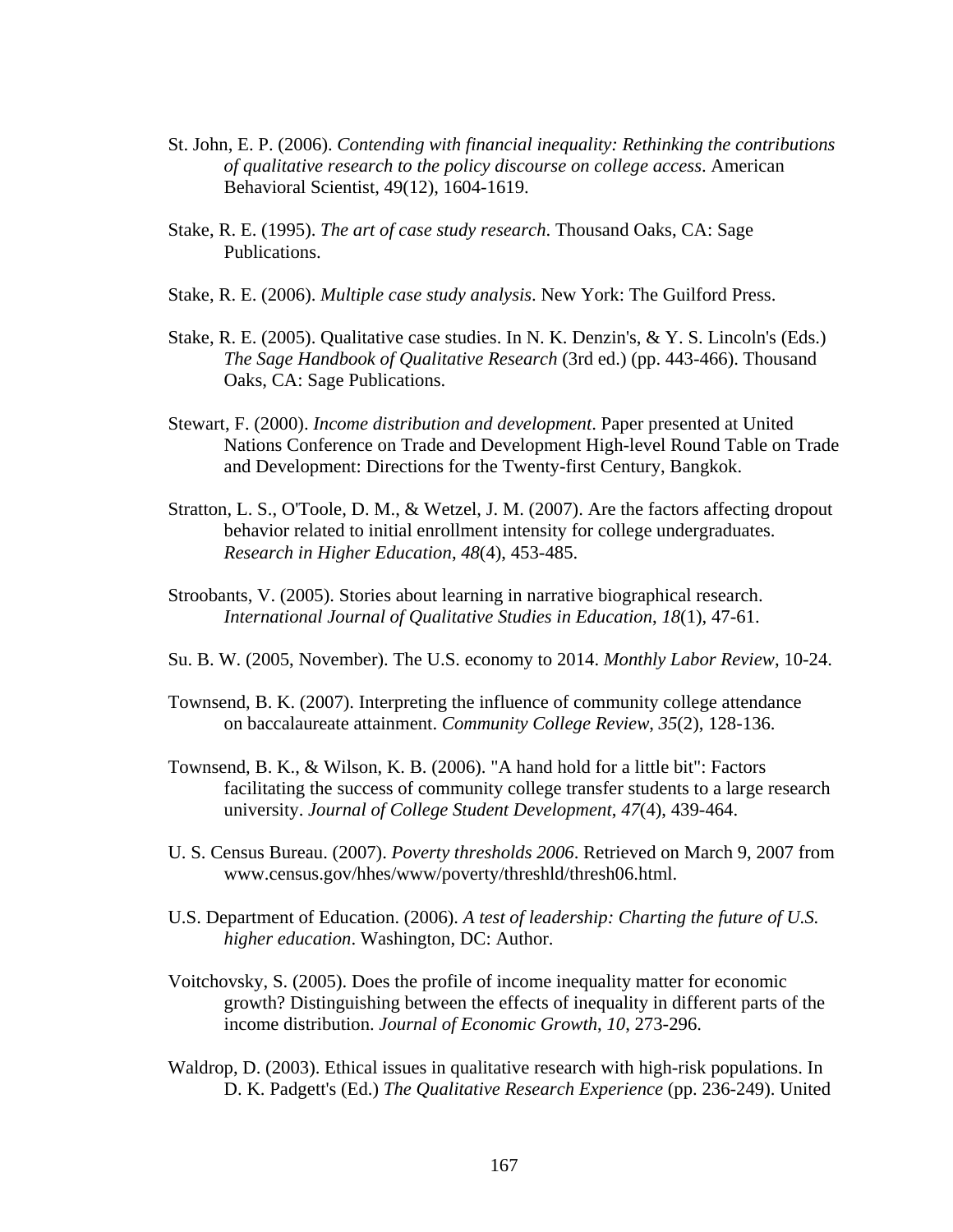St. John, E. P. (2006). *Contending with financial inequality: Rethinking the contributions of qualitative research to the policy discourse on college access*. American Behavioral Scientist, 49(12), 1604-1619.

Stake, R. E. (1995). *The art of case study research*. Thousand Oaks, CA: Sage Publications.

Stake, R. E. (2006). *Multiple case study analysis*. New York: The Guilford Press.

Stake, R. E. (2005). Qualitative case studies. In N. K. Denzin's, & Y. S. Lincoln's (Eds.) *The Sage Handbook of Qualitative Research* (3rd ed.) (pp. 443-466). Thousand Oaks, CA: Sage Publications.

Stewart, F. (2000). *Income distribution and development*. Paper presented at United Nations Conference on Trade and Development High-level Round Table on Trade and Development: Directions for the Twenty-first Century, Bangkok.

Stratton, L. S., O'Toole, D. M., & Wetzel, J. M. (2007). Are the factors affecting dropout behavior related to initial enrollment intensity for college undergraduates. *Research in Higher Education*, *48*(4), 453-485.

Stroobants, V. (2005). Stories about learning in narrative biographical research. *International Journal of Qualitative Studies in Education*, *18*(1), 47-61.

Su. B. W. (2005, November). The U.S. economy to 2014. *Monthly Labor Review*, 10-24.

Townsend, B. K. (2007). Interpreting the influence of community college attendance on baccalaureate attainment. *Community College Review*, *35*(2), 128-136.

Townsend, B. K., & Wilson, K. B. (2006). "A hand hold for a little bit": Factors facilitating the success of community college transfer students to a large research university. *Journal of College Student Development*, *47*(4), 439-464.

U. S. Census Bureau. (2007). *Poverty thresholds 2006*. Retrieved on March 9, 2007 from www.census.gov/hhes/www/poverty/threshld/thresh06.html.

U.S. Department of Education. (2006). *A test of leadership: Charting the future of U.S. higher education*. Washington, DC: Author.

Voitchovsky, S. (2005). Does the profile of income inequality matter for economic growth? Distinguishing between the effects of inequality in different parts of the income distribution. *Journal of Economic Growth*, *10*, 273-296.

Waldrop, D. (2003). Ethical issues in qualitative research with high-risk populations. In D. K. Padgett's (Ed.) *The Qualitative Research Experience* (pp. 236-249). United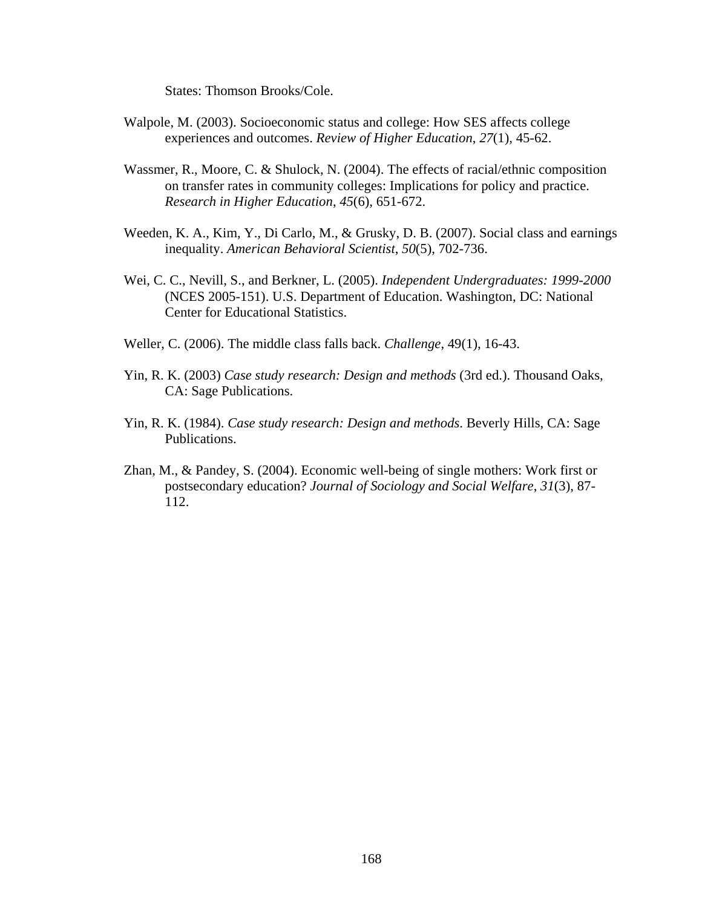States: Thomson Brooks/Cole.

Walpole, M. (2003). Socioeconomic status and college: How SES affects college experiences and outcomes. *Review of Higher Education*, *27*(1), 45-62.

Wassmer, R., Moore, C. & Shulock, N. (2004). The effects of racial/ethnic composition on transfer rates in community colleges: Implications for policy and practice. *Research in Higher Education*, *45*(6), 651-672.

Weeden, K. A., Kim, Y., Di Carlo, M., & Grusky, D. B. (2007). Social class and earnings inequality. *American Behavioral Scientist*, *50*(5), 702-736.

Wei, C. C., Nevill, S., and Berkner, L. (2005). *Independent Undergraduates: 1999-2000* (NCES 2005-151). U.S. Department of Education. Washington, DC: National Center for Educational Statistics.

Weller, C. (2006). The middle class falls back. *Challenge*, 49(1), 16-43.

Yin, R. K. (2003) *Case study research: Design and methods* (3rd ed.). Thousand Oaks, CA: Sage Publications.

Yin, R. K. (1984). *Case study research: Design and methods*. Beverly Hills, CA: Sage Publications.

Zhan, M., & Pandey, S. (2004). Economic well-being of single mothers: Work first or postsecondary education? *Journal of Sociology and Social Welfare*, *31*(3), 87-112.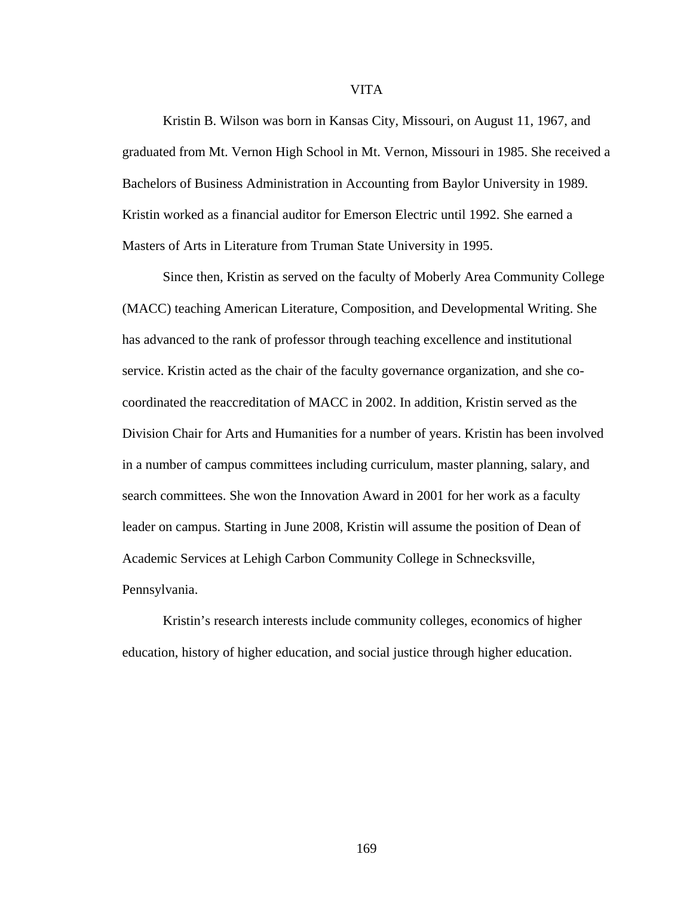# VITA

Kristin B. Wilson was born in Kansas City, Missouri, on August 11, 1967, and graduated from Mt. Vernon High School in Mt. Vernon, Missouri in 1985. She received a Bachelors of Business Administration in Accounting from Baylor University in 1989. Kristin worked as a financial auditor for Emerson Electric until 1992. She earned a Masters of Arts in Literature from Truman State University in 1995.

Since then, Kristin as served on the faculty of Moberly Area Community College (MACC) teaching American Literature, Composition, and Developmental Writing. She has advanced to the rank of professor through teaching excellence and institutional service. Kristin acted as the chair of the faculty governance organization, and she co-coordinated the reaccreditation of MACC in 2002. In addition, Kristin served as the Division Chair for Arts and Humanities for a number of years. Kristin has been involved in a number of campus committees including curriculum, master planning, salary, and search committees. She won the Innovation Award in 2001 for her work as a faculty leader on campus. Starting in June 2008, Kristin will assume the position of Dean of Academic Services at Lehigh Carbon Community College in Schnecksville, Pennsylvania.

Kristin's research interests include community colleges, economics of higher education, history of higher education, and social justice through higher education.